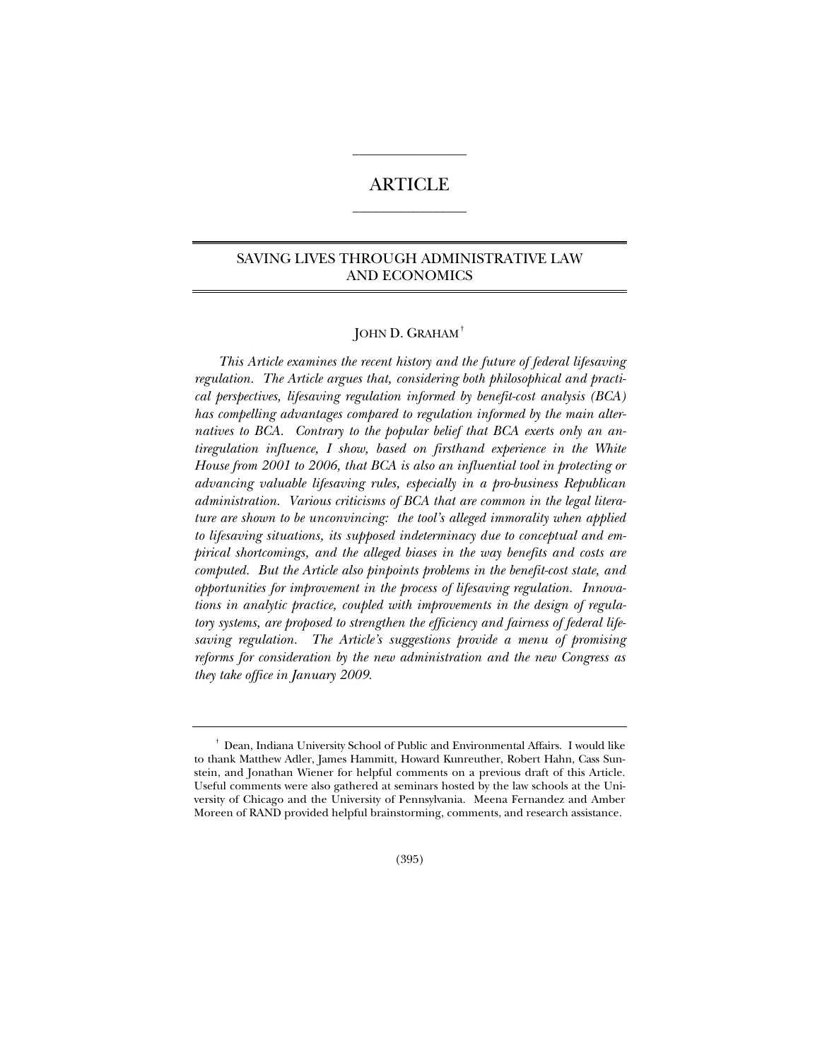ARTICLE

# SAVING LIVES THROUGH ADMINISTRATIVE LAW AND ECONOMICS

JOHN D. GRAHAM[†]

*This Article examines the recent history and the future of federal lifesaving regulation. The Article argues that, considering both philosophical and practical perspectives, lifesaving regulation informed by benefit-cost analysis (BCA) has compelling advantages compared to regulation informed by the main alternatives to BCA. Contrary to the popular belief that BCA exerts only an antiregulation influence, I show, based on firsthand experience in the White House from 2001 to 2006, that BCA is also an influential tool in protecting or advancing valuable lifesaving rules, especially in a pro-business Republican administration. Various criticisms of BCA that are common in the legal literature are shown to be unconvincing: the tool's alleged immorality when applied to lifesaving situations, its supposed indeterminacy due to conceptual and empirical shortcomings, and the alleged biases in the way benefits and costs are computed. But the Article also pinpoints problems in the benefit-cost state, and opportunities for improvement in the process of lifesaving regulation. Innovations in analytic practice, coupled with improvements in the design of regulatory systems, are proposed to strengthen the efficiency and fairness of federal lifesaving regulation. The Article's suggestions provide a menu of promising reforms for consideration by the new administration and the new Congress as they take office in January 2009.*

---

[†] Dean, Indiana University School of Public and Environmental Affairs. I would like to thank Matthew Adler, James Hammitt, Howard Kunreuther, Robert Hahn, Cass Sunstein, and Jonathan Wiener for helpful comments on a previous draft of this Article. Useful comments were also gathered at seminars hosted by the law schools at the University of Chicago and the University of Pennsylvania. Meena Fernandez and Amber Moreen of RAND provided helpful brainstorming, comments, and research assistance.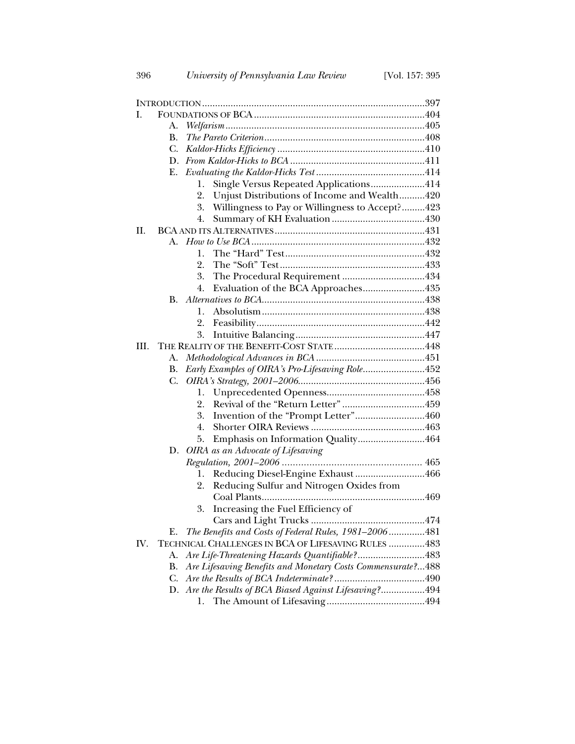INTRODUCTION ..... 397

I. FOUNDATIONS OF BCA ..... 404
  - A. *Welfarism* ..... 405
  - B. *The Pareto Criterion* ..... 408
  - C. *Kaldor-Hicks Efficiency* ..... 410
  - D. *From Kaldor-Hicks to BCA* ..... 411
  - E. *Evaluating the Kaldor-Hicks Test* ..... 414
    1. Single Versus Repeated Applications ..... 414
    2. Unjust Distributions of Income and Wealth ..... 420
    3. Willingness to Pay or Willingness to Accept? ..... 423
    4. Summary of KH Evaluation ..... 430

II. BCA AND ITS ALTERNATIVES ..... 431
  - A. *How to Use BCA* ..... 432
    1. The "Hard" Test ..... 432
    2. The "Soft" Test ..... 433
    3. The Procedural Requirement ..... 434
    4. Evaluation of the BCA Approaches ..... 435
  - B. *Alternatives to BCA* ..... 438
    1. Absolutism ..... 438
    2. Feasibility ..... 442
    3. Intuitive Balancing ..... 447

III. THE REALITY OF THE BENEFIT-COST STATE ..... 448
  - A. *Methodological Advances in BCA* ..... 451
  - B. *Early Examples of OIRA's Pro-Lifesaving Role* ..... 452
  - C. *OIRA's Strategy, 2001–2006* ..... 456
    1. Unprecedented Openness ..... 458
    2. Revival of the "Return Letter" ..... 459
    3. Invention of the "Prompt Letter" ..... 460
    4. Shorter OIRA Reviews ..... 463
    5. Emphasis on Information Quality ..... 464
  - D. *OIRA as an Advocate of Lifesaving Regulation, 2001–2006* ..... 465
    1. Reducing Diesel-Engine Exhaust ..... 466
    2. Reducing Sulfur and Nitrogen Oxides from Coal Plants ..... 469
    3. Increasing the Fuel Efficiency of Cars and Light Trucks ..... 474
  - E. *The Benefits and Costs of Federal Rules, 1981–2006* ..... 481

IV. TECHNICAL CHALLENGES IN BCA OF LIFESAVING RULES ..... 483
  - A. *Are Life-Threatening Hazards Quantifiable?* ..... 483
  - B. *Are Lifesaving Benefits and Monetary Costs Commensurate?* ..... 488
  - C. *Are the Results of BCA Indeterminate?* ..... 490
  - D. *Are the Results of BCA Biased Against Lifesaving?* ..... 494
    1. The Amount of Lifesaving ..... 494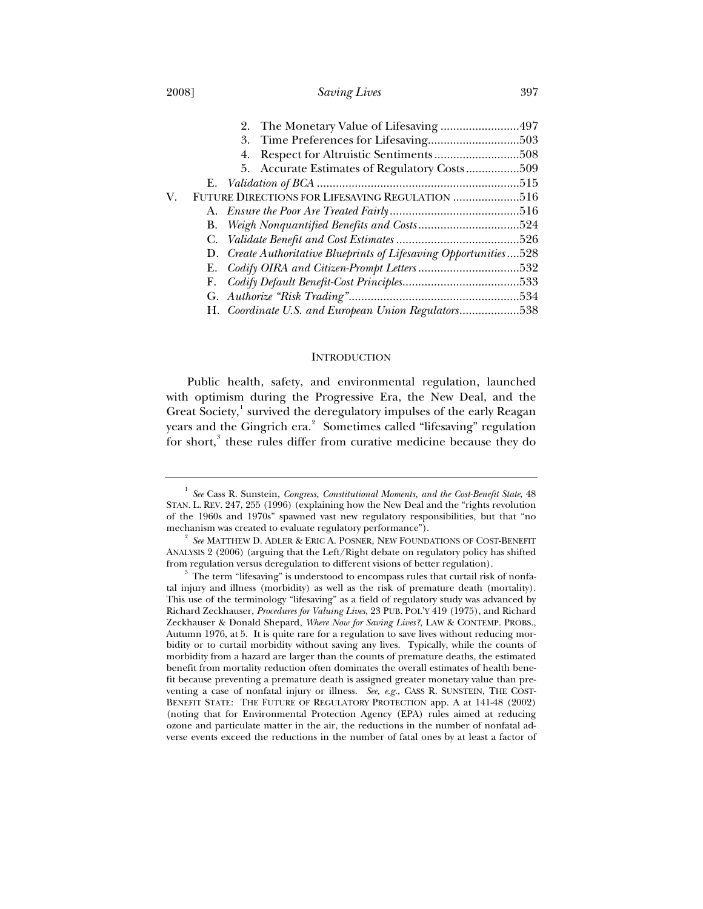2. The Monetary Value of Lifesaving .........................497
3. Time Preferences for Lifesaving.............................503
4. Respect for Altruistic Sentiments...........................508
5. Accurate Estimates of Regulatory Costs.................509

E. *Validation of BCA* ..............................................................515

V. FUTURE DIRECTIONS FOR LIFESAVING REGULATION .....................516

A. *Ensure the Poor Are Treated Fairly*.........................................516
B. *Weigh Nonquantified Benefits and Costs*................................524
C. *Validate Benefit and Cost Estimates* .......................................526
D. *Create Authoritative Blueprints of Lifesaving Opportunities*....528
E. *Codify OIRA and Citizen-Prompt Letters* ................................532
F. *Codify Default Benefit-Cost Principles*.....................................533
G. *Authorize "Risk Trading"*......................................................534
H. *Coordinate U.S. and European Union Regulators*...................538

## INTRODUCTION

Public health, safety, and environmental regulation, launched with optimism during the Progressive Era, the New Deal, and the Great Society,[1] survived the deregulatory impulses of the early Reagan years and the Gingrich era.[2] Sometimes called "lifesaving" regulation for short,[3] these rules differ from curative medicine because they do

---

[1] *See* Cass R. Sunstein, *Congress, Constitutional Moments, and the Cost-Benefit State*, 48 STAN. L. REV. 247, 255 (1996) (explaining how the New Deal and the "rights revolution of the 1960s and 1970s" spawned vast new regulatory responsibilities, but that "no mechanism was created to evaluate regulatory performance").

[2] *See* MATTHEW D. ADLER & ERIC A. POSNER, NEW FOUNDATIONS OF COST-BENEFIT ANALYSIS 2 (2006) (arguing that the Left/Right debate on regulatory policy has shifted from regulation versus deregulation to different visions of better regulation).

[3] The term "lifesaving" is understood to encompass rules that curtail risk of nonfatal injury and illness (morbidity) as well as the risk of premature death (mortality). This use of the terminology "lifesaving" as a field of regulatory study was advanced by Richard Zeckhauser, *Procedures for Valuing Lives*, 23 PUB. POL'Y 419 (1975), and Richard Zeckhauser & Donald Shepard, *Where Now for Saving Lives?*, LAW & CONTEMP. PROBS., Autumn 1976, at 5. It is quite rare for a regulation to save lives without reducing morbidity or to curtail morbidity without saving any lives. Typically, while the counts of morbidity from a hazard are larger than the counts of premature deaths, the estimated benefit from mortality reduction often dominates the overall estimates of health benefit because preventing a premature death is assigned greater monetary value than preventing a case of nonfatal injury or illness. *See, e.g.*, CASS R. SUNSTEIN, THE COST-BENEFIT STATE: THE FUTURE OF REGULATORY PROTECTION app. A at 141-48 (2002) (noting that for Environmental Protection Agency (EPA) rules aimed at reducing ozone and particulate matter in the air, the reductions in the number of nonfatal adverse events exceed the reductions in the number of fatal ones by at least a factor of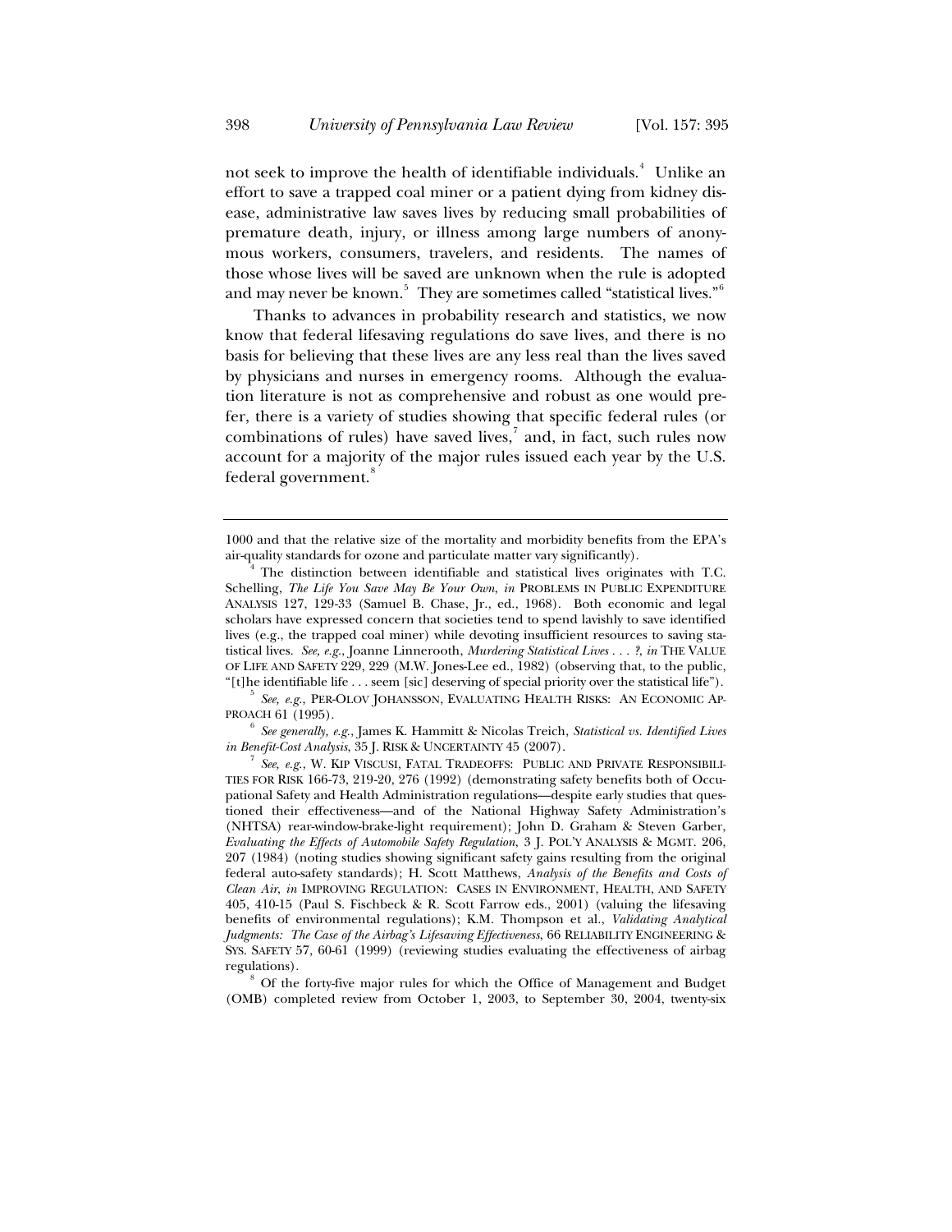not seek to improve the health of identifiable individuals.[4] Unlike an effort to save a trapped coal miner or a patient dying from kidney disease, administrative law saves lives by reducing small probabilities of premature death, injury, or illness among large numbers of anonymous workers, consumers, travelers, and residents. The names of those whose lives will be saved are unknown when the rule is adopted and may never be known.[5] They are sometimes called "statistical lives."[6]

Thanks to advances in probability research and statistics, we now know that federal lifesaving regulations do save lives, and there is no basis for believing that these lives are any less real than the lives saved by physicians and nurses in emergency rooms. Although the evaluation literature is not as comprehensive and robust as one would prefer, there is a variety of studies showing that specific federal rules (or combinations of rules) have saved lives,[7] and, in fact, such rules now account for a majority of the major rules issued each year by the U.S. federal government.[8]

---

1000 and that the relative size of the mortality and morbidity benefits from the EPA's air-quality standards for ozone and particulate matter vary significantly).

[4] The distinction between identifiable and statistical lives originates with T.C. Schelling, *The Life You Save May Be Your Own*, *in* PROBLEMS IN PUBLIC EXPENDITURE ANALYSIS 127, 129-33 (Samuel B. Chase, Jr., ed., 1968). Both economic and legal scholars have expressed concern that societies tend to spend lavishly to save identified lives (e.g., the trapped coal miner) while devoting insufficient resources to saving statistical lives. *See, e.g.*, Joanne Linnerooth, *Murdering Statistical Lives . . . ?*, *in* THE VALUE OF LIFE AND SAFETY 229, 229 (M.W. Jones-Lee ed., 1982) (observing that, to the public, "[t]he identifiable life . . . seem [sic] deserving of special priority over the statistical life").

[5] *See, e.g.*, PER-OLOV JOHANSSON, EVALUATING HEALTH RISKS: AN ECONOMIC APPROACH 61 (1995).

[6] *See generally, e.g.*, James K. Hammitt & Nicolas Treich, *Statistical vs. Identified Lives in Benefit-Cost Analysis*, 35 J. RISK & UNCERTAINTY 45 (2007).

[7] *See, e.g.*, W. KIP VISCUSI, FATAL TRADEOFFS: PUBLIC AND PRIVATE RESPONSIBILITIES FOR RISK 166-73, 219-20, 276 (1992) (demonstrating safety benefits both of Occupational Safety and Health Administration regulations—despite early studies that questioned their effectiveness—and of the National Highway Safety Administration's (NHTSA) rear-window-brake-light requirement); John D. Graham & Steven Garber, *Evaluating the Effects of Automobile Safety Regulation*, 3 J. POL'Y ANALYSIS & MGMT. 206, 207 (1984) (noting studies showing significant safety gains resulting from the original federal auto-safety standards); H. Scott Matthews, *Analysis of the Benefits and Costs of Clean Air*, *in* IMPROVING REGULATION: CASES IN ENVIRONMENT, HEALTH, AND SAFETY 405, 410-15 (Paul S. Fischbeck & R. Scott Farrow eds., 2001) (valuing the lifesaving benefits of environmental regulations); K.M. Thompson et al., *Validating Analytical Judgments: The Case of the Airbag's Lifesaving Effectiveness*, 66 RELIABILITY ENGINEERING & SYS. SAFETY 57, 60-61 (1999) (reviewing studies evaluating the effectiveness of airbag regulations).

[8] Of the forty-five major rules for which the Office of Management and Budget (OMB) completed review from October 1, 2003, to September 30, 2004, twenty-six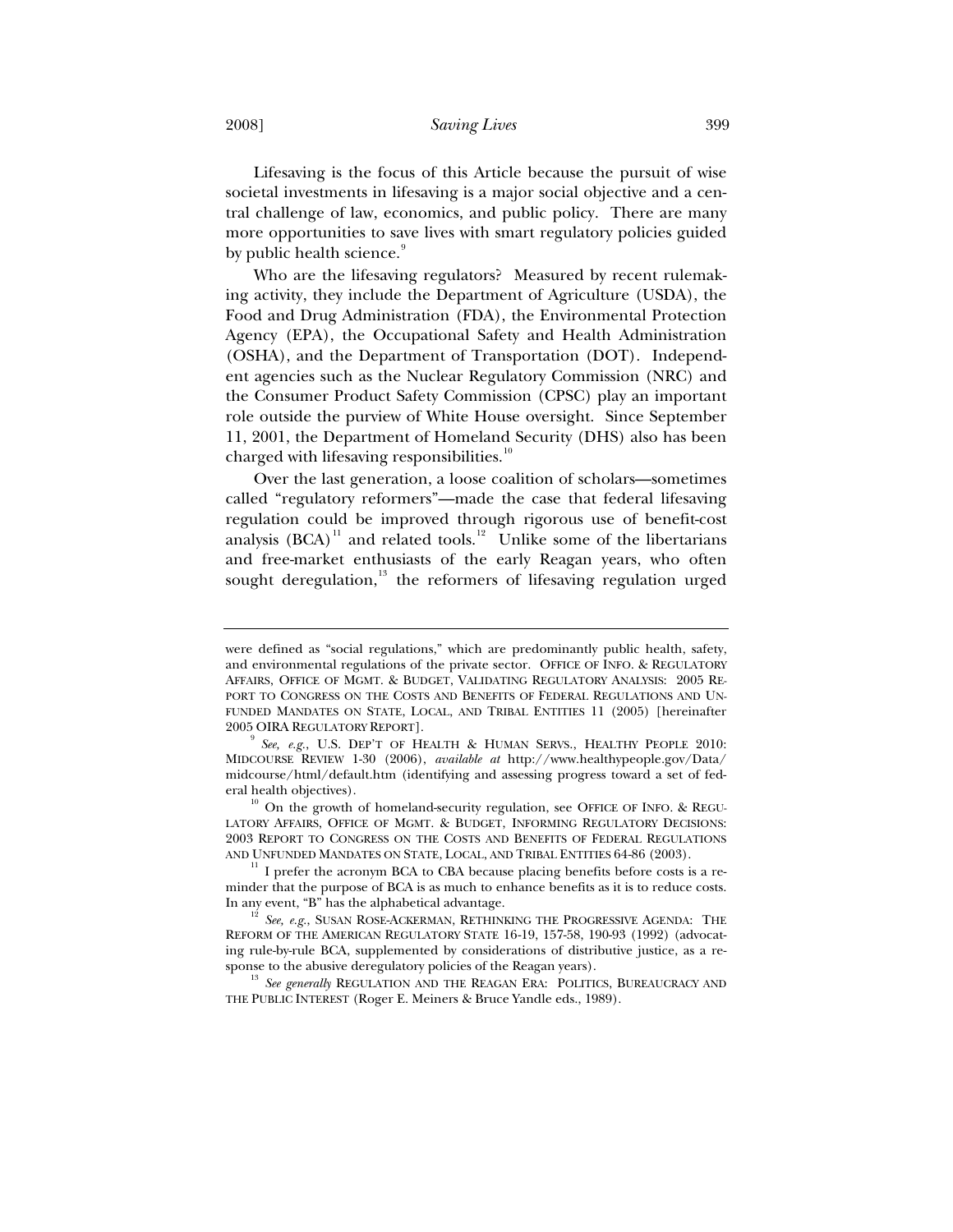Lifesaving is the focus of this Article because the pursuit of wise societal investments in lifesaving is a major social objective and a central challenge of law, economics, and public policy. There are many more opportunities to save lives with smart regulatory policies guided by public health science.[9]

Who are the lifesaving regulators? Measured by recent rulemaking activity, they include the Department of Agriculture (USDA), the Food and Drug Administration (FDA), the Environmental Protection Agency (EPA), the Occupational Safety and Health Administration (OSHA), and the Department of Transportation (DOT). Independent agencies such as the Nuclear Regulatory Commission (NRC) and the Consumer Product Safety Commission (CPSC) play an important role outside the purview of White House oversight. Since September 11, 2001, the Department of Homeland Security (DHS) also has been charged with lifesaving responsibilities.[10]

Over the last generation, a loose coalition of scholars—sometimes called "regulatory reformers"—made the case that federal lifesaving regulation could be improved through rigorous use of benefit-cost analysis (BCA)[11] and related tools.[12] Unlike some of the libertarians and free-market enthusiasts of the early Reagan years, who often sought deregulation,[13] the reformers of lifesaving regulation urged

---

were defined as "social regulations," which are predominantly public health, safety, and environmental regulations of the private sector. OFFICE OF INFO. & REGULATORY AFFAIRS, OFFICE OF MGMT. & BUDGET, VALIDATING REGULATORY ANALYSIS: 2005 REPORT TO CONGRESS ON THE COSTS AND BENEFITS OF FEDERAL REGULATIONS AND UNFUNDED MANDATES ON STATE, LOCAL, AND TRIBAL ENTITIES 11 (2005) [hereinafter 2005 OIRA REGULATORY REPORT].

[9] *See, e.g.*, U.S. DEP'T OF HEALTH & HUMAN SERVS., HEALTHY PEOPLE 2010: MIDCOURSE REVIEW 1-30 (2006), *available at* http://www.healthypeople.gov/Data/midcourse/html/default.htm (identifying and assessing progress toward a set of federal health objectives).

[10] On the growth of homeland-security regulation, see OFFICE OF INFO. & REGULATORY AFFAIRS, OFFICE OF MGMT. & BUDGET, INFORMING REGULATORY DECISIONS: 2003 REPORT TO CONGRESS ON THE COSTS AND BENEFITS OF FEDERAL REGULATIONS AND UNFUNDED MANDATES ON STATE, LOCAL, AND TRIBAL ENTITIES 64-86 (2003).

[11] I prefer the acronym BCA to CBA because placing benefits before costs is a reminder that the purpose of BCA is as much to enhance benefits as it is to reduce costs. In any event, "B" has the alphabetical advantage.

[12] *See, e.g.*, SUSAN ROSE-ACKERMAN, RETHINKING THE PROGRESSIVE AGENDA: THE REFORM OF THE AMERICAN REGULATORY STATE 16-19, 157-58, 190-93 (1992) (advocating rule-by-rule BCA, supplemented by considerations of distributive justice, as a response to the abusive deregulatory policies of the Reagan years).

[13] *See generally* REGULATION AND THE REAGAN ERA: POLITICS, BUREAUCRACY AND THE PUBLIC INTEREST (Roger E. Meiners & Bruce Yandle eds., 1989).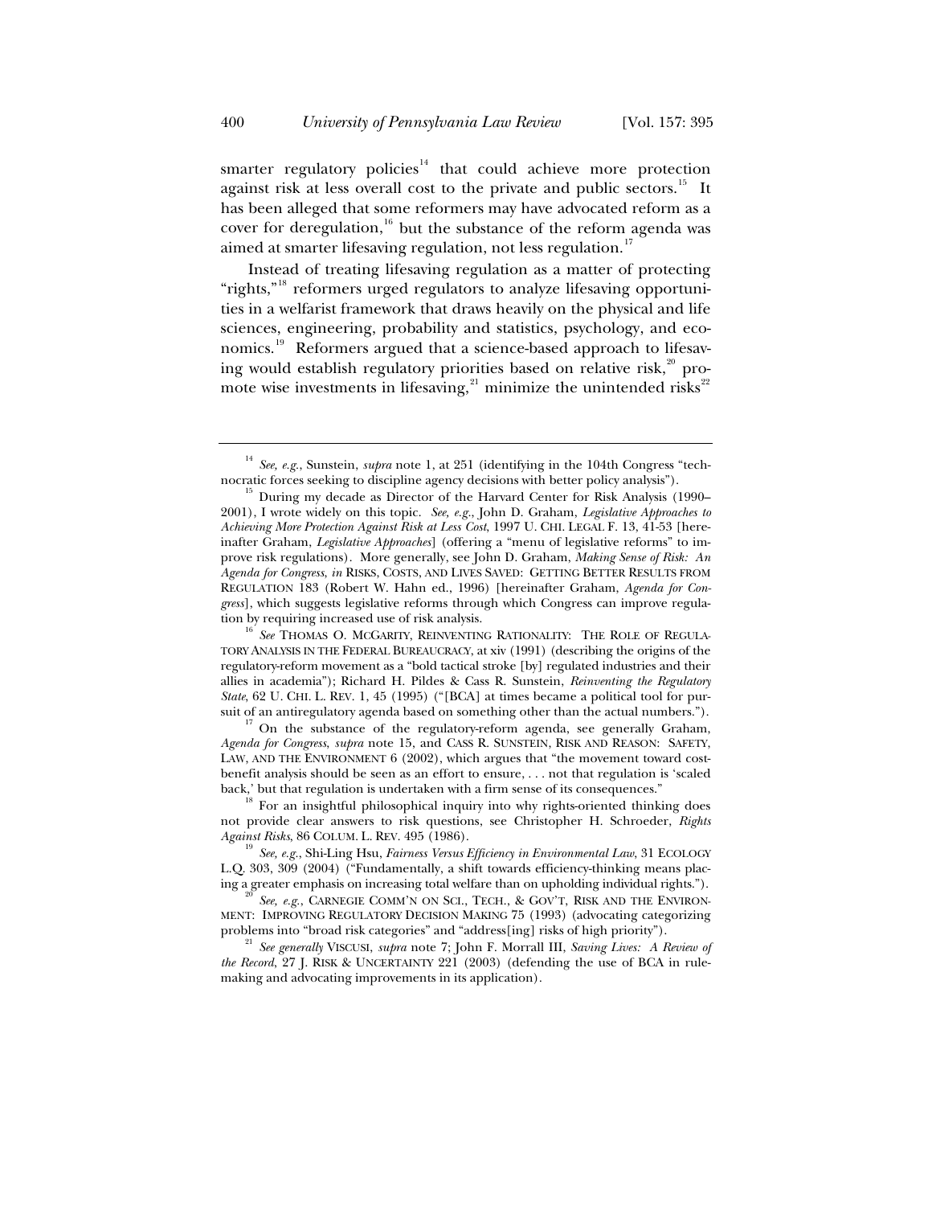smarter regulatory policies[14] that could achieve more protection against risk at less overall cost to the private and public sectors.[15] It has been alleged that some reformers may have advocated reform as a cover for deregulation,[16] but the substance of the reform agenda was aimed at smarter lifesaving regulation, not less regulation.[17]

Instead of treating lifesaving regulation as a matter of protecting "rights,"[18] reformers urged regulators to analyze lifesaving opportunities in a welfarist framework that draws heavily on the physical and life sciences, engineering, probability and statistics, psychology, and economics.[19] Reformers argued that a science-based approach to lifesaving would establish regulatory priorities based on relative risk,[20] promote wise investments in lifesaving,[21] minimize the unintended risks[22]

---

[14] *See, e.g.*, Sunstein, *supra* note 1, at 251 (identifying in the 104th Congress "technocratic forces seeking to discipline agency decisions with better policy analysis").

[15] During my decade as Director of the Harvard Center for Risk Analysis (1990–2001), I wrote widely on this topic. *See, e.g.*, John D. Graham, *Legislative Approaches to Achieving More Protection Against Risk at Less Cost*, 1997 U. CHI. LEGAL F. 13, 41-53 [hereinafter Graham, *Legislative Approaches*] (offering a "menu of legislative reforms" to improve risk regulations). More generally, see John D. Graham, *Making Sense of Risk: An Agenda for Congress*, *in* RISKS, COSTS, AND LIVES SAVED: GETTING BETTER RESULTS FROM REGULATION 183 (Robert W. Hahn ed., 1996) [hereinafter Graham, *Agenda for Congress*], which suggests legislative reforms through which Congress can improve regulation by requiring increased use of risk analysis.

[16] *See* THOMAS O. MCGARITY, REINVENTING RATIONALITY: THE ROLE OF REGULATORY ANALYSIS IN THE FEDERAL BUREAUCRACY, at xiv (1991) (describing the origins of the regulatory-reform movement as a "bold tactical stroke [by] regulated industries and their allies in academia"); Richard H. Pildes & Cass R. Sunstein, *Reinventing the Regulatory State*, 62 U. CHI. L. REV. 1, 45 (1995) ("[BCA] at times became a political tool for pursuit of an antiregulatory agenda based on something other than the actual numbers.").

[17] On the substance of the regulatory-reform agenda, see generally Graham, *Agenda for Congress*, *supra* note 15, and CASS R. SUNSTEIN, RISK AND REASON: SAFETY, LAW, AND THE ENVIRONMENT 6 (2002), which argues that "the movement toward cost-benefit analysis should be seen as an effort to ensure, . . . not that regulation is 'scaled back,' but that regulation is undertaken with a firm sense of its consequences."

[18] For an insightful philosophical inquiry into why rights-oriented thinking does not provide clear answers to risk questions, see Christopher H. Schroeder, *Rights Against Risks*, 86 COLUM. L. REV. 495 (1986).

[19] *See, e.g.*, Shi-Ling Hsu, *Fairness Versus Efficiency in Environmental Law*, 31 ECOLOGY L.Q. 303, 309 (2004) ("Fundamentally, a shift towards efficiency-thinking means placing a greater emphasis on increasing total welfare than on upholding individual rights.").

[20] *See, e.g.*, CARNEGIE COMM'N ON SCI., TECH., & GOV'T, RISK AND THE ENVIRONMENT: IMPROVING REGULATORY DECISION MAKING 75 (1993) (advocating categorizing problems into "broad risk categories" and "address[ing] risks of high priority").

[21] *See generally* VISCUSI, *supra* note 7; John F. Morrall III, *Saving Lives: A Review of the Record*, 27 J. RISK & UNCERTAINTY 221 (2003) (defending the use of BCA in rulemaking and advocating improvements in its application).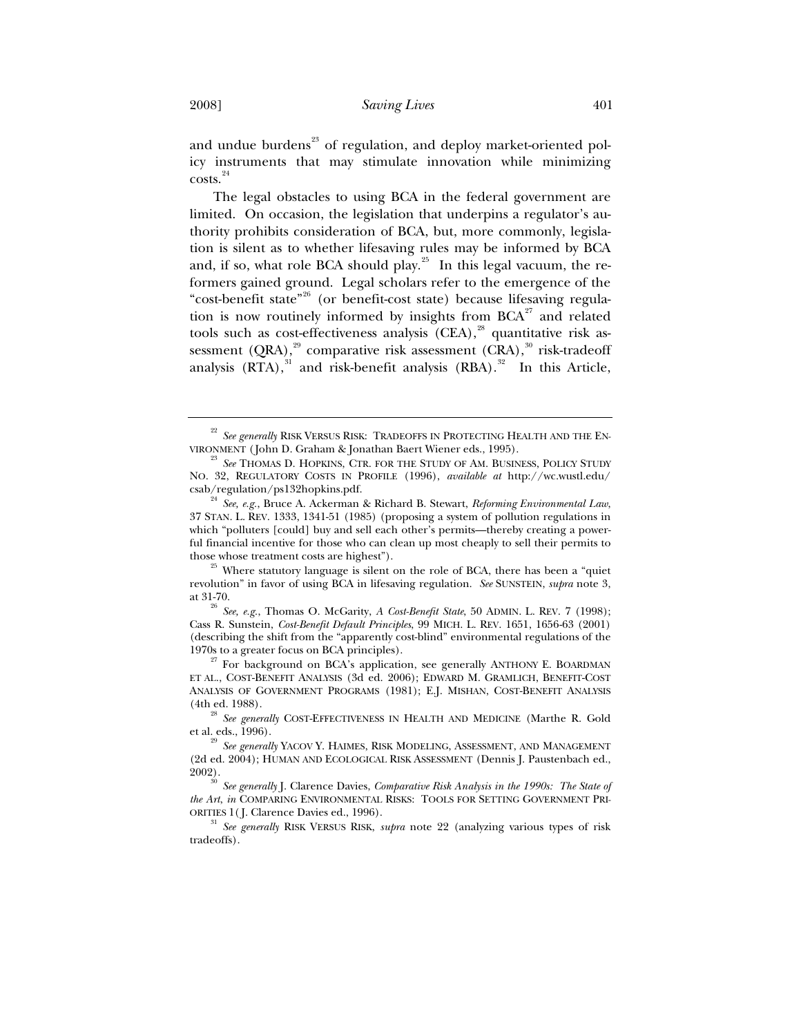and undue burdens[23] of regulation, and deploy market-oriented policy instruments that may stimulate innovation while minimizing costs.[24]

The legal obstacles to using BCA in the federal government are limited. On occasion, the legislation that underpins a regulator's authority prohibits consideration of BCA, but, more commonly, legislation is silent as to whether lifesaving rules may be informed by BCA and, if so, what role BCA should play.[25] In this legal vacuum, the reformers gained ground. Legal scholars refer to the emergence of the "cost-benefit state"[26] (or benefit-cost state) because lifesaving regulation is now routinely informed by insights from BCA[27] and related tools such as cost-effectiveness analysis (CEA),[28] quantitative risk assessment (QRA),[29] comparative risk assessment (CRA),[30] risk-tradeoff analysis (RTA),[31] and risk-benefit analysis (RBA).[32] In this Article,

---

[22] *See generally* RISK VERSUS RISK: TRADEOFFS IN PROTECTING HEALTH AND THE ENVIRONMENT (John D. Graham & Jonathan Baert Wiener eds., 1995).

[23] *See* THOMAS D. HOPKINS, CTR. FOR THE STUDY OF AM. BUSINESS, POLICY STUDY NO. 32, REGULATORY COSTS IN PROFILE (1996), *available at* http://wc.wustl.edu/csab/regulation/ps132hopkins.pdf.

[24] *See, e.g.*, Bruce A. Ackerman & Richard B. Stewart, *Reforming Environmental Law*, 37 STAN. L. REV. 1333, 1341-51 (1985) (proposing a system of pollution regulations in which "polluters [could] buy and sell each other's permits—thereby creating a powerful financial incentive for those who can clean up most cheaply to sell their permits to those whose treatment costs are highest").

[25] Where statutory language is silent on the role of BCA, there has been a "quiet revolution" in favor of using BCA in lifesaving regulation. *See* SUNSTEIN, *supra* note 3, at 31-70.

[26] *See, e.g.*, Thomas O. McGarity, *A Cost-Benefit State*, 50 ADMIN. L. REV. 7 (1998); Cass R. Sunstein, *Cost-Benefit Default Principles*, 99 MICH. L. REV. 1651, 1656-63 (2001) (describing the shift from the "apparently cost-blind" environmental regulations of the 1970s to a greater focus on BCA principles).

[27] For background on BCA's application, see generally ANTHONY E. BOARDMAN ET AL., COST-BENEFIT ANALYSIS (3d ed. 2006); EDWARD M. GRAMLICH, BENEFIT-COST ANALYSIS OF GOVERNMENT PROGRAMS (1981); E.J. MISHAN, COST-BENEFIT ANALYSIS (4th ed. 1988).

[28] *See generally* COST-EFFECTIVENESS IN HEALTH AND MEDICINE (Marthe R. Gold et al. eds., 1996).

[29] *See generally* YACOV Y. HAIMES, RISK MODELING, ASSESSMENT, AND MANAGEMENT (2d ed. 2004); HUMAN AND ECOLOGICAL RISK ASSESSMENT (Dennis J. Paustenbach ed., 2002).

[30] *See generally* J. Clarence Davies, *Comparative Risk Analysis in the 1990s: The State of the Art*, *in* COMPARING ENVIRONMENTAL RISKS: TOOLS FOR SETTING GOVERNMENT PRIORITIES 1(J. Clarence Davies ed., 1996).

[31] *See generally* RISK VERSUS RISK, *supra* note 22 (analyzing various types of risk tradeoffs).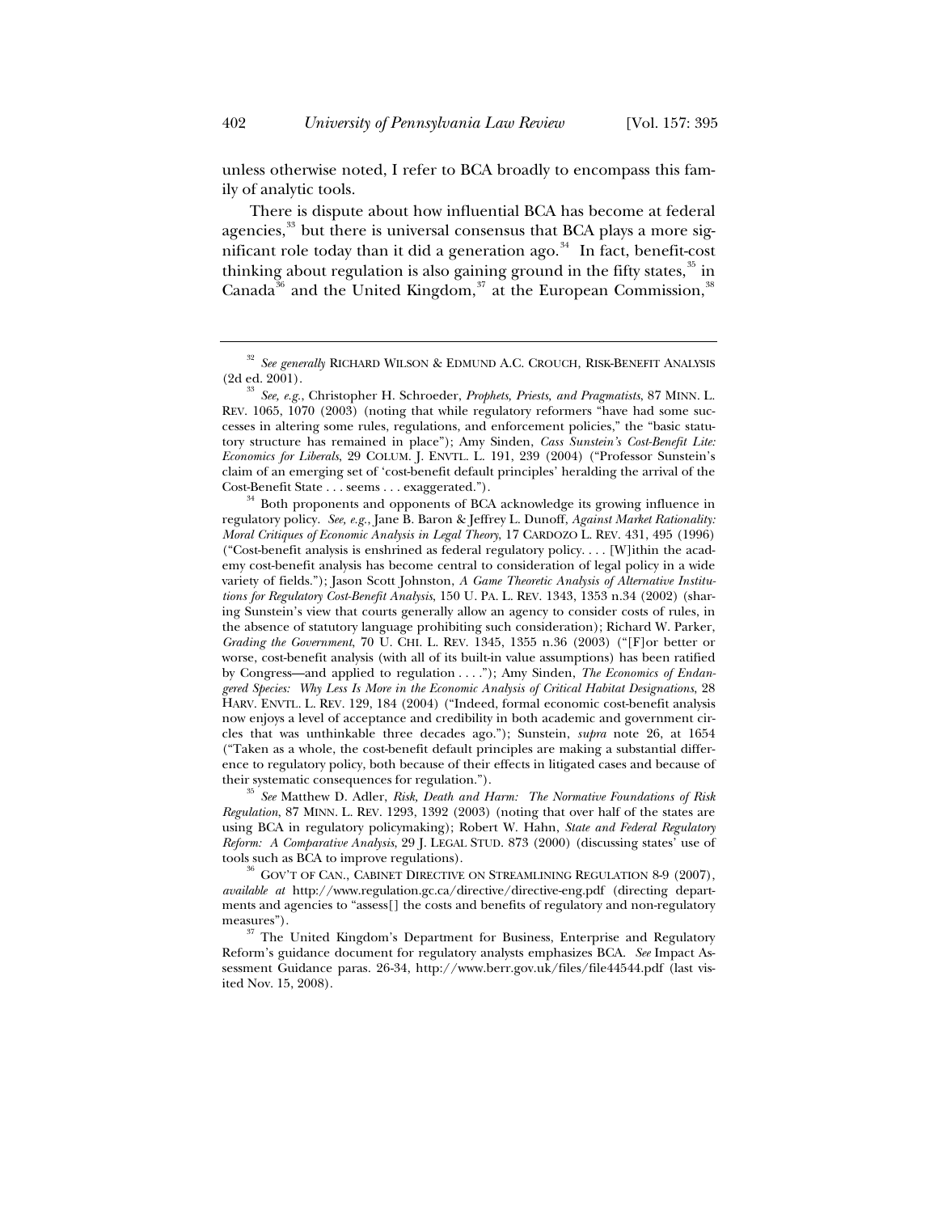unless otherwise noted, I refer to BCA broadly to encompass this family of analytic tools.

There is dispute about how influential BCA has become at federal agencies,[33] but there is universal consensus that BCA plays a more significant role today than it did a generation ago.[34] In fact, benefit-cost thinking about regulation is also gaining ground in the fifty states,[35] in Canada[36] and the United Kingdom,[37] at the European Commission,[38]

---

[32] *See generally* RICHARD WILSON & EDMUND A.C. CROUCH, RISK-BENEFIT ANALYSIS (2d ed. 2001).

[33] *See, e.g.*, Christopher H. Schroeder, *Prophets, Priests, and Pragmatists*, 87 MINN. L. REV. 1065, 1070 (2003) (noting that while regulatory reformers "have had some successes in altering some rules, regulations, and enforcement policies," the "basic statutory structure has remained in place"); Amy Sinden, *Cass Sunstein's Cost-Benefit Lite: Economics for Liberals*, 29 COLUM. J. ENVTL. L. 191, 239 (2004) ("Professor Sunstein's claim of an emerging set of 'cost-benefit default principles' heralding the arrival of the Cost-Benefit State . . . seems . . . exaggerated.").

[34] Both proponents and opponents of BCA acknowledge its growing influence in regulatory policy. *See, e.g.*, Jane B. Baron & Jeffrey L. Dunoff, *Against Market Rationality: Moral Critiques of Economic Analysis in Legal Theory*, 17 CARDOZO L. REV. 431, 495 (1996) ("Cost-benefit analysis is enshrined as federal regulatory policy. . . . [W]ithin the academy cost-benefit analysis has become central to consideration of legal policy in a wide variety of fields."); Jason Scott Johnston, *A Game Theoretic Analysis of Alternative Institutions for Regulatory Cost-Benefit Analysis*, 150 U. PA. L. REV. 1343, 1353 n.34 (2002) (sharing Sunstein's view that courts generally allow an agency to consider costs of rules, in the absence of statutory language prohibiting such consideration); Richard W. Parker, *Grading the Government*, 70 U. CHI. L. REV. 1345, 1355 n.36 (2003) ("[F]or better or worse, cost-benefit analysis (with all of its built-in value assumptions) has been ratified by Congress—and applied to regulation . . . ."); Amy Sinden, *The Economics of Endangered Species: Why Less Is More in the Economic Analysis of Critical Habitat Designations*, 28 HARV. ENVTL. L. REV. 129, 184 (2004) ("Indeed, formal economic cost-benefit analysis now enjoys a level of acceptance and credibility in both academic and government circles that was unthinkable three decades ago."); Sunstein, *supra* note 26, at 1654 ("Taken as a whole, the cost-benefit default principles are making a substantial difference to regulatory policy, both because of their effects in litigated cases and because of their systematic consequences for regulation.").

[35] *See* Matthew D. Adler, *Risk, Death and Harm: The Normative Foundations of Risk Regulation*, 87 MINN. L. REV. 1293, 1392 (2003) (noting that over half of the states are using BCA in regulatory policymaking); Robert W. Hahn, *State and Federal Regulatory Reform: A Comparative Analysis*, 29 J. LEGAL STUD. 873 (2000) (discussing states' use of tools such as BCA to improve regulations).

[36] GOV'T OF CAN., CABINET DIRECTIVE ON STREAMLINING REGULATION 8-9 (2007), *available at* http://www.regulation.gc.ca/directive/directive-eng.pdf (directing departments and agencies to "assess[] the costs and benefits of regulatory and non-regulatory measures").

[37] The United Kingdom's Department for Business, Enterprise and Regulatory Reform's guidance document for regulatory analysts emphasizes BCA. *See* Impact Assessment Guidance paras. 26-34, http://www.berr.gov.uk/files/file44544.pdf (last visited Nov. 15, 2008).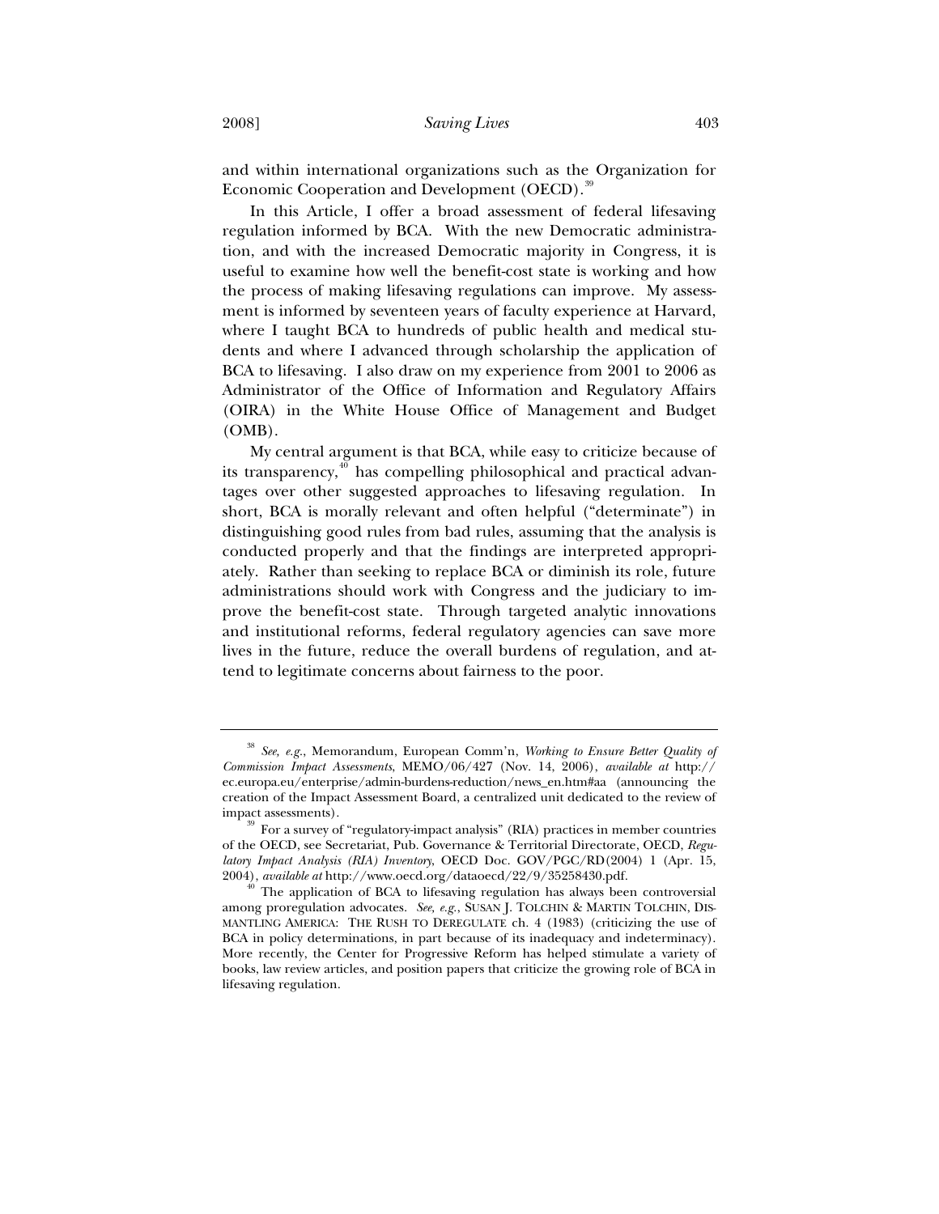and within international organizations such as the Organization for Economic Cooperation and Development (OECD).[39]

In this Article, I offer a broad assessment of federal lifesaving regulation informed by BCA. With the new Democratic administration, and with the increased Democratic majority in Congress, it is useful to examine how well the benefit-cost state is working and how the process of making lifesaving regulations can improve. My assessment is informed by seventeen years of faculty experience at Harvard, where I taught BCA to hundreds of public health and medical students and where I advanced through scholarship the application of BCA to lifesaving. I also draw on my experience from 2001 to 2006 as Administrator of the Office of Information and Regulatory Affairs (OIRA) in the White House Office of Management and Budget (OMB).

My central argument is that BCA, while easy to criticize because of its transparency,[40] has compelling philosophical and practical advantages over other suggested approaches to lifesaving regulation. In short, BCA is morally relevant and often helpful ("determinate") in distinguishing good rules from bad rules, assuming that the analysis is conducted properly and that the findings are interpreted appropriately. Rather than seeking to replace BCA or diminish its role, future administrations should work with Congress and the judiciary to improve the benefit-cost state. Through targeted analytic innovations and institutional reforms, federal regulatory agencies can save more lives in the future, reduce the overall burdens of regulation, and attend to legitimate concerns about fairness to the poor.

---

[38] *See, e.g.*, Memorandum, European Comm'n, *Working to Ensure Better Quality of Commission Impact Assessments*, MEMO/06/427 (Nov. 14, 2006), *available at* http://ec.europa.eu/enterprise/admin-burdens-reduction/news_en.htm#aa (announcing the creation of the Impact Assessment Board, a centralized unit dedicated to the review of impact assessments).

[39] For a survey of "regulatory-impact analysis" (RIA) practices in member countries of the OECD, see Secretariat, Pub. Governance & Territorial Directorate, OECD, *Regulatory Impact Analysis (RIA) Inventory*, OECD Doc. GOV/PGC/RD(2004) 1 (Apr. 15, 2004), *available at* http://www.oecd.org/dataoecd/22/9/35258430.pdf.

[40] The application of BCA to lifesaving regulation has always been controversial among proregulation advocates. *See, e.g.*, SUSAN J. TOLCHIN & MARTIN TOLCHIN, DISMANTLING AMERICA: THE RUSH TO DEREGULATE ch. 4 (1983) (criticizing the use of BCA in policy determinations, in part because of its inadequacy and indeterminacy). More recently, the Center for Progressive Reform has helped stimulate a variety of books, law review articles, and position papers that criticize the growing role of BCA in lifesaving regulation.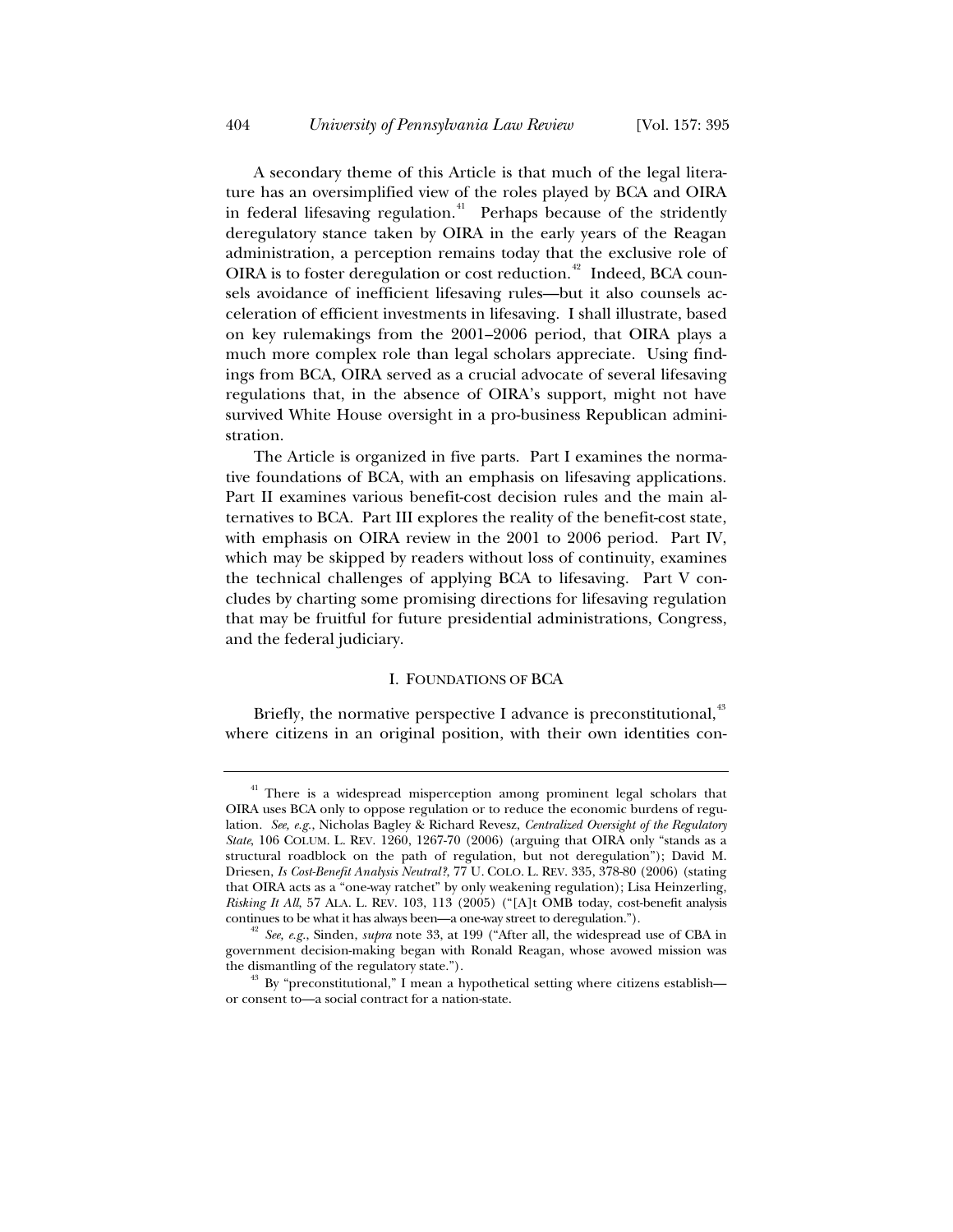A secondary theme of this Article is that much of the legal literature has an oversimplified view of the roles played by BCA and OIRA in federal lifesaving regulation.[41] Perhaps because of the stridently deregulatory stance taken by OIRA in the early years of the Reagan administration, a perception remains today that the exclusive role of OIRA is to foster deregulation or cost reduction.[42] Indeed, BCA counsels avoidance of inefficient lifesaving rules—but it also counsels acceleration of efficient investments in lifesaving. I shall illustrate, based on key rulemakings from the 2001–2006 period, that OIRA plays a much more complex role than legal scholars appreciate. Using findings from BCA, OIRA served as a crucial advocate of several lifesaving regulations that, in the absence of OIRA's support, might not have survived White House oversight in a pro-business Republican administration.

The Article is organized in five parts. Part I examines the normative foundations of BCA, with an emphasis on lifesaving applications. Part II examines various benefit-cost decision rules and the main alternatives to BCA. Part III explores the reality of the benefit-cost state, with emphasis on OIRA review in the 2001 to 2006 period. Part IV, which may be skipped by readers without loss of continuity, examines the technical challenges of applying BCA to lifesaving. Part V concludes by charting some promising directions for lifesaving regulation that may be fruitful for future presidential administrations, Congress, and the federal judiciary.

## I. FOUNDATIONS OF BCA

Briefly, the normative perspective I advance is preconstitutional,[43] where citizens in an original position, with their own identities con-

---

[41] There is a widespread misperception among prominent legal scholars that OIRA uses BCA only to oppose regulation or to reduce the economic burdens of regulation. *See, e.g.*, Nicholas Bagley & Richard Revesz, *Centralized Oversight of the Regulatory State*, 106 COLUM. L. REV. 1260, 1267-70 (2006) (arguing that OIRA only "stands as a structural roadblock on the path of regulation, but not deregulation"); David M. Driesen, *Is Cost-Benefit Analysis Neutral?*, 77 U. COLO. L. REV. 335, 378-80 (2006) (stating that OIRA acts as a "one-way ratchet" by only weakening regulation); Lisa Heinzerling, *Risking It All*, 57 ALA. L. REV. 103, 113 (2005) ("[A]t OMB today, cost-benefit analysis continues to be what it has always been—a one-way street to deregulation.").

[42] *See, e.g.*, Sinden, *supra* note 33, at 199 ("After all, the widespread use of CBA in government decision-making began with Ronald Reagan, whose avowed mission was the dismantling of the regulatory state.").

[43] By "preconstitutional," I mean a hypothetical setting where citizens establish—or consent to—a social contract for a nation-state.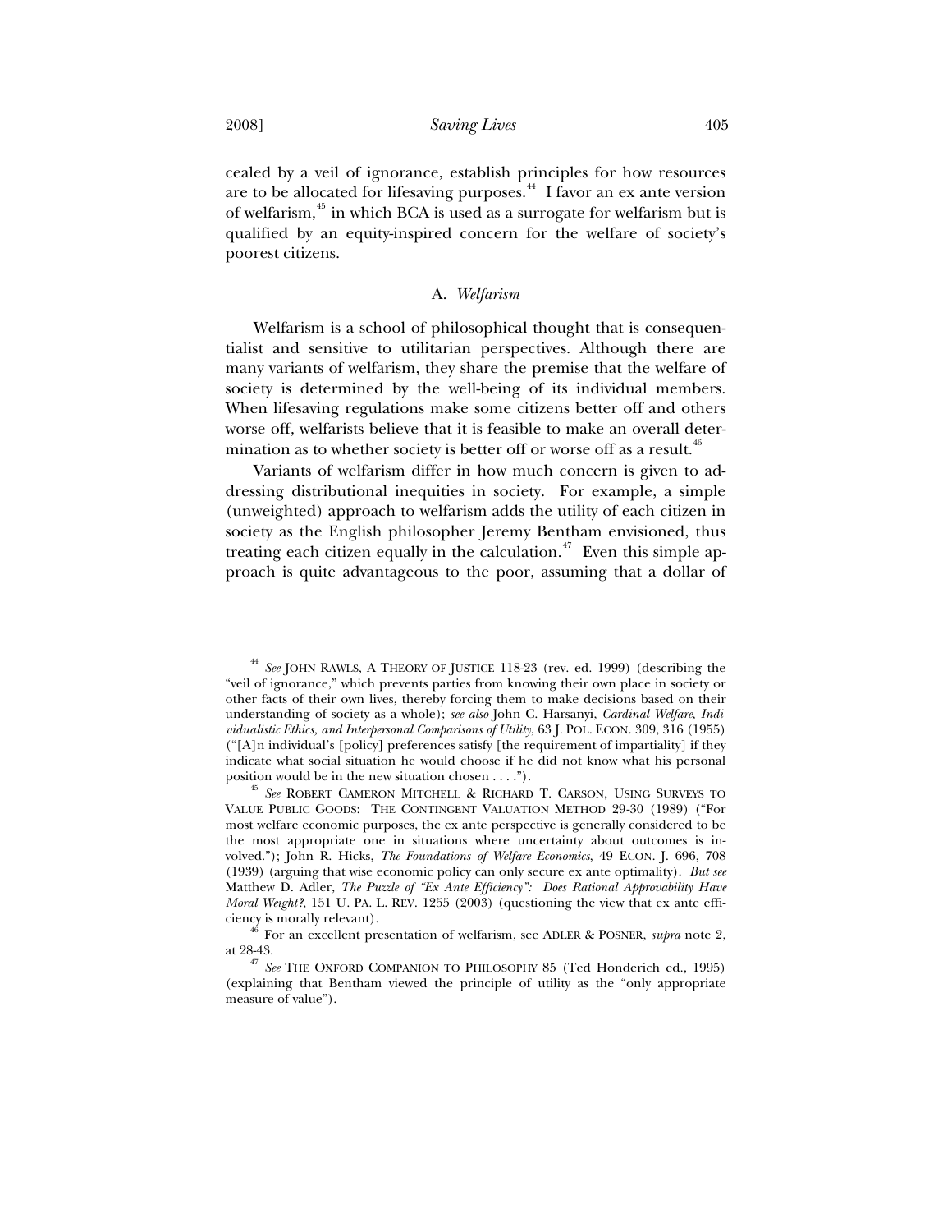cealed by a veil of ignorance, establish principles for how resources are to be allocated for lifesaving purposes.[44] I favor an ex ante version of welfarism,[45] in which BCA is used as a surrogate for welfarism but is qualified by an equity-inspired concern for the welfare of society's poorest citizens.

### A. *Welfarism*

Welfarism is a school of philosophical thought that is consequentialist and sensitive to utilitarian perspectives. Although there are many variants of welfarism, they share the premise that the welfare of society is determined by the well-being of its individual members. When lifesaving regulations make some citizens better off and others worse off, welfarists believe that it is feasible to make an overall determination as to whether society is better off or worse off as a result.[46]

Variants of welfarism differ in how much concern is given to addressing distributional inequities in society. For example, a simple (unweighted) approach to welfarism adds the utility of each citizen in society as the English philosopher Jeremy Bentham envisioned, thus treating each citizen equally in the calculation.[47] Even this simple approach is quite advantageous to the poor, assuming that a dollar of

---

[44] *See* JOHN RAWLS, A THEORY OF JUSTICE 118-23 (rev. ed. 1999) (describing the "veil of ignorance," which prevents parties from knowing their own place in society or other facts of their own lives, thereby forcing them to make decisions based on their understanding of society as a whole); *see also* John C. Harsanyi, *Cardinal Welfare, Individualistic Ethics, and Interpersonal Comparisons of Utility*, 63 J. POL. ECON. 309, 316 (1955) ("[A]n individual's [policy] preferences satisfy [the requirement of impartiality] if they indicate what social situation he would choose if he did not know what his personal position would be in the new situation chosen . . . .").

[45] *See* ROBERT CAMERON MITCHELL & RICHARD T. CARSON, USING SURVEYS TO VALUE PUBLIC GOODS: THE CONTINGENT VALUATION METHOD 29-30 (1989) ("For most welfare economic purposes, the ex ante perspective is generally considered to be the most appropriate one in situations where uncertainty about outcomes is involved."); John R. Hicks, *The Foundations of Welfare Economics*, 49 ECON. J. 696, 708 (1939) (arguing that wise economic policy can only secure ex ante optimality). *But see* Matthew D. Adler, *The Puzzle of "Ex Ante Efficiency": Does Rational Approvability Have Moral Weight?*, 151 U. PA. L. REV. 1255 (2003) (questioning the view that ex ante efficiency is morally relevant).

[46] For an excellent presentation of welfarism, see ADLER & POSNER, *supra* note 2, at 28-43.

[47] *See* THE OXFORD COMPANION TO PHILOSOPHY 85 (Ted Honderich ed., 1995) (explaining that Bentham viewed the principle of utility as the "only appropriate measure of value").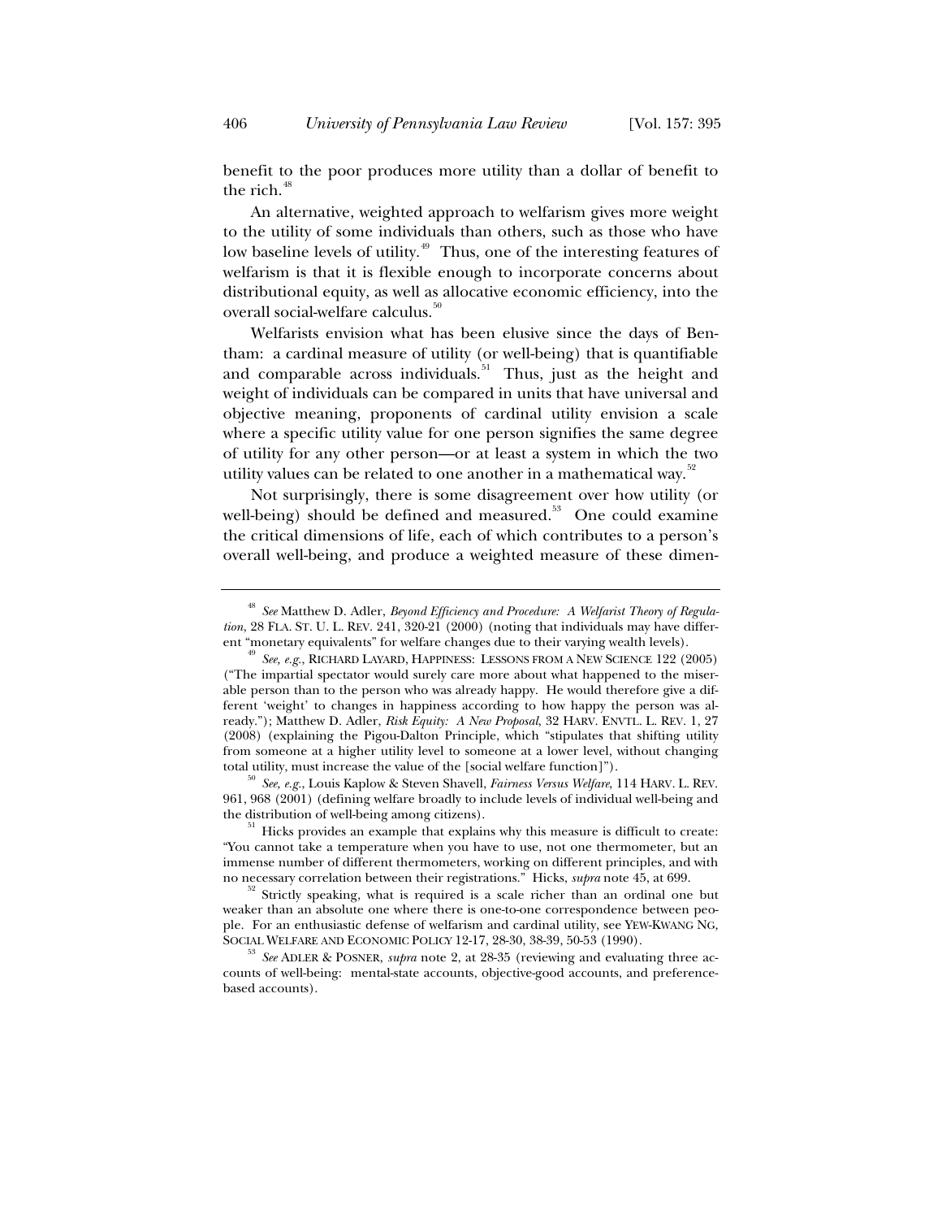benefit to the poor produces more utility than a dollar of benefit to the rich.[48]

An alternative, weighted approach to welfarism gives more weight to the utility of some individuals than others, such as those who have low baseline levels of utility.[49] Thus, one of the interesting features of welfarism is that it is flexible enough to incorporate concerns about distributional equity, as well as allocative economic efficiency, into the overall social-welfare calculus.[50]

Welfarists envision what has been elusive since the days of Bentham: a cardinal measure of utility (or well-being) that is quantifiable and comparable across individuals.[51] Thus, just as the height and weight of individuals can be compared in units that have universal and objective meaning, proponents of cardinal utility envision a scale where a specific utility value for one person signifies the same degree of utility for any other person—or at least a system in which the two utility values can be related to one another in a mathematical way.[52]

Not surprisingly, there is some disagreement over how utility (or well-being) should be defined and measured.[53] One could examine the critical dimensions of life, each of which contributes to a person's overall well-being, and produce a weighted measure of these dimen-

---

[48] *See* Matthew D. Adler, *Beyond Efficiency and Procedure: A Welfarist Theory of Regulation*, 28 FLA. ST. U. L. REV. 241, 320-21 (2000) (noting that individuals may have different "monetary equivalents" for welfare changes due to their varying wealth levels).

[49] *See, e.g.*, RICHARD LAYARD, HAPPINESS: LESSONS FROM A NEW SCIENCE 122 (2005) ("The impartial spectator would surely care more about what happened to the miserable person than to the person who was already happy. He would therefore give a different 'weight' to changes in happiness according to how happy the person was already."); Matthew D. Adler, *Risk Equity: A New Proposal*, 32 HARV. ENVTL. L. REV. 1, 27 (2008) (explaining the Pigou-Dalton Principle, which "stipulates that shifting utility from someone at a higher utility level to someone at a lower level, without changing total utility, must increase the value of the [social welfare function]").

[50] *See, e.g.*, Louis Kaplow & Steven Shavell, *Fairness Versus Welfare*, 114 HARV. L. REV. 961, 968 (2001) (defining welfare broadly to include levels of individual well-being and the distribution of well-being among citizens).

[51] Hicks provides an example that explains why this measure is difficult to create: "You cannot take a temperature when you have to use, not one thermometer, but an immense number of different thermometers, working on different principles, and with no necessary correlation between their registrations." Hicks, *supra* note 45, at 699.

[52] Strictly speaking, what is required is a scale richer than an ordinal one but weaker than an absolute one where there is one-to-one correspondence between people. For an enthusiastic defense of welfarism and cardinal utility, see YEW-KWANG NG, SOCIAL WELFARE AND ECONOMIC POLICY 12-17, 28-30, 38-39, 50-53 (1990).

[53] *See* ADLER & POSNER, *supra* note 2, at 28-35 (reviewing and evaluating three accounts of well-being: mental-state accounts, objective-good accounts, and preference-based accounts).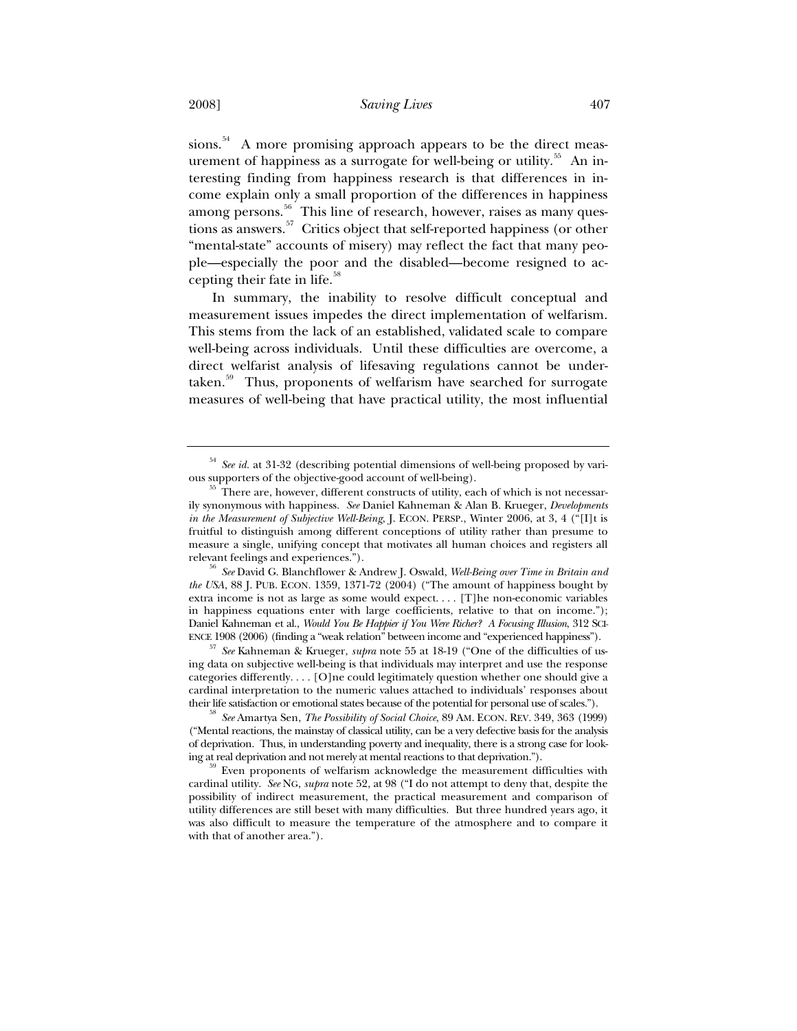sions.[54] A more promising approach appears to be the direct measurement of happiness as a surrogate for well-being or utility.[55] An interesting finding from happiness research is that differences in income explain only a small proportion of the differences in happiness among persons.[56] This line of research, however, raises as many questions as answers.[57] Critics object that self-reported happiness (or other "mental-state" accounts of misery) may reflect the fact that many people—especially the poor and the disabled—become resigned to accepting their fate in life.[58]

In summary, the inability to resolve difficult conceptual and measurement issues impedes the direct implementation of welfarism. This stems from the lack of an established, validated scale to compare well-being across individuals. Until these difficulties are overcome, a direct welfarist analysis of lifesaving regulations cannot be undertaken.[59] Thus, proponents of welfarism have searched for surrogate measures of well-being that have practical utility, the most influential

---

[54] *See id.* at 31-32 (describing potential dimensions of well-being proposed by various supporters of the objective-good account of well-being).

[55] There are, however, different constructs of utility, each of which is not necessarily synonymous with happiness. *See* Daniel Kahneman & Alan B. Krueger, *Developments in the Measurement of Subjective Well-Being*, J. ECON. PERSP., Winter 2006, at 3, 4 ("[I]t is fruitful to distinguish among different conceptions of utility rather than presume to measure a single, unifying concept that motivates all human choices and registers all relevant feelings and experiences.").

[56] *See* David G. Blanchflower & Andrew J. Oswald, *Well-Being over Time in Britain and the USA*, 88 J. PUB. ECON. 1359, 1371-72 (2004) ("The amount of happiness bought by extra income is not as large as some would expect. . . . [T]he non-economic variables in happiness equations enter with large coefficients, relative to that on income."); Daniel Kahneman et al., *Would You Be Happier if You Were Richer? A Focusing Illusion*, 312 SCIENCE 1908 (2006) (finding a "weak relation" between income and "experienced happiness").

[57] *See* Kahneman & Krueger, *supra* note 55 at 18-19 ("One of the difficulties of using data on subjective well-being is that individuals may interpret and use the response categories differently. . . . [O]ne could legitimately question whether one should give a cardinal interpretation to the numeric values attached to individuals' responses about their life satisfaction or emotional states because of the potential for personal use of scales.").

[58] *See* Amartya Sen, *The Possibility of Social Choice*, 89 AM. ECON. REV. 349, 363 (1999) ("Mental reactions, the mainstay of classical utility, can be a very defective basis for the analysis of deprivation. Thus, in understanding poverty and inequality, there is a strong case for looking at real deprivation and not merely at mental reactions to that deprivation.").

[59] Even proponents of welfarism acknowledge the measurement difficulties with cardinal utility. *See* NG, *supra* note 52, at 98 ("I do not attempt to deny that, despite the possibility of indirect measurement, the practical measurement and comparison of utility differences are still beset with many difficulties. But three hundred years ago, it was also difficult to measure the temperature of the atmosphere and to compare it with that of another area.").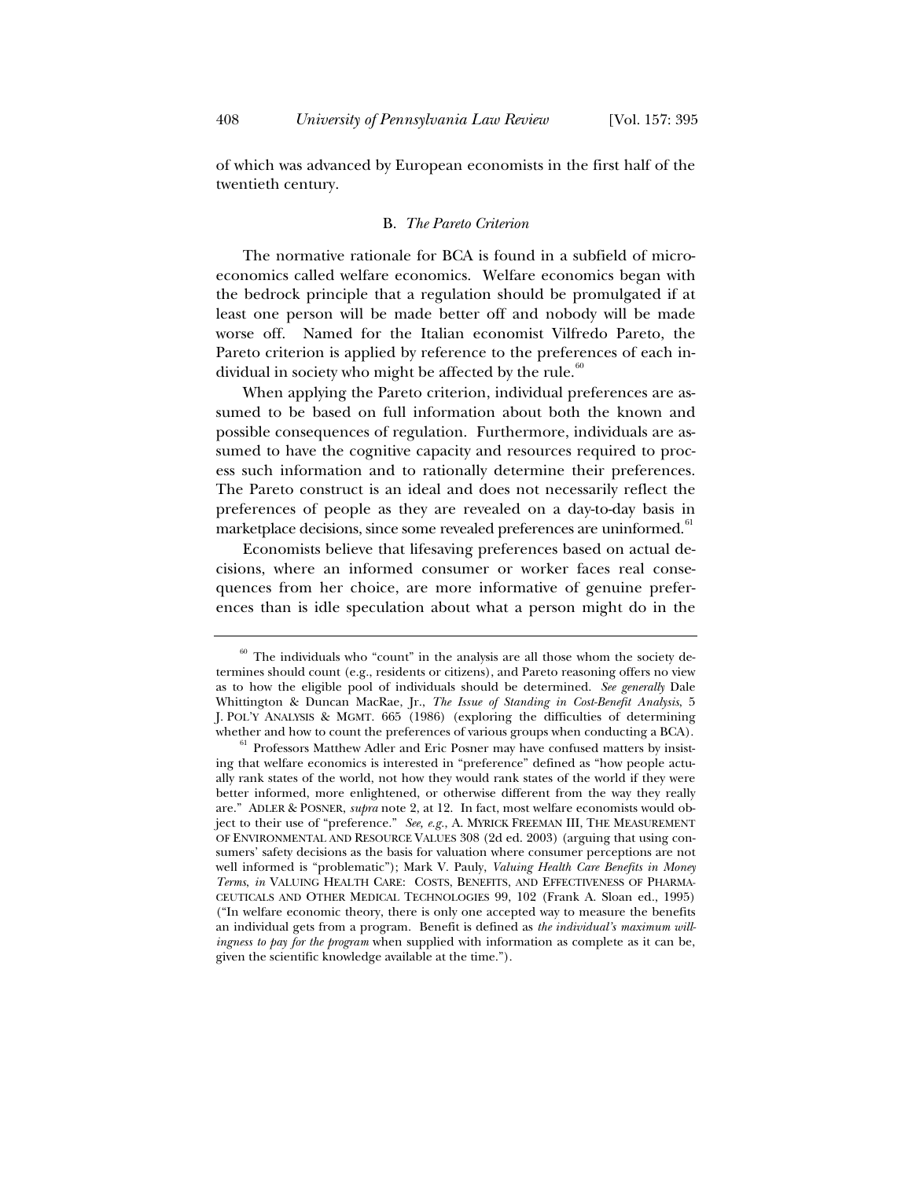of which was advanced by European economists in the first half of the twentieth century.

### B. *The Pareto Criterion*

The normative rationale for BCA is found in a subfield of microeconomics called welfare economics. Welfare economics began with the bedrock principle that a regulation should be promulgated if at least one person will be made better off and nobody will be made worse off. Named for the Italian economist Vilfredo Pareto, the Pareto criterion is applied by reference to the preferences of each individual in society who might be affected by the rule.[60]

When applying the Pareto criterion, individual preferences are assumed to be based on full information about both the known and possible consequences of regulation. Furthermore, individuals are assumed to have the cognitive capacity and resources required to process such information and to rationally determine their preferences. The Pareto construct is an ideal and does not necessarily reflect the preferences of people as they are revealed on a day-to-day basis in marketplace decisions, since some revealed preferences are uninformed.[61]

Economists believe that lifesaving preferences based on actual decisions, where an informed consumer or worker faces real consequences from her choice, are more informative of genuine preferences than is idle speculation about what a person might do in the

---

[60] The individuals who "count" in the analysis are all those whom the society determines should count (e.g., residents or citizens), and Pareto reasoning offers no view as to how the eligible pool of individuals should be determined. *See generally* Dale Whittington & Duncan MacRae, Jr., *The Issue of Standing in Cost-Benefit Analysis*, 5 J. POL'Y ANALYSIS & MGMT. 665 (1986) (exploring the difficulties of determining whether and how to count the preferences of various groups when conducting a BCA).

[61] Professors Matthew Adler and Eric Posner may have confused matters by insisting that welfare economics is interested in "preference" defined as "how people actually rank states of the world, not how they would rank states of the world if they were better informed, more enlightened, or otherwise different from the way they really are." ADLER & POSNER, *supra* note 2, at 12. In fact, most welfare economists would object to their use of "preference." *See, e.g.*, A. MYRICK FREEMAN III, THE MEASUREMENT OF ENVIRONMENTAL AND RESOURCE VALUES 308 (2d ed. 2003) (arguing that using consumers' safety decisions as the basis for valuation where consumer perceptions are not well informed is "problematic"); Mark V. Pauly, *Valuing Health Care Benefits in Money Terms*, *in* VALUING HEALTH CARE: COSTS, BENEFITS, AND EFFECTIVENESS OF PHARMACEUTICALS AND OTHER MEDICAL TECHNOLOGIES 99, 102 (Frank A. Sloan ed., 1995) ("In welfare economic theory, there is only one accepted way to measure the benefits an individual gets from a program. Benefit is defined as *the individual's maximum willingness to pay for the program* when supplied with information as complete as it can be, given the scientific knowledge available at the time.").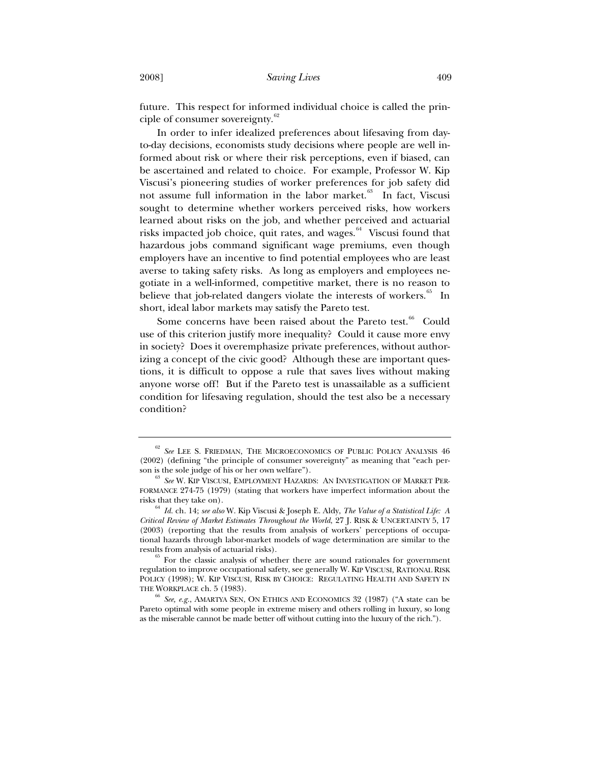future. This respect for informed individual choice is called the principle of consumer sovereignty.[62]

In order to infer idealized preferences about lifesaving from day-to-day decisions, economists study decisions where people are well informed about risk or where their risk perceptions, even if biased, can be ascertained and related to choice. For example, Professor W. Kip Viscusi's pioneering studies of worker preferences for job safety did not assume full information in the labor market.[63] In fact, Viscusi sought to determine whether workers perceived risks, how workers learned about risks on the job, and whether perceived and actuarial risks impacted job choice, quit rates, and wages.[64] Viscusi found that hazardous jobs command significant wage premiums, even though employers have an incentive to find potential employees who are least averse to taking safety risks. As long as employers and employees negotiate in a well-informed, competitive market, there is no reason to believe that job-related dangers violate the interests of workers.[65] In short, ideal labor markets may satisfy the Pareto test.

Some concerns have been raised about the Pareto test.[66] Could use of this criterion justify more inequality? Could it cause more envy in society? Does it overemphasize private preferences, without authorizing a concept of the civic good? Although these are important questions, it is difficult to oppose a rule that saves lives without making anyone worse off! But if the Pareto test is unassailable as a sufficient condition for lifesaving regulation, should the test also be a necessary condition?

---

[62] *See* LEE S. FRIEDMAN, THE MICROECONOMICS OF PUBLIC POLICY ANALYSIS 46 (2002) (defining "the principle of consumer sovereignty" as meaning that "each person is the sole judge of his or her own welfare").

[63] *See* W. KIP VISCUSI, EMPLOYMENT HAZARDS: AN INVESTIGATION OF MARKET PERFORMANCE 274-75 (1979) (stating that workers have imperfect information about the risks that they take on).

[64] *Id.* ch. 14; *see also* W. Kip Viscusi & Joseph E. Aldy, *The Value of a Statistical Life: A Critical Review of Market Estimates Throughout the World*, 27 J. RISK & UNCERTAINTY 5, 17 (2003) (reporting that the results from analysis of workers' perceptions of occupational hazards through labor-market models of wage determination are similar to the results from analysis of actuarial risks).

[65] For the classic analysis of whether there are sound rationales for government regulation to improve occupational safety, see generally W. KIP VISCUSI, RATIONAL RISK POLICY (1998); W. KIP VISCUSI, RISK BY CHOICE: REGULATING HEALTH AND SAFETY IN THE WORKPLACE ch. 5 (1983).

[66] *See, e.g.*, AMARTYA SEN, ON ETHICS AND ECONOMICS 32 (1987) ("A state can be Pareto optimal with some people in extreme misery and others rolling in luxury, so long as the miserable cannot be made better off without cutting into the luxury of the rich.").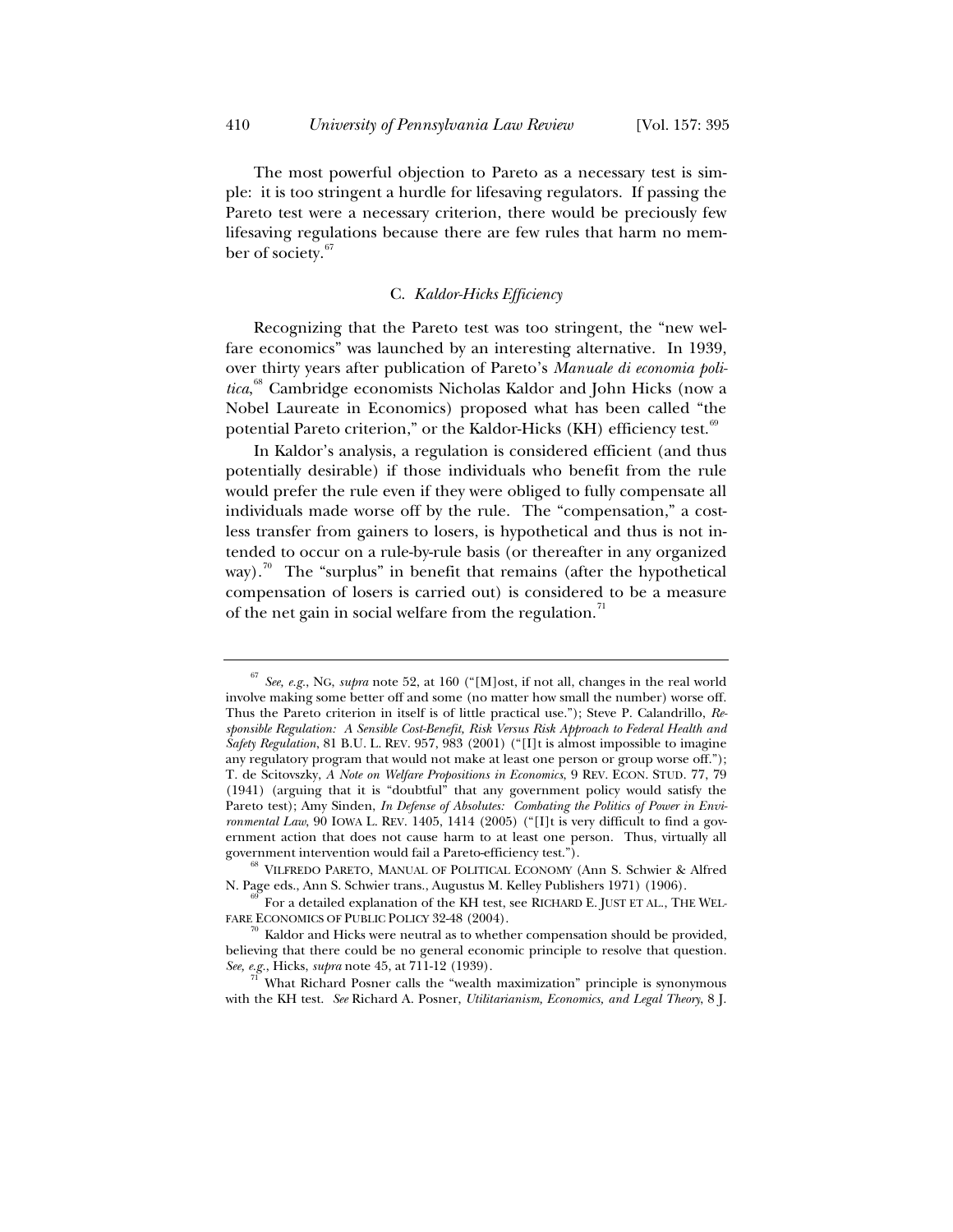The most powerful objection to Pareto as a necessary test is simple: it is too stringent a hurdle for lifesaving regulators. If passing the Pareto test were a necessary criterion, there would be precious few lifesaving regulations because there are few rules that harm no member of society.[67]

### C. *Kaldor-Hicks Efficiency*

Recognizing that the Pareto test was too stringent, the "new welfare economics" was launched by an interesting alternative. In 1939, over thirty years after publication of Pareto's *Manuale di economia politica*,[68] Cambridge economists Nicholas Kaldor and John Hicks (now a Nobel Laureate in Economics) proposed what has been called "the potential Pareto criterion," or the Kaldor-Hicks (KH) efficiency test.[69]

In Kaldor's analysis, a regulation is considered efficient (and thus potentially desirable) if those individuals who benefit from the rule would prefer the rule even if they were obliged to fully compensate all individuals made worse off by the rule. The "compensation," a costless transfer from gainers to losers, is hypothetical and thus is not intended to occur on a rule-by-rule basis (or thereafter in any organized way).[70] The "surplus" in benefit that remains (after the hypothetical compensation of losers is carried out) is considered to be a measure of the net gain in social welfare from the regulation.[71]

---

[67] *See, e.g.*, NG, *supra* note 52, at 160 ("[M]ost, if not all, changes in the real world involve making some better off and some (no matter how small the number) worse off. Thus the Pareto criterion in itself is of little practical use."); Steve P. Calandrillo, *Responsible Regulation: A Sensible Cost-Benefit, Risk Versus Risk Approach to Federal Health and Safety Regulation*, 81 B.U. L. REV. 957, 983 (2001) ("[I]t is almost impossible to imagine any regulatory program that would not make at least one person or group worse off."); T. de Scitovszky, *A Note on Welfare Propositions in Economics*, 9 REV. ECON. STUD. 77, 79 (1941) (arguing that it is "doubtful" that any government policy would satisfy the Pareto test); Amy Sinden, *In Defense of Absolutes: Combating the Politics of Power in Environmental Law*, 90 IOWA L. REV. 1405, 1414 (2005) ("[I]t is very difficult to find a government action that does not cause harm to at least one person. Thus, virtually all government intervention would fail a Pareto-efficiency test.").

[68] VILFREDO PARETO, MANUAL OF POLITICAL ECONOMY (Ann S. Schwier & Alfred N. Page eds., Ann S. Schwier trans., Augustus M. Kelley Publishers 1971) (1906).

[69] For a detailed explanation of the KH test, see RICHARD E. JUST ET AL., THE WELFARE ECONOMICS OF PUBLIC POLICY 32-48 (2004).

[70] Kaldor and Hicks were neutral as to whether compensation should be provided, believing that there could be no general economic principle to resolve that question. *See, e.g.*, Hicks, *supra* note 45, at 711-12 (1939).

[71] What Richard Posner calls the "wealth maximization" principle is synonymous with the KH test. *See* Richard A. Posner, *Utilitarianism, Economics, and Legal Theory*, 8 J.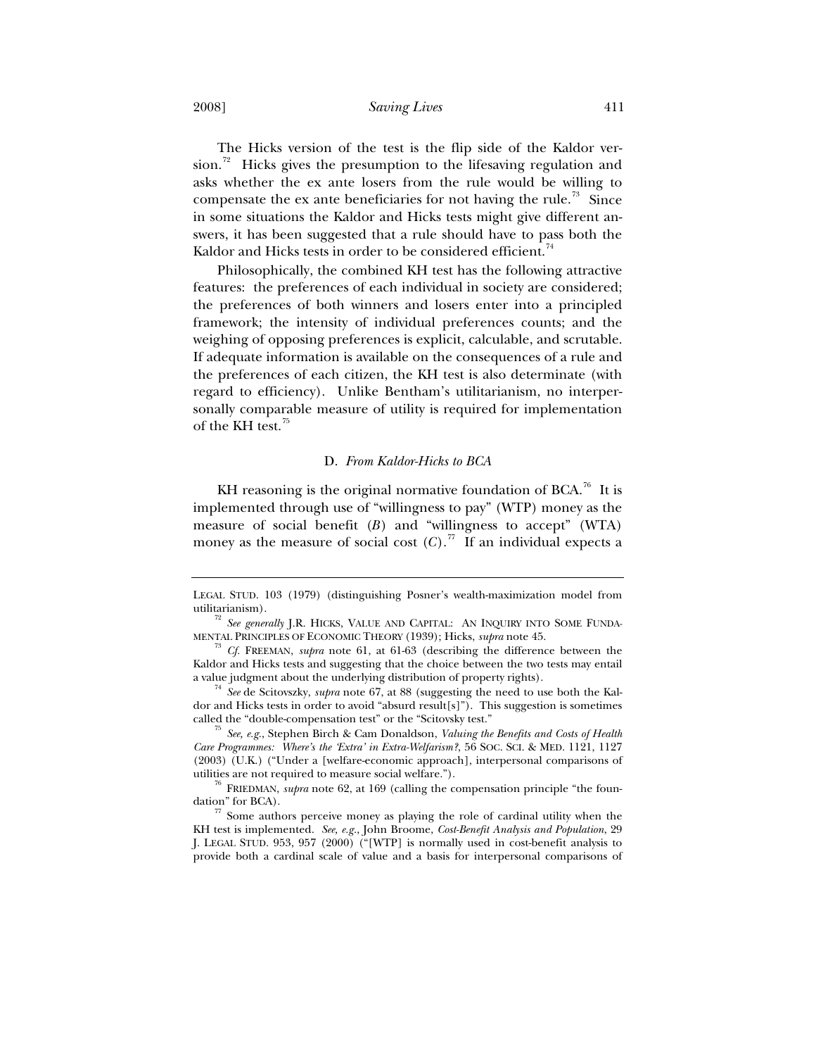The Hicks version of the test is the flip side of the Kaldor version.[72] Hicks gives the presumption to the lifesaving regulation and asks whether the ex ante losers from the rule would be willing to compensate the ex ante beneficiaries for not having the rule.[73] Since in some situations the Kaldor and Hicks tests might give different answers, it has been suggested that a rule should have to pass both the Kaldor and Hicks tests in order to be considered efficient.[74]

Philosophically, the combined KH test has the following attractive features: the preferences of each individual in society are considered; the preferences of both winners and losers enter into a principled framework; the intensity of individual preferences counts; and the weighing of opposing preferences is explicit, calculable, and scrutable. If adequate information is available on the consequences of a rule and the preferences of each citizen, the KH test is also determinate (with regard to efficiency). Unlike Bentham's utilitarianism, no interpersonally comparable measure of utility is required for implementation of the KH test.[75]

### D. *From Kaldor-Hicks to BCA*

KH reasoning is the original normative foundation of BCA.[76] It is implemented through use of "willingness to pay" (WTP) money as the measure of social benefit ($B$) and "willingness to accept" (WTA) money as the measure of social cost ($C$).[77] If an individual expects a

---

LEGAL STUD. 103 (1979) (distinguishing Posner's wealth-maximization model from utilitarianism).

[72] *See generally* J.R. HICKS, VALUE AND CAPITAL: AN INQUIRY INTO SOME FUNDAMENTAL PRINCIPLES OF ECONOMIC THEORY (1939); Hicks, *supra* note 45.

[73] *Cf.* FREEMAN, *supra* note 61, at 61-63 (describing the difference between the Kaldor and Hicks tests and suggesting that the choice between the two tests may entail a value judgment about the underlying distribution of property rights).

[74] *See* de Scitovszky, *supra* note 67, at 88 (suggesting the need to use both the Kaldor and Hicks tests in order to avoid "absurd result[s]"). This suggestion is sometimes called the "double-compensation test" or the "Scitovsky test."

[75] *See, e.g.*, Stephen Birch & Cam Donaldson, *Valuing the Benefits and Costs of Health Care Programmes: Where's the 'Extra' in Extra-Welfarism?*, 56 SOC. SCI. & MED. 1121, 1127 (2003) (U.K.) ("Under a [welfare-economic approach], interpersonal comparisons of utilities are not required to measure social welfare.").

[76] FRIEDMAN, *supra* note 62, at 169 (calling the compensation principle "the foundation" for BCA).

[77] Some authors perceive money as playing the role of cardinal utility when the KH test is implemented. *See, e.g.*, John Broome, *Cost-Benefit Analysis and Population*, 29 J. LEGAL STUD. 953, 957 (2000) ("[WTP] is normally used in cost-benefit analysis to provide both a cardinal scale of value and a basis for interpersonal comparisons of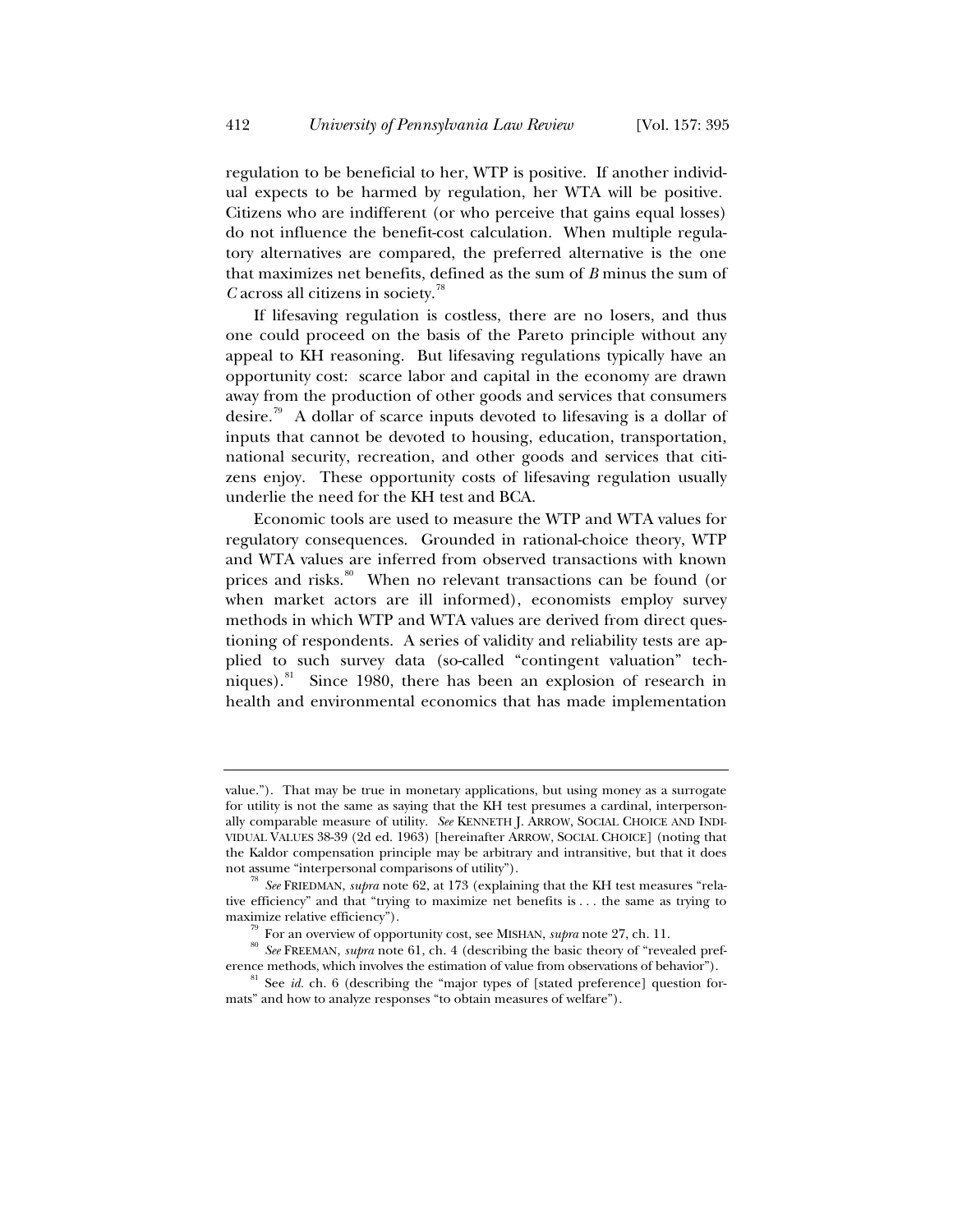regulation to be beneficial to her, WTP is positive. If another individual expects to be harmed by regulation, her WTA will be positive. Citizens who are indifferent (or who perceive that gains equal losses) do not influence the benefit-cost calculation. When multiple regulatory alternatives are compared, the preferred alternative is the one that maximizes net benefits, defined as the sum of *B* minus the sum of *C* across all citizens in society.[78]

If lifesaving regulation is costless, there are no losers, and thus one could proceed on the basis of the Pareto principle without any appeal to KH reasoning. But lifesaving regulations typically have an opportunity cost: scarce labor and capital in the economy are drawn away from the production of other goods and services that consumers desire.[79] A dollar of scarce inputs devoted to lifesaving is a dollar of inputs that cannot be devoted to housing, education, transportation, national security, recreation, and other goods and services that citizens enjoy. These opportunity costs of lifesaving regulation usually underlie the need for the KH test and BCA.

Economic tools are used to measure the WTP and WTA values for regulatory consequences. Grounded in rational-choice theory, WTP and WTA values are inferred from observed transactions with known prices and risks.[80] When no relevant transactions can be found (or when market actors are ill informed), economists employ survey methods in which WTP and WTA values are derived from direct questioning of respondents. A series of validity and reliability tests are applied to such survey data (so-called "contingent valuation" techniques).[81] Since 1980, there has been an explosion of research in health and environmental economics that has made implementation

---

value."). That may be true in monetary applications, but using money as a surrogate for utility is not the same as saying that the KH test presumes a cardinal, interpersonally comparable measure of utility. *See* KENNETH J. ARROW, SOCIAL CHOICE AND INDIVIDUAL VALUES 38-39 (2d ed. 1963) [hereinafter ARROW, SOCIAL CHOICE] (noting that the Kaldor compensation principle may be arbitrary and intransitive, but that it does not assume "interpersonal comparisons of utility").

[78] *See* FRIEDMAN, *supra* note 62, at 173 (explaining that the KH test measures "relative efficiency" and that "trying to maximize net benefits is . . . the same as trying to maximize relative efficiency").

[79] For an overview of opportunity cost, see MISHAN, *supra* note 27, ch. 11.

[80] *See* FREEMAN, *supra* note 61, ch. 4 (describing the basic theory of "revealed preference methods, which involves the estimation of value from observations of behavior").

[81] See *id.* ch. 6 (describing the "major types of [stated preference] question formats" and how to analyze responses "to obtain measures of welfare").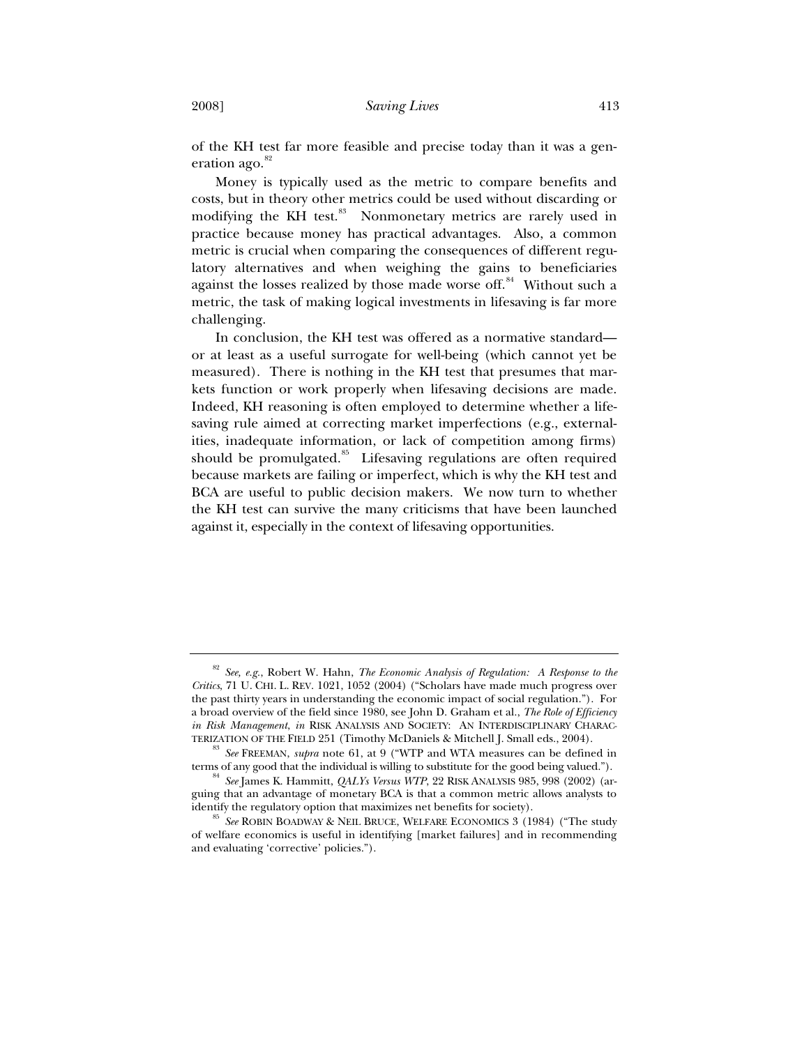of the KH test far more feasible and precise today than it was a generation ago.[82]

Money is typically used as the metric to compare benefits and costs, but in theory other metrics could be used without discarding or modifying the KH test.[83] Nonmonetary metrics are rarely used in practice because money has practical advantages. Also, a common metric is crucial when comparing the consequences of different regulatory alternatives and when weighing the gains to beneficiaries against the losses realized by those made worse off.[84] Without such a metric, the task of making logical investments in lifesaving is far more challenging.

In conclusion, the KH test was offered as a normative standard—or at least as a useful surrogate for well-being (which cannot yet be measured). There is nothing in the KH test that presumes that markets function or work properly when lifesaving decisions are made. Indeed, KH reasoning is often employed to determine whether a lifesaving rule aimed at correcting market imperfections (e.g., externalities, inadequate information, or lack of competition among firms) should be promulgated.[85] Lifesaving regulations are often required because markets are failing or imperfect, which is why the KH test and BCA are useful to public decision makers. We now turn to whether the KH test can survive the many criticisms that have been launched against it, especially in the context of lifesaving opportunities.

---

[82] *See, e.g.*, Robert W. Hahn, *The Economic Analysis of Regulation: A Response to the Critics*, 71 U. CHI. L. REV. 1021, 1052 (2004) ("Scholars have made much progress over the past thirty years in understanding the economic impact of social regulation."). For a broad overview of the field since 1980, see John D. Graham et al., *The Role of Efficiency in Risk Management*, *in* RISK ANALYSIS AND SOCIETY: AN INTERDISCIPLINARY CHARACTERIZATION OF THE FIELD 251 (Timothy McDaniels & Mitchell J. Small eds., 2004).

[83] *See* FREEMAN, *supra* note 61, at 9 ("WTP and WTA measures can be defined in terms of any good that the individual is willing to substitute for the good being valued.").

[84] *See* James K. Hammitt, *QALYs Versus WTP*, 22 RISK ANALYSIS 985, 998 (2002) (arguing that an advantage of monetary BCA is that a common metric allows analysts to identify the regulatory option that maximizes net benefits for society).

[85] *See* ROBIN BOADWAY & NEIL BRUCE, WELFARE ECONOMICS 3 (1984) ("The study of welfare economics is useful in identifying [market failures] and in recommending and evaluating 'corrective' policies.").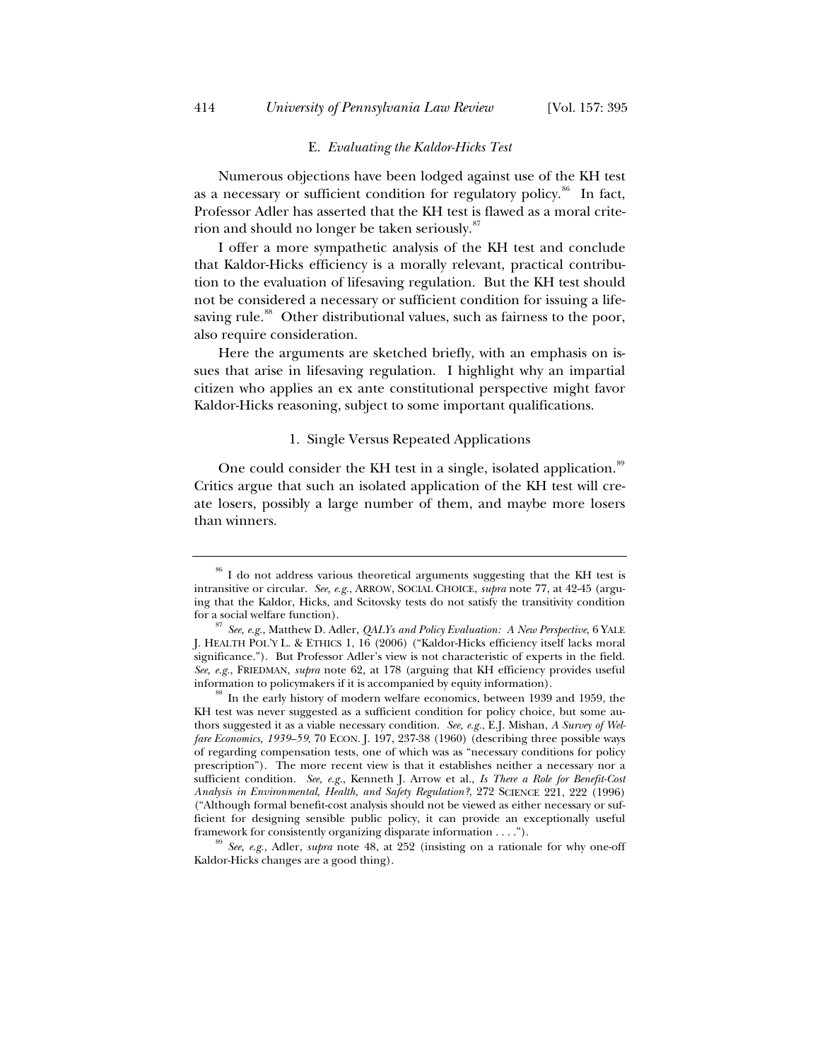### E. *Evaluating the Kaldor-Hicks Test*

Numerous objections have been lodged against use of the KH test as a necessary or sufficient condition for regulatory policy.[86] In fact, Professor Adler has asserted that the KH test is flawed as a moral criterion and should no longer be taken seriously.[87]

I offer a more sympathetic analysis of the KH test and conclude that Kaldor-Hicks efficiency is a morally relevant, practical contribution to the evaluation of lifesaving regulation. But the KH test should not be considered a necessary or sufficient condition for issuing a lifesaving rule.[88] Other distributional values, such as fairness to the poor, also require consideration.

Here the arguments are sketched briefly, with an emphasis on issues that arise in lifesaving regulation. I highlight why an impartial citizen who applies an ex ante constitutional perspective might favor Kaldor-Hicks reasoning, subject to some important qualifications.

#### 1. Single Versus Repeated Applications

One could consider the KH test in a single, isolated application.[89] Critics argue that such an isolated application of the KH test will create losers, possibly a large number of them, and maybe more losers than winners.

---

[86] I do not address various theoretical arguments suggesting that the KH test is intransitive or circular. *See, e.g.*, ARROW, SOCIAL CHOICE, *supra* note 77, at 42-45 (arguing that the Kaldor, Hicks, and Scitovsky tests do not satisfy the transitivity condition for a social welfare function).

[87] *See, e.g.*, Matthew D. Adler, *QALYs and Policy Evaluation: A New Perspective*, 6 YALE J. HEALTH POL'Y L. & ETHICS 1, 16 (2006) ("Kaldor-Hicks efficiency itself lacks moral significance."). But Professor Adler's view is not characteristic of experts in the field. *See, e.g.*, FRIEDMAN, *supra* note 62, at 178 (arguing that KH efficiency provides useful information to policymakers if it is accompanied by equity information).

[88] In the early history of modern welfare economics, between 1939 and 1959, the KH test was never suggested as a sufficient condition for policy choice, but some authors suggested it as a viable necessary condition. *See, e.g.*, E.J. Mishan, *A Survey of Welfare Economics, 1939–59*, 70 ECON. J. 197, 237-38 (1960) (describing three possible ways of regarding compensation tests, one of which was as "necessary conditions for policy prescription"). The more recent view is that it establishes neither a necessary nor a sufficient condition. *See, e.g.*, Kenneth J. Arrow et al., *Is There a Role for Benefit-Cost Analysis in Environmental, Health, and Safety Regulation?*, 272 SCIENCE 221, 222 (1996) ("Although formal benefit-cost analysis should not be viewed as either necessary or sufficient for designing sensible public policy, it can provide an exceptionally useful framework for consistently organizing disparate information . . . .").

[89] *See, e.g.*, Adler, *supra* note 48, at 252 (insisting on a rationale for why one-off Kaldor-Hicks changes are a good thing).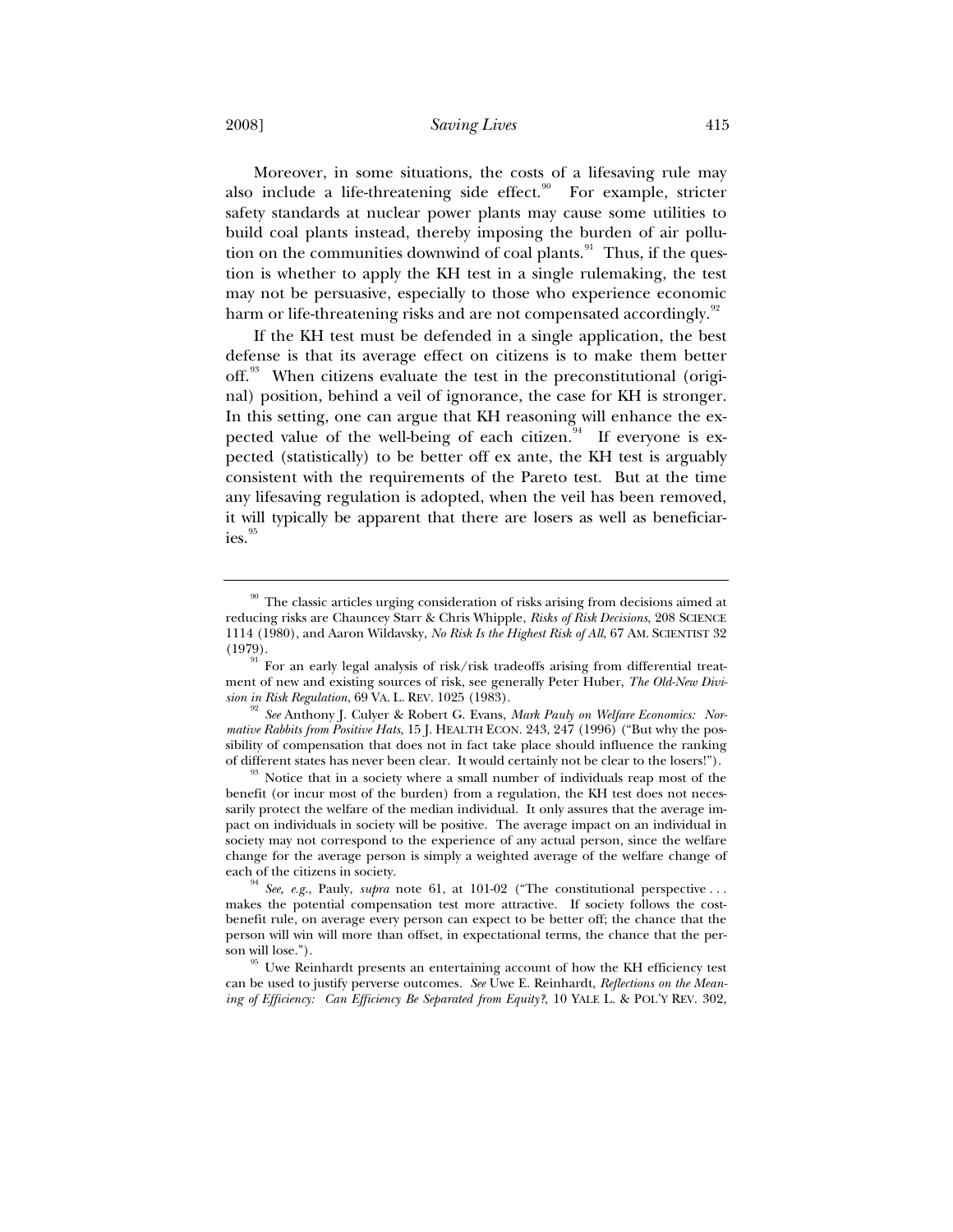Moreover, in some situations, the costs of a lifesaving rule may also include a life-threatening side effect.[90] For example, stricter safety standards at nuclear power plants may cause some utilities to build coal plants instead, thereby imposing the burden of air pollution on the communities downwind of coal plants.[91] Thus, if the question is whether to apply the KH test in a single rulemaking, the test may not be persuasive, especially to those who experience economic harm or life-threatening risks and are not compensated accordingly.[92]

If the KH test must be defended in a single application, the best defense is that its average effect on citizens is to make them better off.[93] When citizens evaluate the test in the preconstitutional (original) position, behind a veil of ignorance, the case for KH is stronger. In this setting, one can argue that KH reasoning will enhance the expected value of the well-being of each citizen.[94] If everyone is expected (statistically) to be better off ex ante, the KH test is arguably consistent with the requirements of the Pareto test. But at the time any lifesaving regulation is adopted, when the veil has been removed, it will typically be apparent that there are losers as well as beneficiaries.[95]

---

[90] The classic articles urging consideration of risks arising from decisions aimed at reducing risks are Chauncey Starr & Chris Whipple, *Risks of Risk Decisions*, 208 SCIENCE 1114 (1980), and Aaron Wildavsky, *No Risk Is the Highest Risk of All*, 67 AM. SCIENTIST 32 (1979).

[91] For an early legal analysis of risk/risk tradeoffs arising from differential treatment of new and existing sources of risk, see generally Peter Huber, *The Old-New Division in Risk Regulation*, 69 VA. L. REV. 1025 (1983).

[92] *See* Anthony J. Culyer & Robert G. Evans, *Mark Pauly on Welfare Economics: Normative Rabbits from Positive Hats*, 15 J. HEALTH ECON. 243, 247 (1996) ("But why the possibility of compensation that does not in fact take place should influence the ranking of different states has never been clear. It would certainly not be clear to the losers!").

[93] Notice that in a society where a small number of individuals reap most of the benefit (or incur most of the burden) from a regulation, the KH test does not necessarily protect the welfare of the median individual. It only assures that the average impact on individuals in society will be positive. The average impact on an individual in society may not correspond to the experience of any actual person, since the welfare change for the average person is simply a weighted average of the welfare change of each of the citizens in society.

[94] *See, e.g.*, Pauly, *supra* note 61, at 101-02 ("The constitutional perspective . . . makes the potential compensation test more attractive. If society follows the cost-benefit rule, on average every person can expect to be better off; the chance that the person will win will more than offset, in expectational terms, the chance that the person will lose.").

[95] Uwe Reinhardt presents an entertaining account of how the KH efficiency test can be used to justify perverse outcomes. *See* Uwe E. Reinhardt, *Reflections on the Meaning of Efficiency: Can Efficiency Be Separated from Equity?*, 10 YALE L. & POL'Y REV. 302,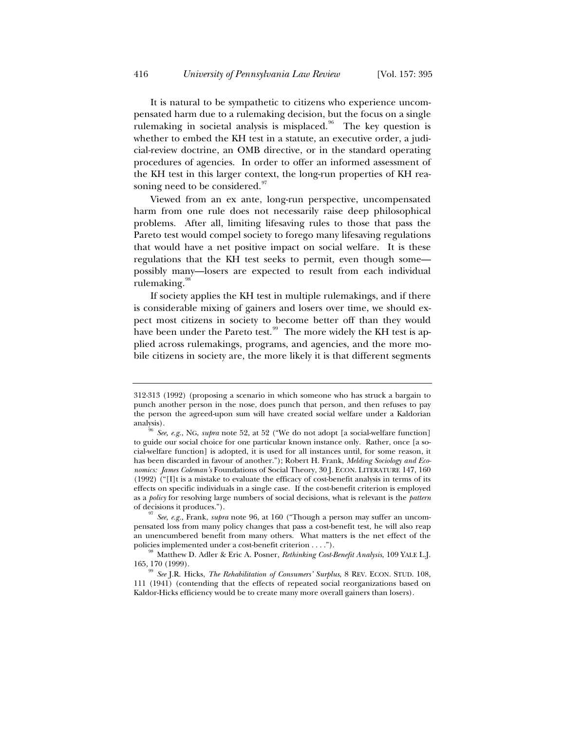It is natural to be sympathetic to citizens who experience uncompensated harm due to a rulemaking decision, but the focus on a single rulemaking in societal analysis is misplaced.[96] The key question is whether to embed the KH test in a statute, an executive order, a judicial-review doctrine, an OMB directive, or in the standard operating procedures of agencies. In order to offer an informed assessment of the KH test in this larger context, the long-run properties of KH reasoning need to be considered.[97]

Viewed from an ex ante, long-run perspective, uncompensated harm from one rule does not necessarily raise deep philosophical problems. After all, limiting lifesaving rules to those that pass the Pareto test would compel society to forego many lifesaving regulations that would have a net positive impact on social welfare. It is these regulations that the KH test seeks to permit, even though some—possibly many—losers are expected to result from each individual rulemaking.[98]

If society applies the KH test in multiple rulemakings, and if there is considerable mixing of gainers and losers over time, we should expect most citizens in society to become better off than they would have been under the Pareto test.[99] The more widely the KH test is applied across rulemakings, programs, and agencies, and the more mobile citizens in society are, the more likely it is that different segments

---

312-313 (1992) (proposing a scenario in which someone who has struck a bargain to punch another person in the nose, does punch that person, and then refuses to pay the person the agreed-upon sum will have created social welfare under a Kaldorian analysis).

[96] *See, e.g.*, NG, *supra* note 52, at 52 ("We do not adopt [a social-welfare function] to guide our social choice for one particular known instance only. Rather, once [a social-welfare function] is adopted, it is used for all instances until, for some reason, it has been discarded in favour of another."); Robert H. Frank, *Melding Sociology and Economics: James Coleman's* Foundations of Social Theory, 30 J. ECON. LITERATURE 147, 160 (1992) ("[I]t is a mistake to evaluate the efficacy of cost-benefit analysis in terms of its effects on specific individuals in a single case. If the cost-benefit criterion is employed as a *policy* for resolving large numbers of social decisions, what is relevant is the *pattern* of decisions it produces.").

[97] *See, e.g.*, Frank, *supra* note 96, at 160 ("Though a person may suffer an uncompensated loss from many policy changes that pass a cost-benefit test, he will also reap an unencumbered benefit from many others. What matters is the net effect of the policies implemented under a cost-benefit criterion . . . .").

[98] Matthew D. Adler & Eric A. Posner, *Rethinking Cost-Benefit Analysis*, 109 YALE L.J. 165, 170 (1999).

[99] *See* J.R. Hicks, *The Rehabilitation of Consumers' Surplus*, 8 REV. ECON. STUD. 108, 111 (1941) (contending that the effects of repeated social reorganizations based on Kaldor-Hicks efficiency would be to create many more overall gainers than losers).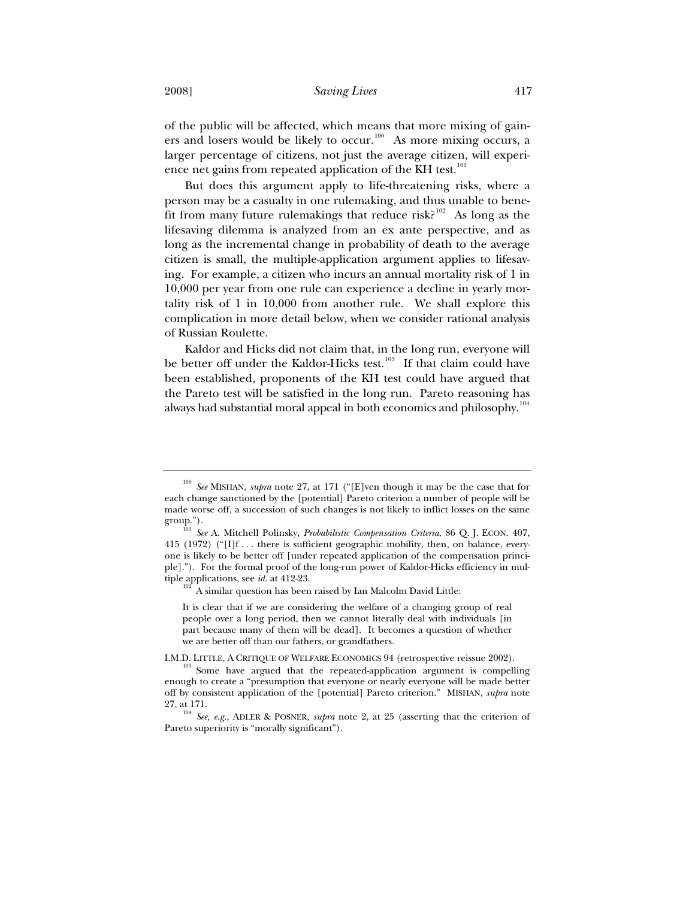of the public will be affected, which means that more mixing of gainers and losers would be likely to occur.[100] As more mixing occurs, a larger percentage of citizens, not just the average citizen, will experience net gains from repeated application of the KH test.[101]

But does this argument apply to life-threatening risks, where a person may be a casualty in one rulemaking, and thus unable to benefit from many future rulemakings that reduce risk?[102] As long as the lifesaving dilemma is analyzed from an ex ante perspective, and as long as the incremental change in probability of death to the average citizen is small, the multiple-application argument applies to lifesaving. For example, a citizen who incurs an annual mortality risk of 1 in 10,000 per year from one rule can experience a decline in yearly mortality risk of 1 in 10,000 from another rule. We shall explore this complication in more detail below, when we consider rational analysis of Russian Roulette.

Kaldor and Hicks did not claim that, in the long run, everyone will be better off under the Kaldor-Hicks test.[103] If that claim could have been established, proponents of the KH test could have argued that the Pareto test will be satisfied in the long run. Pareto reasoning has always had substantial moral appeal in both economics and philosophy.[104]

---

[100] *See* MISHAN, *supra* note 27, at 171 ("[E]ven though it may be the case that for each change sanctioned by the [potential] Pareto criterion a number of people will be made worse off, a succession of such changes is not likely to inflict losses on the same group.").

[101] *See* A. Mitchell Polinsky, *Probabilistic Compensation Criteria*, 86 Q. J. ECON. 407, 415 (1972) ("[I]f . . . there is sufficient geographic mobility, then, on balance, everyone is likely to be better off [under repeated application of the compensation principle]."). For the formal proof of the long-run power of Kaldor-Hicks efficiency in multiple applications, see *id.* at 412-23.

[102] A similar question has been raised by Ian Malcolm David Little:

> It is clear that if we are considering the welfare of a changing group of real people over a long period, then we cannot literally deal with individuals [in part because many of them will be dead]. It becomes a question of whether we are better off than our fathers, or grandfathers.

I.M.D. LITTLE, A CRITIQUE OF WELFARE ECONOMICS 94 (retrospective reissue 2002).

[103] Some have argued that the repeated-application argument is compelling enough to create a "presumption that everyone or nearly everyone will be made better off by consistent application of the [potential] Pareto criterion." MISHAN, *supra* note 27, at 171.

[104] *See, e.g.*, ADLER & POSNER, *supra* note 2, at 25 (asserting that the criterion of Pareto superiority is "morally significant").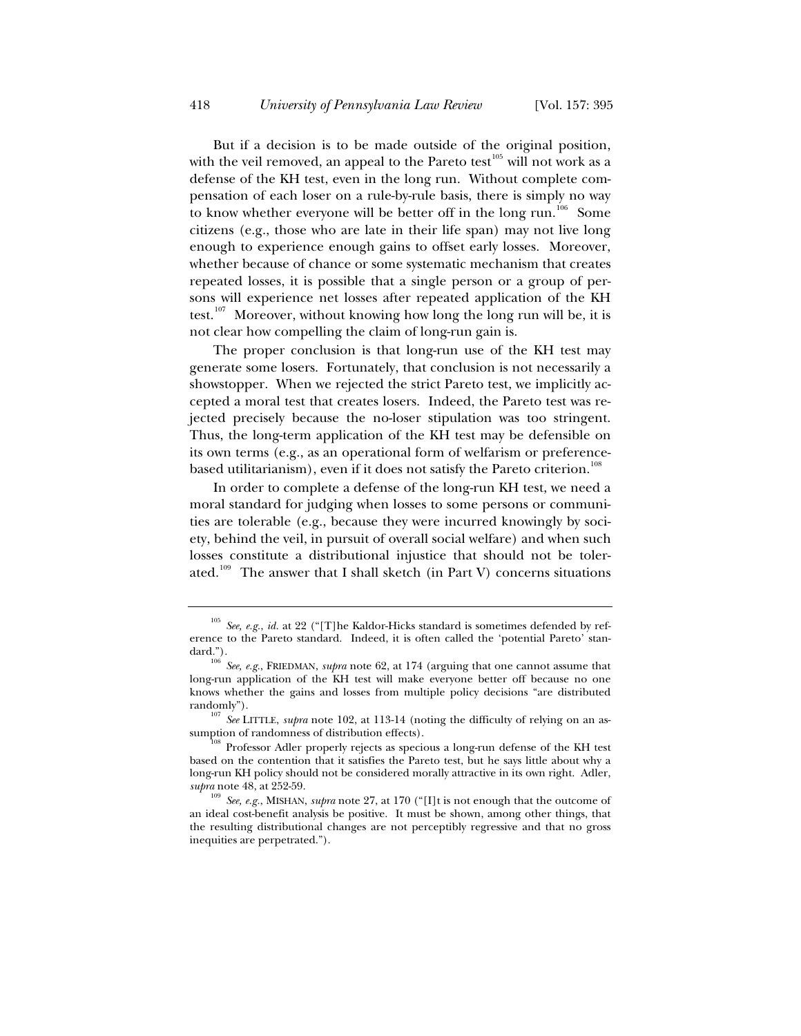But if a decision is to be made outside of the original position, with the veil removed, an appeal to the Pareto test[105] will not work as a defense of the KH test, even in the long run. Without complete compensation of each loser on a rule-by-rule basis, there is simply no way to know whether everyone will be better off in the long run.[106] Some citizens (e.g., those who are late in their life span) may not live long enough to experience enough gains to offset early losses. Moreover, whether because of chance or some systematic mechanism that creates repeated losses, it is possible that a single person or a group of persons will experience net losses after repeated application of the KH test.[107] Moreover, without knowing how long the long run will be, it is not clear how compelling the claim of long-run gain is.

The proper conclusion is that long-run use of the KH test may generate some losers. Fortunately, that conclusion is not necessarily a showstopper. When we rejected the strict Pareto test, we implicitly accepted a moral test that creates losers. Indeed, the Pareto test was rejected precisely because the no-loser stipulation was too stringent. Thus, the long-term application of the KH test may be defensible on its own terms (e.g., as an operational form of welfarism or preference-based utilitarianism), even if it does not satisfy the Pareto criterion.[108]

In order to complete a defense of the long-run KH test, we need a moral standard for judging when losses to some persons or communities are tolerable (e.g., because they were incurred knowingly by society, behind the veil, in pursuit of overall social welfare) and when such losses constitute a distributional injustice that should not be tolerated.[109] The answer that I shall sketch (in Part V) concerns situations

---

[105] *See, e.g.*, *id.* at 22 ("[T]he Kaldor-Hicks standard is sometimes defended by reference to the Pareto standard. Indeed, it is often called the 'potential Pareto' standard.").

[106] *See, e.g.*, FRIEDMAN, *supra* note 62, at 174 (arguing that one cannot assume that long-run application of the KH test will make everyone better off because no one knows whether the gains and losses from multiple policy decisions "are distributed randomly").

[107] *See* LITTLE, *supra* note 102, at 113-14 (noting the difficulty of relying on an assumption of randomness of distribution effects).

[108] Professor Adler properly rejects as specious a long-run defense of the KH test based on the contention that it satisfies the Pareto test, but he says little about why a long-run KH policy should not be considered morally attractive in its own right. Adler, *supra* note 48, at 252-59.

[109] *See, e.g.*, MISHAN, *supra* note 27, at 170 ("[I]t is not enough that the outcome of an ideal cost-benefit analysis be positive. It must be shown, among other things, that the resulting distributional changes are not perceptibly regressive and that no gross inequities are perpetrated.").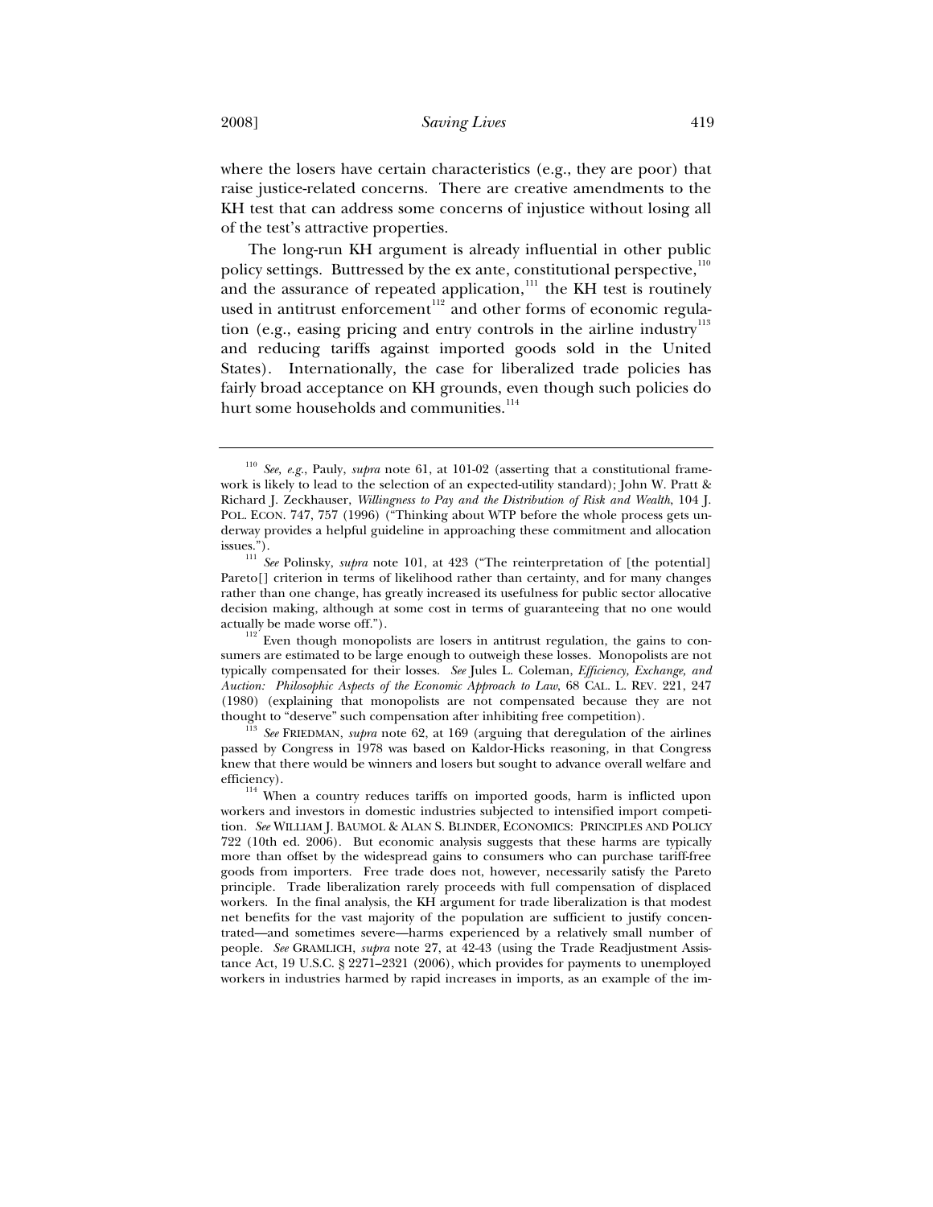where the losers have certain characteristics (e.g., they are poor) that raise justice-related concerns. There are creative amendments to the KH test that can address some concerns of injustice without losing all of the test's attractive properties.

The long-run KH argument is already influential in other public policy settings. Buttressed by the ex ante, constitutional perspective,[110] and the assurance of repeated application,[111] the KH test is routinely used in antitrust enforcement[112] and other forms of economic regulation (e.g., easing pricing and entry controls in the airline industry[113] and reducing tariffs against imported goods sold in the United States). Internationally, the case for liberalized trade policies has fairly broad acceptance on KH grounds, even though such policies do hurt some households and communities.[114]

---

[110] *See, e.g.*, Pauly, *supra* note 61, at 101-02 (asserting that a constitutional framework is likely to lead to the selection of an expected-utility standard); John W. Pratt & Richard J. Zeckhauser, *Willingness to Pay and the Distribution of Risk and Wealth*, 104 J. POL. ECON. 747, 757 (1996) ("Thinking about WTP before the whole process gets underway provides a helpful guideline in approaching these commitment and allocation issues.").

[111] *See* Polinsky, *supra* note 101, at 423 ("The reinterpretation of [the potential] Pareto[] criterion in terms of likelihood rather than certainty, and for many changes rather than one change, has greatly increased its usefulness for public sector allocative decision making, although at some cost in terms of guaranteeing that no one would actually be made worse off.").

[112] Even though monopolists are losers in antitrust regulation, the gains to consumers are estimated to be large enough to outweigh these losses. Monopolists are not typically compensated for their losses. *See* Jules L. Coleman, *Efficiency, Exchange, and Auction: Philosophic Aspects of the Economic Approach to Law*, 68 CAL. L. REV. 221, 247 (1980) (explaining that monopolists are not compensated because they are not thought to "deserve" such compensation after inhibiting free competition).

[113] *See* FRIEDMAN, *supra* note 62, at 169 (arguing that deregulation of the airlines passed by Congress in 1978 was based on Kaldor-Hicks reasoning, in that Congress knew that there would be winners and losers but sought to advance overall welfare and efficiency).

[114] When a country reduces tariffs on imported goods, harm is inflicted upon workers and investors in domestic industries subjected to intensified import competition. *See* WILLIAM J. BAUMOL & ALAN S. BLINDER, ECONOMICS: PRINCIPLES AND POLICY 722 (10th ed. 2006). But economic analysis suggests that these harms are typically more than offset by the widespread gains to consumers who can purchase tariff-free goods from importers. Free trade does not, however, necessarily satisfy the Pareto principle. Trade liberalization rarely proceeds with full compensation of displaced workers. In the final analysis, the KH argument for trade liberalization is that modest net benefits for the vast majority of the population are sufficient to justify concentrated—and sometimes severe—harms experienced by a relatively small number of people. *See* GRAMLICH, *supra* note 27, at 42-43 (using the Trade Readjustment Assistance Act, 19 U.S.C. § 2271–2321 (2006), which provides for payments to unemployed workers in industries harmed by rapid increases in imports, as an example of the im-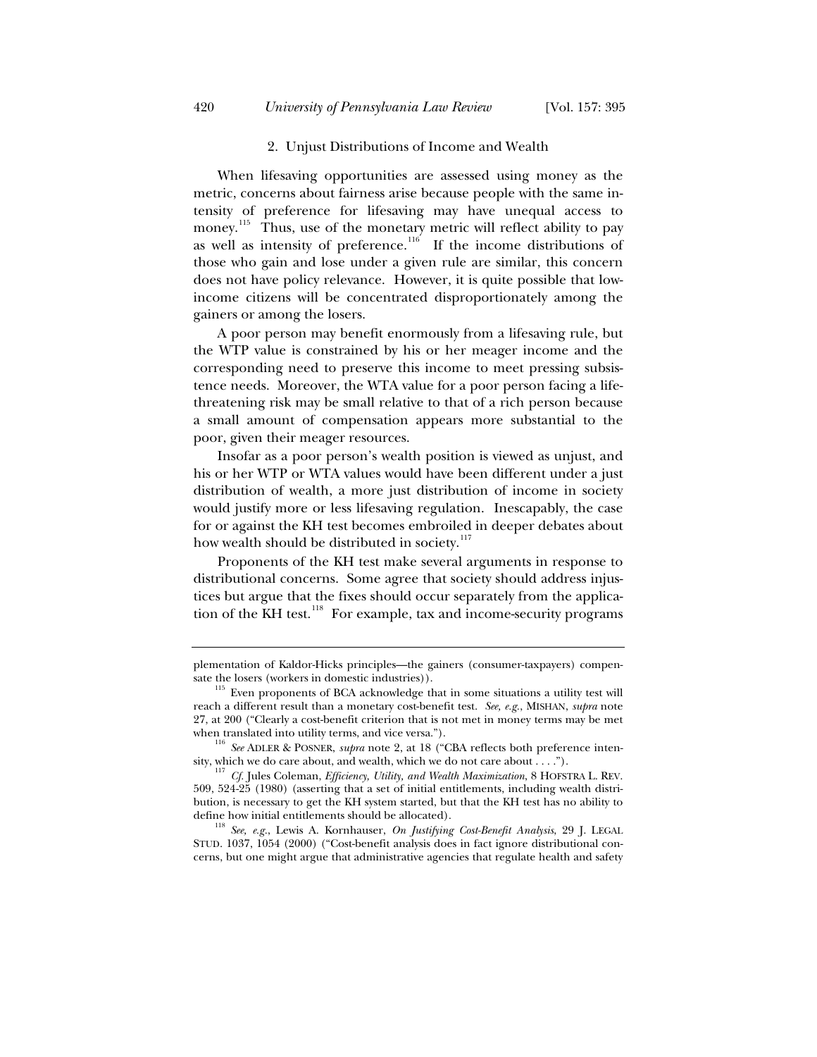### 2. Unjust Distributions of Income and Wealth

When lifesaving opportunities are assessed using money as the metric, concerns about fairness arise because people with the same intensity of preference for lifesaving may have unequal access to money.[115] Thus, use of the monetary metric will reflect ability to pay as well as intensity of preference.[116] If the income distributions of those who gain and lose under a given rule are similar, this concern does not have policy relevance. However, it is quite possible that low-income citizens will be concentrated disproportionately among the gainers or among the losers.

A poor person may benefit enormously from a lifesaving rule, but the WTP value is constrained by his or her meager income and the corresponding need to preserve this income to meet pressing subsistence needs. Moreover, the WTA value for a poor person facing a life-threatening risk may be small relative to that of a rich person because a small amount of compensation appears more substantial to the poor, given their meager resources.

Insofar as a poor person's wealth position is viewed as unjust, and his or her WTP or WTA values would have been different under a just distribution of wealth, a more just distribution of income in society would justify more or less lifesaving regulation. Inescapably, the case for or against the KH test becomes embroiled in deeper debates about how wealth should be distributed in society.[117]

Proponents of the KH test make several arguments in response to distributional concerns. Some agree that society should address injustices but argue that the fixes should occur separately from the application of the KH test.[118] For example, tax and income-security programs

---

plementation of Kaldor-Hicks principles—the gainers (consumer-taxpayers) compensate the losers (workers in domestic industries)).

[115] Even proponents of BCA acknowledge that in some situations a utility test will reach a different result than a monetary cost-benefit test. *See, e.g.*, MISHAN, *supra* note 27, at 200 ("Clearly a cost-benefit criterion that is not met in money terms may be met when translated into utility terms, and vice versa.").

[116] *See* ADLER & POSNER, *supra* note 2, at 18 ("CBA reflects both preference intensity, which we do care about, and wealth, which we do not care about . . . .").

[117] *Cf.* Jules Coleman, *Efficiency, Utility, and Wealth Maximization*, 8 HOFSTRA L. REV. 509, 524-25 (1980) (asserting that a set of initial entitlements, including wealth distribution, is necessary to get the KH system started, but that the KH test has no ability to define how initial entitlements should be allocated).

[118] *See, e.g.*, Lewis A. Kornhauser, *On Justifying Cost-Benefit Analysis*, 29 J. LEGAL STUD. 1037, 1054 (2000) ("Cost-benefit analysis does in fact ignore distributional concerns, but one might argue that administrative agencies that regulate health and safety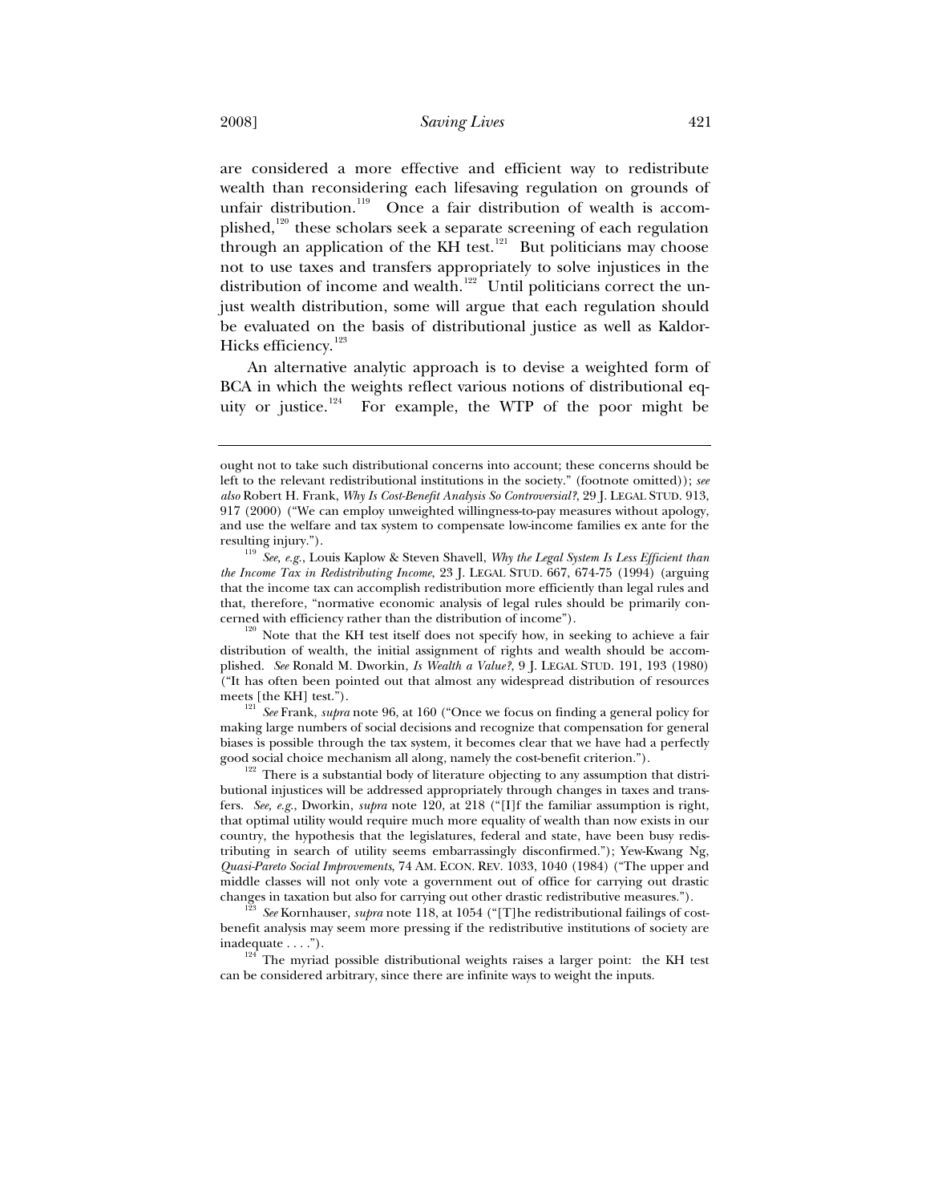are considered a more effective and efficient way to redistribute wealth than reconsidering each lifesaving regulation on grounds of unfair distribution.[119] Once a fair distribution of wealth is accomplished,[120] these scholars seek a separate screening of each regulation through an application of the KH test.[121] But politicians may choose not to use taxes and transfers appropriately to solve injustices in the distribution of income and wealth.[122] Until politicians correct the unjust wealth distribution, some will argue that each regulation should be evaluated on the basis of distributional justice as well as Kaldor-Hicks efficiency.[123]

An alternative analytic approach is to devise a weighted form of BCA in which the weights reflect various notions of distributional equity or justice.[124] For example, the WTP of the poor might be

---

ought not to take such distributional concerns into account; these concerns should be left to the relevant redistributional institutions in the society." (footnote omitted)); *see also* Robert H. Frank, *Why Is Cost-Benefit Analysis So Controversial?*, 29 J. LEGAL STUD. 913, 917 (2000) ("We can employ unweighted willingness-to-pay measures without apology, and use the welfare and tax system to compensate low-income families ex ante for the resulting injury.").

[119] *See, e.g.*, Louis Kaplow & Steven Shavell, *Why the Legal System Is Less Efficient than the Income Tax in Redistributing Income*, 23 J. LEGAL STUD. 667, 674-75 (1994) (arguing that the income tax can accomplish redistribution more efficiently than legal rules and that, therefore, "normative economic analysis of legal rules should be primarily concerned with efficiency rather than the distribution of income").

[120] Note that the KH test itself does not specify how, in seeking to achieve a fair distribution of wealth, the initial assignment of rights and wealth should be accomplished. *See* Ronald M. Dworkin, *Is Wealth a Value?*, 9 J. LEGAL STUD. 191, 193 (1980) ("It has often been pointed out that almost any widespread distribution of resources meets [the KH] test.").

[121] *See* Frank, *supra* note 96, at 160 ("Once we focus on finding a general policy for making large numbers of social decisions and recognize that compensation for general biases is possible through the tax system, it becomes clear that we have had a perfectly good social choice mechanism all along, namely the cost-benefit criterion.").

[122] There is a substantial body of literature objecting to any assumption that distributional injustices will be addressed appropriately through changes in taxes and transfers. *See, e.g.*, Dworkin, *supra* note 120, at 218 ("[I]f the familiar assumption is right, that optimal utility would require much more equality of wealth than now exists in our country, the hypothesis that the legislatures, federal and state, have been busy redistributing in search of utility seems embarrassingly disconfirmed."); Yew-Kwang Ng, *Quasi-Pareto Social Improvements*, 74 AM. ECON. REV. 1033, 1040 (1984) ("The upper and middle classes will not only vote a government out of office for carrying out drastic changes in taxation but also for carrying out other drastic redistributive measures.").

[123] *See* Kornhauser, *supra* note 118, at 1054 ("[T]he redistributional failings of cost-benefit analysis may seem more pressing if the redistributive institutions of society are inadequate . . . .").

[124] The myriad possible distributional weights raises a larger point: the KH test can be considered arbitrary, since there are infinite ways to weight the inputs.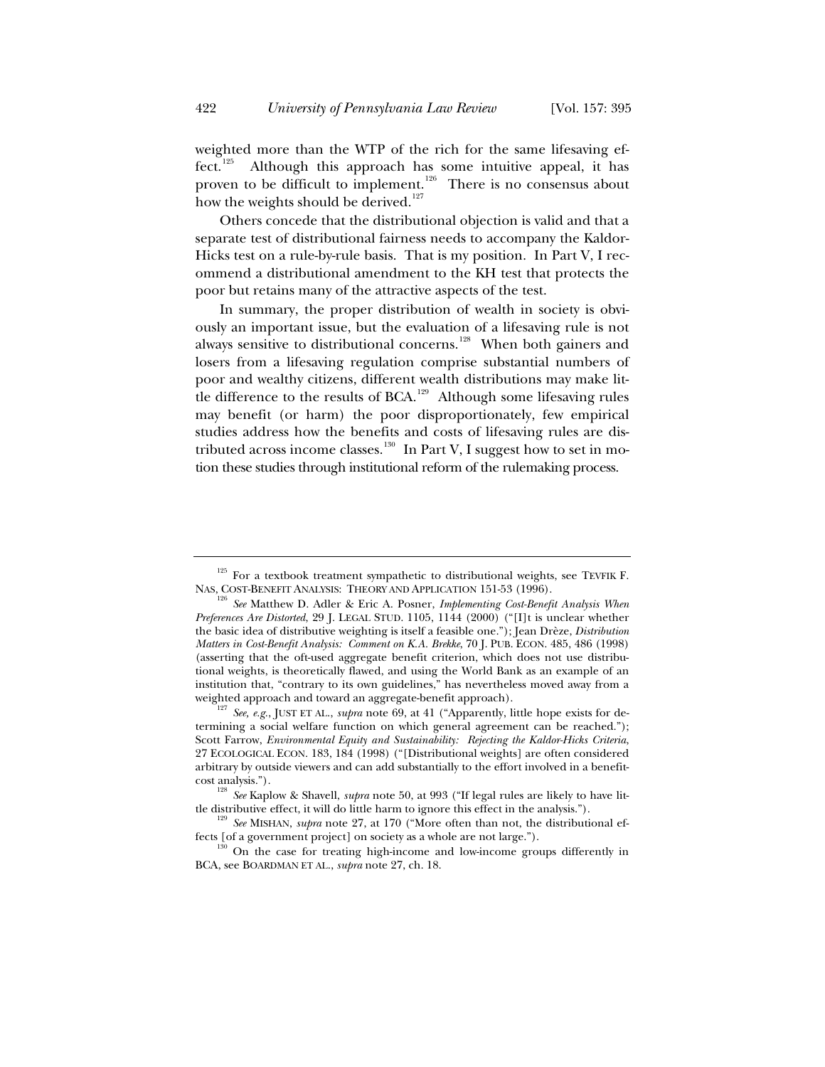weighted more than the WTP of the rich for the same lifesaving effect.[125] Although this approach has some intuitive appeal, it has proven to be difficult to implement.[126] There is no consensus about how the weights should be derived.[127]

Others concede that the distributional objection is valid and that a separate test of distributional fairness needs to accompany the Kaldor-Hicks test on a rule-by-rule basis. That is my position. In Part V, I recommend a distributional amendment to the KH test that protects the poor but retains many of the attractive aspects of the test.

In summary, the proper distribution of wealth in society is obviously an important issue, but the evaluation of a lifesaving rule is not always sensitive to distributional concerns.[128] When both gainers and losers from a lifesaving regulation comprise substantial numbers of poor and wealthy citizens, different wealth distributions may make little difference to the results of BCA.[129] Although some lifesaving rules may benefit (or harm) the poor disproportionately, few empirical studies address how the benefits and costs of lifesaving rules are distributed across income classes.[130] In Part V, I suggest how to set in motion these studies through institutional reform of the rulemaking process.

---

[125] For a textbook treatment sympathetic to distributional weights, see TEVFIK F. NAS, COST-BENEFIT ANALYSIS: THEORY AND APPLICATION 151-53 (1996).

[126] *See* Matthew D. Adler & Eric A. Posner, *Implementing Cost-Benefit Analysis When Preferences Are Distorted*, 29 J. LEGAL STUD. 1105, 1144 (2000) ("[I]t is unclear whether the basic idea of distributive weighting is itself a feasible one."); Jean Drèze, *Distribution Matters in Cost-Benefit Analysis: Comment on K.A. Brekke*, 70 J. PUB. ECON. 485, 486 (1998) (asserting that the oft-used aggregate benefit criterion, which does not use distributional weights, is theoretically flawed, and using the World Bank as an example of an institution that, "contrary to its own guidelines," has nevertheless moved away from a weighted approach and toward an aggregate-benefit approach).

[127] *See, e.g.*, JUST ET AL., *supra* note 69, at 41 ("Apparently, little hope exists for determining a social welfare function on which general agreement can be reached."); Scott Farrow, *Environmental Equity and Sustainability: Rejecting the Kaldor-Hicks Criteria*, 27 ECOLOGICAL ECON. 183, 184 (1998) ("[Distributional weights] are often considered arbitrary by outside viewers and can add substantially to the effort involved in a benefit-cost analysis.").

[128] *See* Kaplow & Shavell, *supra* note 50, at 993 ("If legal rules are likely to have little distributive effect, it will do little harm to ignore this effect in the analysis.").

[129] *See* MISHAN, *supra* note 27, at 170 ("More often than not, the distributional effects [of a government project] on society as a whole are not large.").

[130] On the case for treating high-income and low-income groups differently in BCA, see BOARDMAN ET AL., *supra* note 27, ch. 18.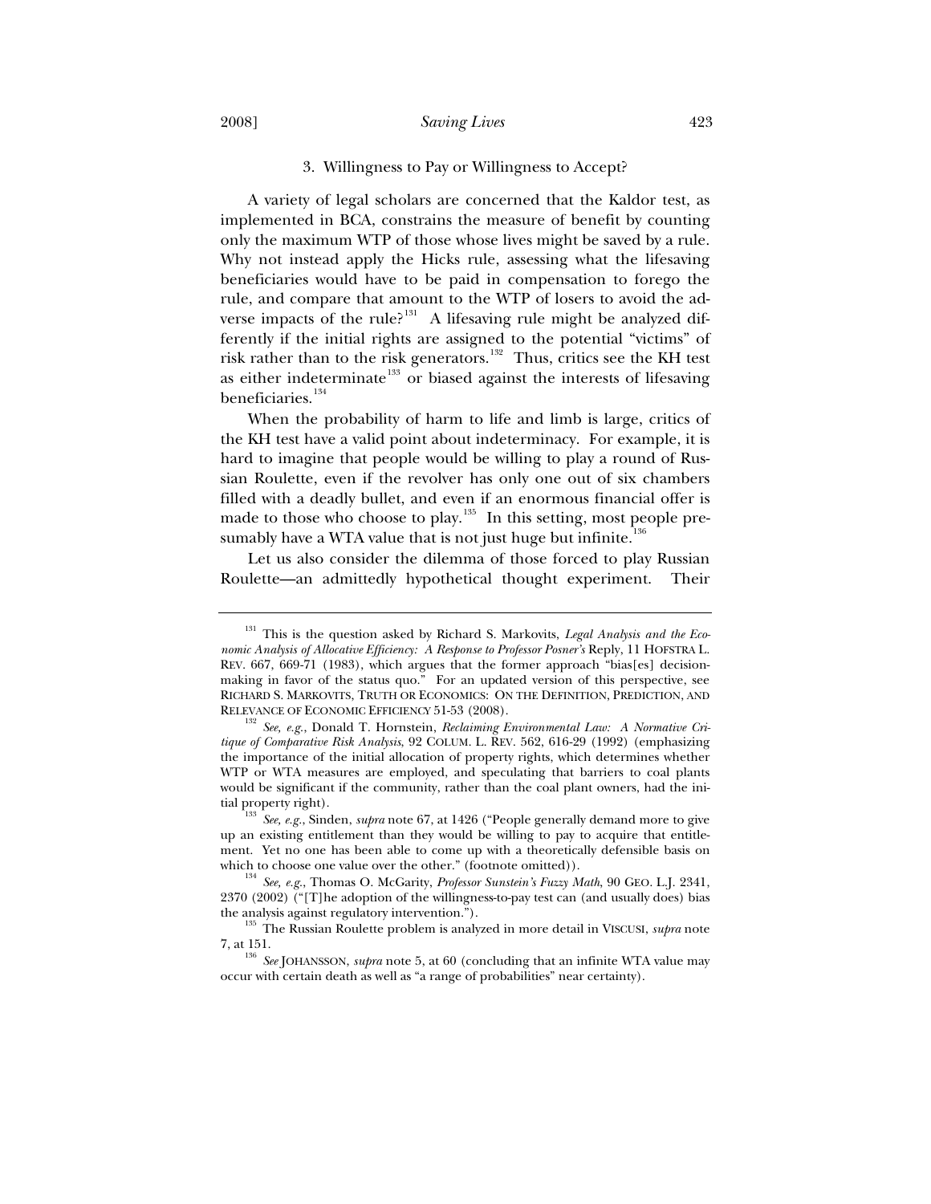### 3. Willingness to Pay or Willingness to Accept?

A variety of legal scholars are concerned that the Kaldor test, as implemented in BCA, constrains the measure of benefit by counting only the maximum WTP of those whose lives might be saved by a rule. Why not instead apply the Hicks rule, assessing what the lifesaving beneficiaries would have to be paid in compensation to forego the rule, and compare that amount to the WTP of losers to avoid the adverse impacts of the rule?[131] A lifesaving rule might be analyzed differently if the initial rights are assigned to the potential "victims" of risk rather than to the risk generators.[132] Thus, critics see the KH test as either indeterminate[133] or biased against the interests of lifesaving beneficiaries.[134]

When the probability of harm to life and limb is large, critics of the KH test have a valid point about indeterminacy. For example, it is hard to imagine that people would be willing to play a round of Russian Roulette, even if the revolver has only one out of six chambers filled with a deadly bullet, and even if an enormous financial offer is made to those who choose to play.[135] In this setting, most people presumably have a WTA value that is not just huge but infinite.[136]

Let us also consider the dilemma of those forced to play Russian Roulette—an admittedly hypothetical thought experiment. Their

---

[131] This is the question asked by Richard S. Markovits, *Legal Analysis and the Economic Analysis of Allocative Efficiency: A Response to Professor Posner's* Reply, 11 HOFSTRA L. REV. 667, 669-71 (1983), which argues that the former approach "bias[es] decision-making in favor of the status quo." For an updated version of this perspective, see RICHARD S. MARKOVITS, TRUTH OR ECONOMICS: ON THE DEFINITION, PREDICTION, AND RELEVANCE OF ECONOMIC EFFICIENCY 51-53 (2008).

[132] *See, e.g.*, Donald T. Hornstein, *Reclaiming Environmental Law: A Normative Critique of Comparative Risk Analysis*, 92 COLUM. L. REV. 562, 616-29 (1992) (emphasizing the importance of the initial allocation of property rights, which determines whether WTP or WTA measures are employed, and speculating that barriers to coal plants would be significant if the community, rather than the coal plant owners, had the initial property right).

[133] *See, e.g.*, Sinden, *supra* note 67, at 1426 ("People generally demand more to give up an existing entitlement than they would be willing to pay to acquire that entitlement. Yet no one has been able to come up with a theoretically defensible basis on which to choose one value over the other." (footnote omitted)).

[134] *See, e.g.*, Thomas O. McGarity, *Professor Sunstein's Fuzzy Math*, 90 GEO. L.J. 2341, 2370 (2002) ("[T]he adoption of the willingness-to-pay test can (and usually does) bias the analysis against regulatory intervention.").

[135] The Russian Roulette problem is analyzed in more detail in VISCUSI, *supra* note 7, at 151.

[136] *See* JOHANSSON, *supra* note 5, at 60 (concluding that an infinite WTA value may occur with certain death as well as "a range of probabilities" near certainty).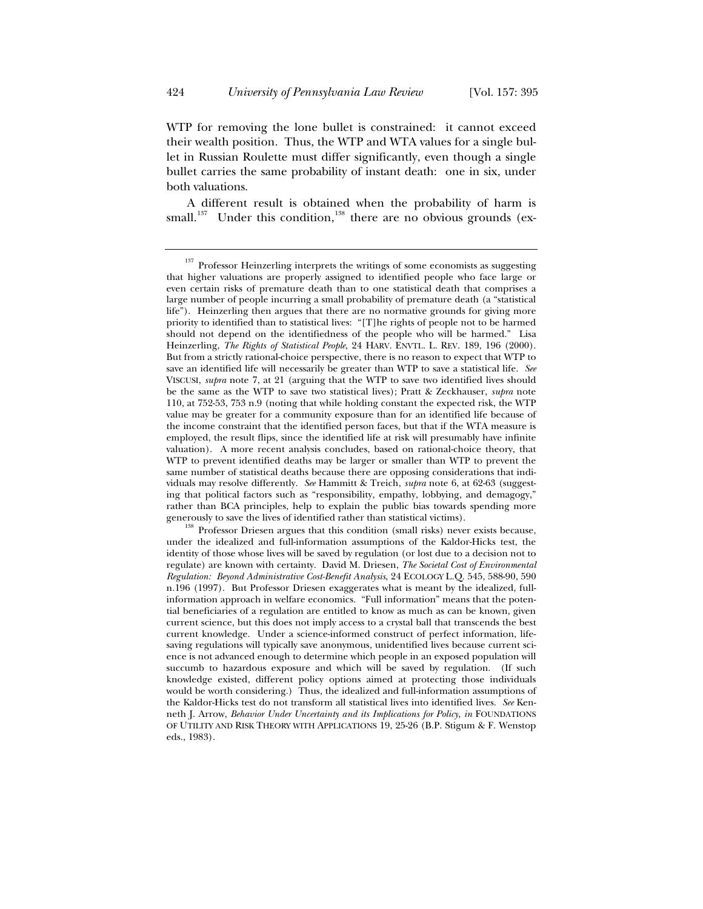WTP for removing the lone bullet is constrained: it cannot exceed their wealth position. Thus, the WTP and WTA values for a single bullet in Russian Roulette must differ significantly, even though a single bullet carries the same probability of instant death: one in six, under both valuations.

A different result is obtained when the probability of harm is small.[137] Under this condition,[138] there are no obvious grounds (ex-

---

[137] Professor Heinzerling interprets the writings of some economists as suggesting that higher valuations are properly assigned to identified people who face large or even certain risks of premature death than to one statistical death that comprises a large number of people incurring a small probability of premature death (a "statistical life"). Heinzerling then argues that there are no normative grounds for giving more priority to identified than to statistical lives: "[T]he rights of people not to be harmed should not depend on the identifiedness of the people who will be harmed." Lisa Heinzerling, *The Rights of Statistical People*, 24 HARV. ENVTL. L. REV. 189, 196 (2000). But from a strictly rational-choice perspective, there is no reason to expect that WTP to save an identified life will necessarily be greater than WTP to save a statistical life. *See* VISCUSI, *supra* note 7, at 21 (arguing that the WTP to save two identified lives should be the same as the WTP to save two statistical lives); Pratt & Zeckhauser, *supra* note 110, at 752-53, 753 n.9 (noting that while holding constant the expected risk, the WTP value may be greater for a community exposure than for an identified life because of the income constraint that the identified person faces, but that if the WTA measure is employed, the result flips, since the identified life at risk will presumably have infinite valuation). A more recent analysis concludes, based on rational-choice theory, that WTP to prevent identified deaths may be larger or smaller than WTP to prevent the same number of statistical deaths because there are opposing considerations that individuals may resolve differently. *See* Hammitt & Treich, *supra* note 6, at 62-63 (suggesting that political factors such as "responsibility, empathy, lobbying, and demagogy," rather than BCA principles, help to explain the public bias towards spending more generously to save the lives of identified rather than statistical victims).

[138] Professor Driesen argues that this condition (small risks) never exists because, under the idealized and full-information assumptions of the Kaldor-Hicks test, the identity of those whose lives will be saved by regulation (or lost due to a decision not to regulate) are known with certainty. David M. Driesen, *The Societal Cost of Environmental Regulation: Beyond Administrative Cost-Benefit Analysis*, 24 ECOLOGY L.Q. 545, 588-90, 590 n.196 (1997). But Professor Driesen exaggerates what is meant by the idealized, full-information approach in welfare economics. "Full information" means that the potential beneficiaries of a regulation are entitled to know as much as can be known, given current science, but this does not imply access to a crystal ball that transcends the best current knowledge. Under a science-informed construct of perfect information, life-saving regulations will typically save anonymous, unidentified lives because current science is not advanced enough to determine which people in an exposed population will succumb to hazardous exposure and which will be saved by regulation. (If such knowledge existed, different policy options aimed at protecting those individuals would be worth considering.) Thus, the idealized and full-information assumptions of the Kaldor-Hicks test do not transform all statistical lives into identified lives. *See* Kenneth J. Arrow, *Behavior Under Uncertainty and its Implications for Policy*, *in* FOUNDATIONS OF UTILITY AND RISK THEORY WITH APPLICATIONS 19, 25-26 (B.P. Stigum & F. Wenstop eds., 1983).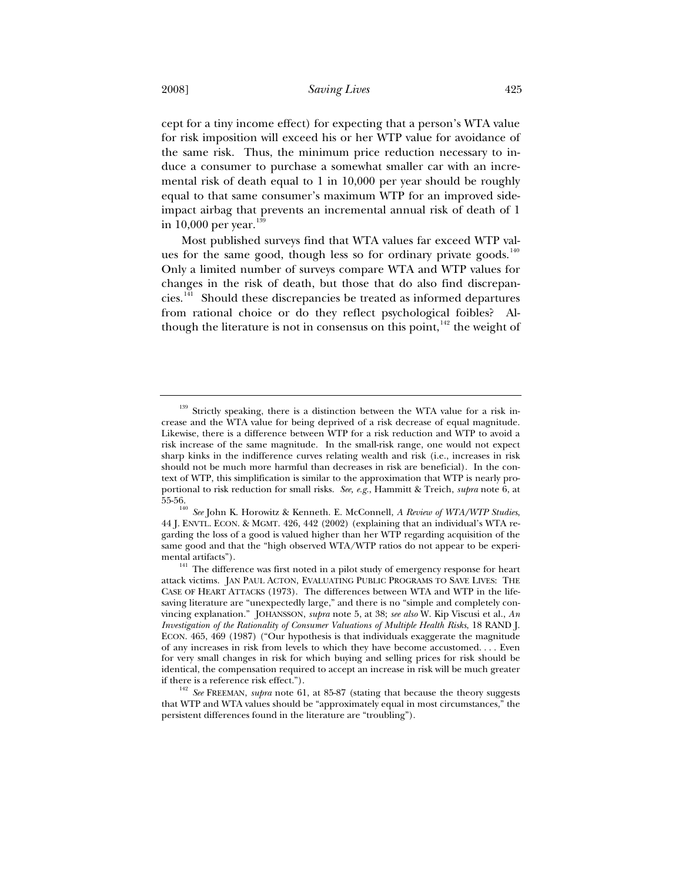cept for a tiny income effect) for expecting that a person's WTA value for risk imposition will exceed his or her WTP value for avoidance of the same risk. Thus, the minimum price reduction necessary to induce a consumer to purchase a somewhat smaller car with an incremental risk of death equal to 1 in 10,000 per year should be roughly equal to that same consumer's maximum WTP for an improved side-impact airbag that prevents an incremental annual risk of death of 1 in 10,000 per year.[139]

Most published surveys find that WTA values far exceed WTP values for the same good, though less so for ordinary private goods.[140] Only a limited number of surveys compare WTA and WTP values for changes in the risk of death, but those that do also find discrepancies.[141] Should these discrepancies be treated as informed departures from rational choice or do they reflect psychological foibles? Although the literature is not in consensus on this point,[142] the weight of

---

[139] Strictly speaking, there is a distinction between the WTA value for a risk increase and the WTA value for being deprived of a risk decrease of equal magnitude. Likewise, there is a difference between WTP for a risk reduction and WTP to avoid a risk increase of the same magnitude. In the small-risk range, one would not expect sharp kinks in the indifference curves relating wealth and risk (i.e., increases in risk should not be much more harmful than decreases in risk are beneficial). In the context of WTP, this simplification is similar to the approximation that WTP is nearly proportional to risk reduction for small risks. *See, e.g.*, Hammitt & Treich, *supra* note 6, at 55-56.

[140] *See* John K. Horowitz & Kenneth. E. McConnell, *A Review of WTA/WTP Studies*, 44 J. ENVTL. ECON. & MGMT. 426, 442 (2002) (explaining that an individual's WTA regarding the loss of a good is valued higher than her WTP regarding acquisition of the same good and that the "high observed WTA/WTP ratios do not appear to be experimental artifacts").

[141] The difference was first noted in a pilot study of emergency response for heart attack victims. JAN PAUL ACTON, EVALUATING PUBLIC PROGRAMS TO SAVE LIVES: THE CASE OF HEART ATTACKS (1973). The differences between WTA and WTP in the life-saving literature are "unexpectedly large," and there is no "simple and completely convincing explanation." JOHANSSON, *supra* note 5, at 38; *see also* W. Kip Viscusi et al., *An Investigation of the Rationality of Consumer Valuations of Multiple Health Risks*, 18 RAND J. ECON. 465, 469 (1987) ("Our hypothesis is that individuals exaggerate the magnitude of any increases in risk from levels to which they have become accustomed. . . . Even for very small changes in risk for which buying and selling prices for risk should be identical, the compensation required to accept an increase in risk will be much greater if there is a reference risk effect.").

[142] *See* FREEMAN, *supra* note 61, at 85-87 (stating that because the theory suggests that WTP and WTA values should be "approximately equal in most circumstances," the persistent differences found in the literature are "troubling").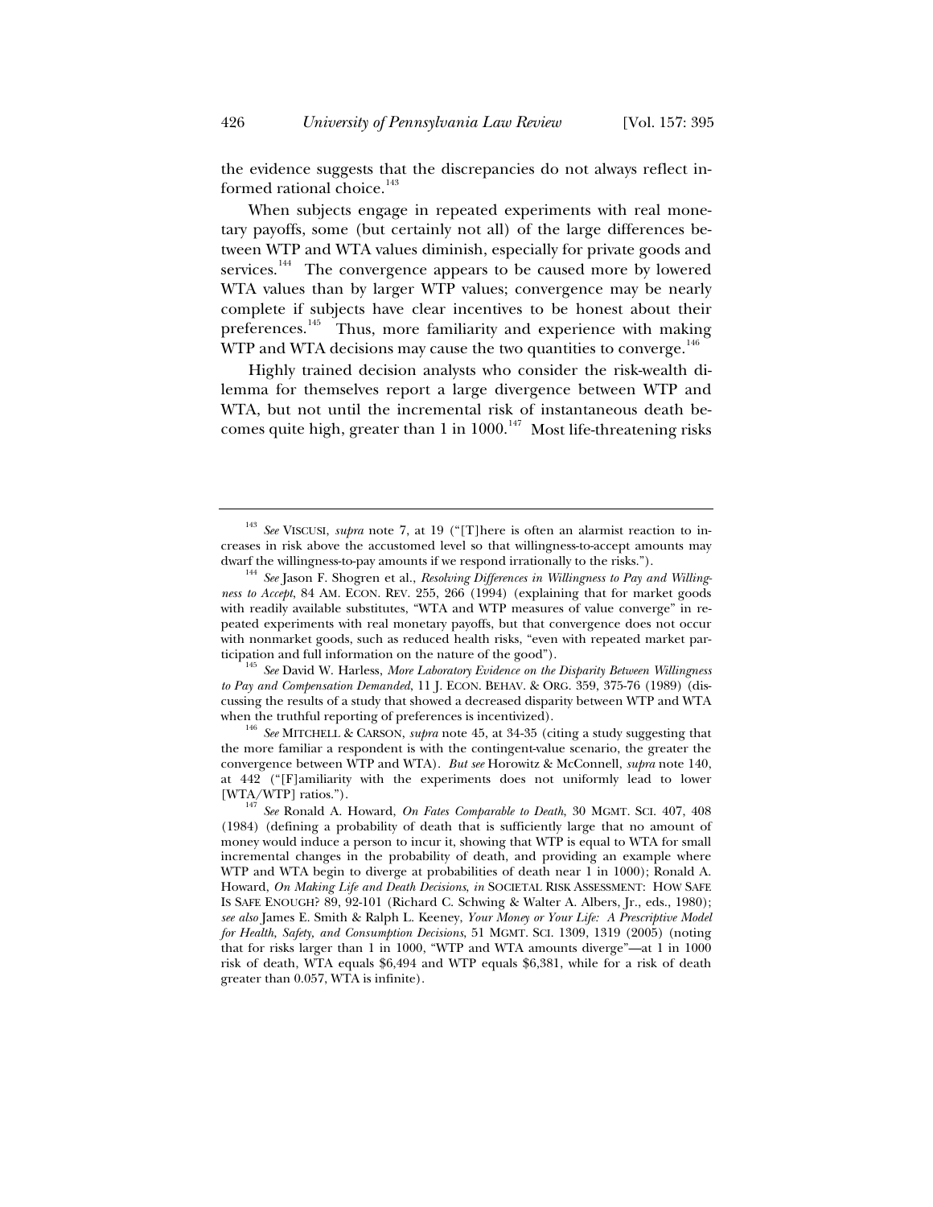the evidence suggests that the discrepancies do not always reflect informed rational choice.[143]

When subjects engage in repeated experiments with real monetary payoffs, some (but certainly not all) of the large differences between WTP and WTA values diminish, especially for private goods and services.[144] The convergence appears to be caused more by lowered WTA values than by larger WTP values; convergence may be nearly complete if subjects have clear incentives to be honest about their preferences.[145] Thus, more familiarity and experience with making WTP and WTA decisions may cause the two quantities to converge.[146]

Highly trained decision analysts who consider the risk-wealth dilemma for themselves report a large divergence between WTP and WTA, but not until the incremental risk of instantaneous death becomes quite high, greater than 1 in 1000.[147] Most life-threatening risks

---

[143] *See* VISCUSI, *supra* note 7, at 19 ("[T]here is often an alarmist reaction to increases in risk above the accustomed level so that willingness-to-accept amounts may dwarf the willingness-to-pay amounts if we respond irrationally to the risks.").

[144] *See* Jason F. Shogren et al., *Resolving Differences in Willingness to Pay and Willingness to Accept*, 84 AM. ECON. REV. 255, 266 (1994) (explaining that for market goods with readily available substitutes, "WTA and WTP measures of value converge" in repeated experiments with real monetary payoffs, but that convergence does not occur with nonmarket goods, such as reduced health risks, "even with repeated market participation and full information on the nature of the good").

[145] *See* David W. Harless, *More Laboratory Evidence on the Disparity Between Willingness to Pay and Compensation Demanded*, 11 J. ECON. BEHAV. & ORG. 359, 375-76 (1989) (discussing the results of a study that showed a decreased disparity between WTP and WTA when the truthful reporting of preferences is incentivized).

[146] *See* MITCHELL & CARSON, *supra* note 45, at 34-35 (citing a study suggesting that the more familiar a respondent is with the contingent-value scenario, the greater the convergence between WTP and WTA). *But see* Horowitz & McConnell, *supra* note 140, at 442 ("[F]amiliarity with the experiments does not uniformly lead to lower [WTA/WTP] ratios.").

[147] *See* Ronald A. Howard, *On Fates Comparable to Death*, 30 MGMT. SCI. 407, 408 (1984) (defining a probability of death that is sufficiently large that no amount of money would induce a person to incur it, showing that WTP is equal to WTA for small incremental changes in the probability of death, and providing an example where WTP and WTA begin to diverge at probabilities of death near 1 in 1000); Ronald A. Howard, *On Making Life and Death Decisions*, *in* SOCIETAL RISK ASSESSMENT: HOW SAFE IS SAFE ENOUGH? 89, 92-101 (Richard C. Schwing & Walter A. Albers, Jr., eds., 1980); *see also* James E. Smith & Ralph L. Keeney, *Your Money or Your Life: A Prescriptive Model for Health, Safety, and Consumption Decisions*, 51 MGMT. SCI. 1309, 1319 (2005) (noting that for risks larger than 1 in 1000, "WTP and WTA amounts diverge"—at 1 in 1000 risk of death, WTA equals $6,494 and WTP equals $6,381, while for a risk of death greater than 0.057, WTA is infinite).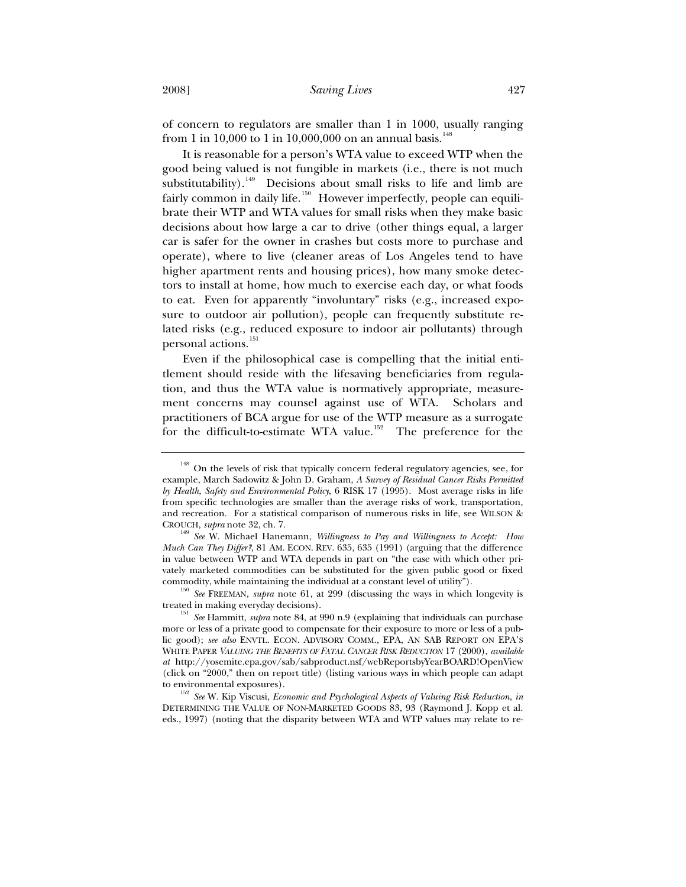of concern to regulators are smaller than 1 in 1000, usually ranging from 1 in 10,000 to 1 in 10,000,000 on an annual basis.[148]

It is reasonable for a person's WTA value to exceed WTP when the good being valued is not fungible in markets (i.e., there is not much substitutability).[149] Decisions about small risks to life and limb are fairly common in daily life.[150] However imperfectly, people can equilibrate their WTP and WTA values for small risks when they make basic decisions about how large a car to drive (other things equal, a larger car is safer for the owner in crashes but costs more to purchase and operate), where to live (cleaner areas of Los Angeles tend to have higher apartment rents and housing prices), how many smoke detectors to install at home, how much to exercise each day, or what foods to eat. Even for apparently "involuntary" risks (e.g., increased exposure to outdoor air pollution), people can frequently substitute related risks (e.g., reduced exposure to indoor air pollutants) through personal actions.[151]

Even if the philosophical case is compelling that the initial entitlement should reside with the lifesaving beneficiaries from regulation, and thus the WTA value is normatively appropriate, measurement concerns may counsel against use of WTA. Scholars and practitioners of BCA argue for use of the WTP measure as a surrogate for the difficult-to-estimate WTA value.[152] The preference for the

---

[148] On the levels of risk that typically concern federal regulatory agencies, see, for example, March Sadowitz & John D. Graham, *A Survey of Residual Cancer Risks Permitted by Health, Safety and Environmental Policy*, 6 RISK 17 (1995). Most average risks in life from specific technologies are smaller than the average risks of work, transportation, and recreation. For a statistical comparison of numerous risks in life, see WILSON & CROUCH, *supra* note 32, ch. 7.

[149] *See* W. Michael Hanemann, *Willingness to Pay and Willingness to Accept: How Much Can They Differ?*, 81 AM. ECON. REV. 635, 635 (1991) (arguing that the difference in value between WTP and WTA depends in part on "the ease with which other privately marketed commodities can be substituted for the given public good or fixed commodity, while maintaining the individual at a constant level of utility").

[150] *See* FREEMAN, *supra* note 61, at 299 (discussing the ways in which longevity is treated in making everyday decisions).

[151] *See* Hammitt, *supra* note 84, at 990 n.9 (explaining that individuals can purchase more or less of a private good to compensate for their exposure to more or less of a public good); *see also* ENVTL. ECON. ADVISORY COMM., EPA, AN SAB REPORT ON EPA'S WHITE PAPER *VALUING THE BENEFITS OF FATAL CANCER RISK REDUCTION* 17 (2000), *available at* http://yosemite.epa.gov/sab/sabproduct.nsf/webReportsbyYearBOARD!OpenView (click on "2000," then on report title) (listing various ways in which people can adapt to environmental exposures).

[152] *See* W. Kip Viscusi, *Economic and Psychological Aspects of Valuing Risk Reduction*, *in* DETERMINING THE VALUE OF NON-MARKETED GOODS 83, 93 (Raymond J. Kopp et al. eds., 1997) (noting that the disparity between WTA and WTP values may relate to re-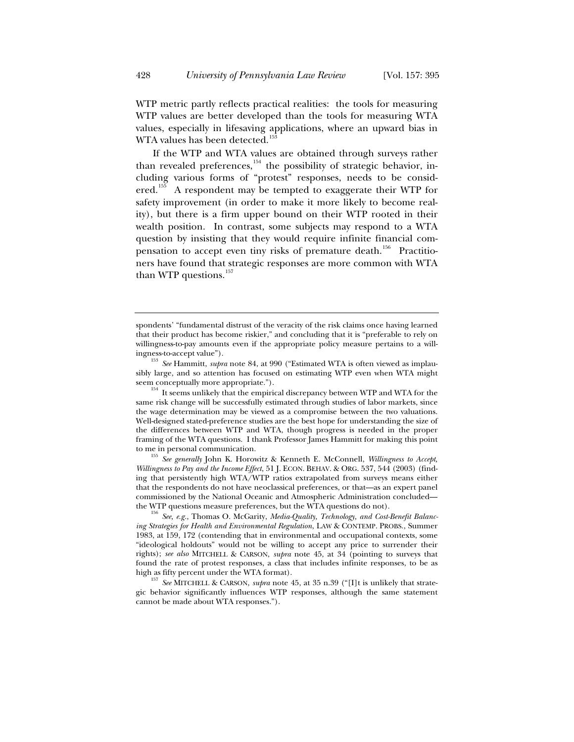WTP metric partly reflects practical realities: the tools for measuring WTP values are better developed than the tools for measuring WTA values, especially in lifesaving applications, where an upward bias in WTA values has been detected.[153]

If the WTP and WTA values are obtained through surveys rather than revealed preferences,[154] the possibility of strategic behavior, including various forms of "protest" responses, needs to be considered.[155] A respondent may be tempted to exaggerate their WTP for safety improvement (in order to make it more likely to become reality), but there is a firm upper bound on their WTP rooted in their wealth position. In contrast, some subjects may respond to a WTA question by insisting that they would require infinite financial compensation to accept even tiny risks of premature death.[156] Practitioners have found that strategic responses are more common with WTA than WTP questions.[157]

---

spondents' "fundamental distrust of the veracity of the risk claims once having learned that their product has become riskier," and concluding that it is "preferable to rely on willingness-to-pay amounts even if the appropriate policy measure pertains to a willingness-to-accept value").

[153] *See* Hammitt, *supra* note 84, at 990 ("Estimated WTA is often viewed as implausibly large, and so attention has focused on estimating WTP even when WTA might seem conceptually more appropriate.").

[154] It seems unlikely that the empirical discrepancy between WTP and WTA for the same risk change will be successfully estimated through studies of labor markets, since the wage determination may be viewed as a compromise between the two valuations. Well-designed stated-preference studies are the best hope for understanding the size of the differences between WTP and WTA, though progress is needed in the proper framing of the WTA questions. I thank Professor James Hammitt for making this point to me in personal communication.

[155] *See generally* John K. Horowitz & Kenneth E. McConnell, *Willingness to Accept, Willingness to Pay and the Income Effect*, 51 J. ECON. BEHAV. & ORG. 537, 544 (2003) (finding that persistently high WTA/WTP ratios extrapolated from surveys means either that the respondents do not have neoclassical preferences, or that—as an expert panel commissioned by the National Oceanic and Atmospheric Administration concluded—the WTP questions measure preferences, but the WTA questions do not).

[156] *See, e.g.*, Thomas O. McGarity, *Media-Quality, Technology, and Cost-Benefit Balancing Strategies for Health and Environmental Regulation*, LAW & CONTEMP. PROBS., Summer 1983, at 159, 172 (contending that in environmental and occupational contexts, some "ideological holdouts" would not be willing to accept any price to surrender their rights); *see also* MITCHELL & CARSON, *supra* note 45, at 34 (pointing to surveys that found the rate of protest responses, a class that includes infinite responses, to be as high as fifty percent under the WTA format).

[157] *See* MITCHELL & CARSON, *supra* note 45, at 35 n.39 ("[I]t is unlikely that strategic behavior significantly influences WTP responses, although the same statement cannot be made about WTA responses.").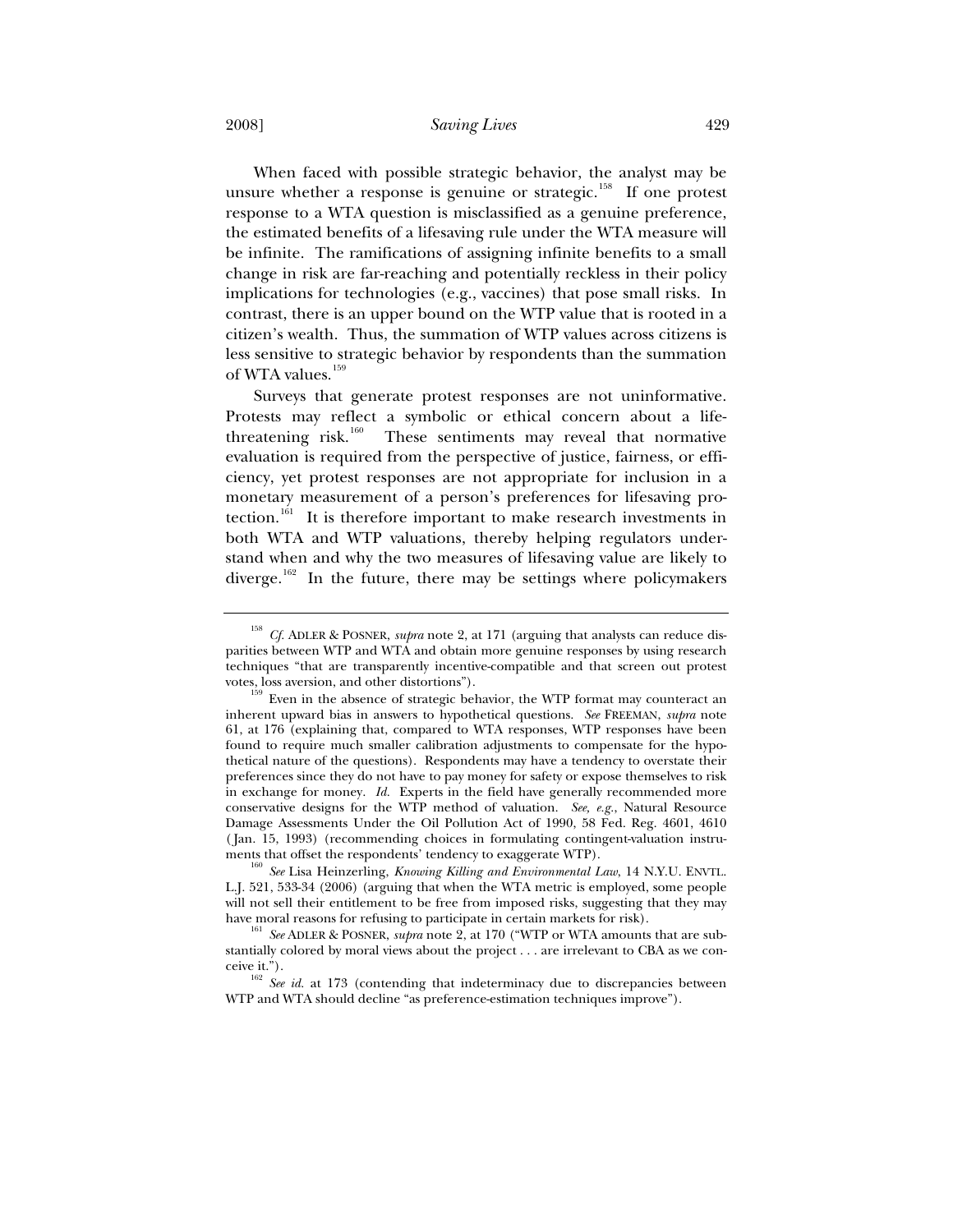When faced with possible strategic behavior, the analyst may be unsure whether a response is genuine or strategic.[158] If one protest response to a WTA question is misclassified as a genuine preference, the estimated benefits of a lifesaving rule under the WTA measure will be infinite. The ramifications of assigning infinite benefits to a small change in risk are far-reaching and potentially reckless in their policy implications for technologies (e.g., vaccines) that pose small risks. In contrast, there is an upper bound on the WTP value that is rooted in a citizen's wealth. Thus, the summation of WTP values across citizens is less sensitive to strategic behavior by respondents than the summation of WTA values.[159]

Surveys that generate protest responses are not uninformative. Protests may reflect a symbolic or ethical concern about a life-threatening risk.[160] These sentiments may reveal that normative evaluation is required from the perspective of justice, fairness, or efficiency, yet protest responses are not appropriate for inclusion in a monetary measurement of a person's preferences for lifesaving protection.[161] It is therefore important to make research investments in both WTA and WTP valuations, thereby helping regulators understand when and why the two measures of lifesaving value are likely to diverge.[162] In the future, there may be settings where policymakers

---

[158] *Cf.* ADLER & POSNER, *supra* note 2, at 171 (arguing that analysts can reduce disparities between WTP and WTA and obtain more genuine responses by using research techniques "that are transparently incentive-compatible and that screen out protest votes, loss aversion, and other distortions").

[159] Even in the absence of strategic behavior, the WTP format may counteract an inherent upward bias in answers to hypothetical questions. *See* FREEMAN, *supra* note 61, at 176 (explaining that, compared to WTA responses, WTP responses have been found to require much smaller calibration adjustments to compensate for the hypothetical nature of the questions). Respondents may have a tendency to overstate their preferences since they do not have to pay money for safety or expose themselves to risk in exchange for money. *Id.* Experts in the field have generally recommended more conservative designs for the WTP method of valuation. *See, e.g.*, Natural Resource Damage Assessments Under the Oil Pollution Act of 1990, 58 Fed. Reg. 4601, 4610 (Jan. 15, 1993) (recommending choices in formulating contingent-valuation instruments that offset the respondents' tendency to exaggerate WTP).

[160] *See* Lisa Heinzerling, *Knowing Killing and Environmental Law*, 14 N.Y.U. ENVTL. L.J. 521, 533-34 (2006) (arguing that when the WTA metric is employed, some people will not sell their entitlement to be free from imposed risks, suggesting that they may have moral reasons for refusing to participate in certain markets for risk).

[161] *See* ADLER & POSNER, *supra* note 2, at 170 ("WTP or WTA amounts that are substantially colored by moral views about the project . . . are irrelevant to CBA as we conceive it.").

[162] *See id.* at 173 (contending that indeterminacy due to discrepancies between WTP and WTA should decline "as preference-estimation techniques improve").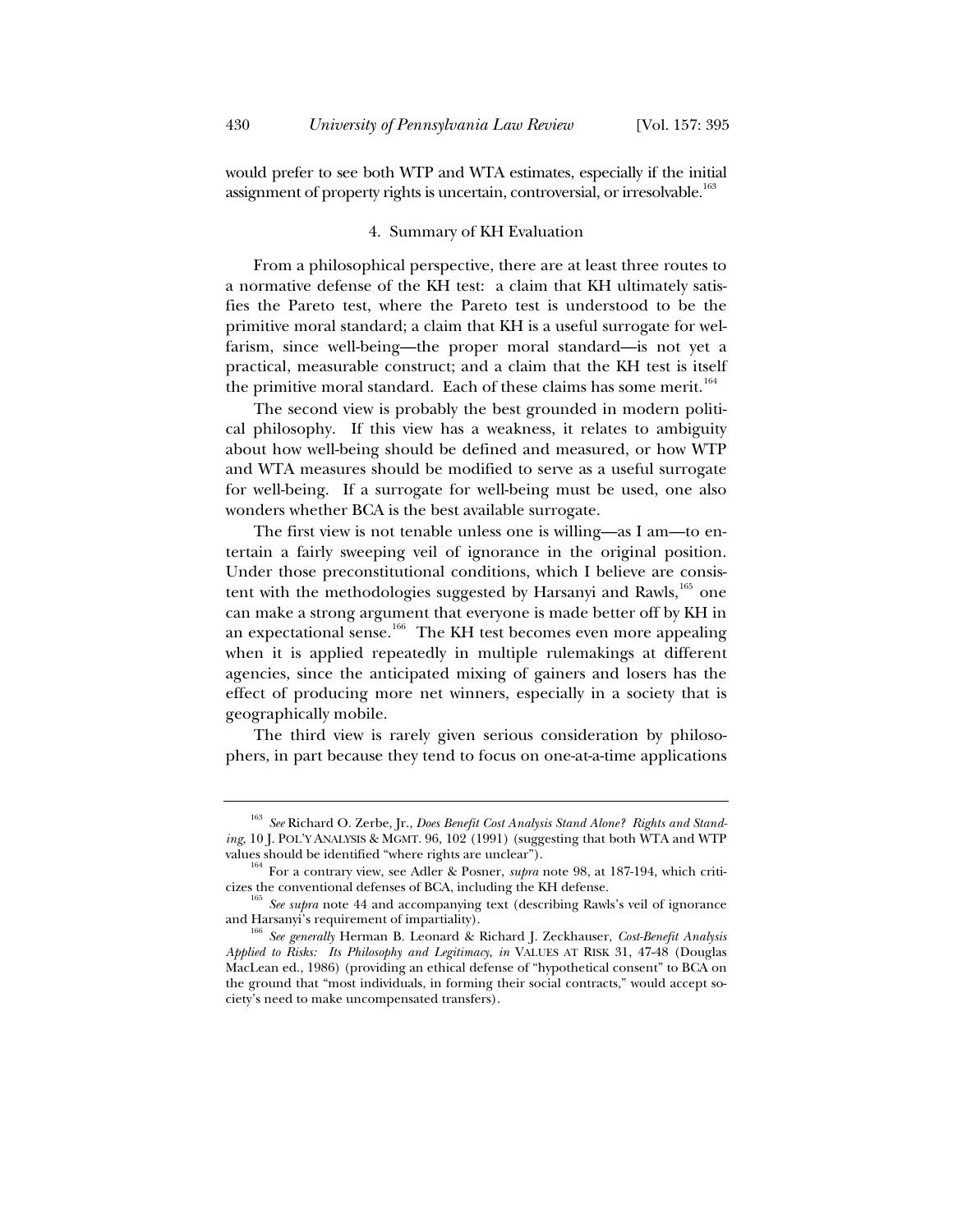would prefer to see both WTP and WTA estimates, especially if the initial assignment of property rights is uncertain, controversial, or irresolvable.[163]

#### 4. Summary of KH Evaluation

From a philosophical perspective, there are at least three routes to a normative defense of the KH test: a claim that KH ultimately satisfies the Pareto test, where the Pareto test is understood to be the primitive moral standard; a claim that KH is a useful surrogate for welfarism, since well-being—the proper moral standard—is not yet a practical, measurable construct; and a claim that the KH test is itself the primitive moral standard. Each of these claims has some merit.[164]

The second view is probably the best grounded in modern political philosophy. If this view has a weakness, it relates to ambiguity about how well-being should be defined and measured, or how WTP and WTA measures should be modified to serve as a useful surrogate for well-being. If a surrogate for well-being must be used, one also wonders whether BCA is the best available surrogate.

The first view is not tenable unless one is willing—as I am—to entertain a fairly sweeping veil of ignorance in the original position. Under those preconstitutional conditions, which I believe are consistent with the methodologies suggested by Harsanyi and Rawls,[165] one can make a strong argument that everyone is made better off by KH in an expectational sense.[166] The KH test becomes even more appealing when it is applied repeatedly in multiple rulemakings at different agencies, since the anticipated mixing of gainers and losers has the effect of producing more net winners, especially in a society that is geographically mobile.

The third view is rarely given serious consideration by philosophers, in part because they tend to focus on one-at-a-time applications

---

[163] *See* Richard O. Zerbe, Jr., *Does Benefit Cost Analysis Stand Alone? Rights and Standing*, 10 J. POL'Y ANALYSIS & MGMT. 96, 102 (1991) (suggesting that both WTA and WTP values should be identified "where rights are unclear").

[164] For a contrary view, see Adler & Posner, *supra* note 98, at 187-194, which criticizes the conventional defenses of BCA, including the KH defense.

[165] *See supra* note 44 and accompanying text (describing Rawls's veil of ignorance and Harsanyi's requirement of impartiality).

[166] *See generally* Herman B. Leonard & Richard J. Zeckhauser, *Cost-Benefit Analysis Applied to Risks: Its Philosophy and Legitimacy*, *in* VALUES AT RISK 31, 47-48 (Douglas MacLean ed., 1986) (providing an ethical defense of "hypothetical consent" to BCA on the ground that "most individuals, in forming their social contracts," would accept society's need to make uncompensated transfers).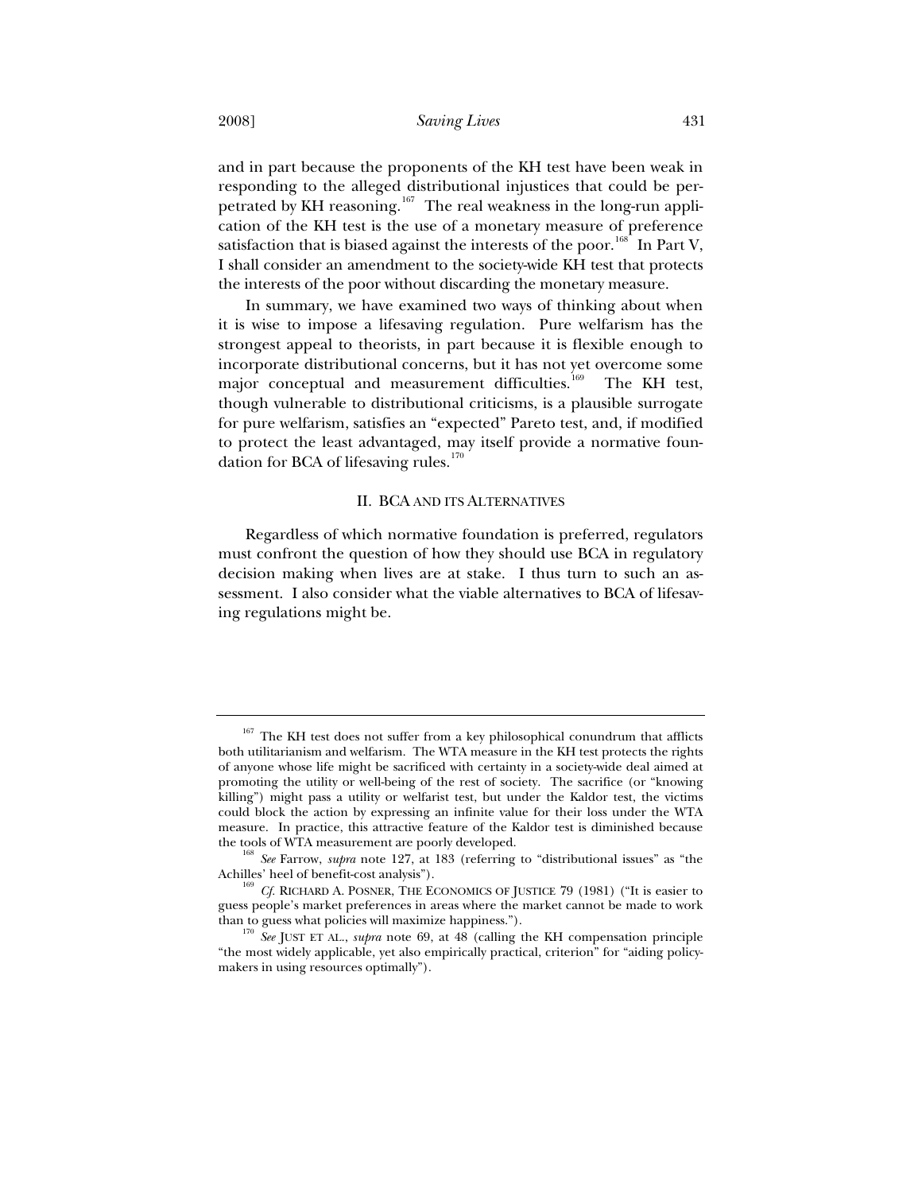and in part because the proponents of the KH test have been weak in responding to the alleged distributional injustices that could be perpetrated by KH reasoning.[167] The real weakness in the long-run application of the KH test is the use of a monetary measure of preference satisfaction that is biased against the interests of the poor.[168] In Part V, I shall consider an amendment to the society-wide KH test that protects the interests of the poor without discarding the monetary measure.

In summary, we have examined two ways of thinking about when it is wise to impose a lifesaving regulation. Pure welfarism has the strongest appeal to theorists, in part because it is flexible enough to incorporate distributional concerns, but it has not yet overcome some major conceptual and measurement difficulties.[169] The KH test, though vulnerable to distributional criticisms, is a plausible surrogate for pure welfarism, satisfies an "expected" Pareto test, and, if modified to protect the least advantaged, may itself provide a normative foundation for BCA of lifesaving rules.[170]

## II. BCA AND ITS ALTERNATIVES

Regardless of which normative foundation is preferred, regulators must confront the question of how they should use BCA in regulatory decision making when lives are at stake. I thus turn to such an assessment. I also consider what the viable alternatives to BCA of lifesaving regulations might be.

---

[167] The KH test does not suffer from a key philosophical conundrum that afflicts both utilitarianism and welfarism. The WTA measure in the KH test protects the rights of anyone whose life might be sacrificed with certainty in a society-wide deal aimed at promoting the utility or well-being of the rest of society. The sacrifice (or "knowing killing") might pass a utility or welfarist test, but under the Kaldor test, the victims could block the action by expressing an infinite value for their loss under the WTA measure. In practice, this attractive feature of the Kaldor test is diminished because the tools of WTA measurement are poorly developed.

[168] *See* Farrow, *supra* note 127, at 183 (referring to "distributional issues" as "the Achilles' heel of benefit-cost analysis").

[169] *Cf.* RICHARD A. POSNER, THE ECONOMICS OF JUSTICE 79 (1981) ("It is easier to guess people's market preferences in areas where the market cannot be made to work than to guess what policies will maximize happiness.").

[170] *See* JUST ET AL., *supra* note 69, at 48 (calling the KH compensation principle "the most widely applicable, yet also empirically practical, criterion" for "aiding policymakers in using resources optimally").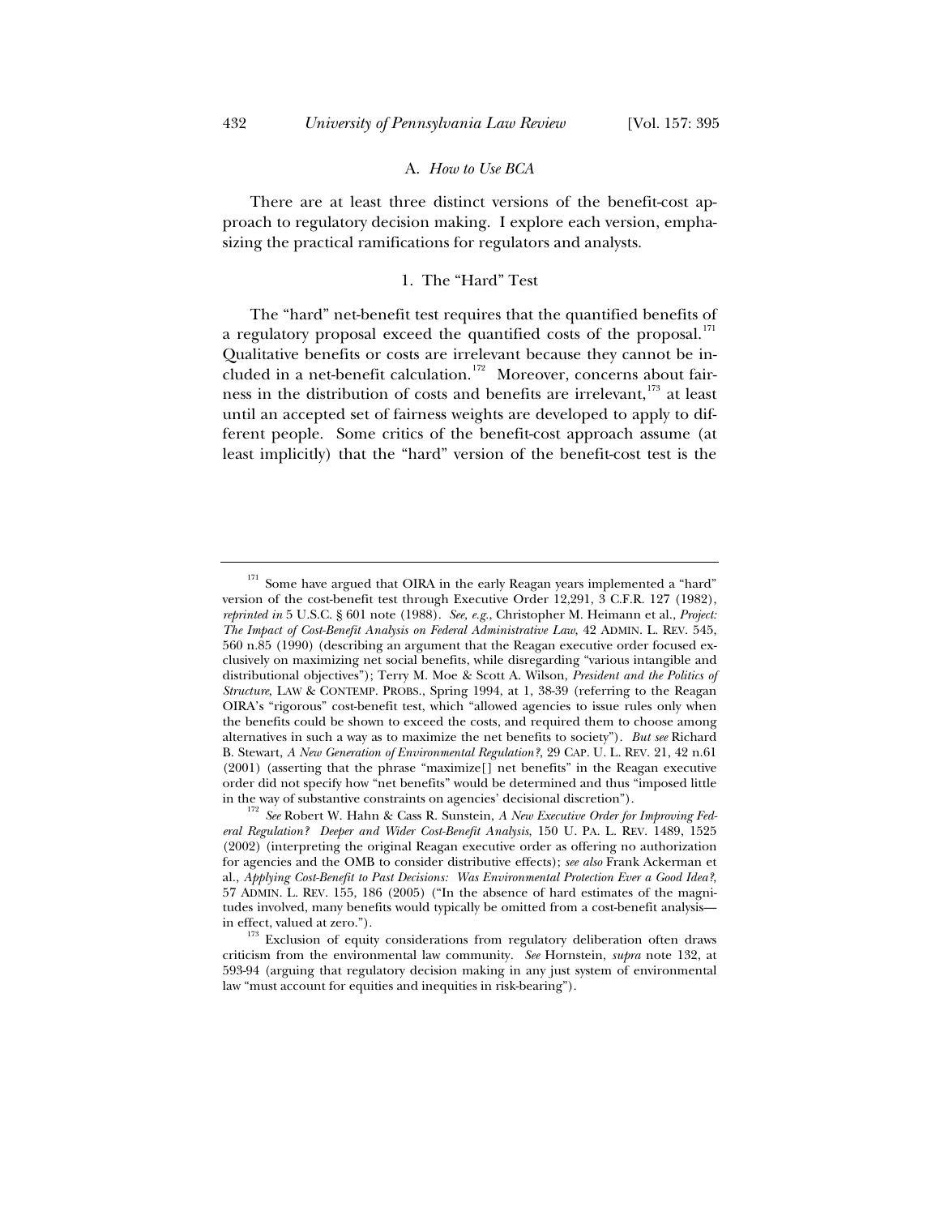### A. *How to Use BCA*

There are at least three distinct versions of the benefit-cost approach to regulatory decision making. I explore each version, emphasizing the practical ramifications for regulators and analysts.

#### 1. The "Hard" Test

The "hard" net-benefit test requires that the quantified benefits of a regulatory proposal exceed the quantified costs of the proposal.[171] Qualitative benefits or costs are irrelevant because they cannot be included in a net-benefit calculation.[172] Moreover, concerns about fairness in the distribution of costs and benefits are irrelevant,[173] at least until an accepted set of fairness weights are developed to apply to different people. Some critics of the benefit-cost approach assume (at least implicitly) that the "hard" version of the benefit-cost test is the

---

[171] Some have argued that OIRA in the early Reagan years implemented a "hard" version of the cost-benefit test through Executive Order 12,291, 3 C.F.R. 127 (1982), *reprinted in* 5 U.S.C. § 601 note (1988). *See, e.g.*, Christopher M. Heimann et al., *Project: The Impact of Cost-Benefit Analysis on Federal Administrative Law*, 42 ADMIN. L. REV. 545, 560 n.85 (1990) (describing an argument that the Reagan executive order focused exclusively on maximizing net social benefits, while disregarding "various intangible and distributional objectives"); Terry M. Moe & Scott A. Wilson, *President and the Politics of Structure*, LAW & CONTEMP. PROBS., Spring 1994, at 1, 38-39 (referring to the Reagan OIRA's "rigorous" cost-benefit test, which "allowed agencies to issue rules only when the benefits could be shown to exceed the costs, and required them to choose among alternatives in such a way as to maximize the net benefits to society"). *But see* Richard B. Stewart, *A New Generation of Environmental Regulation?*, 29 CAP. U. L. REV. 21, 42 n.61 (2001) (asserting that the phrase "maximize[] net benefits" in the Reagan executive order did not specify how "net benefits" would be determined and thus "imposed little in the way of substantive constraints on agencies' decisional discretion").

[172] *See* Robert W. Hahn & Cass R. Sunstein, *A New Executive Order for Improving Federal Regulation? Deeper and Wider Cost-Benefit Analysis*, 150 U. PA. L. REV. 1489, 1525 (2002) (interpreting the original Reagan executive order as offering no authorization for agencies and the OMB to consider distributive effects); *see also* Frank Ackerman et al., *Applying Cost-Benefit to Past Decisions: Was Environmental Protection Ever a Good Idea?*, 57 ADMIN. L. REV. 155, 186 (2005) ("In the absence of hard estimates of the magnitudes involved, many benefits would typically be omitted from a cost-benefit analysis—in effect, valued at zero.").

[173] Exclusion of equity considerations from regulatory deliberation often draws criticism from the environmental law community. *See* Hornstein, *supra* note 132, at 593-94 (arguing that regulatory decision making in any just system of environmental law "must account for equities and inequities in risk-bearing").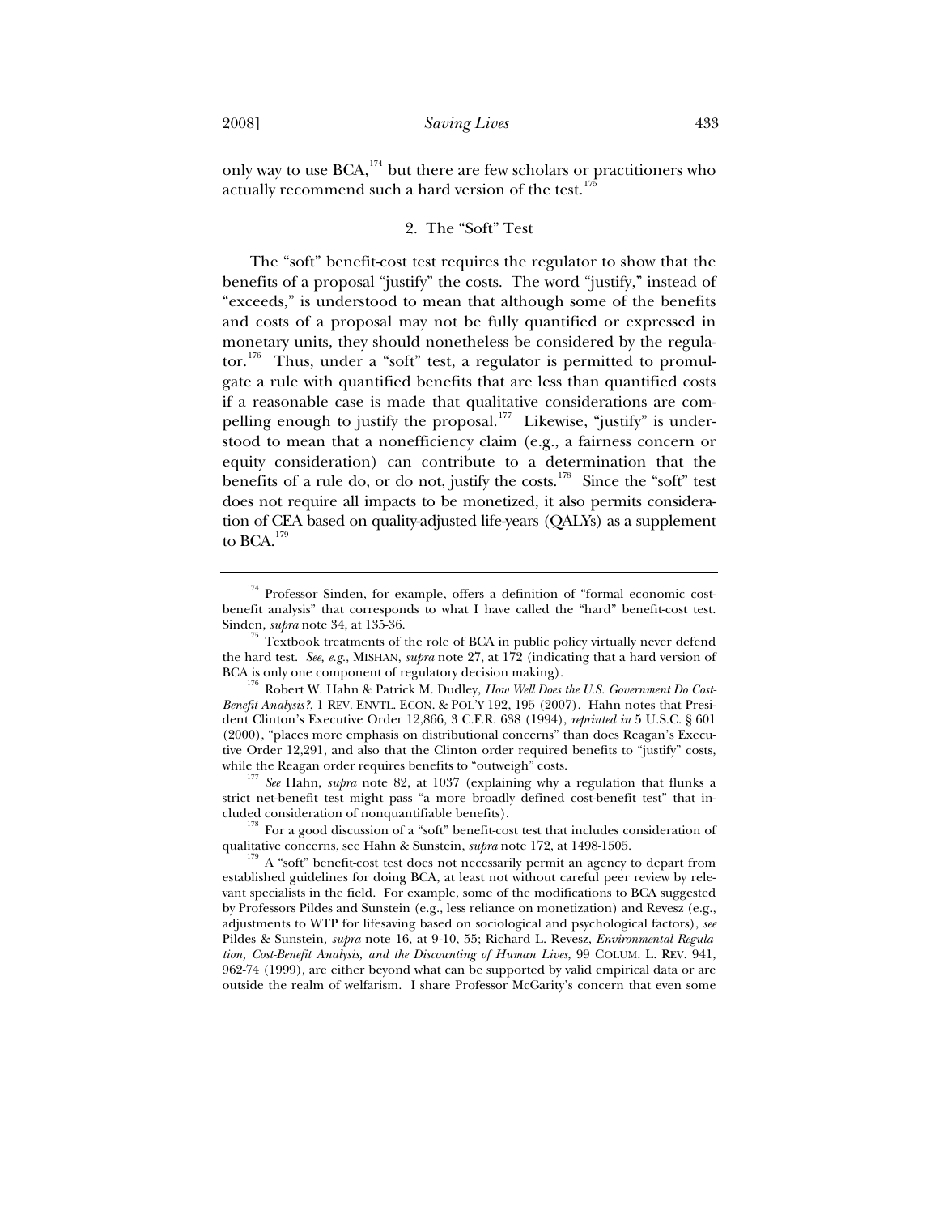only way to use BCA,[174] but there are few scholars or practitioners who actually recommend such a hard version of the test.[175]

### 2. The "Soft" Test

The "soft" benefit-cost test requires the regulator to show that the benefits of a proposal "justify" the costs. The word "justify," instead of "exceeds," is understood to mean that although some of the benefits and costs of a proposal may not be fully quantified or expressed in monetary units, they should nonetheless be considered by the regulator.[176] Thus, under a "soft" test, a regulator is permitted to promulgate a rule with quantified benefits that are less than quantified costs if a reasonable case is made that qualitative considerations are compelling enough to justify the proposal.[177] Likewise, "justify" is understood to mean that a nonefficiency claim (e.g., a fairness concern or equity consideration) can contribute to a determination that the benefits of a rule do, or do not, justify the costs.[178] Since the "soft" test does not require all impacts to be monetized, it also permits consideration of CEA based on quality-adjusted life-years (QALYs) as a supplement to BCA.[179]

---

[174] Professor Sinden, for example, offers a definition of "formal economic cost-benefit analysis" that corresponds to what I have called the "hard" benefit-cost test. Sinden, *supra* note 34, at 135-36.

[175] Textbook treatments of the role of BCA in public policy virtually never defend the hard test. *See, e.g.*, MISHAN, *supra* note 27, at 172 (indicating that a hard version of BCA is only one component of regulatory decision making).

[176] Robert W. Hahn & Patrick M. Dudley, *How Well Does the U.S. Government Do Cost-Benefit Analysis?*, 1 REV. ENVTL. ECON. & POL'Y 192, 195 (2007). Hahn notes that President Clinton's Executive Order 12,866, 3 C.F.R. 638 (1994), *reprinted in* 5 U.S.C. § 601 (2000), "places more emphasis on distributional concerns" than does Reagan's Executive Order 12,291, and also that the Clinton order required benefits to "justify" costs, while the Reagan order requires benefits to "outweigh" costs.

[177] *See* Hahn, *supra* note 82, at 1037 (explaining why a regulation that flunks a strict net-benefit test might pass "a more broadly defined cost-benefit test" that included consideration of nonquantifiable benefits).

[178] For a good discussion of a "soft" benefit-cost test that includes consideration of qualitative concerns, see Hahn & Sunstein, *supra* note 172, at 1498-1505.

[179] A "soft" benefit-cost test does not necessarily permit an agency to depart from established guidelines for doing BCA, at least not without careful peer review by relevant specialists in the field. For example, some of the modifications to BCA suggested by Professors Pildes and Sunstein (e.g., less reliance on monetization) and Revesz (e.g., adjustments to WTP for lifesaving based on sociological and psychological factors), *see* Pildes & Sunstein, *supra* note 16, at 9-10, 55; Richard L. Revesz, *Environmental Regulation, Cost-Benefit Analysis, and the Discounting of Human Lives*, 99 COLUM. L. REV. 941, 962-74 (1999), are either beyond what can be supported by valid empirical data or are outside the realm of welfarism. I share Professor McGarity's concern that even some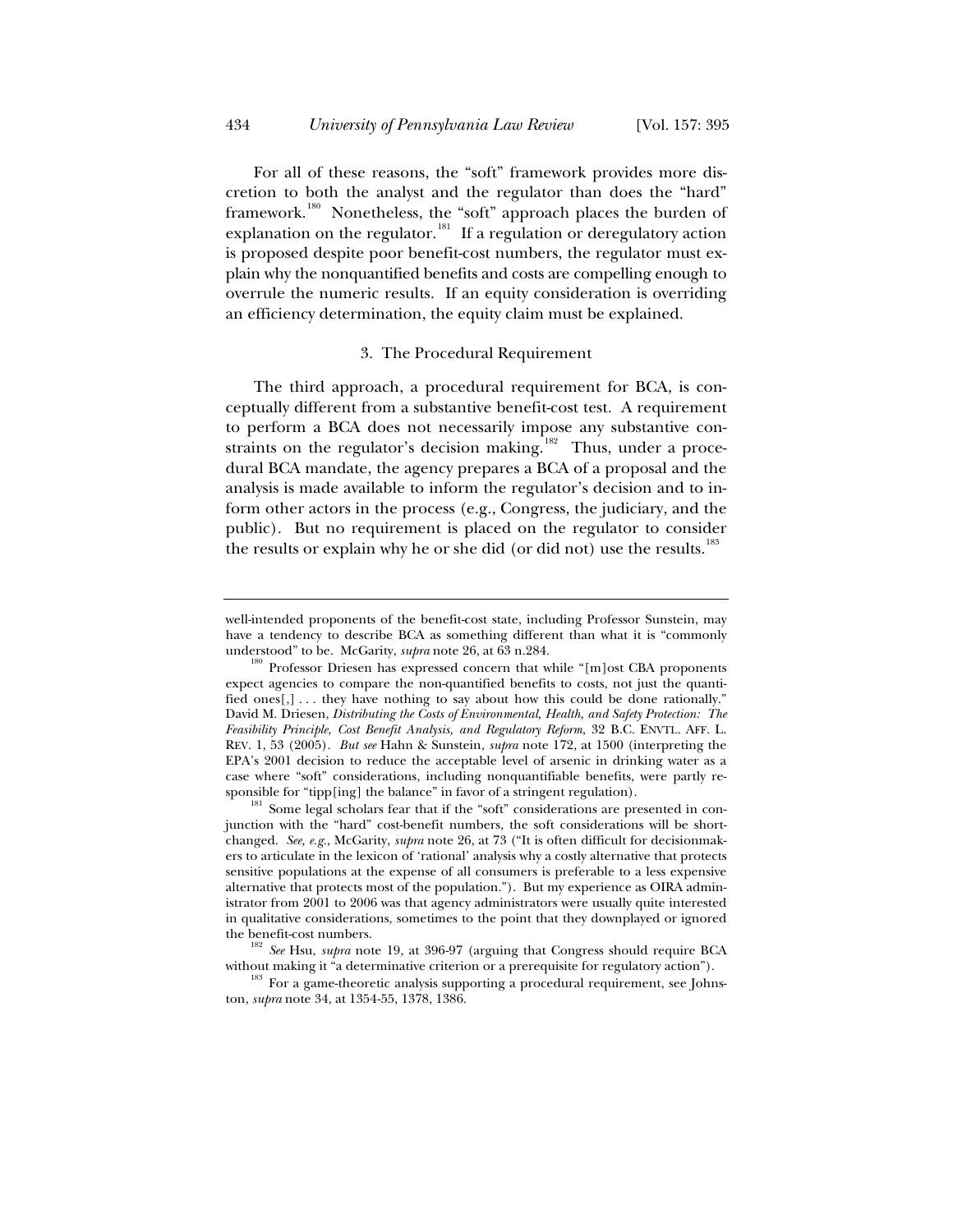For all of these reasons, the "soft" framework provides more discretion to both the analyst and the regulator than does the "hard" framework.[180] Nonetheless, the "soft" approach places the burden of explanation on the regulator.[181] If a regulation or deregulatory action is proposed despite poor benefit-cost numbers, the regulator must explain why the nonquantified benefits and costs are compelling enough to overrule the numeric results. If an equity consideration is overriding an efficiency determination, the equity claim must be explained.

### 3. The Procedural Requirement

The third approach, a procedural requirement for BCA, is conceptually different from a substantive benefit-cost test. A requirement to perform a BCA does not necessarily impose any substantive constraints on the regulator's decision making.[182] Thus, under a procedural BCA mandate, the agency prepares a BCA of a proposal and the analysis is made available to inform the regulator's decision and to inform other actors in the process (e.g., Congress, the judiciary, and the public). But no requirement is placed on the regulator to consider the results or explain why he or she did (or did not) use the results.[183]

---

well-intended proponents of the benefit-cost state, including Professor Sunstein, may have a tendency to describe BCA as something different than what it is "commonly understood" to be. McGarity, *supra* note 26, at 63 n.284.

[180] Professor Driesen has expressed concern that while "[m]ost CBA proponents expect agencies to compare the non-quantified benefits to costs, not just the quantified ones[,] . . . they have nothing to say about how this could be done rationally." David M. Driesen, *Distributing the Costs of Environmental, Health, and Safety Protection: The Feasibility Principle, Cost Benefit Analysis, and Regulatory Reform*, 32 B.C. ENVTL. AFF. L. REV. 1, 53 (2005). *But see* Hahn & Sunstein, *supra* note 172, at 1500 (interpreting the EPA's 2001 decision to reduce the acceptable level of arsenic in drinking water as a case where "soft" considerations, including nonquantifiable benefits, were partly responsible for "tipp[ing] the balance" in favor of a stringent regulation).

[181] Some legal scholars fear that if the "soft" considerations are presented in conjunction with the "hard" cost-benefit numbers, the soft considerations will be shortchanged. *See, e.g.*, McGarity, *supra* note 26, at 73 ("It is often difficult for decisionmakers to articulate in the lexicon of 'rational' analysis why a costly alternative that protects sensitive populations at the expense of all consumers is preferable to a less expensive alternative that protects most of the population."). But my experience as OIRA administrator from 2001 to 2006 was that agency administrators were usually quite interested in qualitative considerations, sometimes to the point that they downplayed or ignored the benefit-cost numbers.

[182] *See* Hsu, *supra* note 19, at 396-97 (arguing that Congress should require BCA without making it "a determinative criterion or a prerequisite for regulatory action").

[183] For a game-theoretic analysis supporting a procedural requirement, see Johnston, *supra* note 34, at 1354-55, 1378, 1386.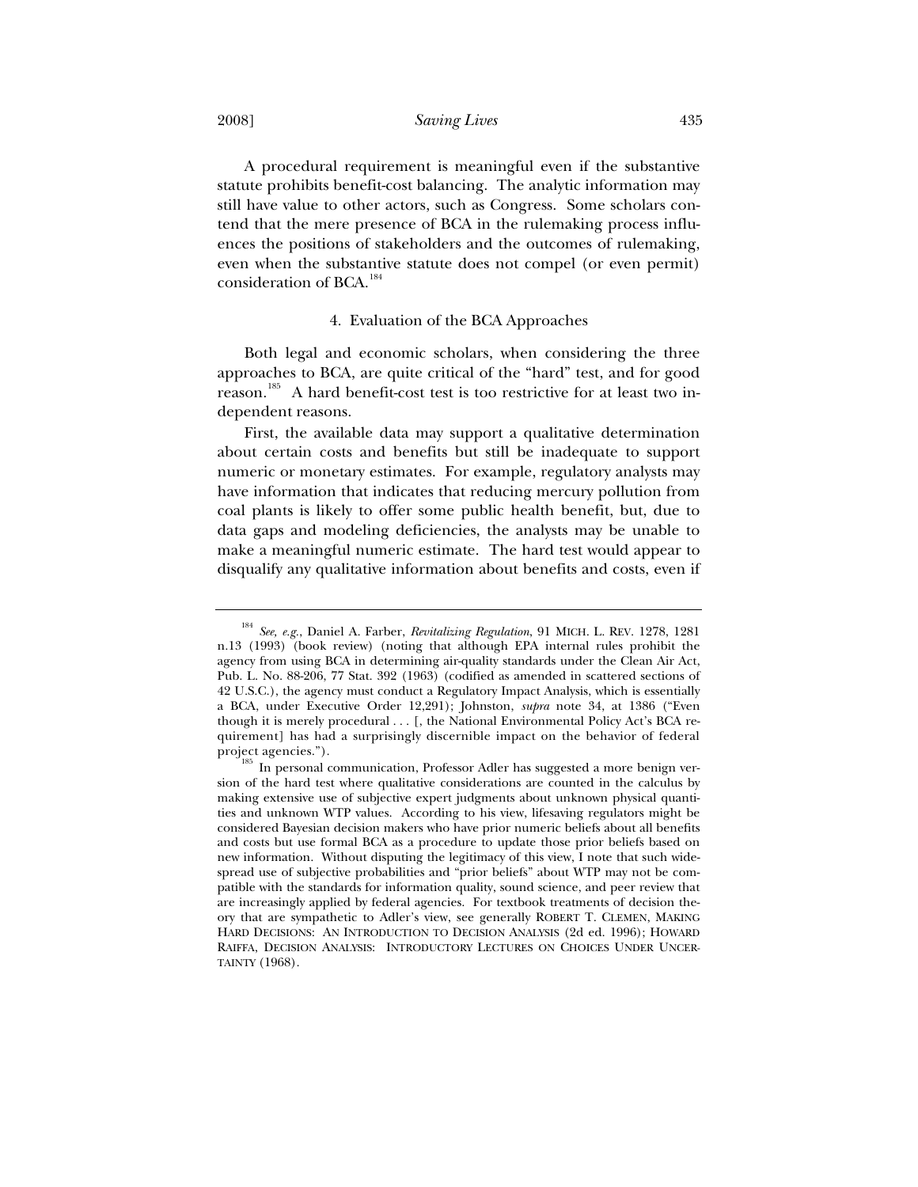A procedural requirement is meaningful even if the substantive statute prohibits benefit-cost balancing. The analytic information may still have value to other actors, such as Congress. Some scholars contend that the mere presence of BCA in the rulemaking process influences the positions of stakeholders and the outcomes of rulemaking, even when the substantive statute does not compel (or even permit) consideration of BCA.[184]

#### 4. Evaluation of the BCA Approaches

Both legal and economic scholars, when considering the three approaches to BCA, are quite critical of the "hard" test, and for good reason.[185] A hard benefit-cost test is too restrictive for at least two independent reasons.

First, the available data may support a qualitative determination about certain costs and benefits but still be inadequate to support numeric or monetary estimates. For example, regulatory analysts may have information that indicates that reducing mercury pollution from coal plants is likely to offer some public health benefit, but, due to data gaps and modeling deficiencies, the analysts may be unable to make a meaningful numeric estimate. The hard test would appear to disqualify any qualitative information about benefits and costs, even if

---

[184] *See, e.g.*, Daniel A. Farber, *Revitalizing Regulation*, 91 MICH. L. REV. 1278, 1281 n.13 (1993) (book review) (noting that although EPA internal rules prohibit the agency from using BCA in determining air-quality standards under the Clean Air Act, Pub. L. No. 88-206, 77 Stat. 392 (1963) (codified as amended in scattered sections of 42 U.S.C.), the agency must conduct a Regulatory Impact Analysis, which is essentially a BCA, under Executive Order 12,291); Johnston, *supra* note 34, at 1386 ("Even though it is merely procedural . . . [, the National Environmental Policy Act's BCA requirement] has had a surprisingly discernible impact on the behavior of federal project agencies.").

[185] In personal communication, Professor Adler has suggested a more benign version of the hard test where qualitative considerations are counted in the calculus by making extensive use of subjective expert judgments about unknown physical quantities and unknown WTP values. According to his view, lifesaving regulators might be considered Bayesian decision makers who have prior numeric beliefs about all benefits and costs but use formal BCA as a procedure to update those prior beliefs based on new information. Without disputing the legitimacy of this view, I note that such widespread use of subjective probabilities and "prior beliefs" about WTP may not be compatible with the standards for information quality, sound science, and peer review that are increasingly applied by federal agencies. For textbook treatments of decision theory that are sympathetic to Adler's view, see generally ROBERT T. CLEMEN, MAKING HARD DECISIONS: AN INTRODUCTION TO DECISION ANALYSIS (2d ed. 1996); HOWARD RAIFFA, DECISION ANALYSIS: INTRODUCTORY LECTURES ON CHOICES UNDER UNCERTAINTY (1968).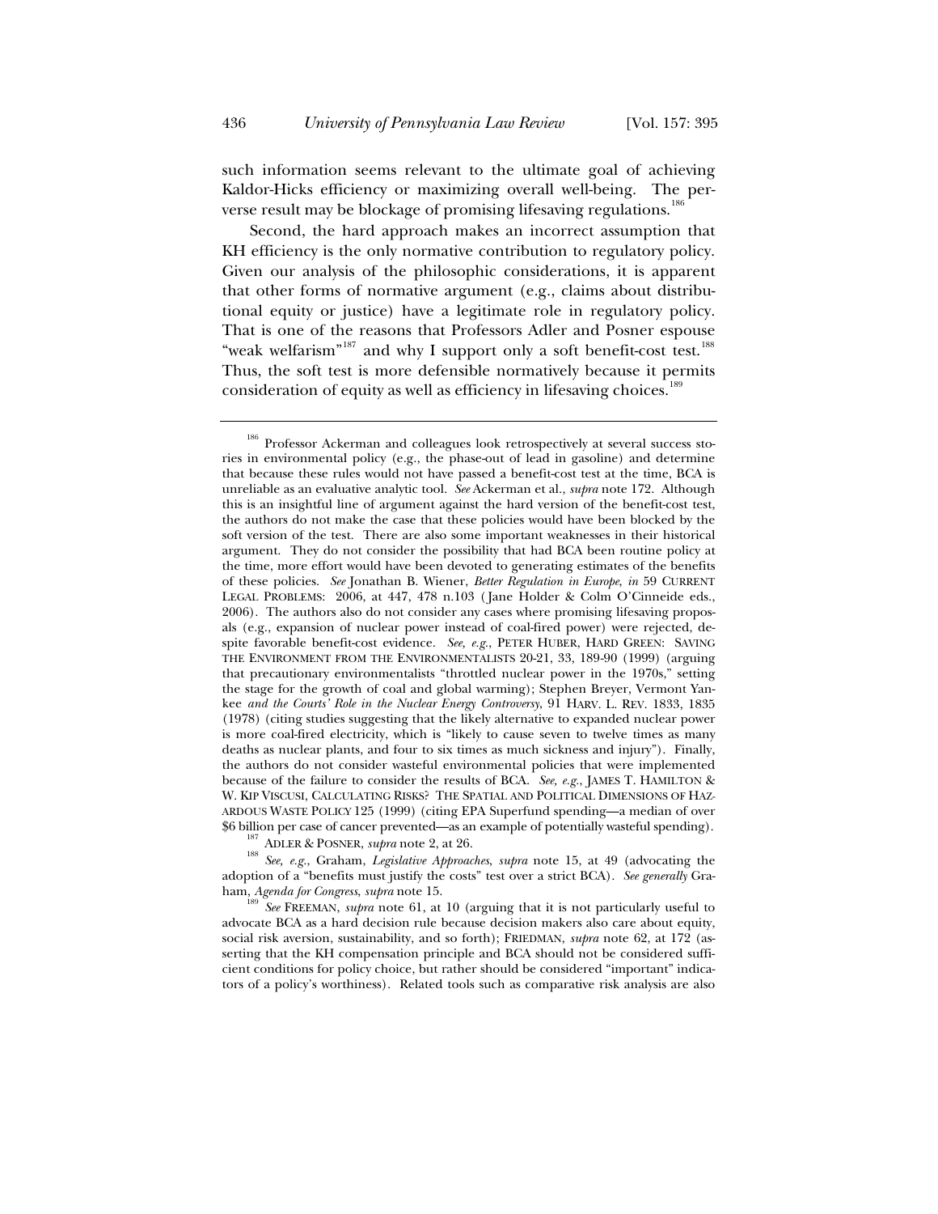such information seems relevant to the ultimate goal of achieving Kaldor-Hicks efficiency or maximizing overall well-being. The perverse result may be blockage of promising lifesaving regulations.[186]

Second, the hard approach makes an incorrect assumption that KH efficiency is the only normative contribution to regulatory policy. Given our analysis of the philosophic considerations, it is apparent that other forms of normative argument (e.g., claims about distributional equity or justice) have a legitimate role in regulatory policy. That is one of the reasons that Professors Adler and Posner espouse "weak welfarism"[187] and why I support only a soft benefit-cost test.[188] Thus, the soft test is more defensible normatively because it permits consideration of equity as well as efficiency in lifesaving choices.[189]

---

[186] Professor Ackerman and colleagues look retrospectively at several success stories in environmental policy (e.g., the phase-out of lead in gasoline) and determine that because these rules would not have passed a benefit-cost test at the time, BCA is unreliable as an evaluative analytic tool. *See* Ackerman et al., *supra* note 172. Although this is an insightful line of argument against the hard version of the benefit-cost test, the authors do not make the case that these policies would have been blocked by the soft version of the test. There are also some important weaknesses in their historical argument. They do not consider the possibility that had BCA been routine policy at the time, more effort would have been devoted to generating estimates of the benefits of these policies. *See* Jonathan B. Wiener, *Better Regulation in Europe*, *in* 59 CURRENT LEGAL PROBLEMS: 2006, at 447, 478 n.103 (Jane Holder & Colm O'Cinneide eds., 2006). The authors also do not consider any cases where promising lifesaving proposals (e.g., expansion of nuclear power instead of coal-fired power) were rejected, despite favorable benefit-cost evidence. *See, e.g.*, PETER HUBER, HARD GREEN: SAVING THE ENVIRONMENT FROM THE ENVIRONMENTALISTS 20-21, 33, 189-90 (1999) (arguing that precautionary environmentalists "throttled nuclear power in the 1970s," setting the stage for the growth of coal and global warming); Stephen Breyer, Vermont Yankee *and the Courts' Role in the Nuclear Energy Controversy*, 91 HARV. L. REV. 1833, 1835 (1978) (citing studies suggesting that the likely alternative to expanded nuclear power is more coal-fired electricity, which is "likely to cause seven to twelve times as many deaths as nuclear plants, and four to six times as much sickness and injury"). Finally, the authors do not consider wasteful environmental policies that were implemented because of the failure to consider the results of BCA. *See, e.g.*, JAMES T. HAMILTON & W. KIP VISCUSI, CALCULATING RISKS? THE SPATIAL AND POLITICAL DIMENSIONS OF HAZARDOUS WASTE POLICY 125 (1999) (citing EPA Superfund spending—a median of over $6 billion per case of cancer prevented—as an example of potentially wasteful spending).

[187] ADLER & POSNER, *supra* note 2, at 26.

[188] *See, e.g.*, Graham, *Legislative Approaches*, *supra* note 15, at 49 (advocating the adoption of a "benefits must justify the costs" test over a strict BCA). *See generally* Graham, *Agenda for Congress*, *supra* note 15.

[189] *See* FREEMAN, *supra* note 61, at 10 (arguing that it is not particularly useful to advocate BCA as a hard decision rule because decision makers also care about equity, social risk aversion, sustainability, and so forth); FRIEDMAN, *supra* note 62, at 172 (asserting that the KH compensation principle and BCA should not be considered sufficient conditions for policy choice, but rather should be considered "important" indicators of a policy's worthiness). Related tools such as comparative risk analysis are also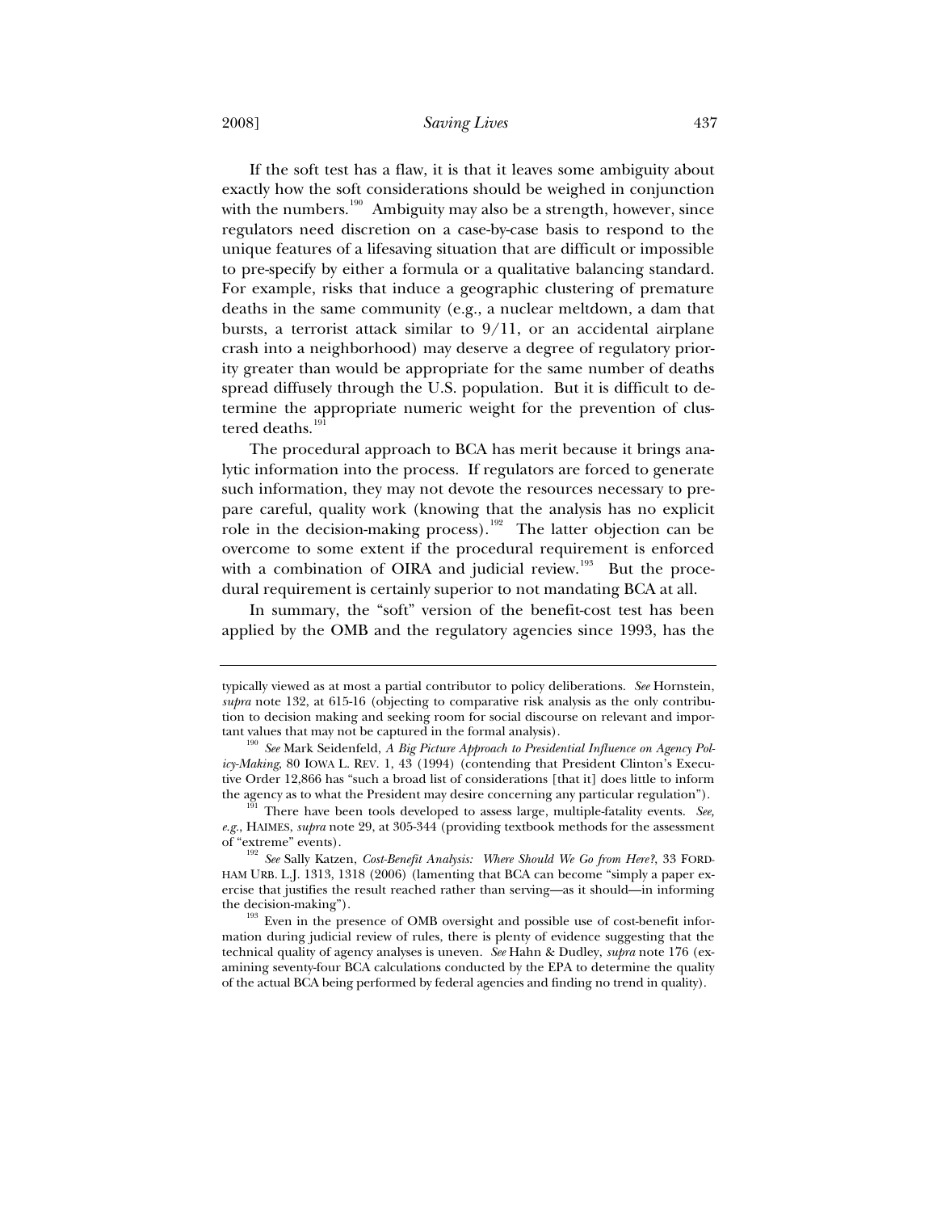If the soft test has a flaw, it is that it leaves some ambiguity about exactly how the soft considerations should be weighed in conjunction with the numbers.[190] Ambiguity may also be a strength, however, since regulators need discretion on a case-by-case basis to respond to the unique features of a lifesaving situation that are difficult or impossible to pre-specify by either a formula or a qualitative balancing standard. For example, risks that induce a geographic clustering of premature deaths in the same community (e.g., a nuclear meltdown, a dam that bursts, a terrorist attack similar to 9/11, or an accidental airplane crash into a neighborhood) may deserve a degree of regulatory priority greater than would be appropriate for the same number of deaths spread diffusely through the U.S. population. But it is difficult to determine the appropriate numeric weight for the prevention of clustered deaths.[191]

The procedural approach to BCA has merit because it brings analytic information into the process. If regulators are forced to generate such information, they may not devote the resources necessary to prepare careful, quality work (knowing that the analysis has no explicit role in the decision-making process).[192] The latter objection can be overcome to some extent if the procedural requirement is enforced with a combination of OIRA and judicial review.[193] But the procedural requirement is certainly superior to not mandating BCA at all.

In summary, the "soft" version of the benefit-cost test has been applied by the OMB and the regulatory agencies since 1993, has the

---

typically viewed as at most a partial contributor to policy deliberations. *See* Hornstein, *supra* note 132, at 615-16 (objecting to comparative risk analysis as the only contribution to decision making and seeking room for social discourse on relevant and important values that may not be captured in the formal analysis).

[190] *See* Mark Seidenfeld, *A Big Picture Approach to Presidential Influence on Agency Policy-Making*, 80 IOWA L. REV. 1, 43 (1994) (contending that President Clinton's Executive Order 12,866 has "such a broad list of considerations [that it] does little to inform the agency as to what the President may desire concerning any particular regulation").

[191] There have been tools developed to assess large, multiple-fatality events. *See, e.g.*, HAIMES, *supra* note 29, at 305-344 (providing textbook methods for the assessment of "extreme" events).

[192] *See* Sally Katzen, *Cost-Benefit Analysis: Where Should We Go from Here?*, 33 FORDHAM URB. L.J. 1313, 1318 (2006) (lamenting that BCA can become "simply a paper exercise that justifies the result reached rather than serving—as it should—in informing the decision-making").

[193] Even in the presence of OMB oversight and possible use of cost-benefit information during judicial review of rules, there is plenty of evidence suggesting that the technical quality of agency analyses is uneven. *See* Hahn & Dudley, *supra* note 176 (examining seventy-four BCA calculations conducted by the EPA to determine the quality of the actual BCA being performed by federal agencies and finding no trend in quality).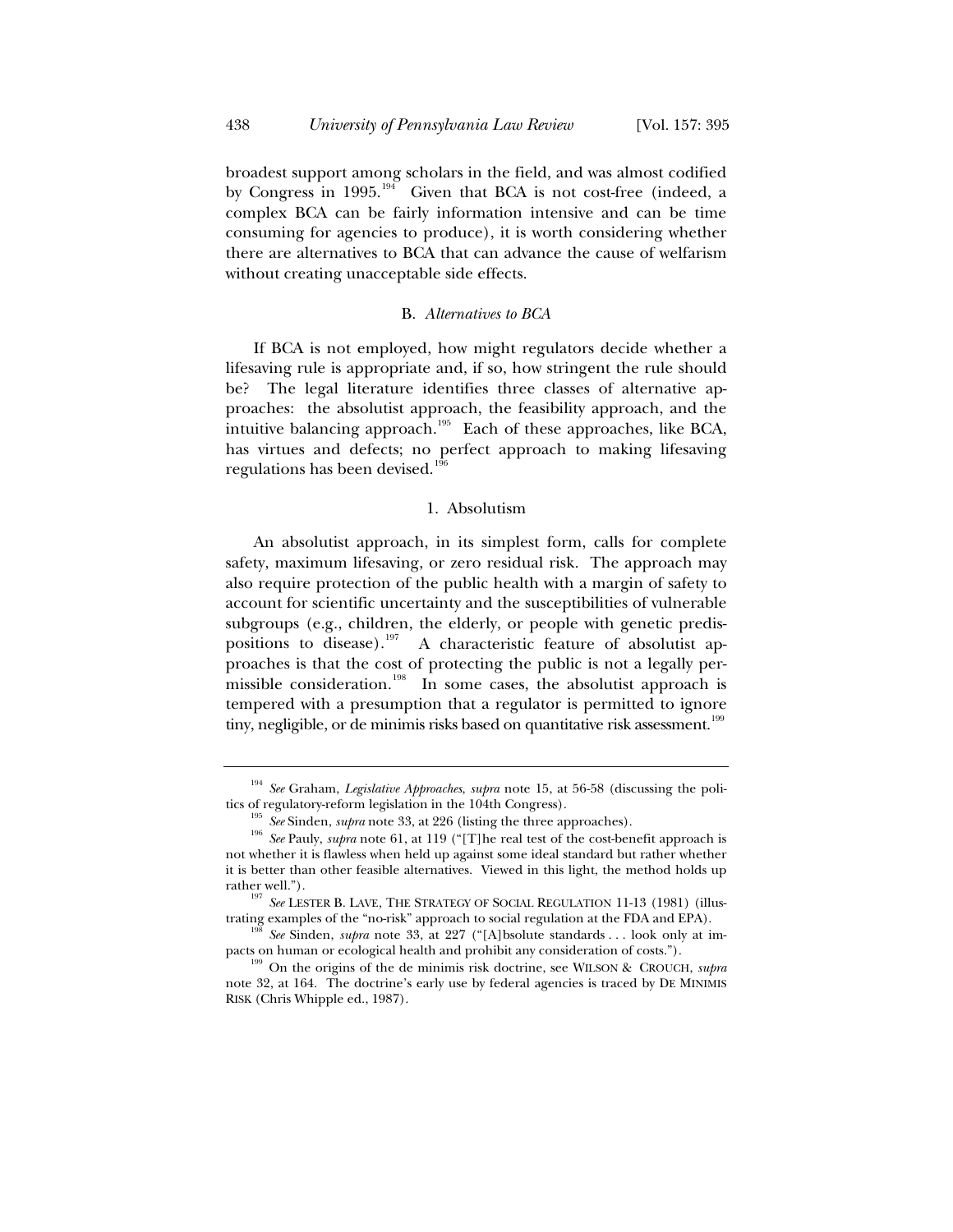broadest support among scholars in the field, and was almost codified by Congress in 1995.[194] Given that BCA is not cost-free (indeed, a complex BCA can be fairly information intensive and can be time consuming for agencies to produce), it is worth considering whether there are alternatives to BCA that can advance the cause of welfarism without creating unacceptable side effects.

### B. *Alternatives to BCA*

If BCA is not employed, how might regulators decide whether a lifesaving rule is appropriate and, if so, how stringent the rule should be? The legal literature identifies three classes of alternative approaches: the absolutist approach, the feasibility approach, and the intuitive balancing approach.[195] Each of these approaches, like BCA, has virtues and defects; no perfect approach to making lifesaving regulations has been devised.[196]

#### 1. Absolutism

An absolutist approach, in its simplest form, calls for complete safety, maximum lifesaving, or zero residual risk. The approach may also require protection of the public health with a margin of safety to account for scientific uncertainty and the susceptibilities of vulnerable subgroups (e.g., children, the elderly, or people with genetic predispositions to disease).[197] A characteristic feature of absolutist approaches is that the cost of protecting the public is not a legally permissible consideration.[198] In some cases, the absolutist approach is tempered with a presumption that a regulator is permitted to ignore tiny, negligible, or de minimis risks based on quantitative risk assessment.[199]

---

[194] *See* Graham, *Legislative Approaches*, *supra* note 15, at 56-58 (discussing the politics of regulatory-reform legislation in the 104th Congress).

[195] *See* Sinden, *supra* note 33, at 226 (listing the three approaches).

[196] *See* Pauly, *supra* note 61, at 119 ("[T]he real test of the cost-benefit approach is not whether it is flawless when held up against some ideal standard but rather whether it is better than other feasible alternatives. Viewed in this light, the method holds up rather well.").

[197] *See* LESTER B. LAVE, THE STRATEGY OF SOCIAL REGULATION 11-13 (1981) (illustrating examples of the "no-risk" approach to social regulation at the FDA and EPA).

[198] *See* Sinden, *supra* note 33, at 227 ("[A]bsolute standards . . . look only at impacts on human or ecological health and prohibit any consideration of costs.").

[199] On the origins of the de minimis risk doctrine, see WILSON & CROUCH, *supra* note 32, at 164. The doctrine's early use by federal agencies is traced by DE MINIMIS RISK (Chris Whipple ed., 1987).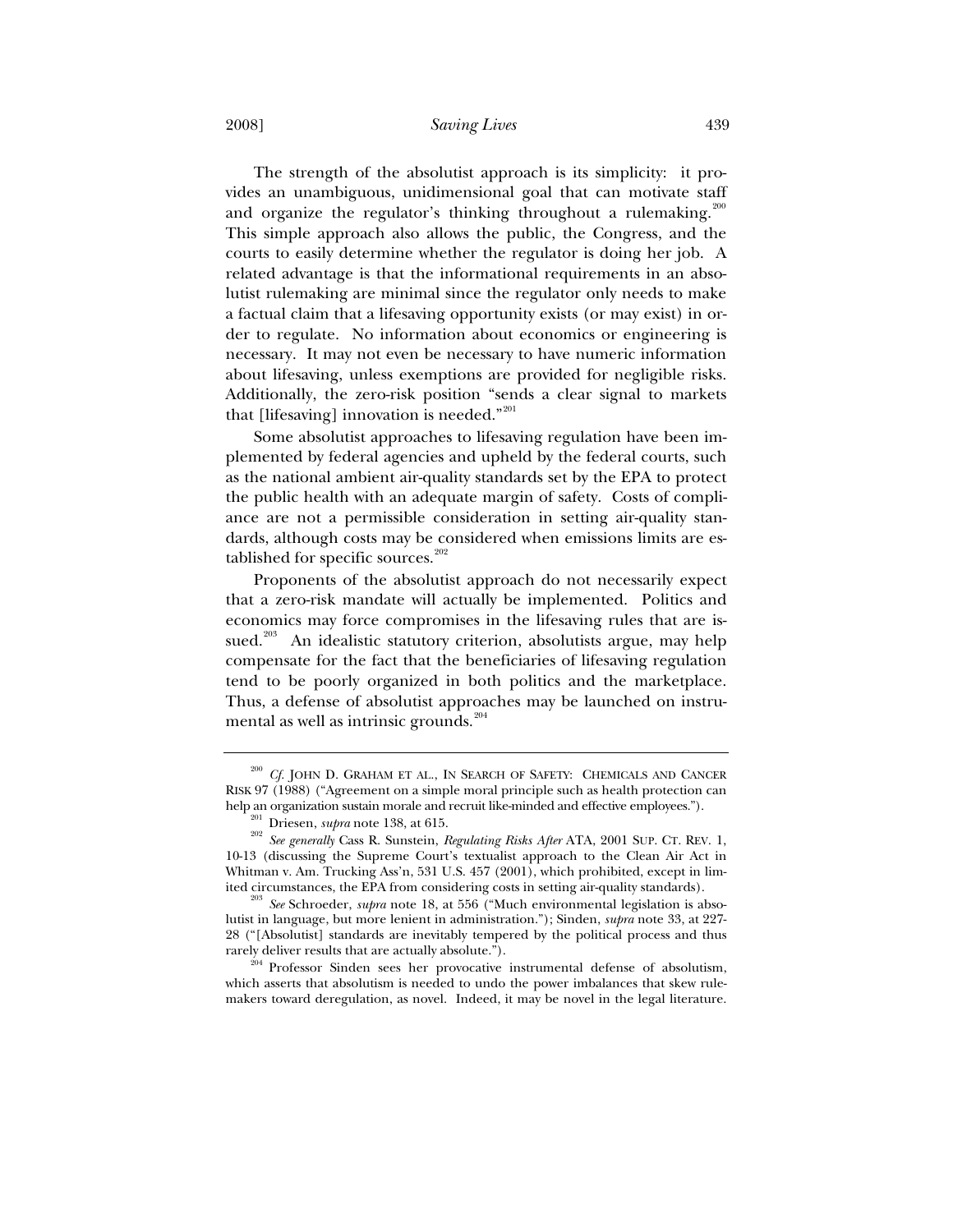The strength of the absolutist approach is its simplicity: it provides an unambiguous, unidimensional goal that can motivate staff and organize the regulator's thinking throughout a rulemaking.[200] This simple approach also allows the public, the Congress, and the courts to easily determine whether the regulator is doing her job. A related advantage is that the informational requirements in an absolutist rulemaking are minimal since the regulator only needs to make a factual claim that a lifesaving opportunity exists (or may exist) in order to regulate. No information about economics or engineering is necessary. It may not even be necessary to have numeric information about lifesaving, unless exemptions are provided for negligible risks. Additionally, the zero-risk position "sends a clear signal to markets that [lifesaving] innovation is needed."[201]

Some absolutist approaches to lifesaving regulation have been implemented by federal agencies and upheld by the federal courts, such as the national ambient air-quality standards set by the EPA to protect the public health with an adequate margin of safety. Costs of compliance are not a permissible consideration in setting air-quality standards, although costs may be considered when emissions limits are established for specific sources.[202]

Proponents of the absolutist approach do not necessarily expect that a zero-risk mandate will actually be implemented. Politics and economics may force compromises in the lifesaving rules that are issued.[203] An idealistic statutory criterion, absolutists argue, may help compensate for the fact that the beneficiaries of lifesaving regulation tend to be poorly organized in both politics and the marketplace. Thus, a defense of absolutist approaches may be launched on instrumental as well as intrinsic grounds.[204]

---

[200] *Cf.* JOHN D. GRAHAM ET AL., IN SEARCH OF SAFETY: CHEMICALS AND CANCER RISK 97 (1988) ("Agreement on a simple moral principle such as health protection can help an organization sustain morale and recruit like-minded and effective employees.").

[201] Driesen, *supra* note 138, at 615.

[202] *See generally* Cass R. Sunstein, *Regulating Risks After* ATA, 2001 SUP. CT. REV. 1, 10-13 (discussing the Supreme Court's textualist approach to the Clean Air Act in Whitman v. Am. Trucking Ass'n, 531 U.S. 457 (2001), which prohibited, except in limited circumstances, the EPA from considering costs in setting air-quality standards).

[203] *See* Schroeder, *supra* note 18, at 556 ("Much environmental legislation is absolutist in language, but more lenient in administration."); Sinden, *supra* note 33, at 227-28 ("[Absolutist] standards are inevitably tempered by the political process and thus rarely deliver results that are actually absolute.").

[204] Professor Sinden sees her provocative instrumental defense of absolutism, which asserts that absolutism is needed to undo the power imbalances that skew rulemakers toward deregulation, as novel. Indeed, it may be novel in the legal literature.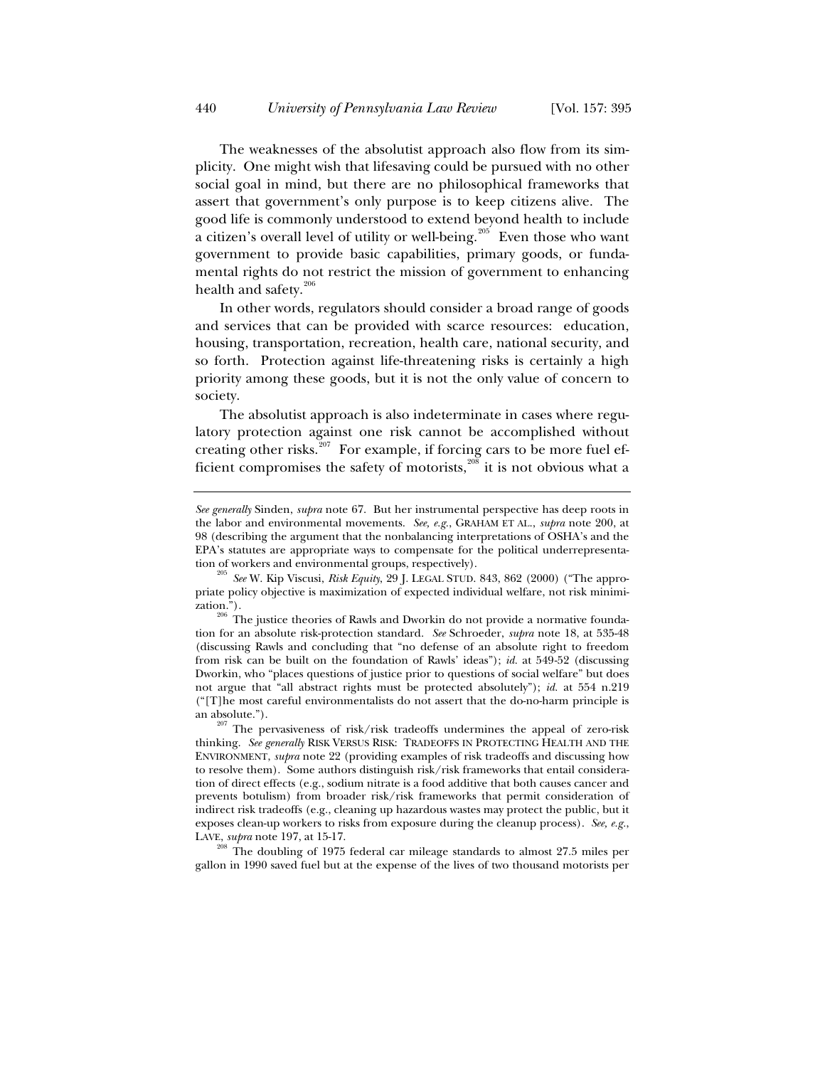The weaknesses of the absolutist approach also flow from its simplicity. One might wish that lifesaving could be pursued with no other social goal in mind, but there are no philosophical frameworks that assert that government's only purpose is to keep citizens alive. The good life is commonly understood to extend beyond health to include a citizen's overall level of utility or well-being.[205] Even those who want government to provide basic capabilities, primary goods, or fundamental rights do not restrict the mission of government to enhancing health and safety.[206]

In other words, regulators should consider a broad range of goods and services that can be provided with scarce resources: education, housing, transportation, recreation, health care, national security, and so forth. Protection against life-threatening risks is certainly a high priority among these goods, but it is not the only value of concern to society.

The absolutist approach is also indeterminate in cases where regulatory protection against one risk cannot be accomplished without creating other risks.[207] For example, if forcing cars to be more fuel efficient compromises the safety of motorists,[208] it is not obvious what a

---

*See generally* Sinden, *supra* note 67. But her instrumental perspective has deep roots in the labor and environmental movements. *See, e.g.*, GRAHAM ET AL., *supra* note 200, at 98 (describing the argument that the nonbalancing interpretations of OSHA's and the EPA's statutes are appropriate ways to compensate for the political underrepresentation of workers and environmental groups, respectively).

[205] *See* W. Kip Viscusi, *Risk Equity*, 29 J. LEGAL STUD. 843, 862 (2000) ("The appropriate policy objective is maximization of expected individual welfare, not risk minimization.").

[206] The justice theories of Rawls and Dworkin do not provide a normative foundation for an absolute risk-protection standard. *See* Schroeder, *supra* note 18, at 535-48 (discussing Rawls and concluding that "no defense of an absolute right to freedom from risk can be built on the foundation of Rawls' ideas"); *id.* at 549-52 (discussing Dworkin, who "places questions of justice prior to questions of social welfare" but does not argue that "all abstract rights must be protected absolutely"); *id.* at 554 n.219 ("[T]he most careful environmentalists do not assert that the do-no-harm principle is an absolute.").

[207] The pervasiveness of risk/risk tradeoffs undermines the appeal of zero-risk thinking. *See generally* RISK VERSUS RISK: TRADEOFFS IN PROTECTING HEALTH AND THE ENVIRONMENT, *supra* note 22 (providing examples of risk tradeoffs and discussing how to resolve them). Some authors distinguish risk/risk frameworks that entail consideration of direct effects (e.g., sodium nitrate is a food additive that both causes cancer and prevents botulism) from broader risk/risk frameworks that permit consideration of indirect risk tradeoffs (e.g., cleaning up hazardous wastes may protect the public, but it exposes clean-up workers to risks from exposure during the cleanup process). *See, e.g.*, LAVE, *supra* note 197, at 15-17.

[208] The doubling of 1975 federal car mileage standards to almost 27.5 miles per gallon in 1990 saved fuel but at the expense of the lives of two thousand motorists per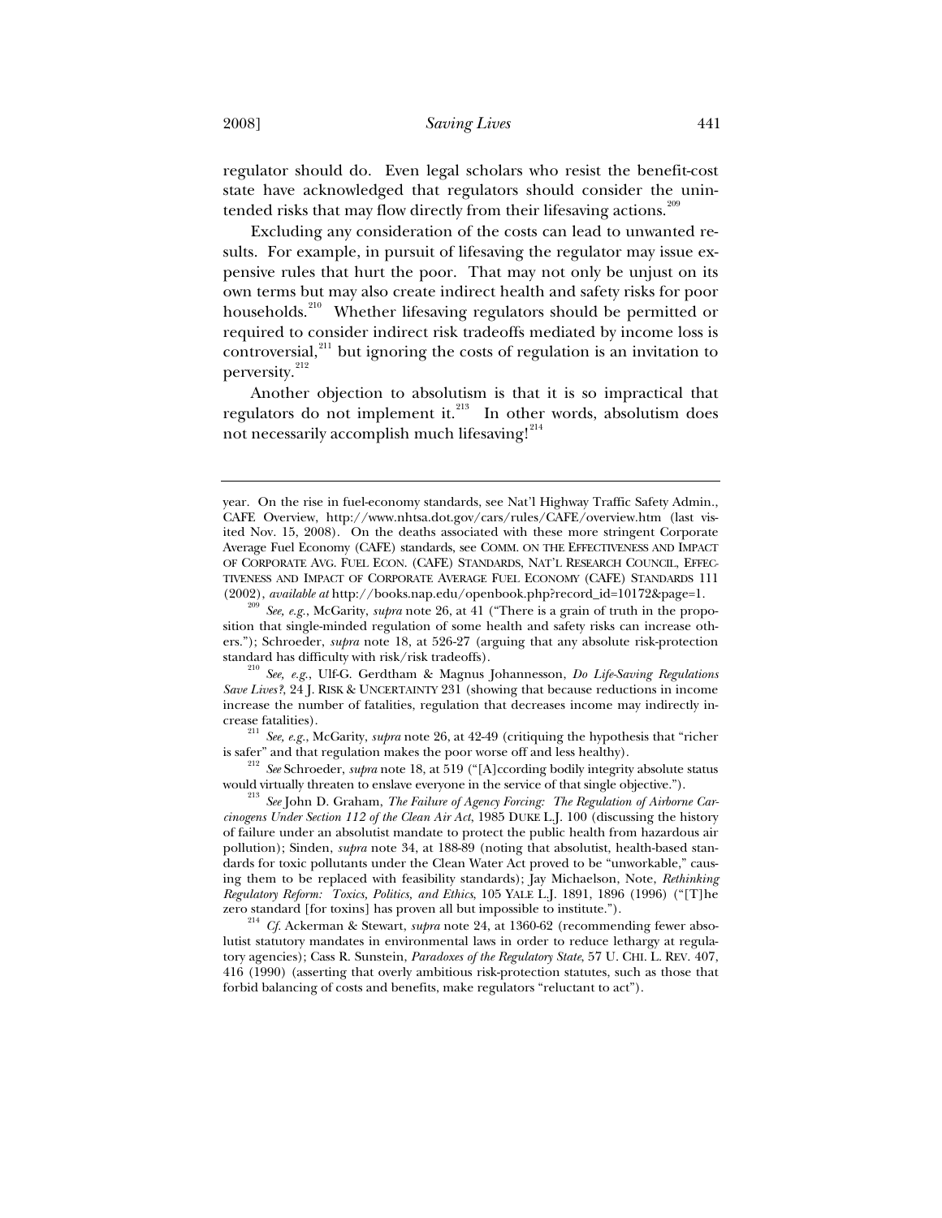regulator should do. Even legal scholars who resist the benefit-cost state have acknowledged that regulators should consider the unintended risks that may flow directly from their lifesaving actions.[209]

Excluding any consideration of the costs can lead to unwanted results. For example, in pursuit of lifesaving the regulator may issue expensive rules that hurt the poor. That may not only be unjust on its own terms but may also create indirect health and safety risks for poor households.[210] Whether lifesaving regulators should be permitted or required to consider indirect risk tradeoffs mediated by income loss is controversial,[211] but ignoring the costs of regulation is an invitation to perversity.[212]

Another objection to absolutism is that it is so impractical that regulators do not implement it.[213] In other words, absolutism does not necessarily accomplish much lifesaving![214]

---

year. On the rise in fuel-economy standards, see Nat'l Highway Traffic Safety Admin., CAFE Overview, http://www.nhtsa.dot.gov/cars/rules/CAFE/overview.htm (last visited Nov. 15, 2008). On the deaths associated with these more stringent Corporate Average Fuel Economy (CAFE) standards, see COMM. ON THE EFFECTIVENESS AND IMPACT OF CORPORATE AVG. FUEL ECON. (CAFE) STANDARDS, NAT'L RESEARCH COUNCIL, EFFECTIVENESS AND IMPACT OF CORPORATE AVERAGE FUEL ECONOMY (CAFE) STANDARDS 111 (2002), *available at* http://books.nap.edu/openbook.php?record_id=10172&page=1.

[209] *See, e.g.*, McGarity, *supra* note 26, at 41 ("There is a grain of truth in the proposition that single-minded regulation of some health and safety risks can increase others."); Schroeder, *supra* note 18, at 526-27 (arguing that any absolute risk-protection standard has difficulty with risk/risk tradeoffs).

[210] *See, e.g.*, Ulf-G. Gerdtham & Magnus Johannesson, *Do Life-Saving Regulations Save Lives?*, 24 J. RISK & UNCERTAINTY 231 (showing that because reductions in income increase the number of fatalities, regulation that decreases income may indirectly increase fatalities).

[211] *See, e.g.*, McGarity, *supra* note 26, at 42-49 (critiquing the hypothesis that "richer is safer" and that regulation makes the poor worse off and less healthy).

[212] *See* Schroeder, *supra* note 18, at 519 ("[A]ccording bodily integrity absolute status would virtually threaten to enslave everyone in the service of that single objective.").

[213] *See* John D. Graham, *The Failure of Agency Forcing: The Regulation of Airborne Carcinogens Under Section 112 of the Clean Air Act*, 1985 DUKE L.J. 100 (discussing the history of failure under an absolutist mandate to protect the public health from hazardous air pollution); Sinden, *supra* note 34, at 188-89 (noting that absolutist, health-based standards for toxic pollutants under the Clean Water Act proved to be "unworkable," causing them to be replaced with feasibility standards); Jay Michaelson, Note, *Rethinking Regulatory Reform: Toxics, Politics, and Ethics*, 105 YALE L.J. 1891, 1896 (1996) ("[T]he zero standard [for toxins] has proven all but impossible to institute.").

[214] *Cf.* Ackerman & Stewart, *supra* note 24, at 1360-62 (recommending fewer absolutist statutory mandates in environmental laws in order to reduce lethargy at regulatory agencies); Cass R. Sunstein, *Paradoxes of the Regulatory State*, 57 U. CHI. L. REV. 407, 416 (1990) (asserting that overly ambitious risk-protection statutes, such as those that forbid balancing of costs and benefits, make regulators "reluctant to act").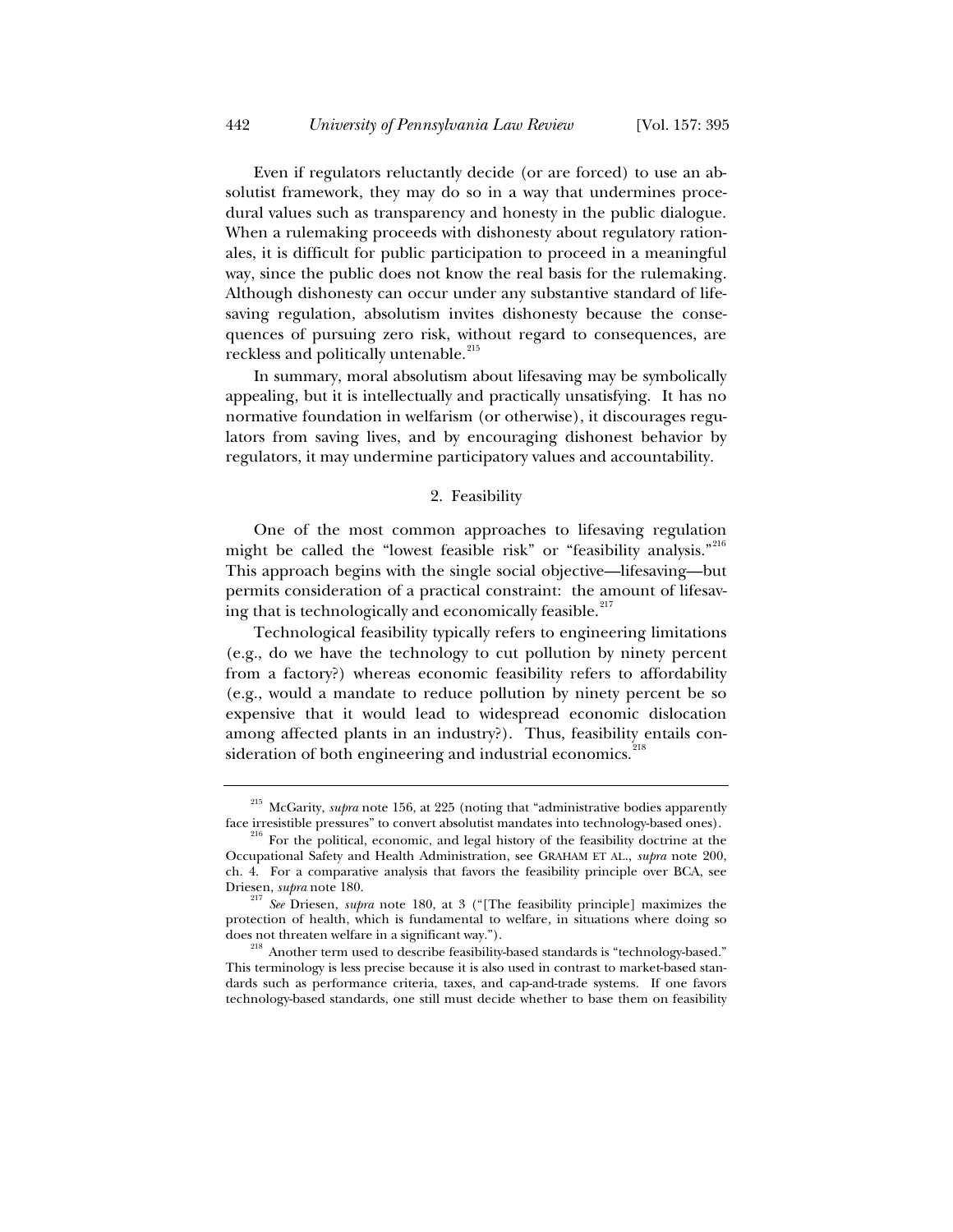Even if regulators reluctantly decide (or are forced) to use an absolutist framework, they may do so in a way that undermines procedural values such as transparency and honesty in the public dialogue. When a rulemaking proceeds with dishonesty about regulatory rationales, it is difficult for public participation to proceed in a meaningful way, since the public does not know the real basis for the rulemaking. Although dishonesty can occur under any substantive standard of lifesaving regulation, absolutism invites dishonesty because the consequences of pursuing zero risk, without regard to consequences, are reckless and politically untenable.[215]

In summary, moral absolutism about lifesaving may be symbolically appealing, but it is intellectually and practically unsatisfying. It has no normative foundation in welfarism (or otherwise), it discourages regulators from saving lives, and by encouraging dishonest behavior by regulators, it may undermine participatory values and accountability.

### 2. Feasibility

One of the most common approaches to lifesaving regulation might be called the "lowest feasible risk" or "feasibility analysis."[216] This approach begins with the single social objective—lifesaving—but permits consideration of a practical constraint: the amount of lifesaving that is technologically and economically feasible.[217]

Technological feasibility typically refers to engineering limitations (e.g., do we have the technology to cut pollution by ninety percent from a factory?) whereas economic feasibility refers to affordability (e.g., would a mandate to reduce pollution by ninety percent be so expensive that it would lead to widespread economic dislocation among affected plants in an industry?). Thus, feasibility entails consideration of both engineering and industrial economics.[218]

---

[215] McGarity, *supra* note 156, at 225 (noting that "administrative bodies apparently face irresistible pressures" to convert absolutist mandates into technology-based ones).

[216] For the political, economic, and legal history of the feasibility doctrine at the Occupational Safety and Health Administration, see GRAHAM ET AL., *supra* note 200, ch. 4. For a comparative analysis that favors the feasibility principle over BCA, see Driesen, *supra* note 180.

[217] *See* Driesen, *supra* note 180, at 3 ("[The feasibility principle] maximizes the protection of health, which is fundamental to welfare, in situations where doing so does not threaten welfare in a significant way.").

[218] Another term used to describe feasibility-based standards is "technology-based." This terminology is less precise because it is also used in contrast to market-based standards such as performance criteria, taxes, and cap-and-trade systems. If one favors technology-based standards, one still must decide whether to base them on feasibility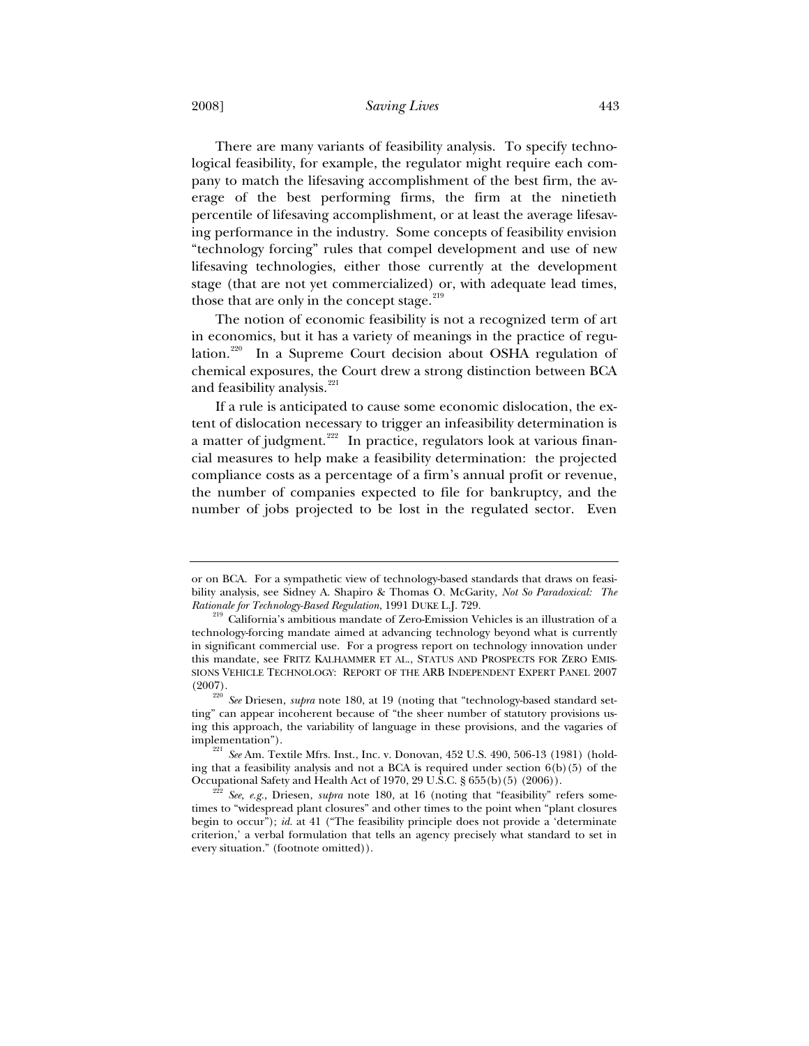There are many variants of feasibility analysis. To specify technological feasibility, for example, the regulator might require each company to match the lifesaving accomplishment of the best firm, the average of the best performing firms, the firm at the ninetieth percentile of lifesaving accomplishment, or at least the average lifesaving performance in the industry. Some concepts of feasibility envision "technology forcing" rules that compel development and use of new lifesaving technologies, either those currently at the development stage (that are not yet commercialized) or, with adequate lead times, those that are only in the concept stage.[219]

The notion of economic feasibility is not a recognized term of art in economics, but it has a variety of meanings in the practice of regulation.[220] In a Supreme Court decision about OSHA regulation of chemical exposures, the Court drew a strong distinction between BCA and feasibility analysis.[221]

If a rule is anticipated to cause some economic dislocation, the extent of dislocation necessary to trigger an infeasibility determination is a matter of judgment.[222] In practice, regulators look at various financial measures to help make a feasibility determination: the projected compliance costs as a percentage of a firm's annual profit or revenue, the number of companies expected to file for bankruptcy, and the number of jobs projected to be lost in the regulated sector. Even

---

or on BCA. For a sympathetic view of technology-based standards that draws on feasibility analysis, see Sidney A. Shapiro & Thomas O. McGarity, *Not So Paradoxical: The Rationale for Technology-Based Regulation*, 1991 DUKE L.J. 729.

[219] California's ambitious mandate of Zero-Emission Vehicles is an illustration of a technology-forcing mandate aimed at advancing technology beyond what is currently in significant commercial use. For a progress report on technology innovation under this mandate, see FRITZ KALHAMMER ET AL., STATUS AND PROSPECTS FOR ZERO EMISSIONS VEHICLE TECHNOLOGY: REPORT OF THE ARB INDEPENDENT EXPERT PANEL 2007 (2007).

[220] *See* Driesen, *supra* note 180, at 19 (noting that "technology-based standard setting" can appear incoherent because of "the sheer number of statutory provisions using this approach, the variability of language in these provisions, and the vagaries of implementation").

[221] *See* Am. Textile Mfrs. Inst., Inc. v. Donovan, 452 U.S. 490, 506-13 (1981) (holding that a feasibility analysis and not a BCA is required under section 6(b)(5) of the Occupational Safety and Health Act of 1970, 29 U.S.C. § 655(b)(5) (2006)).

[222] *See, e.g.*, Driesen, *supra* note 180, at 16 (noting that "feasibility" refers sometimes to "widespread plant closures" and other times to the point when "plant closures begin to occur"); *id.* at 41 ("The feasibility principle does not provide a 'determinate criterion,' a verbal formulation that tells an agency precisely what standard to set in every situation." (footnote omitted)).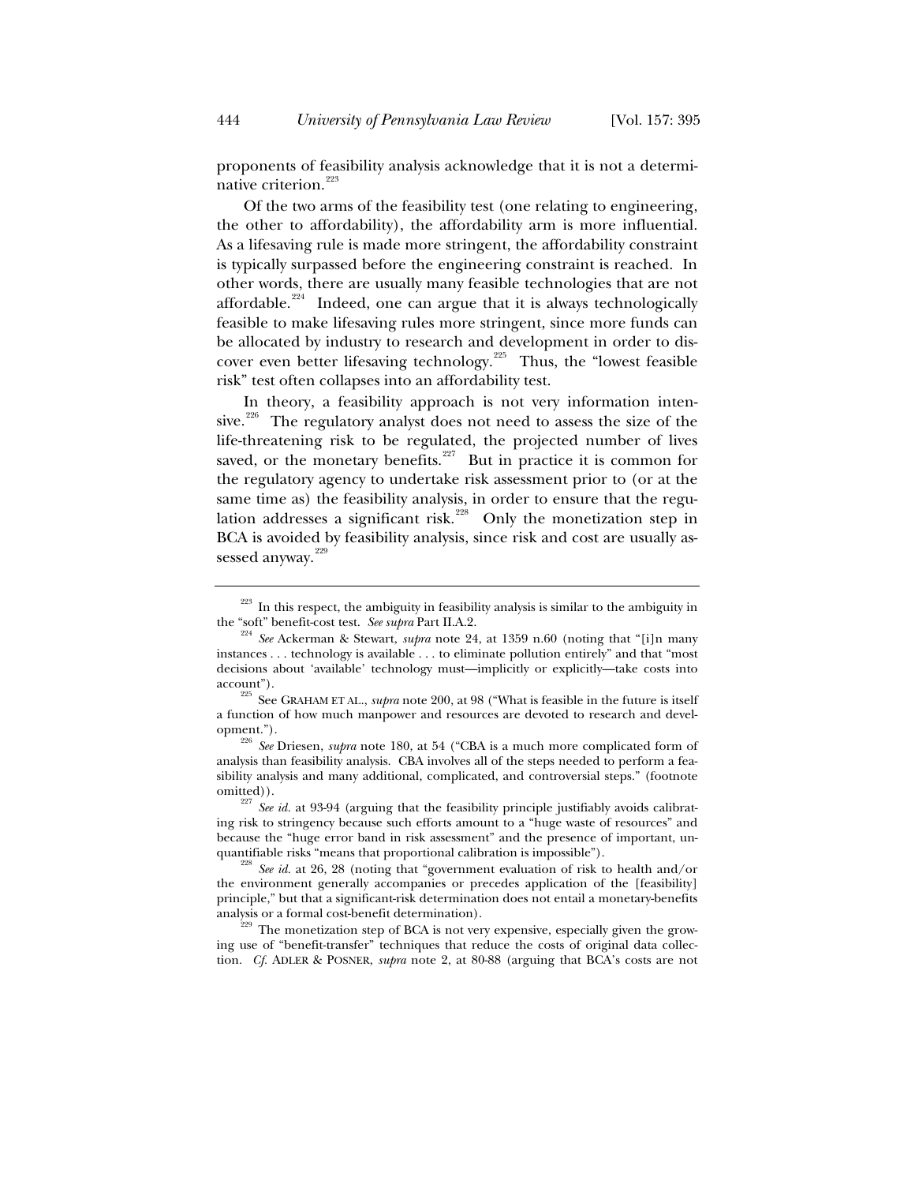proponents of feasibility analysis acknowledge that it is not a determinative criterion.[223]

Of the two arms of the feasibility test (one relating to engineering, the other to affordability), the affordability arm is more influential. As a lifesaving rule is made more stringent, the affordability constraint is typically surpassed before the engineering constraint is reached. In other words, there are usually many feasible technologies that are not affordable.[224] Indeed, one can argue that it is always technologically feasible to make lifesaving rules more stringent, since more funds can be allocated by industry to research and development in order to discover even better lifesaving technology.[225] Thus, the "lowest feasible risk" test often collapses into an affordability test.

In theory, a feasibility approach is not very information intensive.[226] The regulatory analyst does not need to assess the size of the life-threatening risk to be regulated, the projected number of lives saved, or the monetary benefits.[227] But in practice it is common for the regulatory agency to undertake risk assessment prior to (or at the same time as) the feasibility analysis, in order to ensure that the regulation addresses a significant risk.[228] Only the monetization step in BCA is avoided by feasibility analysis, since risk and cost are usually assessed anyway.[229]

---

[223] In this respect, the ambiguity in feasibility analysis is similar to the ambiguity in the "soft" benefit-cost test. *See supra* Part II.A.2.

[224] *See* Ackerman & Stewart, *supra* note 24, at 1359 n.60 (noting that "[i]n many instances . . . technology is available . . . to eliminate pollution entirely" and that "most decisions about 'available' technology must—implicitly or explicitly—take costs into account").

[225] See GRAHAM ET AL., *supra* note 200, at 98 ("What is feasible in the future is itself a function of how much manpower and resources are devoted to research and development.").

[226] *See* Driesen, *supra* note 180, at 54 ("CBA is a much more complicated form of analysis than feasibility analysis. CBA involves all of the steps needed to perform a feasibility analysis and many additional, complicated, and controversial steps." (footnote omitted)).

[227] *See id.* at 93-94 (arguing that the feasibility principle justifiably avoids calibrating risk to stringency because such efforts amount to a "huge waste of resources" and because the "huge error band in risk assessment" and the presence of important, unquantifiable risks "means that proportional calibration is impossible").

[228] *See id.* at 26, 28 (noting that "government evaluation of risk to health and/or the environment generally accompanies or precedes application of the [feasibility] principle," but that a significant-risk determination does not entail a monetary-benefits analysis or a formal cost-benefit determination).

[229] The monetization step of BCA is not very expensive, especially given the growing use of "benefit-transfer" techniques that reduce the costs of original data collection. *Cf.* ADLER & POSNER, *supra* note 2, at 80-88 (arguing that BCA's costs are not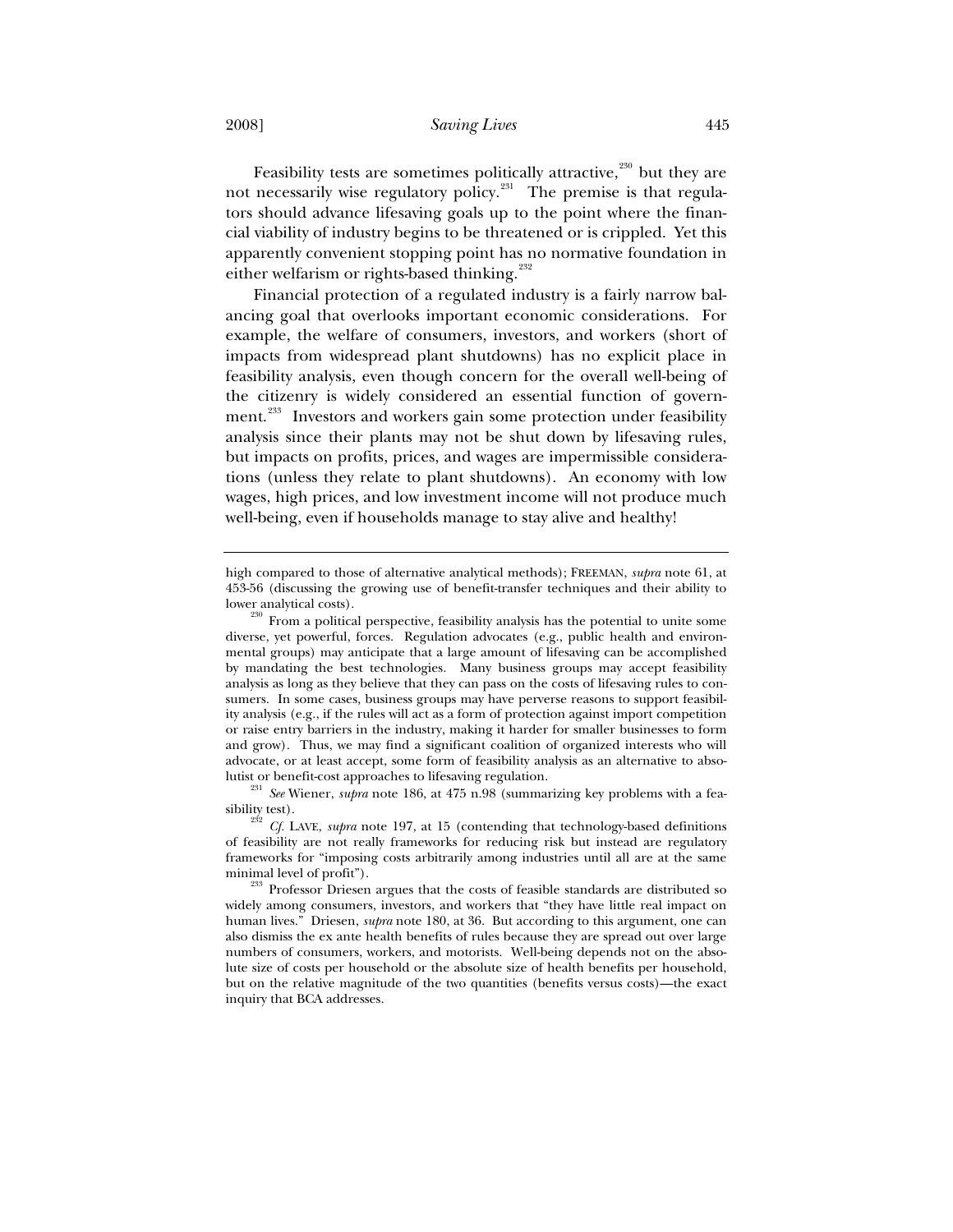Feasibility tests are sometimes politically attractive,[230] but they are not necessarily wise regulatory policy.[231] The premise is that regulators should advance lifesaving goals up to the point where the financial viability of industry begins to be threatened or is crippled. Yet this apparently convenient stopping point has no normative foundation in either welfarism or rights-based thinking.[232]

Financial protection of a regulated industry is a fairly narrow balancing goal that overlooks important economic considerations. For example, the welfare of consumers, investors, and workers (short of impacts from widespread plant shutdowns) has no explicit place in feasibility analysis, even though concern for the overall well-being of the citizenry is widely considered an essential function of government.[233] Investors and workers gain some protection under feasibility analysis since their plants may not be shut down by lifesaving rules, but impacts on profits, prices, and wages are impermissible considerations (unless they relate to plant shutdowns). An economy with low wages, high prices, and low investment income will not produce much well-being, even if households manage to stay alive and healthy!

---

high compared to those of alternative analytical methods); FREEMAN, *supra* note 61, at 453-56 (discussing the growing use of benefit-transfer techniques and their ability to lower analytical costs).

[230] From a political perspective, feasibility analysis has the potential to unite some diverse, yet powerful, forces. Regulation advocates (e.g., public health and environmental groups) may anticipate that a large amount of lifesaving can be accomplished by mandating the best technologies. Many business groups may accept feasibility analysis as long as they believe that they can pass on the costs of lifesaving rules to consumers. In some cases, business groups may have perverse reasons to support feasibility analysis (e.g., if the rules will act as a form of protection against import competition or raise entry barriers in the industry, making it harder for smaller businesses to form and grow). Thus, we may find a significant coalition of organized interests who will advocate, or at least accept, some form of feasibility analysis as an alternative to absolutist or benefit-cost approaches to lifesaving regulation.

[231] *See* Wiener, *supra* note 186, at 475 n.98 (summarizing key problems with a feasibility test).

[232] *Cf.* LAVE, *supra* note 197, at 15 (contending that technology-based definitions of feasibility are not really frameworks for reducing risk but instead are regulatory frameworks for "imposing costs arbitrarily among industries until all are at the same minimal level of profit").

[233] Professor Driesen argues that the costs of feasible standards are distributed so widely among consumers, investors, and workers that "they have little real impact on human lives." Driesen, *supra* note 180, at 36. But according to this argument, one can also dismiss the ex ante health benefits of rules because they are spread out over large numbers of consumers, workers, and motorists. Well-being depends not on the absolute size of costs per household or the absolute size of health benefits per household, but on the relative magnitude of the two quantities (benefits versus costs)—the exact inquiry that BCA addresses.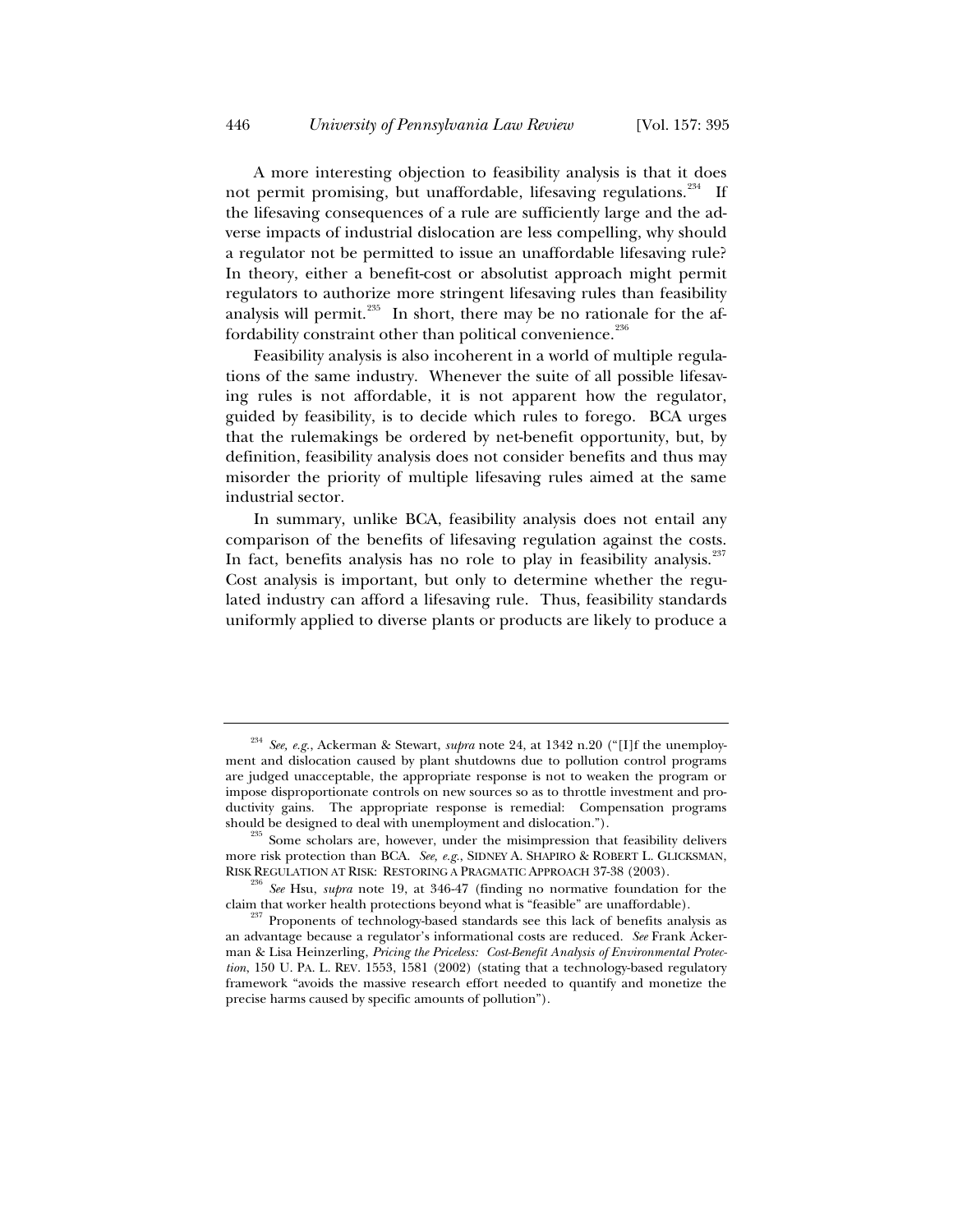A more interesting objection to feasibility analysis is that it does not permit promising, but unaffordable, lifesaving regulations.[234] If the lifesaving consequences of a rule are sufficiently large and the adverse impacts of industrial dislocation are less compelling, why should a regulator not be permitted to issue an unaffordable lifesaving rule? In theory, either a benefit-cost or absolutist approach might permit regulators to authorize more stringent lifesaving rules than feasibility analysis will permit.[235] In short, there may be no rationale for the affordability constraint other than political convenience.[236]

Feasibility analysis is also incoherent in a world of multiple regulations of the same industry. Whenever the suite of all possible lifesaving rules is not affordable, it is not apparent how the regulator, guided by feasibility, is to decide which rules to forego. BCA urges that the rulemakings be ordered by net-benefit opportunity, but, by definition, feasibility analysis does not consider benefits and thus may misorder the priority of multiple lifesaving rules aimed at the same industrial sector.

In summary, unlike BCA, feasibility analysis does not entail any comparison of the benefits of lifesaving regulation against the costs. In fact, benefits analysis has no role to play in feasibility analysis.[237] Cost analysis is important, but only to determine whether the regulated industry can afford a lifesaving rule. Thus, feasibility standards uniformly applied to diverse plants or products are likely to produce a

---

[234] *See, e.g.*, Ackerman & Stewart, *supra* note 24, at 1342 n.20 ("[I]f the unemployment and dislocation caused by plant shutdowns due to pollution control programs are judged unacceptable, the appropriate response is not to weaken the program or impose disproportionate controls on new sources so as to throttle investment and productivity gains. The appropriate response is remedial: Compensation programs should be designed to deal with unemployment and dislocation.").

[235] Some scholars are, however, under the misimpression that feasibility delivers more risk protection than BCA. *See, e.g.*, SIDNEY A. SHAPIRO & ROBERT L. GLICKSMAN, RISK REGULATION AT RISK: RESTORING A PRAGMATIC APPROACH 37-38 (2003).

[236] *See* Hsu, *supra* note 19, at 346-47 (finding no normative foundation for the claim that worker health protections beyond what is "feasible" are unaffordable).

[237] Proponents of technology-based standards see this lack of benefits analysis as an advantage because a regulator's informational costs are reduced. *See* Frank Ackerman & Lisa Heinzerling, *Pricing the Priceless: Cost-Benefit Analysis of Environmental Protection*, 150 U. PA. L. REV. 1553, 1581 (2002) (stating that a technology-based regulatory framework "avoids the massive research effort needed to quantify and monetize the precise harms caused by specific amounts of pollution").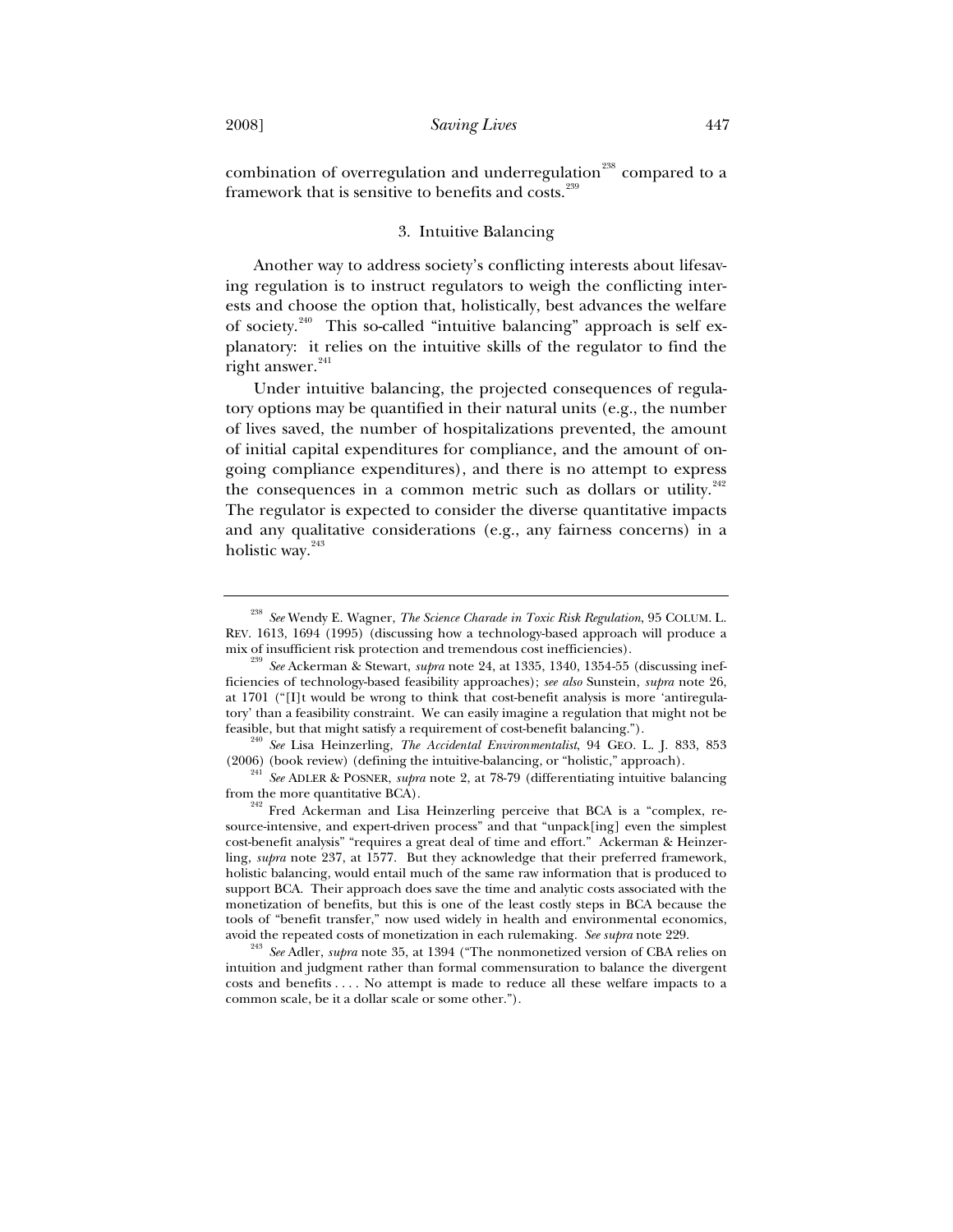combination of overregulation and underregulation[238] compared to a framework that is sensitive to benefits and costs.[239]

### 3. Intuitive Balancing

Another way to address society's conflicting interests about lifesaving regulation is to instruct regulators to weigh the conflicting interests and choose the option that, holistically, best advances the welfare of society.[240] This so-called "intuitive balancing" approach is self explanatory: it relies on the intuitive skills of the regulator to find the right answer.[241]

Under intuitive balancing, the projected consequences of regulatory options may be quantified in their natural units (e.g., the number of lives saved, the number of hospitalizations prevented, the amount of initial capital expenditures for compliance, and the amount of ongoing compliance expenditures), and there is no attempt to express the consequences in a common metric such as dollars or utility.[242] The regulator is expected to consider the diverse quantitative impacts and any qualitative considerations (e.g., any fairness concerns) in a holistic way.[243]

---

[238] *See* Wendy E. Wagner, *The Science Charade in Toxic Risk Regulation*, 95 COLUM. L. REV. 1613, 1694 (1995) (discussing how a technology-based approach will produce a mix of insufficient risk protection and tremendous cost inefficiencies).

[239] *See* Ackerman & Stewart, *supra* note 24, at 1335, 1340, 1354-55 (discussing inefficiencies of technology-based feasibility approaches); *see also* Sunstein, *supra* note 26, at 1701 ("[I]t would be wrong to think that cost-benefit analysis is more 'antiregulatory' than a feasibility constraint. We can easily imagine a regulation that might not be feasible, but that might satisfy a requirement of cost-benefit balancing.").

[240] *See* Lisa Heinzerling, *The Accidental Environmentalist*, 94 GEO. L. J. 833, 853 (2006) (book review) (defining the intuitive-balancing, or "holistic," approach).

[241] *See* ADLER & POSNER, *supra* note 2, at 78-79 (differentiating intuitive balancing from the more quantitative BCA).

[242] Fred Ackerman and Lisa Heinzerling perceive that BCA is a "complex, resource-intensive, and expert-driven process" and that "unpack[ing] even the simplest cost-benefit analysis" "requires a great deal of time and effort." Ackerman & Heinzerling, *supra* note 237, at 1577. But they acknowledge that their preferred framework, holistic balancing, would entail much of the same raw information that is produced to support BCA. Their approach does save the time and analytic costs associated with the monetization of benefits, but this is one of the least costly steps in BCA because the tools of "benefit transfer," now used widely in health and environmental economics, avoid the repeated costs of monetization in each rulemaking. *See supra* note 229.

[243] *See* Adler, *supra* note 35, at 1394 ("The nonmonetized version of CBA relies on intuition and judgment rather than formal commensuration to balance the divergent costs and benefits . . . . No attempt is made to reduce all these welfare impacts to a common scale, be it a dollar scale or some other.").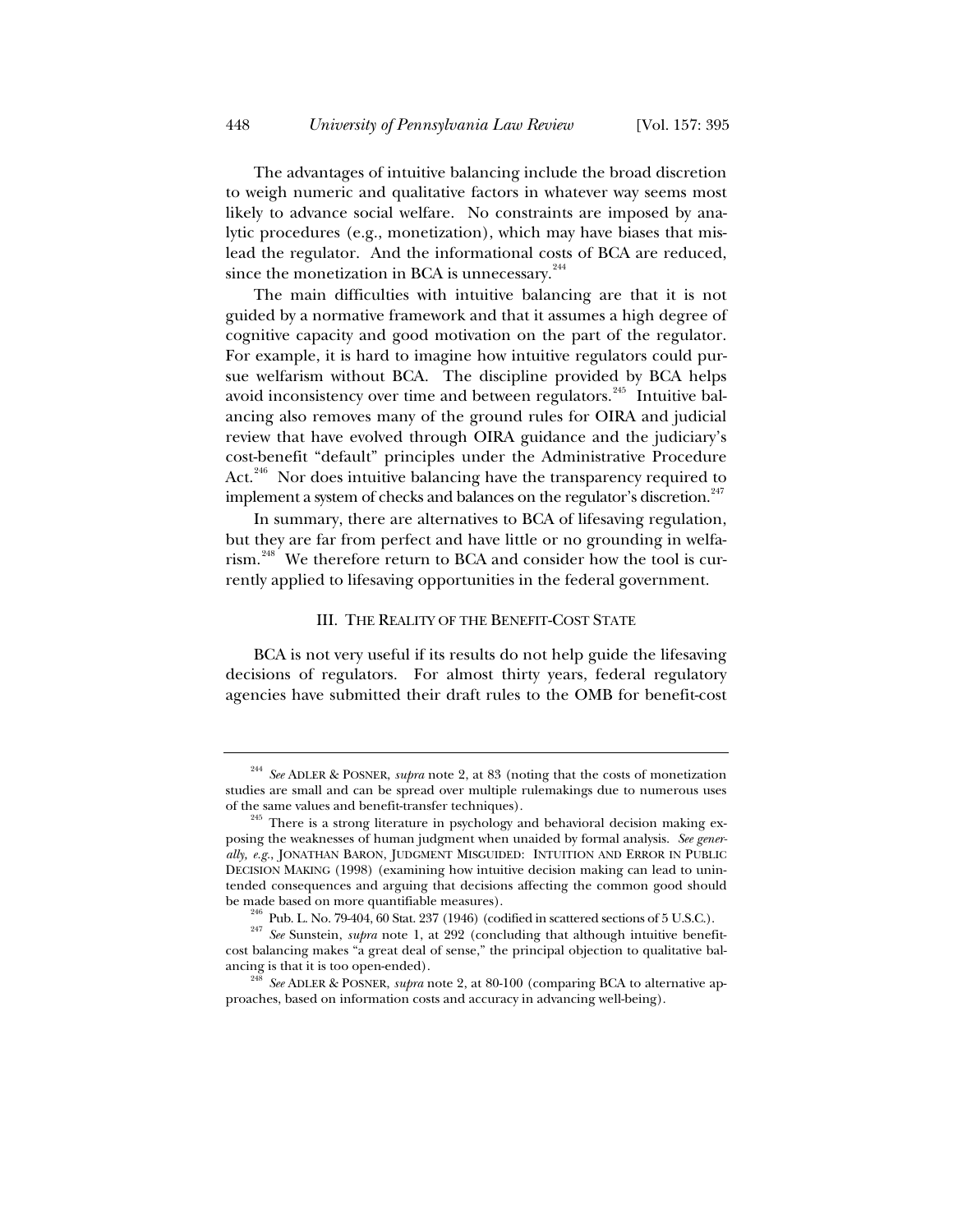The advantages of intuitive balancing include the broad discretion to weigh numeric and qualitative factors in whatever way seems most likely to advance social welfare. No constraints are imposed by analytic procedures (e.g., monetization), which may have biases that mislead the regulator. And the informational costs of BCA are reduced, since the monetization in BCA is unnecessary.[244]

The main difficulties with intuitive balancing are that it is not guided by a normative framework and that it assumes a high degree of cognitive capacity and good motivation on the part of the regulator. For example, it is hard to imagine how intuitive regulators could pursue welfarism without BCA. The discipline provided by BCA helps avoid inconsistency over time and between regulators.[245] Intuitive balancing also removes many of the ground rules for OIRA and judicial review that have evolved through OIRA guidance and the judiciary's cost-benefit "default" principles under the Administrative Procedure Act.[246] Nor does intuitive balancing have the transparency required to implement a system of checks and balances on the regulator's discretion.[247]

In summary, there are alternatives to BCA of lifesaving regulation, but they are far from perfect and have little or no grounding in welfarism.[248] We therefore return to BCA and consider how the tool is currently applied to lifesaving opportunities in the federal government.

## III. THE REALITY OF THE BENEFIT-COST STATE

BCA is not very useful if its results do not help guide the lifesaving decisions of regulators. For almost thirty years, federal regulatory agencies have submitted their draft rules to the OMB for benefit-cost

---

[244] *See* ADLER & POSNER, *supra* note 2, at 83 (noting that the costs of monetization studies are small and can be spread over multiple rulemakings due to numerous uses of the same values and benefit-transfer techniques).

[245] There is a strong literature in psychology and behavioral decision making exposing the weaknesses of human judgment when unaided by formal analysis. *See generally, e.g.*, JONATHAN BARON, JUDGMENT MISGUIDED: INTUITION AND ERROR IN PUBLIC DECISION MAKING (1998) (examining how intuitive decision making can lead to unintended consequences and arguing that decisions affecting the common good should be made based on more quantifiable measures).

[246] Pub. L. No. 79-404, 60 Stat. 237 (1946) (codified in scattered sections of 5 U.S.C.).

[247] *See* Sunstein, *supra* note 1, at 292 (concluding that although intuitive benefit-cost balancing makes "a great deal of sense," the principal objection to qualitative balancing is that it is too open-ended).

[248] *See* ADLER & POSNER, *supra* note 2, at 80-100 (comparing BCA to alternative approaches, based on information costs and accuracy in advancing well-being).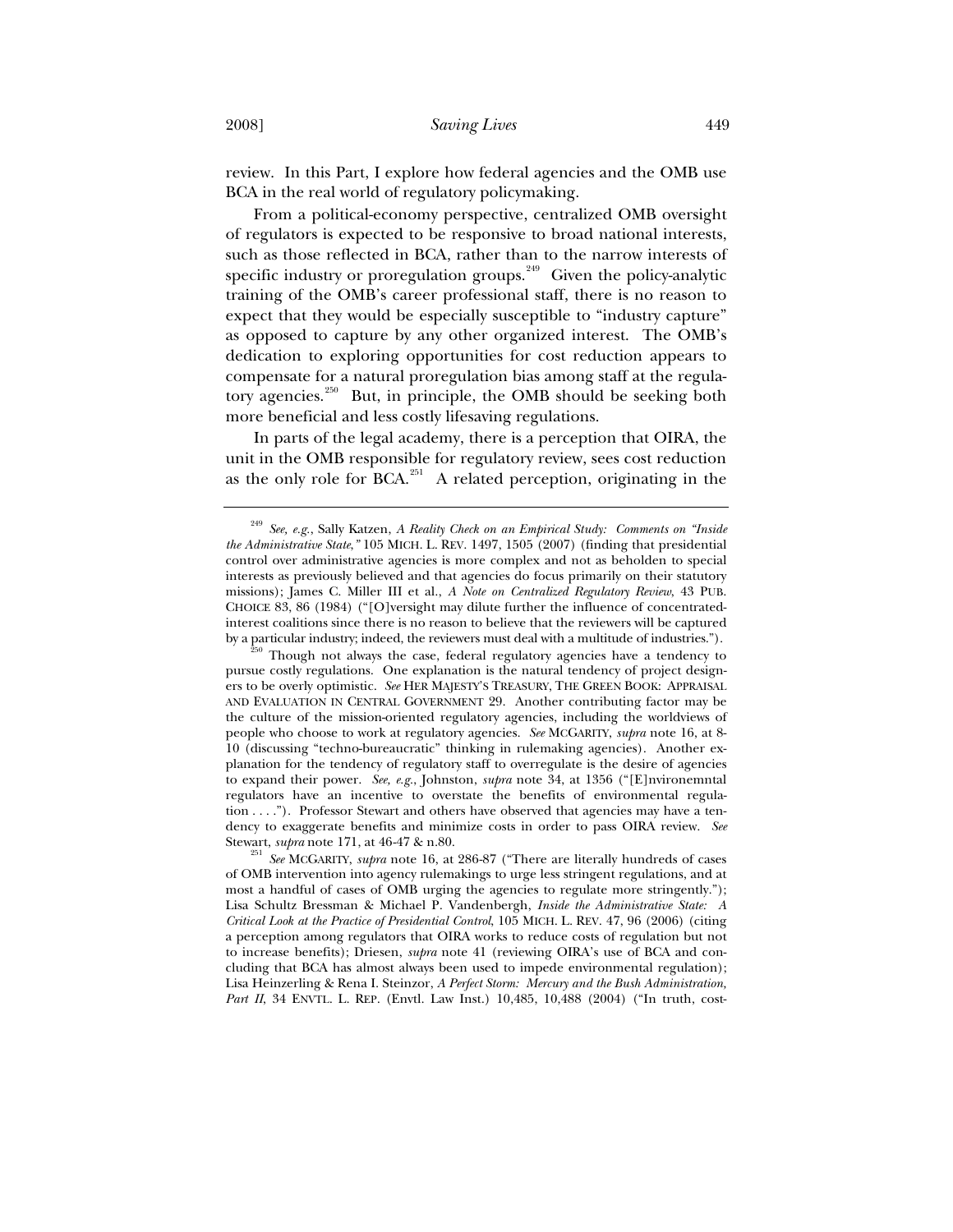review. In this Part, I explore how federal agencies and the OMB use BCA in the real world of regulatory policymaking.

From a political-economy perspective, centralized OMB oversight of regulators is expected to be responsive to broad national interests, such as those reflected in BCA, rather than to the narrow interests of specific industry or proregulation groups.[249] Given the policy-analytic training of the OMB's career professional staff, there is no reason to expect that they would be especially susceptible to "industry capture" as opposed to capture by any other organized interest. The OMB's dedication to exploring opportunities for cost reduction appears to compensate for a natural proregulation bias among staff at the regulatory agencies.[250] But, in principle, the OMB should be seeking both more beneficial and less costly lifesaving regulations.

In parts of the legal academy, there is a perception that OIRA, the unit in the OMB responsible for regulatory review, sees cost reduction as the only role for BCA.[251] A related perception, originating in the

---

[249] *See, e.g.*, Sally Katzen, *A Reality Check on an Empirical Study: Comments on "Inside the Administrative State*,*"* 105 MICH. L. REV. 1497, 1505 (2007) (finding that presidential control over administrative agencies is more complex and not as beholden to special interests as previously believed and that agencies do focus primarily on their statutory missions); James C. Miller III et al., *A Note on Centralized Regulatory Review*, 43 PUB. CHOICE 83, 86 (1984) ("[O]versight may dilute further the influence of concentrated-interest coalitions since there is no reason to believe that the reviewers will be captured by a particular industry; indeed, the reviewers must deal with a multitude of industries.").

[250] Though not always the case, federal regulatory agencies have a tendency to pursue costly regulations. One explanation is the natural tendency of project designers to be overly optimistic. *See* HER MAJESTY'S TREASURY, THE GREEN BOOK: APPRAISAL AND EVALUATION IN CENTRAL GOVERNMENT 29. Another contributing factor may be the culture of the mission-oriented regulatory agencies, including the worldviews of people who choose to work at regulatory agencies. *See* MCGARITY, *supra* note 16, at 8-10 (discussing "techno-bureaucratic" thinking in rulemaking agencies). Another explanation for the tendency of regulatory staff to overregulate is the desire of agencies to expand their power. *See, e.g.*, Johnston, *supra* note 34, at 1356 ("[E]nvironemntal regulators have an incentive to overstate the benefits of environmental regulation . . . ."). Professor Stewart and others have observed that agencies may have a tendency to exaggerate benefits and minimize costs in order to pass OIRA review. *See* Stewart, *supra* note 171, at 46-47 & n.80.

[251] *See* MCGARITY, *supra* note 16, at 286-87 ("There are literally hundreds of cases of OMB intervention into agency rulemakings to urge less stringent regulations, and at most a handful of cases of OMB urging the agencies to regulate more stringently."); Lisa Schultz Bressman & Michael P. Vandenbergh, *Inside the Administrative State: A Critical Look at the Practice of Presidential Control*, 105 MICH. L. REV. 47, 96 (2006) (citing a perception among regulators that OIRA works to reduce costs of regulation but not to increase benefits); Driesen, *supra* note 41 (reviewing OIRA's use of BCA and concluding that BCA has almost always been used to impede environmental regulation); Lisa Heinzerling & Rena I. Steinzor, *A Perfect Storm: Mercury and the Bush Administration, Part II*, 34 ENVTL. L. REP. (Envtl. Law Inst.) 10,485, 10,488 (2004) ("In truth, cost-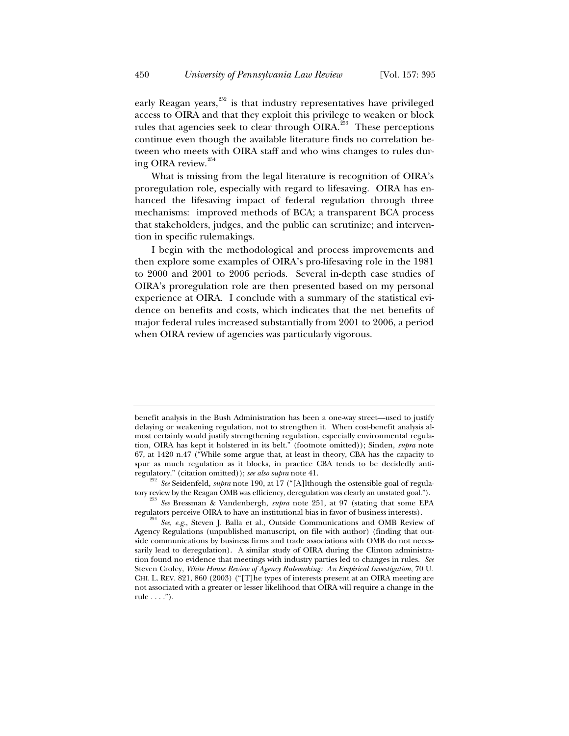early Reagan years,[252] is that industry representatives have privileged access to OIRA and that they exploit this privilege to weaken or block rules that agencies seek to clear through OIRA.[253] These perceptions continue even though the available literature finds no correlation between who meets with OIRA staff and who wins changes to rules during OIRA review.[254]

What is missing from the legal literature is recognition of OIRA's proregulation role, especially with regard to lifesaving. OIRA has enhanced the lifesaving impact of federal regulation through three mechanisms: improved methods of BCA; a transparent BCA process that stakeholders, judges, and the public can scrutinize; and intervention in specific rulemakings.

I begin with the methodological and process improvements and then explore some examples of OIRA's pro-lifesaving role in the 1981 to 2000 and 2001 to 2006 periods. Several in-depth case studies of OIRA's proregulation role are then presented based on my personal experience at OIRA. I conclude with a summary of the statistical evidence on benefits and costs, which indicates that the net benefits of major federal rules increased substantially from 2001 to 2006, a period when OIRA review of agencies was particularly vigorous.

---

benefit analysis in the Bush Administration has been a one-way street—used to justify delaying or weakening regulation, not to strengthen it. When cost-benefit analysis almost certainly would justify strengthening regulation, especially environmental regulation, OIRA has kept it holstered in its belt." (footnote omitted)); Sinden, *supra* note 67, at 1420 n.47 ("While some argue that, at least in theory, CBA has the capacity to spur as much regulation as it blocks, in practice CBA tends to be decidedly antiregulatory." (citation omitted)); *see also supra* note 41.

[252] *See* Seidenfeld, *supra* note 190, at 17 ("[A]lthough the ostensible goal of regulatory review by the Reagan OMB was efficiency, deregulation was clearly an unstated goal.").

[253] *See* Bressman & Vandenbergh, *supra* note 251, at 97 (stating that some EPA regulators perceive OIRA to have an institutional bias in favor of business interests).

[254] *See, e.g.*, Steven J. Balla et al., Outside Communications and OMB Review of Agency Regulations (unpublished manuscript, on file with author) (finding that outside communications by business firms and trade associations with OMB do not necessarily lead to deregulation). A similar study of OIRA during the Clinton administration found no evidence that meetings with industry parties led to changes in rules. *See* Steven Croley, *White House Review of Agency Rulemaking: An Empirical Investigation*, 70 U. CHI. L. REV. 821, 860 (2003) ("[T]he types of interests present at an OIRA meeting are not associated with a greater or lesser likelihood that OIRA will require a change in the rule . . . .").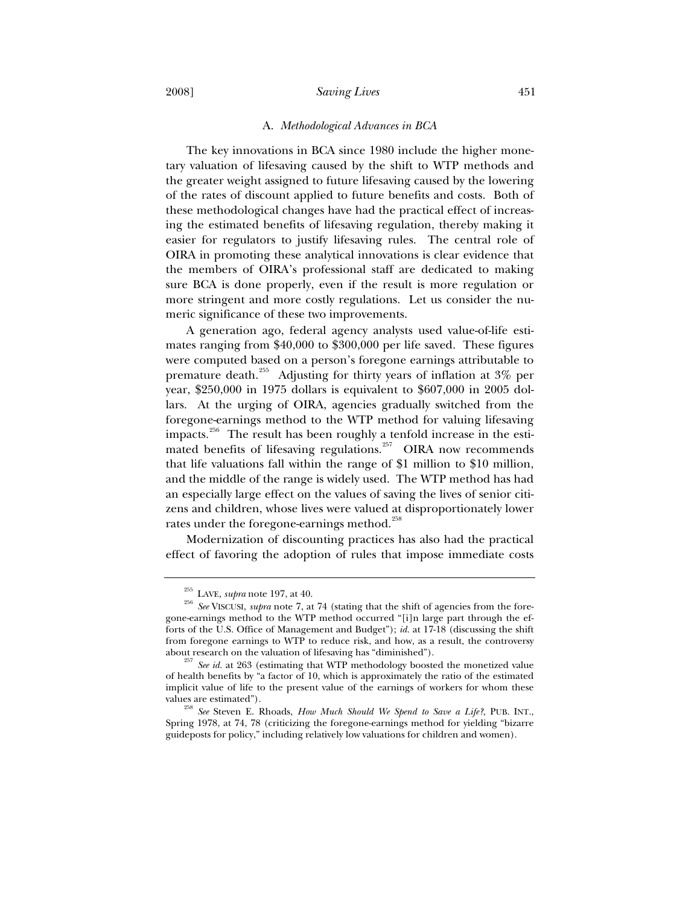### A. *Methodological Advances in BCA*

The key innovations in BCA since 1980 include the higher monetary valuation of lifesaving caused by the shift to WTP methods and the greater weight assigned to future lifesaving caused by the lowering of the rates of discount applied to future benefits and costs. Both of these methodological changes have had the practical effect of increasing the estimated benefits of lifesaving regulation, thereby making it easier for regulators to justify lifesaving rules. The central role of OIRA in promoting these analytical innovations is clear evidence that the members of OIRA's professional staff are dedicated to making sure BCA is done properly, even if the result is more regulation or more stringent and more costly regulations. Let us consider the numeric significance of these two improvements.

A generation ago, federal agency analysts used value-of-life estimates ranging from $40,000 to $300,000 per life saved. These figures were computed based on a person's foregone earnings attributable to premature death.[255] Adjusting for thirty years of inflation at 3% per year, $250,000 in 1975 dollars is equivalent to $607,000 in 2005 dollars. At the urging of OIRA, agencies gradually switched from the foregone-earnings method to the WTP method for valuing lifesaving impacts.[256] The result has been roughly a tenfold increase in the estimated benefits of lifesaving regulations.[257] OIRA now recommends that life valuations fall within the range of $1 million to $10 million, and the middle of the range is widely used. The WTP method has had an especially large effect on the values of saving the lives of senior citizens and children, whose lives were valued at disproportionately lower rates under the foregone-earnings method.[258]

Modernization of discounting practices has also had the practical effect of favoring the adoption of rules that impose immediate costs

---

[255] LAVE, *supra* note 197, at 40.

[256] *See* VISCUSI, *supra* note 7, at 74 (stating that the shift of agencies from the foregone-earnings method to the WTP method occurred "[i]n large part through the efforts of the U.S. Office of Management and Budget"); *id.* at 17-18 (discussing the shift from foregone earnings to WTP to reduce risk, and how, as a result, the controversy about research on the valuation of lifesaving has "diminished").

[257] *See id.* at 263 (estimating that WTP methodology boosted the monetized value of health benefits by "a factor of 10, which is approximately the ratio of the estimated implicit value of life to the present value of the earnings of workers for whom these values are estimated").

[258] *See* Steven E. Rhoads, *How Much Should We Spend to Save a Life?*, PUB. INT., Spring 1978, at 74, 78 (criticizing the foregone-earnings method for yielding "bizarre guideposts for policy," including relatively low valuations for children and women).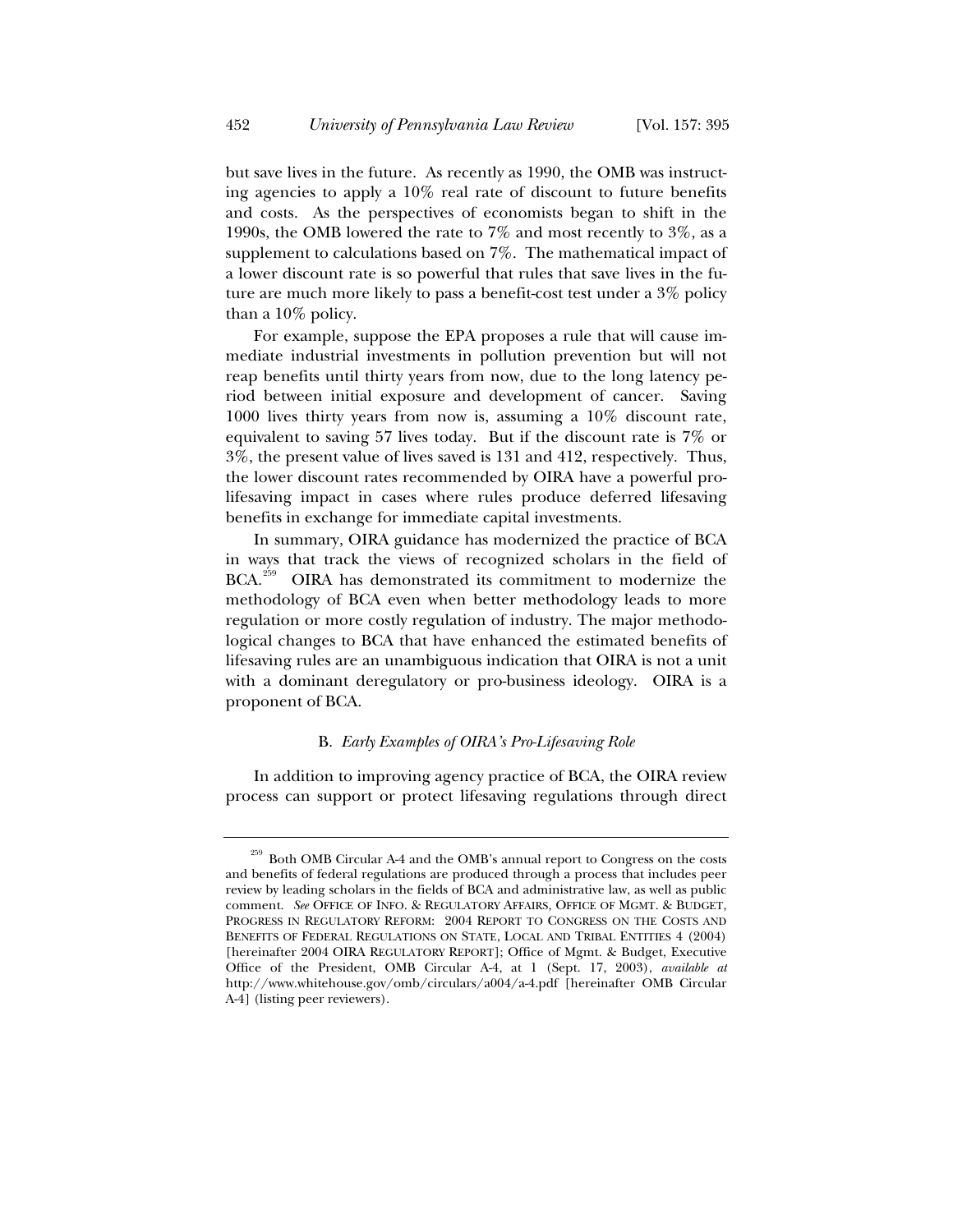but save lives in the future. As recently as 1990, the OMB was instructing agencies to apply a 10% real rate of discount to future benefits and costs. As the perspectives of economists began to shift in the 1990s, the OMB lowered the rate to 7% and most recently to 3%, as a supplement to calculations based on 7%. The mathematical impact of a lower discount rate is so powerful that rules that save lives in the future are much more likely to pass a benefit-cost test under a 3% policy than a 10% policy.

For example, suppose the EPA proposes a rule that will cause immediate industrial investments in pollution prevention but will not reap benefits until thirty years from now, due to the long latency period between initial exposure and development of cancer. Saving 1000 lives thirty years from now is, assuming a 10% discount rate, equivalent to saving 57 lives today. But if the discount rate is 7% or 3%, the present value of lives saved is 131 and 412, respectively. Thus, the lower discount rates recommended by OIRA have a powerful pro-lifesaving impact in cases where rules produce deferred lifesaving benefits in exchange for immediate capital investments.

In summary, OIRA guidance has modernized the practice of BCA in ways that track the views of recognized scholars in the field of BCA.[259] OIRA has demonstrated its commitment to modernize the methodology of BCA even when better methodology leads to more regulation or more costly regulation of industry. The major methodological changes to BCA that have enhanced the estimated benefits of lifesaving rules are an unambiguous indication that OIRA is not a unit with a dominant deregulatory or pro-business ideology. OIRA is a proponent of BCA.

### B. *Early Examples of OIRA's Pro-Lifesaving Role*

In addition to improving agency practice of BCA, the OIRA review process can support or protect lifesaving regulations through direct

---

[259] Both OMB Circular A-4 and the OMB's annual report to Congress on the costs and benefits of federal regulations are produced through a process that includes peer review by leading scholars in the fields of BCA and administrative law, as well as public comment. *See* OFFICE OF INFO. & REGULATORY AFFAIRS, OFFICE OF MGMT. & BUDGET, PROGRESS IN REGULATORY REFORM: 2004 REPORT TO CONGRESS ON THE COSTS AND BENEFITS OF FEDERAL REGULATIONS ON STATE, LOCAL AND TRIBAL ENTITIES 4 (2004) [hereinafter 2004 OIRA REGULATORY REPORT]; Office of Mgmt. & Budget, Executive Office of the President, OMB Circular A-4, at 1 (Sept. 17, 2003), *available at* http://www.whitehouse.gov/omb/circulars/a004/a-4.pdf [hereinafter OMB Circular A-4] (listing peer reviewers).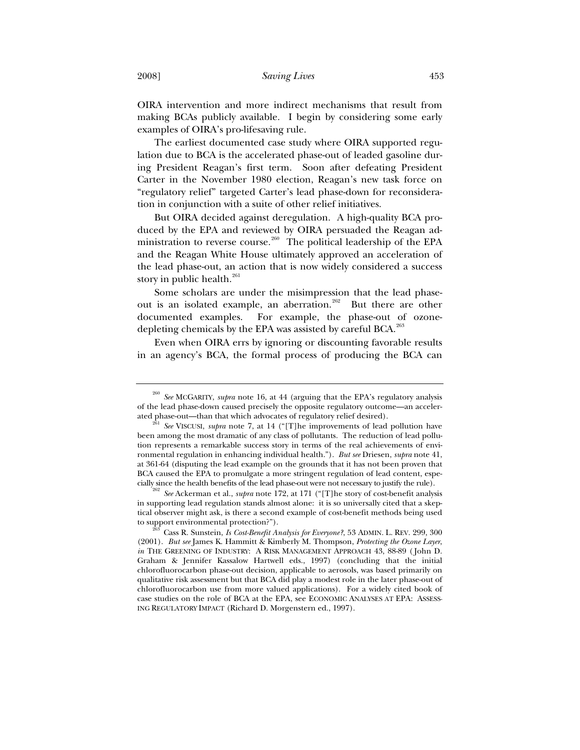OIRA intervention and more indirect mechanisms that result from making BCAs publicly available. I begin by considering some early examples of OIRA's pro-lifesaving rule.

The earliest documented case study where OIRA supported regulation due to BCA is the accelerated phase-out of leaded gasoline during President Reagan's first term. Soon after defeating President Carter in the November 1980 election, Reagan's new task force on "regulatory relief" targeted Carter's lead phase-down for reconsideration in conjunction with a suite of other relief initiatives.

But OIRA decided against deregulation. A high-quality BCA produced by the EPA and reviewed by OIRA persuaded the Reagan administration to reverse course.[260] The political leadership of the EPA and the Reagan White House ultimately approved an acceleration of the lead phase-out, an action that is now widely considered a success story in public health.[261]

Some scholars are under the misimpression that the lead phase-out is an isolated example, an aberration.[262] But there are other documented examples. For example, the phase-out of ozone-depleting chemicals by the EPA was assisted by careful BCA.[263]

Even when OIRA errs by ignoring or discounting favorable results in an agency's BCA, the formal process of producing the BCA can

---

[260] *See* MCGARITY, *supra* note 16, at 44 (arguing that the EPA's regulatory analysis of the lead phase-down caused precisely the opposite regulatory outcome—an accelerated phase-out—than that which advocates of regulatory relief desired).

[261] *See* VISCUSI, *supra* note 7, at 14 ("[T]he improvements of lead pollution have been among the most dramatic of any class of pollutants. The reduction of lead pollution represents a remarkable success story in terms of the real achievements of environmental regulation in enhancing individual health."). *But see* Driesen, *supra* note 41, at 361-64 (disputing the lead example on the grounds that it has not been proven that BCA caused the EPA to promulgate a more stringent regulation of lead content, especially since the health benefits of the lead phase-out were not necessary to justify the rule).

[262] *See* Ackerman et al., *supra* note 172, at 171 ("[T]he story of cost-benefit analysis in supporting lead regulation stands almost alone: it is so universally cited that a skeptical observer might ask, is there a second example of cost-benefit methods being used to support environmental protection?").

[263] Cass R. Sunstein, *Is Cost-Benefit Analysis for Everyone?*, 53 ADMIN. L. REV. 299, 300 (2001). *But see* James K. Hammitt & Kimberly M. Thompson, *Protecting the Ozone Layer*, *in* THE GREENING OF INDUSTRY: A RISK MANAGEMENT APPROACH 43, 88-89 (John D. Graham & Jennifer Kassalow Hartwell eds., 1997) (concluding that the initial chlorofluorocarbon phase-out decision, applicable to aerosols, was based primarily on qualitative risk assessment but that BCA did play a modest role in the later phase-out of chlorofluorocarbon use from more valued applications). For a widely cited book of case studies on the role of BCA at the EPA, see ECONOMIC ANALYSES AT EPA: ASSESSING REGULATORY IMPACT (Richard D. Morgenstern ed., 1997).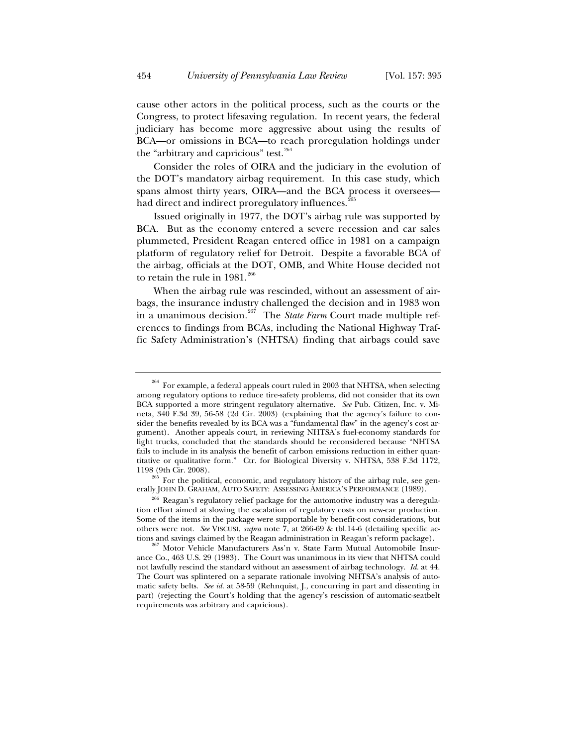cause other actors in the political process, such as the courts or the Congress, to protect lifesaving regulation. In recent years, the federal judiciary has become more aggressive about using the results of BCA—or omissions in BCA—to reach proregulation holdings under the "arbitrary and capricious" test.[264]

Consider the roles of OIRA and the judiciary in the evolution of the DOT's mandatory airbag requirement. In this case study, which spans almost thirty years, OIRA—and the BCA process it oversees—had direct and indirect proregulatory influences.[265]

Issued originally in 1977, the DOT's airbag rule was supported by BCA. But as the economy entered a severe recession and car sales plummeted, President Reagan entered office in 1981 on a campaign platform of regulatory relief for Detroit. Despite a favorable BCA of the airbag, officials at the DOT, OMB, and White House decided not to retain the rule in 1981.[266]

When the airbag rule was rescinded, without an assessment of airbags, the insurance industry challenged the decision and in 1983 won in a unanimous decision.[267] The *State Farm* Court made multiple references to findings from BCAs, including the National Highway Traffic Safety Administration's (NHTSA) finding that airbags could save

---

[264] For example, a federal appeals court ruled in 2003 that NHTSA, when selecting among regulatory options to reduce tire-safety problems, did not consider that its own BCA supported a more stringent regulatory alternative. *See* Pub. Citizen, Inc. v. Mineta, 340 F.3d 39, 56-58 (2d Cir. 2003) (explaining that the agency's failure to consider the benefits revealed by its BCA was a "fundamental flaw" in the agency's cost argument). Another appeals court, in reviewing NHTSA's fuel-economy standards for light trucks, concluded that the standards should be reconsidered because "NHTSA fails to include in its analysis the benefit of carbon emissions reduction in either quantitative or qualitative form." Ctr. for Biological Diversity v. NHTSA, 538 F.3d 1172, 1198 (9th Cir. 2008).

[265] For the political, economic, and regulatory history of the airbag rule, see generally JOHN D. GRAHAM, AUTO SAFETY: ASSESSING AMERICA'S PERFORMANCE (1989).

[266] Reagan's regulatory relief package for the automotive industry was a deregulation effort aimed at slowing the escalation of regulatory costs on new-car production. Some of the items in the package were supportable by benefit-cost considerations, but others were not. *See* VISCUSI, *supra* note 7, at 266-69 & tbl.14-6 (detailing specific actions and savings claimed by the Reagan administration in Reagan's reform package).

[267] Motor Vehicle Manufacturers Ass'n v. State Farm Mutual Automobile Insurance Co., 463 U.S. 29 (1983). The Court was unanimous in its view that NHTSA could not lawfully rescind the standard without an assessment of airbag technology. *Id.* at 44. The Court was splintered on a separate rationale involving NHTSA's analysis of automatic safety belts. *See id.* at 58-59 (Rehnquist, J., concurring in part and dissenting in part) (rejecting the Court's holding that the agency's rescission of automatic-seatbelt requirements was arbitrary and capricious).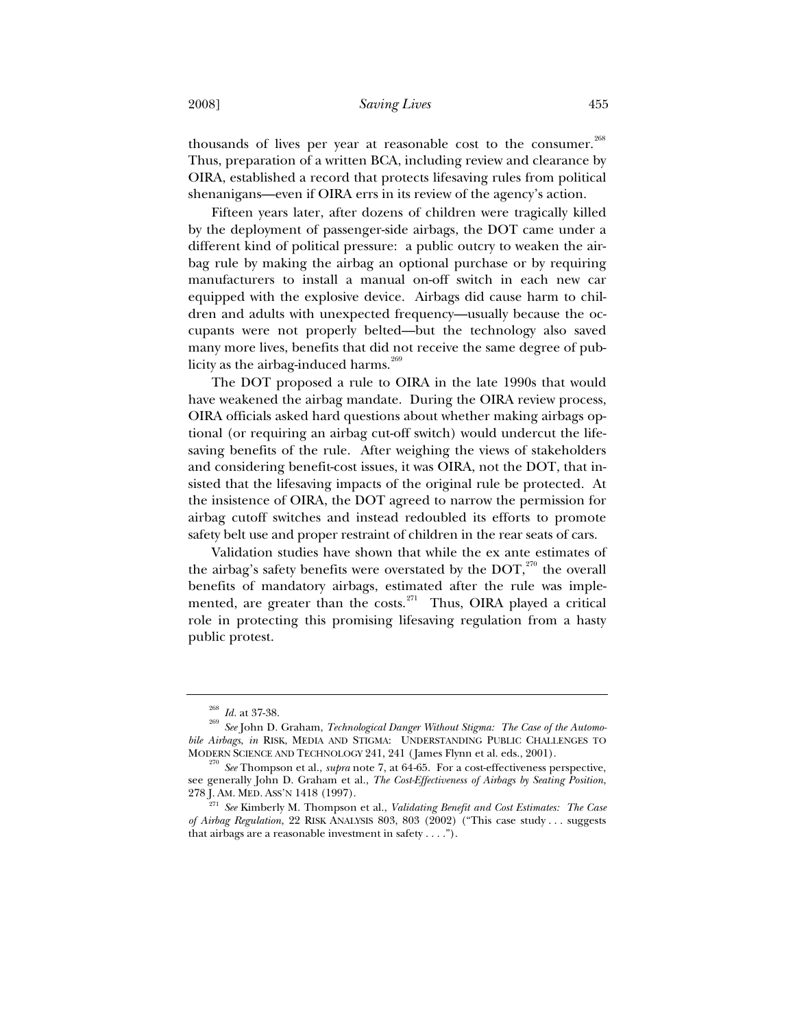thousands of lives per year at reasonable cost to the consumer.[268] Thus, preparation of a written BCA, including review and clearance by OIRA, established a record that protects lifesaving rules from political shenanigans—even if OIRA errs in its review of the agency's action.

Fifteen years later, after dozens of children were tragically killed by the deployment of passenger-side airbags, the DOT came under a different kind of political pressure: a public outcry to weaken the airbag rule by making the airbag an optional purchase or by requiring manufacturers to install a manual on-off switch in each new car equipped with the explosive device. Airbags did cause harm to children and adults with unexpected frequency—usually because the occupants were not properly belted—but the technology also saved many more lives, benefits that did not receive the same degree of publicity as the airbag-induced harms.[269]

The DOT proposed a rule to OIRA in the late 1990s that would have weakened the airbag mandate. During the OIRA review process, OIRA officials asked hard questions about whether making airbags optional (or requiring an airbag cut-off switch) would undercut the lifesaving benefits of the rule. After weighing the views of stakeholders and considering benefit-cost issues, it was OIRA, not the DOT, that insisted that the lifesaving impacts of the original rule be protected. At the insistence of OIRA, the DOT agreed to narrow the permission for airbag cutoff switches and instead redoubled its efforts to promote safety belt use and proper restraint of children in the rear seats of cars.

Validation studies have shown that while the ex ante estimates of the airbag's safety benefits were overstated by the DOT,[270] the overall benefits of mandatory airbags, estimated after the rule was implemented, are greater than the costs.[271] Thus, OIRA played a critical role in protecting this promising lifesaving regulation from a hasty public protest.

---

[268] *Id.* at 37-38.

[269] *See* John D. Graham, *Technological Danger Without Stigma: The Case of the Automobile Airbags*, *in* RISK, MEDIA AND STIGMA: UNDERSTANDING PUBLIC CHALLENGES TO MODERN SCIENCE AND TECHNOLOGY 241, 241 (James Flynn et al. eds., 2001).

[270] *See* Thompson et al., *supra* note 7, at 64-65. For a cost-effectiveness perspective, see generally John D. Graham et al., *The Cost-Effectiveness of Airbags by Seating Position*, 278 J. AM. MED. ASS'N 1418 (1997).

[271] *See* Kimberly M. Thompson et al., *Validating Benefit and Cost Estimates: The Case of Airbag Regulation*, 22 RISK ANALYSIS 803, 803 (2002) ("This case study . . . suggests that airbags are a reasonable investment in safety . . . .").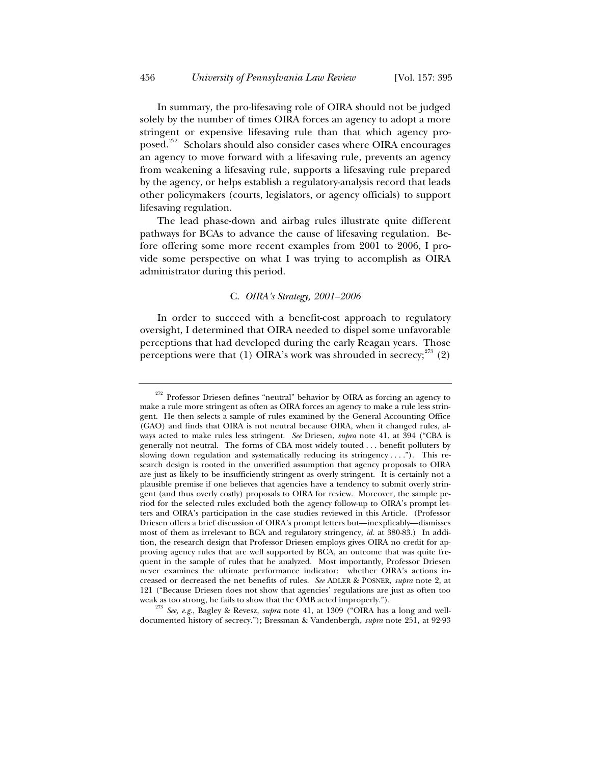In summary, the pro-lifesaving role of OIRA should not be judged solely by the number of times OIRA forces an agency to adopt a more stringent or expensive lifesaving rule than that which agency proposed.[272] Scholars should also consider cases where OIRA encourages an agency to move forward with a lifesaving rule, prevents an agency from weakening a lifesaving rule, supports a lifesaving rule prepared by the agency, or helps establish a regulatory-analysis record that leads other policymakers (courts, legislators, or agency officials) to support lifesaving regulation.

The lead phase-down and airbag rules illustrate quite different pathways for BCAs to advance the cause of lifesaving regulation. Before offering some more recent examples from 2001 to 2006, I provide some perspective on what I was trying to accomplish as OIRA administrator during this period.

### C. *OIRA's Strategy, 2001–2006*

In order to succeed with a benefit-cost approach to regulatory oversight, I determined that OIRA needed to dispel some unfavorable perceptions that had developed during the early Reagan years. Those perceptions were that (1) OIRA's work was shrouded in secrecy;[273] (2)

---

[272] Professor Driesen defines "neutral" behavior by OIRA as forcing an agency to make a rule more stringent as often as OIRA forces an agency to make a rule less stringent. He then selects a sample of rules examined by the General Accounting Office (GAO) and finds that OIRA is not neutral because OIRA, when it changed rules, always acted to make rules less stringent. *See* Driesen, *supra* note 41, at 394 ("CBA is generally not neutral. The forms of CBA most widely touted . . . benefit polluters by slowing down regulation and systematically reducing its stringency . . . ."). This research design is rooted in the unverified assumption that agency proposals to OIRA are just as likely to be insufficiently stringent as overly stringent. It is certainly not a plausible premise if one believes that agencies have a tendency to submit overly stringent (and thus overly costly) proposals to OIRA for review. Moreover, the sample period for the selected rules excluded both the agency follow-up to OIRA's prompt letters and OIRA's participation in the case studies reviewed in this Article. (Professor Driesen offers a brief discussion of OIRA's prompt letters but—inexplicably—dismisses most of them as irrelevant to BCA and regulatory stringency, *id.* at 380-83.) In addition, the research design that Professor Driesen employs gives OIRA no credit for approving agency rules that are well supported by BCA, an outcome that was quite frequent in the sample of rules that he analyzed. Most importantly, Professor Driesen never examines the ultimate performance indicator: whether OIRA's actions increased or decreased the net benefits of rules. *See* ADLER & POSNER, *supra* note 2, at 121 ("Because Driesen does not show that agencies' regulations are just as often too weak as too strong, he fails to show that the OMB acted improperly.").

[273] *See, e.g.*, Bagley & Revesz, *supra* note 41, at 1309 ("OIRA has a long and well-documented history of secrecy."); Bressman & Vandenbergh, *supra* note 251, at 92-93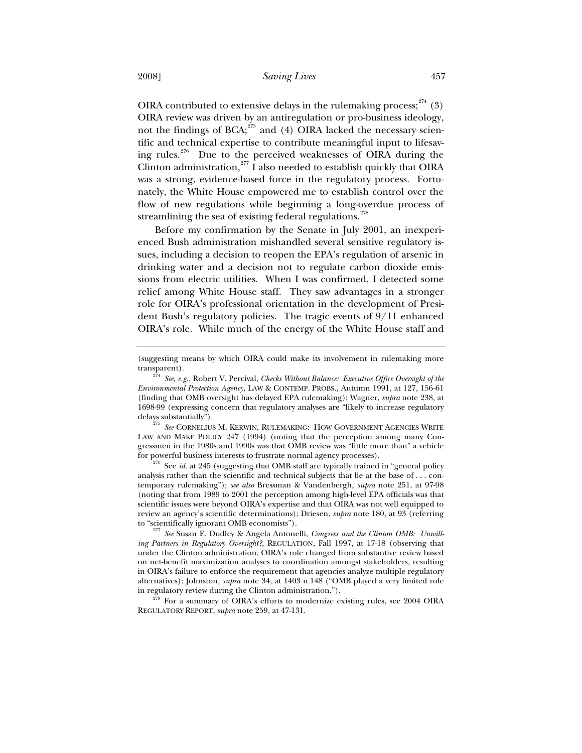OIRA contributed to extensive delays in the rulemaking process;[274] (3) OIRA review was driven by an antiregulation or pro-business ideology, not the findings of BCA;[275] and (4) OIRA lacked the necessary scientific and technical expertise to contribute meaningful input to lifesaving rules.[276] Due to the perceived weaknesses of OIRA during the Clinton administration,[277] I also needed to establish quickly that OIRA was a strong, evidence-based force in the regulatory process. Fortunately, the White House empowered me to establish control over the flow of new regulations while beginning a long-overdue process of streamlining the sea of existing federal regulations.[278]

Before my confirmation by the Senate in July 2001, an inexperienced Bush administration mishandled several sensitive regulatory issues, including a decision to reopen the EPA's regulation of arsenic in drinking water and a decision not to regulate carbon dioxide emissions from electric utilities. When I was confirmed, I detected some relief among White House staff. They saw advantages in a stronger role for OIRA's professional orientation in the development of President Bush's regulatory policies. The tragic events of 9/11 enhanced OIRA's role. While much of the energy of the White House staff and

---

(suggesting means by which OIRA could make its involvement in rulemaking more transparent).

[274] *See, e.g.*, Robert V. Percival, *Checks Without Balance: Executive Office Oversight of the Environmental Protection Agency*, LAW & CONTEMP. PROBS., Autumn 1991, at 127, 156-61 (finding that OMB oversight has delayed EPA rulemaking); Wagner, *supra* note 238, at 1698-99 (expressing concern that regulatory analyses are "likely to increase regulatory delays substantially").

[275] *See* CORNELIUS M. KERWIN, RULEMAKING: HOW GOVERNMENT AGENCIES WRITE LAW AND MAKE POLICY 247 (1994) (noting that the perception among many Congressmen in the 1980s and 1990s was that OMB review was "little more than" a vehicle for powerful business interests to frustrate normal agency processes).

[276] See *id.* at 245 (suggesting that OMB staff are typically trained in "general policy analysis rather than the scientific and technical subjects that lie at the base of . . . contemporary rulemaking"); *see also* Bressman & Vandenbergh, *supra* note 251, at 97-98 (noting that from 1989 to 2001 the perception among high-level EPA officials was that scientific issues were beyond OIRA's expertise and that OIRA was not well equipped to review an agency's scientific determinations); Driesen, *supra* note 180, at 93 (referring to "scientifically ignorant OMB economists").

[277] *See* Susan E. Dudley & Angela Antonelli, *Congress and the Clinton OMB: Unwilling Partners in Regulatory Oversight?*, REGULATION, Fall 1997, at 17-18 (observing that under the Clinton administration, OIRA's role changed from substantive review based on net-benefit maximization analyses to coordination amongst stakeholders, resulting in OIRA's failure to enforce the requirement that agencies analyze multiple regulatory alternatives); Johnston, *supra* note 34, at 1403 n.148 ("OMB played a very limited role in regulatory review during the Clinton administration.").

[278] For a summary of OIRA's efforts to modernize existing rules, see 2004 OIRA REGULATORY REPORT, *supra* note 259, at 47-131.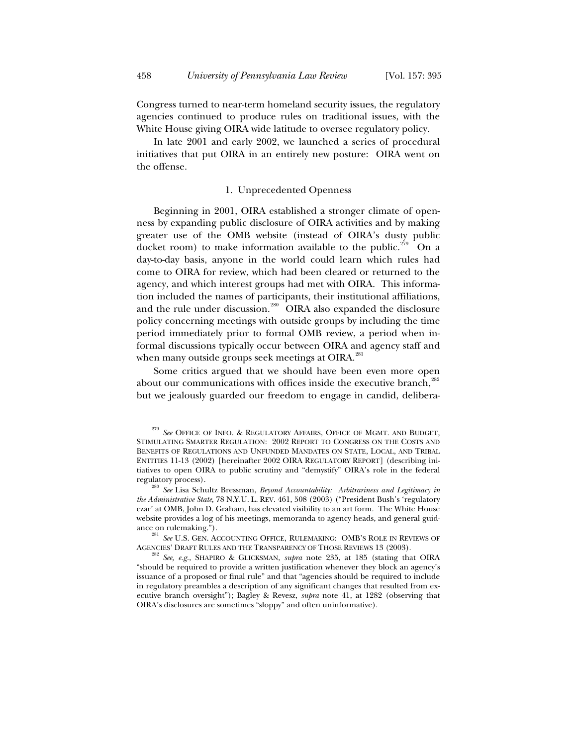Congress turned to near-term homeland security issues, the regulatory agencies continued to produce rules on traditional issues, with the White House giving OIRA wide latitude to oversee regulatory policy.

In late 2001 and early 2002, we launched a series of procedural initiatives that put OIRA in an entirely new posture: OIRA went on the offense.

### 1. Unprecedented Openness

Beginning in 2001, OIRA established a stronger climate of openness by expanding public disclosure of OIRA activities and by making greater use of the OMB website (instead of OIRA's dusty public docket room) to make information available to the public.[279] On a day-to-day basis, anyone in the world could learn which rules had come to OIRA for review, which had been cleared or returned to the agency, and which interest groups had met with OIRA. This information included the names of participants, their institutional affiliations, and the rule under discussion.[280] OIRA also expanded the disclosure policy concerning meetings with outside groups by including the time period immediately prior to formal OMB review, a period when informal discussions typically occur between OIRA and agency staff and when many outside groups seek meetings at OIRA.[281]

Some critics argued that we should have been even more open about our communications with offices inside the executive branch,[282] but we jealously guarded our freedom to engage in candid, delibera-

---

[279] *See* OFFICE OF INFO. & REGULATORY AFFAIRS, OFFICE OF MGMT. AND BUDGET, STIMULATING SMARTER REGULATION: 2002 REPORT TO CONGRESS ON THE COSTS AND BENEFITS OF REGULATIONS AND UNFUNDED MANDATES ON STATE, LOCAL, AND TRIBAL ENTITIES 11-13 (2002) [hereinafter 2002 OIRA REGULATORY REPORT] (describing initiatives to open OIRA to public scrutiny and "demystify" OIRA's role in the federal regulatory process).

[280] *See* Lisa Schultz Bressman, *Beyond Accountability: Arbitrariness and Legitimacy in the Administrative State*, 78 N.Y.U. L. REV. 461, 508 (2003) ("President Bush's 'regulatory czar' at OMB, John D. Graham, has elevated visibility to an art form. The White House website provides a log of his meetings, memoranda to agency heads, and general guidance on rulemaking.").

[281] *See* U.S. GEN. ACCOUNTING OFFICE, RULEMAKING: OMB'S ROLE IN REVIEWS OF AGENCIES' DRAFT RULES AND THE TRANSPARENCY OF THOSE REVIEWS 13 (2003).

[282] *See, e.g.*, SHAPIRO & GLICKSMAN, *supra* note 235, at 185 (stating that OIRA "should be required to provide a written justification whenever they block an agency's issuance of a proposed or final rule" and that "agencies should be required to include in regulatory preambles a description of any significant changes that resulted from executive branch oversight"); Bagley & Revesz, *supra* note 41, at 1282 (observing that OIRA's disclosures are sometimes "sloppy" and often uninformative).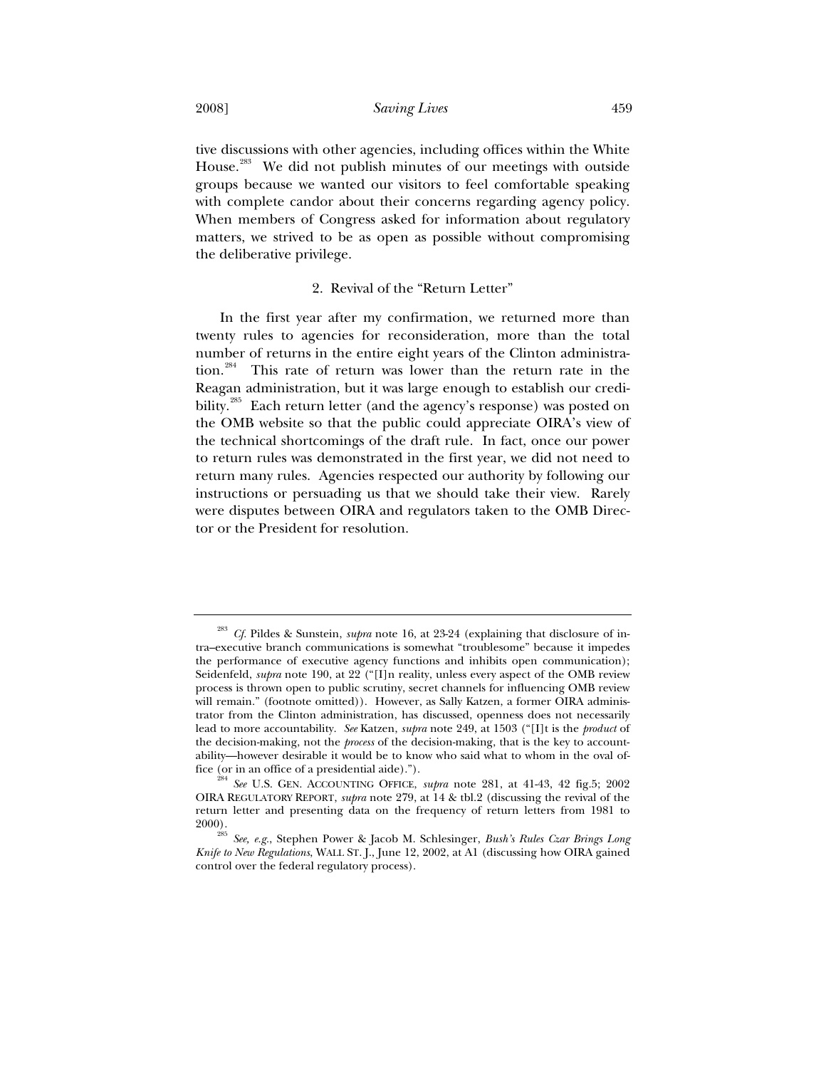tive discussions with other agencies, including offices within the White House.[283] We did not publish minutes of our meetings with outside groups because we wanted our visitors to feel comfortable speaking with complete candor about their concerns regarding agency policy. When members of Congress asked for information about regulatory matters, we strived to be as open as possible without compromising the deliberative privilege.

### 2. Revival of the "Return Letter"

In the first year after my confirmation, we returned more than twenty rules to agencies for reconsideration, more than the total number of returns in the entire eight years of the Clinton administration.[284] This rate of return was lower than the return rate in the Reagan administration, but it was large enough to establish our credibility.[285] Each return letter (and the agency's response) was posted on the OMB website so that the public could appreciate OIRA's view of the technical shortcomings of the draft rule. In fact, once our power to return rules was demonstrated in the first year, we did not need to return many rules. Agencies respected our authority by following our instructions or persuading us that we should take their view. Rarely were disputes between OIRA and regulators taken to the OMB Director or the President for resolution.

---

[283] *Cf.* Pildes & Sunstein, *supra* note 16, at 23-24 (explaining that disclosure of intra–executive branch communications is somewhat "troublesome" because it impedes the performance of executive agency functions and inhibits open communication); Seidenfeld, *supra* note 190, at 22 ("[I]n reality, unless every aspect of the OMB review process is thrown open to public scrutiny, secret channels for influencing OMB review will remain." (footnote omitted)). However, as Sally Katzen, a former OIRA administrator from the Clinton administration, has discussed, openness does not necessarily lead to more accountability. *See* Katzen, *supra* note 249, at 1503 ("[I]t is the *product* of the decision-making, not the *process* of the decision-making, that is the key to accountability—however desirable it would be to know who said what to whom in the oval office (or in an office of a presidential aide).").

[284] *See* U.S. GEN. ACCOUNTING OFFICE, *supra* note 281, at 41-43, 42 fig.5; 2002 OIRA REGULATORY REPORT, *supra* note 279, at 14 & tbl.2 (discussing the revival of the return letter and presenting data on the frequency of return letters from 1981 to 2000).

[285] *See, e.g.*, Stephen Power & Jacob M. Schlesinger, *Bush's Rules Czar Brings Long Knife to New Regulations*, WALL ST. J., June 12, 2002, at A1 (discussing how OIRA gained control over the federal regulatory process).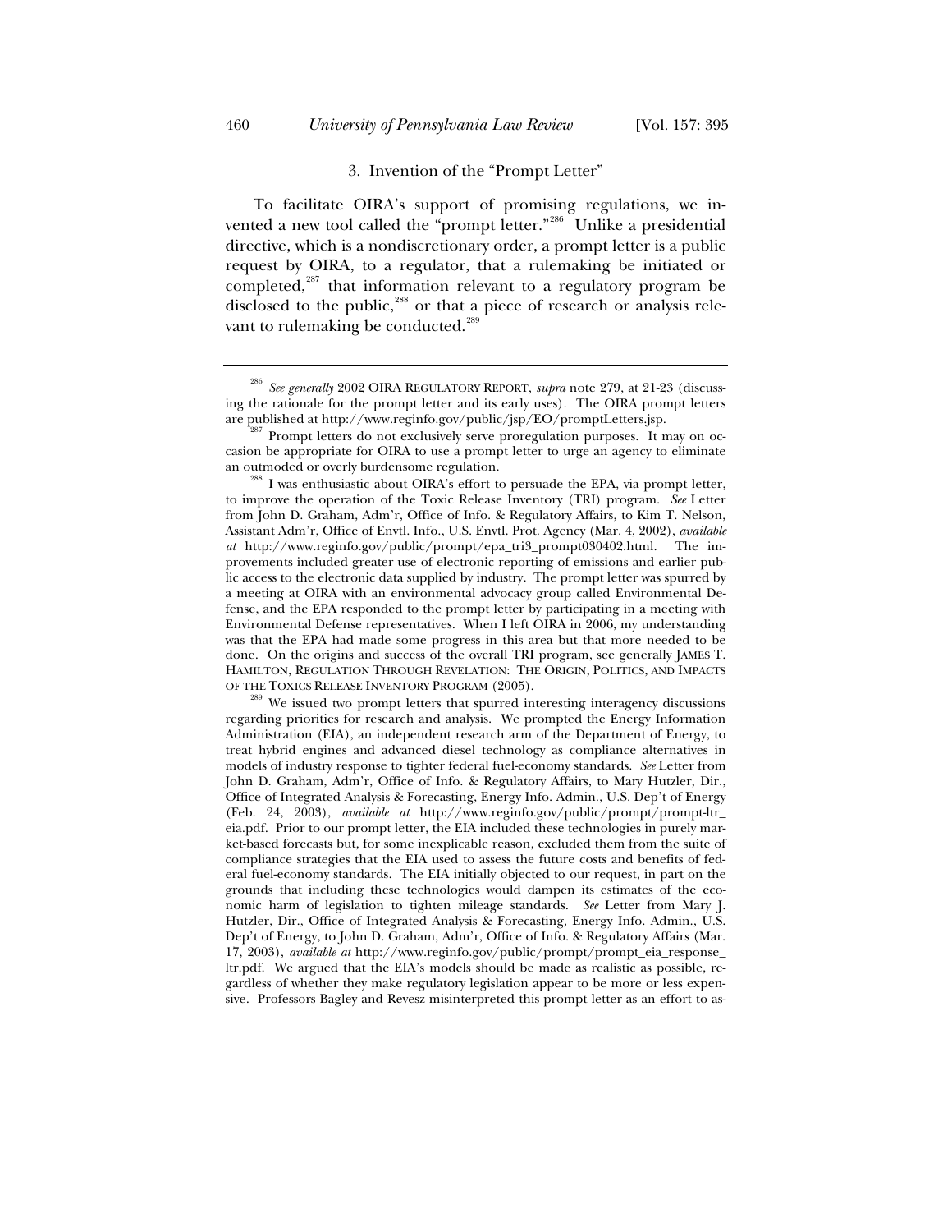### 3. Invention of the "Prompt Letter"

To facilitate OIRA's support of promising regulations, we invented a new tool called the "prompt letter."[286] Unlike a presidential directive, which is a nondiscretionary order, a prompt letter is a public request by OIRA, to a regulator, that a rulemaking be initiated or completed,[287] that information relevant to a regulatory program be disclosed to the public,[288] or that a piece of research or analysis relevant to rulemaking be conducted.[289]

---

[286] *See generally* 2002 OIRA REGULATORY REPORT, *supra* note 279, at 21-23 (discussing the rationale for the prompt letter and its early uses). The OIRA prompt letters are published at http://www.reginfo.gov/public/jsp/EO/promptLetters.jsp.

[287] Prompt letters do not exclusively serve proregulation purposes. It may on occasion be appropriate for OIRA to use a prompt letter to urge an agency to eliminate an outmoded or overly burdensome regulation.

[288] I was enthusiastic about OIRA's effort to persuade the EPA, via prompt letter, to improve the operation of the Toxic Release Inventory (TRI) program. *See* Letter from John D. Graham, Adm'r, Office of Info. & Regulatory Affairs, to Kim T. Nelson, Assistant Adm'r, Office of Envtl. Info., U.S. Envtl. Prot. Agency (Mar. 4, 2002), *available at* http://www.reginfo.gov/public/prompt/epa_tri3_prompt030402.html. The improvements included greater use of electronic reporting of emissions and earlier public access to the electronic data supplied by industry. The prompt letter was spurred by a meeting at OIRA with an environmental advocacy group called Environmental Defense, and the EPA responded to the prompt letter by participating in a meeting with Environmental Defense representatives. When I left OIRA in 2006, my understanding was that the EPA had made some progress in this area but that more needed to be done. On the origins and success of the overall TRI program, see generally JAMES T. HAMILTON, REGULATION THROUGH REVELATION: THE ORIGIN, POLITICS, AND IMPACTS OF THE TOXICS RELEASE INVENTORY PROGRAM (2005).

[289] We issued two prompt letters that spurred interesting interagency discussions regarding priorities for research and analysis. We prompted the Energy Information Administration (EIA), an independent research arm of the Department of Energy, to treat hybrid engines and advanced diesel technology as compliance alternatives in models of industry response to tighter federal fuel-economy standards. *See* Letter from John D. Graham, Adm'r, Office of Info. & Regulatory Affairs, to Mary Hutzler, Dir., Office of Integrated Analysis & Forecasting, Energy Info. Admin., U.S. Dep't of Energy (Feb. 24, 2003), *available at* http://www.reginfo.gov/public/prompt/prompt-ltr_eia.pdf. Prior to our prompt letter, the EIA included these technologies in purely market-based forecasts but, for some inexplicable reason, excluded them from the suite of compliance strategies that the EIA used to assess the future costs and benefits of federal fuel-economy standards. The EIA initially objected to our request, in part on the grounds that including these technologies would dampen its estimates of the economic harm of legislation to tighten mileage standards. *See* Letter from Mary J. Hutzler, Dir., Office of Integrated Analysis & Forecasting, Energy Info. Admin., U.S. Dep't of Energy, to John D. Graham, Adm'r, Office of Info. & Regulatory Affairs (Mar. 17, 2003), *available at* http://www.reginfo.gov/public/prompt/prompt_eia_response_ltr.pdf. We argued that the EIA's models should be made as realistic as possible, regardless of whether they make regulatory legislation appear to be more or less expensive. Professors Bagley and Revesz misinterpreted this prompt letter as an effort to as-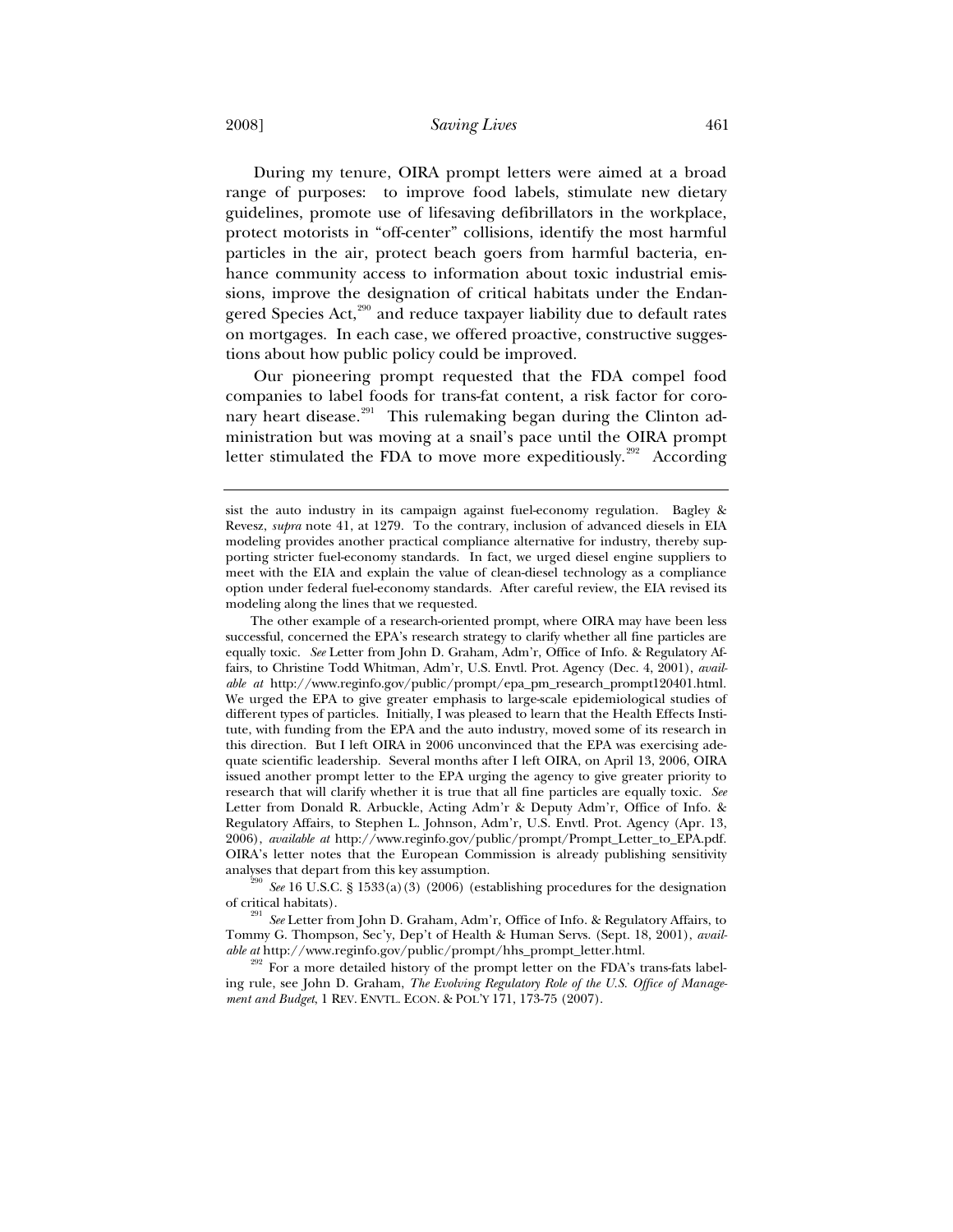During my tenure, OIRA prompt letters were aimed at a broad range of purposes: to improve food labels, stimulate new dietary guidelines, promote use of lifesaving defibrillators in the workplace, protect motorists in "off-center" collisions, identify the most harmful particles in the air, protect beach goers from harmful bacteria, enhance community access to information about toxic industrial emissions, improve the designation of critical habitats under the Endangered Species Act,[290] and reduce taxpayer liability due to default rates on mortgages. In each case, we offered proactive, constructive suggestions about how public policy could be improved.

Our pioneering prompt requested that the FDA compel food companies to label foods for trans-fat content, a risk factor for coronary heart disease.[291] This rulemaking began during the Clinton administration but was moving at a snail's pace until the OIRA prompt letter stimulated the FDA to move more expeditiously.[292] According

---

sist the auto industry in its campaign against fuel-economy regulation. Bagley & Revesz, *supra* note 41, at 1279. To the contrary, inclusion of advanced diesels in EIA modeling provides another practical compliance alternative for industry, thereby supporting stricter fuel-economy standards. In fact, we urged diesel engine suppliers to meet with the EIA and explain the value of clean-diesel technology as a compliance option under federal fuel-economy standards. After careful review, the EIA revised its modeling along the lines that we requested.

The other example of a research-oriented prompt, where OIRA may have been less successful, concerned the EPA's research strategy to clarify whether all fine particles are equally toxic. *See* Letter from John D. Graham, Adm'r, Office of Info. & Regulatory Affairs, to Christine Todd Whitman, Adm'r, U.S. Envtl. Prot. Agency (Dec. 4, 2001), *available at* http://www.reginfo.gov/public/prompt/epa_pm_research_prompt120401.html. We urged the EPA to give greater emphasis to large-scale epidemiological studies of different types of particles. Initially, I was pleased to learn that the Health Effects Institute, with funding from the EPA and the auto industry, moved some of its research in this direction. But I left OIRA in 2006 unconvinced that the EPA was exercising adequate scientific leadership. Several months after I left OIRA, on April 13, 2006, OIRA issued another prompt letter to the EPA urging the agency to give greater priority to research that will clarify whether it is true that all fine particles are equally toxic. *See* Letter from Donald R. Arbuckle, Acting Adm'r & Deputy Adm'r, Office of Info. & Regulatory Affairs, to Stephen L. Johnson, Adm'r, U.S. Envtl. Prot. Agency (Apr. 13, 2006), *available at* http://www.reginfo.gov/public/prompt/Prompt_Letter_to_EPA.pdf. OIRA's letter notes that the European Commission is already publishing sensitivity analyses that depart from this key assumption.

[290] *See* 16 U.S.C. § 1533(a)(3) (2006) (establishing procedures for the designation of critical habitats).

[291] *See* Letter from John D. Graham, Adm'r, Office of Info. & Regulatory Affairs, to Tommy G. Thompson, Sec'y, Dep't of Health & Human Servs. (Sept. 18, 2001), *available at* http://www.reginfo.gov/public/prompt/hhs_prompt_letter.html.

[292] For a more detailed history of the prompt letter on the FDA's trans-fats labeling rule, see John D. Graham, *The Evolving Regulatory Role of the U.S. Office of Management and Budget*, 1 REV. ENVTL. ECON. & POL'Y 171, 173-75 (2007).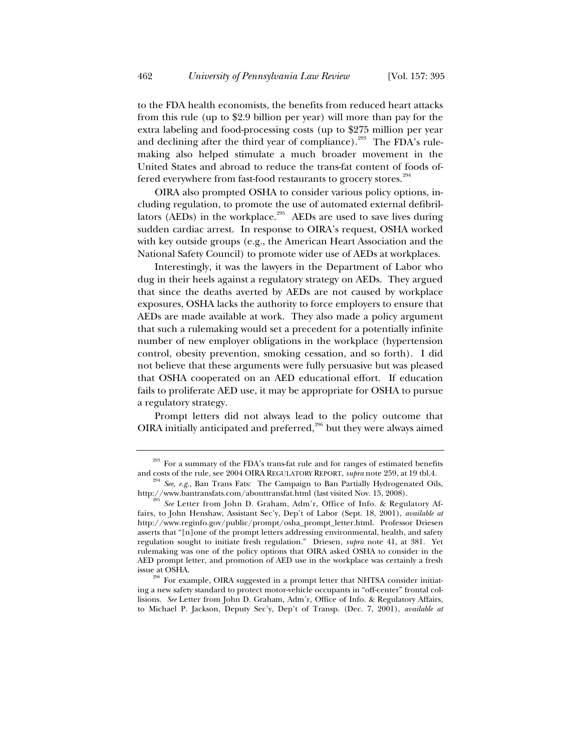to the FDA health economists, the benefits from reduced heart attacks from this rule (up to $2.9 billion per year) will more than pay for the extra labeling and food-processing costs (up to $275 million per year and declining after the third year of compliance).[293] The FDA's rulemaking also helped stimulate a much broader movement in the United States and abroad to reduce the trans-fat content of foods offered everywhere from fast-food restaurants to grocery stores.[294]

OIRA also prompted OSHA to consider various policy options, including regulation, to promote the use of automated external defibrillators (AEDs) in the workplace.[295] AEDs are used to save lives during sudden cardiac arrest. In response to OIRA's request, OSHA worked with key outside groups (e.g., the American Heart Association and the National Safety Council) to promote wider use of AEDs at workplaces.

Interestingly, it was the lawyers in the Department of Labor who dug in their heels against a regulatory strategy on AEDs. They argued that since the deaths averted by AEDs are not caused by workplace exposures, OSHA lacks the authority to force employers to ensure that AEDs are made available at work. They also made a policy argument that such a rulemaking would set a precedent for a potentially infinite number of new employer obligations in the workplace (hypertension control, obesity prevention, smoking cessation, and so forth). I did not believe that these arguments were fully persuasive but was pleased that OSHA cooperated on an AED educational effort. If education fails to proliferate AED use, it may be appropriate for OSHA to pursue a regulatory strategy.

Prompt letters did not always lead to the policy outcome that OIRA initially anticipated and preferred,[296] but they were always aimed

---

[293] For a summary of the FDA's trans-fat rule and for ranges of estimated benefits and costs of the rule, see 2004 OIRA REGULATORY REPORT, *supra* note 259, at 19 tbl.4.

[294] *See, e.g.*, Ban Trans Fats: The Campaign to Ban Partially Hydrogenated Oils, http://www.bantransfats.com/abouttransfat.html (last visited Nov. 15, 2008).

[295] *See* Letter from John D. Graham, Adm'r, Office of Info. & Regulatory Affairs, to John Henshaw, Assistant Sec'y, Dep't of Labor (Sept. 18, 2001), *available at* http://www.reginfo.gov/public/prompt/osha_prompt_letter.html. Professor Driesen asserts that "[n]one of the prompt letters addressing environmental, health, and safety regulation sought to initiate fresh regulation." Driesen, *supra* note 41, at 381. Yet rulemaking was one of the policy options that OIRA asked OSHA to consider in the AED prompt letter, and promotion of AED use in the workplace was certainly a fresh issue at OSHA.

[296] For example, OIRA suggested in a prompt letter that NHTSA consider initiating a new safety standard to protect motor-vehicle occupants in "off-center" frontal collisions. *See* Letter from John D. Graham, Adm'r, Office of Info. & Regulatory Affairs, to Michael P. Jackson, Deputy Sec'y, Dep't of Transp. (Dec. 7, 2001), *available at*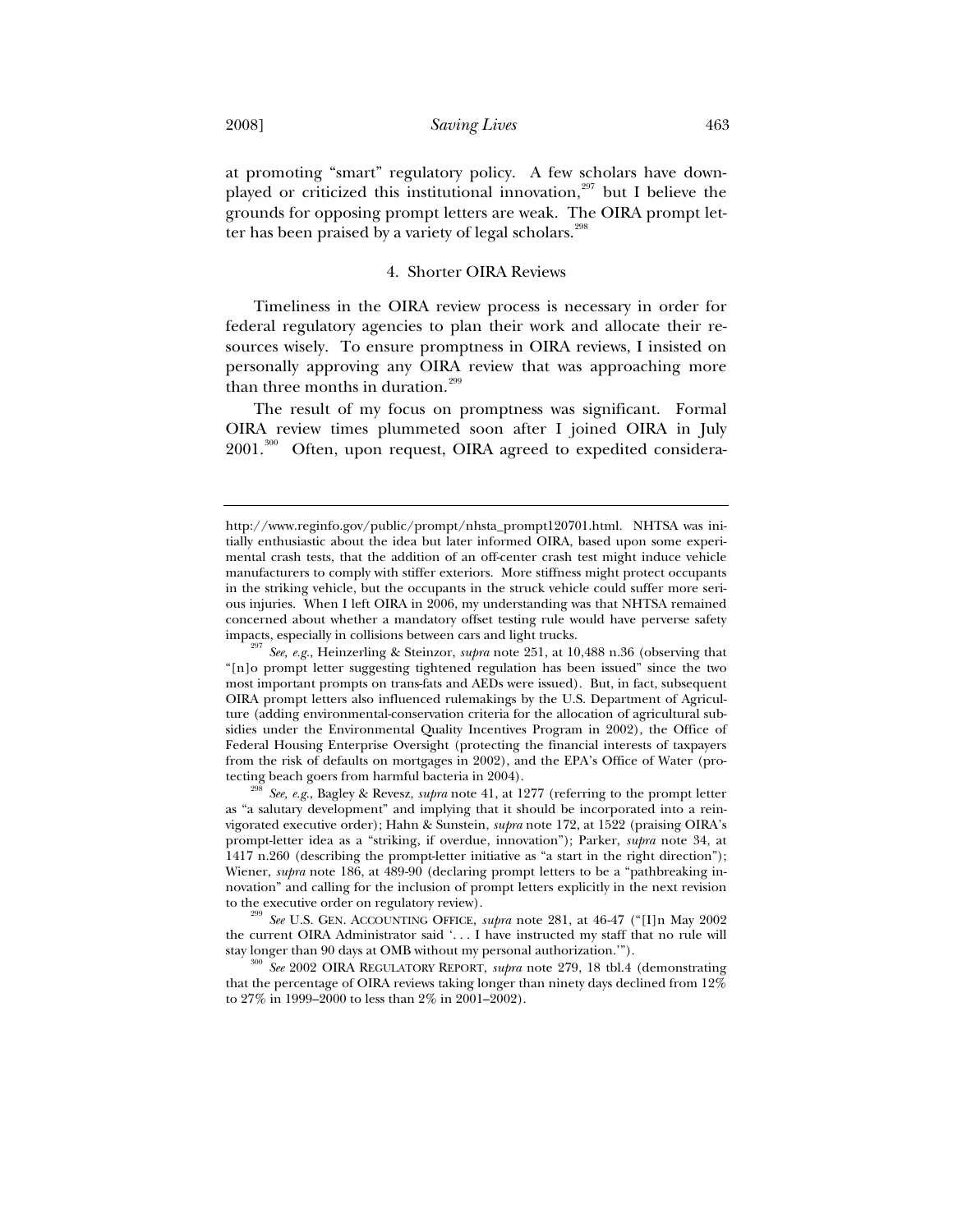at promoting "smart" regulatory policy. A few scholars have downplayed or criticized this institutional innovation,[297] but I believe the grounds for opposing prompt letters are weak. The OIRA prompt letter has been praised by a variety of legal scholars.[298]

#### 4. Shorter OIRA Reviews

Timeliness in the OIRA review process is necessary in order for federal regulatory agencies to plan their work and allocate their resources wisely. To ensure promptness in OIRA reviews, I insisted on personally approving any OIRA review that was approaching more than three months in duration.[299]

The result of my focus on promptness was significant. Formal OIRA review times plummeted soon after I joined OIRA in July 2001.[300] Often, upon request, OIRA agreed to expedited considera-

---

http://www.reginfo.gov/public/prompt/nhsta_prompt120701.html. NHTSA was initially enthusiastic about the idea but later informed OIRA, based upon some experimental crash tests, that the addition of an off-center crash test might induce vehicle manufacturers to comply with stiffer exteriors. More stiffness might protect occupants in the striking vehicle, but the occupants in the struck vehicle could suffer more serious injuries. When I left OIRA in 2006, my understanding was that NHTSA remained concerned about whether a mandatory offset testing rule would have perverse safety impacts, especially in collisions between cars and light trucks.

[297] *See, e.g.*, Heinzerling & Steinzor, *supra* note 251, at 10,488 n.36 (observing that "[n]o prompt letter suggesting tightened regulation has been issued" since the two most important prompts on trans-fats and AEDs were issued). But, in fact, subsequent OIRA prompt letters also influenced rulemakings by the U.S. Department of Agriculture (adding environmental-conservation criteria for the allocation of agricultural subsidies under the Environmental Quality Incentives Program in 2002), the Office of Federal Housing Enterprise Oversight (protecting the financial interests of taxpayers from the risk of defaults on mortgages in 2002), and the EPA's Office of Water (protecting beach goers from harmful bacteria in 2004).

[298] *See, e.g.*, Bagley & Revesz, *supra* note 41, at 1277 (referring to the prompt letter as "a salutary development" and implying that it should be incorporated into a reinvigorated executive order); Hahn & Sunstein, *supra* note 172, at 1522 (praising OIRA's prompt-letter idea as a "striking, if overdue, innovation"); Parker, *supra* note 34, at 1417 n.260 (describing the prompt-letter initiative as "a start in the right direction"); Wiener, *supra* note 186, at 489-90 (declaring prompt letters to be a "pathbreaking innovation" and calling for the inclusion of prompt letters explicitly in the next revision to the executive order on regulatory review).

[299] *See* U.S. GEN. ACCOUNTING OFFICE, *supra* note 281, at 46-47 ("[I]n May 2002 the current OIRA Administrator said '. . . I have instructed my staff that no rule will stay longer than 90 days at OMB without my personal authorization.'").

[300] *See* 2002 OIRA REGULATORY REPORT, *supra* note 279, 18 tbl.4 (demonstrating that the percentage of OIRA reviews taking longer than ninety days declined from 12% to 27% in 1999–2000 to less than 2% in 2001–2002).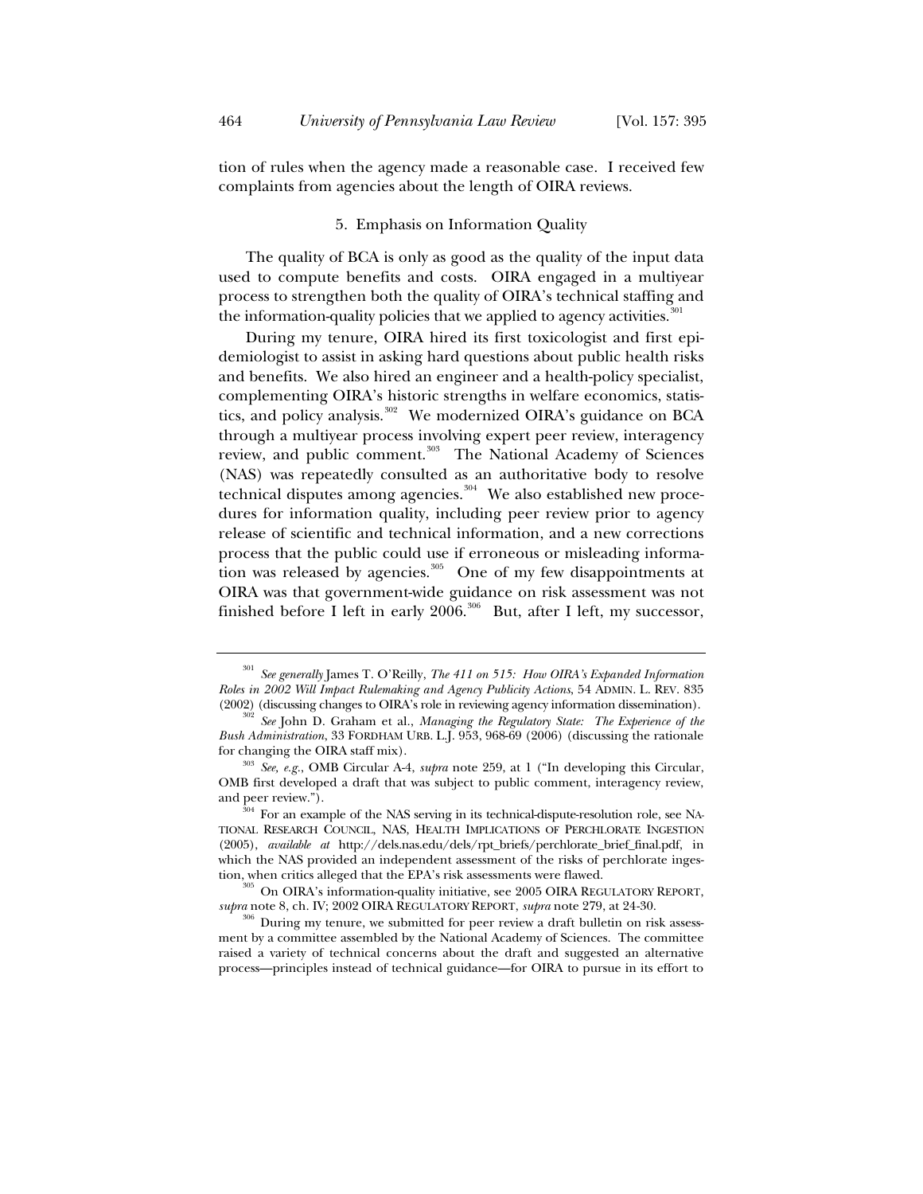tion of rules when the agency made a reasonable case. I received few complaints from agencies about the length of OIRA reviews.

### 5. Emphasis on Information Quality

The quality of BCA is only as good as the quality of the input data used to compute benefits and costs. OIRA engaged in a multiyear process to strengthen both the quality of OIRA's technical staffing and the information-quality policies that we applied to agency activities.[301]

During my tenure, OIRA hired its first toxicologist and first epidemiologist to assist in asking hard questions about public health risks and benefits. We also hired an engineer and a health-policy specialist, complementing OIRA's historic strengths in welfare economics, statistics, and policy analysis.[302] We modernized OIRA's guidance on BCA through a multiyear process involving expert peer review, interagency review, and public comment.[303] The National Academy of Sciences (NAS) was repeatedly consulted as an authoritative body to resolve technical disputes among agencies.[304] We also established new procedures for information quality, including peer review prior to agency release of scientific and technical information, and a new corrections process that the public could use if erroneous or misleading information was released by agencies.[305] One of my few disappointments at OIRA was that government-wide guidance on risk assessment was not finished before I left in early 2006.[306] But, after I left, my successor,

---

[301] *See generally* James T. O'Reilly, *The 411 on 515: How OIRA's Expanded Information Roles in 2002 Will Impact Rulemaking and Agency Publicity Actions*, 54 ADMIN. L. REV. 835 (2002) (discussing changes to OIRA's role in reviewing agency information dissemination).

[302] *See* John D. Graham et al., *Managing the Regulatory State: The Experience of the Bush Administration*, 33 FORDHAM URB. L.J. 953, 968-69 (2006) (discussing the rationale for changing the OIRA staff mix).

[303] *See, e.g.*, OMB Circular A-4, *supra* note 259, at 1 ("In developing this Circular, OMB first developed a draft that was subject to public comment, interagency review, and peer review.").

[304] For an example of the NAS serving in its technical-dispute-resolution role, see NATIONAL RESEARCH COUNCIL, NAS, HEALTH IMPLICATIONS OF PERCHLORATE INGESTION (2005), *available at* http://dels.nas.edu/dels/rpt_briefs/perchlorate_brief_final.pdf, in which the NAS provided an independent assessment of the risks of perchlorate ingestion, when critics alleged that the EPA's risk assessments were flawed.

[305] On OIRA's information-quality initiative, see 2005 OIRA REGULATORY REPORT, *supra* note 8, ch. IV; 2002 OIRA REGULATORY REPORT, *supra* note 279, at 24-30.

[306] During my tenure, we submitted for peer review a draft bulletin on risk assessment by a committee assembled by the National Academy of Sciences. The committee raised a variety of technical concerns about the draft and suggested an alternative process—principles instead of technical guidance—for OIRA to pursue in its effort to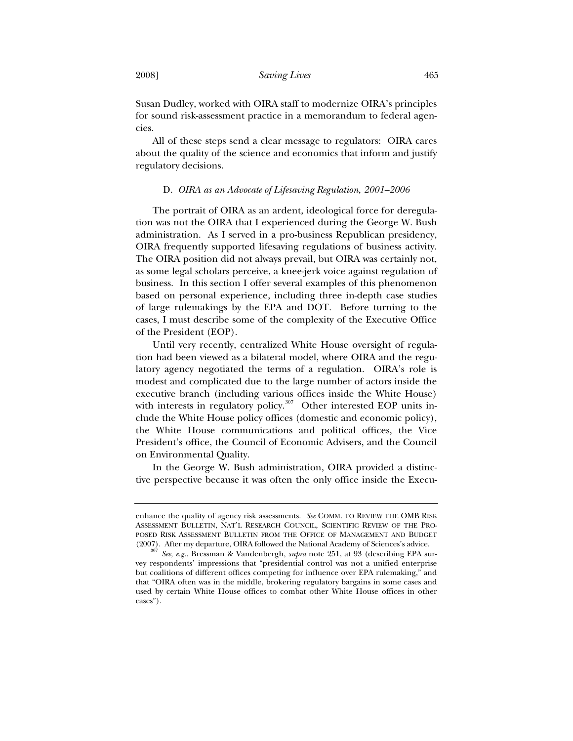Susan Dudley, worked with OIRA staff to modernize OIRA's principles for sound risk-assessment practice in a memorandum to federal agencies.

All of these steps send a clear message to regulators: OIRA cares about the quality of the science and economics that inform and justify regulatory decisions.

### D. *OIRA as an Advocate of Lifesaving Regulation, 2001–2006*

The portrait of OIRA as an ardent, ideological force for deregulation was not the OIRA that I experienced during the George W. Bush administration. As I served in a pro-business Republican presidency, OIRA frequently supported lifesaving regulations of business activity. The OIRA position did not always prevail, but OIRA was certainly not, as some legal scholars perceive, a knee-jerk voice against regulation of business. In this section I offer several examples of this phenomenon based on personal experience, including three in-depth case studies of large rulemakings by the EPA and DOT. Before turning to the cases, I must describe some of the complexity of the Executive Office of the President (EOP).

Until very recently, centralized White House oversight of regulation had been viewed as a bilateral model, where OIRA and the regulatory agency negotiated the terms of a regulation. OIRA's role is modest and complicated due to the large number of actors inside the executive branch (including various offices inside the White House) with interests in regulatory policy.[307] Other interested EOP units include the White House policy offices (domestic and economic policy), the White House communications and political offices, the Vice President's office, the Council of Economic Advisers, and the Council on Environmental Quality.

In the George W. Bush administration, OIRA provided a distinctive perspective because it was often the only office inside the Execu-

---

enhance the quality of agency risk assessments. *See* COMM. TO REVIEW THE OMB RISK ASSESSMENT BULLETIN, NAT'L RESEARCH COUNCIL, SCIENTIFIC REVIEW OF THE PROPOSED RISK ASSESSMENT BULLETIN FROM THE OFFICE OF MANAGEMENT AND BUDGET (2007). After my departure, OIRA followed the National Academy of Sciences's advice.

[307] *See, e.g.*, Bressman & Vandenbergh, *supra* note 251, at 93 (describing EPA survey respondents' impressions that "presidential control was not a unified enterprise but coalitions of different offices competing for influence over EPA rulemaking," and that "OIRA often was in the middle, brokering regulatory bargains in some cases and used by certain White House offices to combat other White House offices in other cases").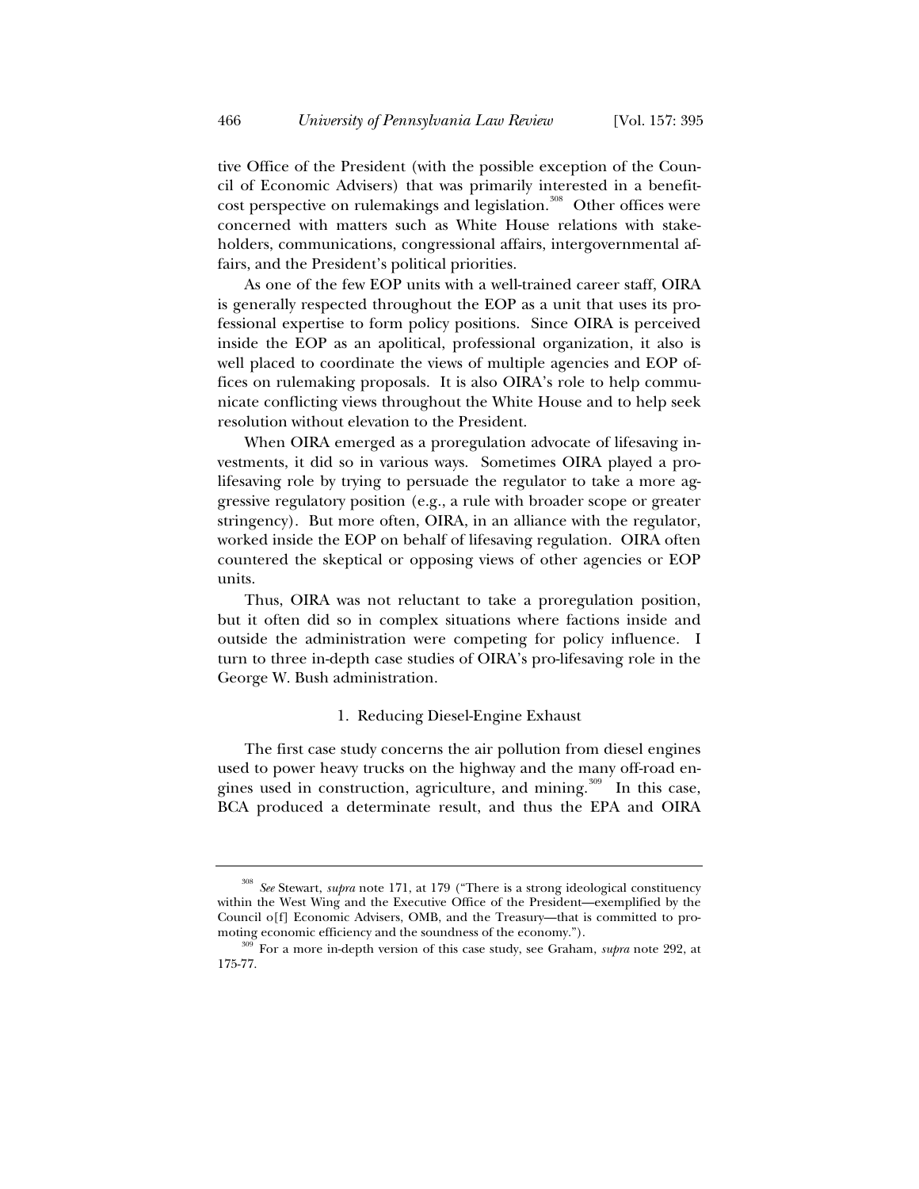tive Office of the President (with the possible exception of the Council of Economic Advisers) that was primarily interested in a benefit-cost perspective on rulemakings and legislation.[308] Other offices were concerned with matters such as White House relations with stakeholders, communications, congressional affairs, intergovernmental affairs, and the President's political priorities.

As one of the few EOP units with a well-trained career staff, OIRA is generally respected throughout the EOP as a unit that uses its professional expertise to form policy positions. Since OIRA is perceived inside the EOP as an apolitical, professional organization, it also is well placed to coordinate the views of multiple agencies and EOP offices on rulemaking proposals. It is also OIRA's role to help communicate conflicting views throughout the White House and to help seek resolution without elevation to the President.

When OIRA emerged as a proregulation advocate of lifesaving investments, it did so in various ways. Sometimes OIRA played a pro-lifesaving role by trying to persuade the regulator to take a more aggressive regulatory position (e.g., a rule with broader scope or greater stringency). But more often, OIRA, in an alliance with the regulator, worked inside the EOP on behalf of lifesaving regulation. OIRA often countered the skeptical or opposing views of other agencies or EOP units.

Thus, OIRA was not reluctant to take a proregulation position, but it often did so in complex situations where factions inside and outside the administration were competing for policy influence. I turn to three in-depth case studies of OIRA's pro-lifesaving role in the George W. Bush administration.

### 1. Reducing Diesel-Engine Exhaust

The first case study concerns the air pollution from diesel engines used to power heavy trucks on the highway and the many off-road engines used in construction, agriculture, and mining.[309] In this case, BCA produced a determinate result, and thus the EPA and OIRA

---

[308] *See* Stewart, *supra* note 171, at 179 ("There is a strong ideological constituency within the West Wing and the Executive Office of the President—exemplified by the Council o[f] Economic Advisers, OMB, and the Treasury—that is committed to promoting economic efficiency and the soundness of the economy.").

[309] For a more in-depth version of this case study, see Graham, *supra* note 292, at 175-77.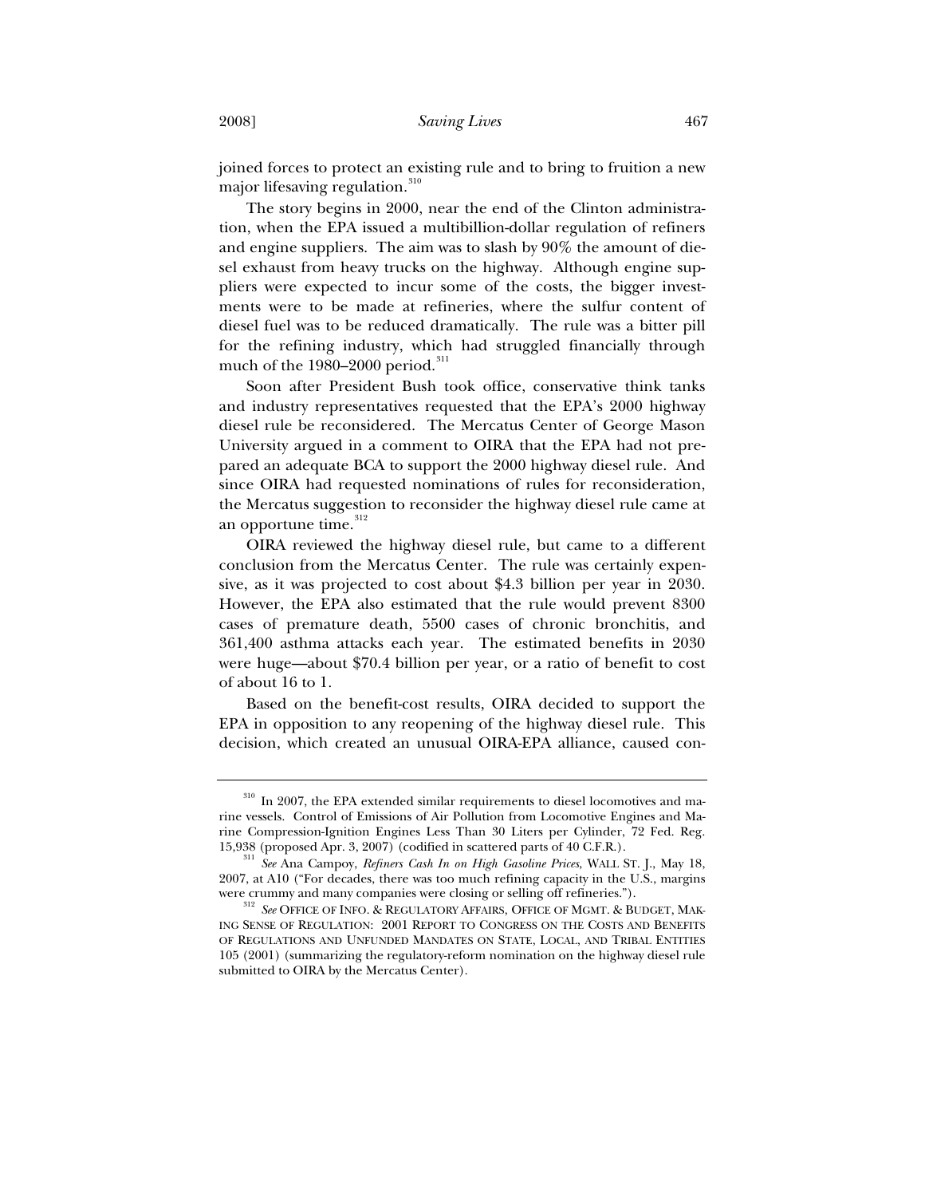joined forces to protect an existing rule and to bring to fruition a new major lifesaving regulation.[310]

The story begins in 2000, near the end of the Clinton administration, when the EPA issued a multibillion-dollar regulation of refiners and engine suppliers. The aim was to slash by 90% the amount of diesel exhaust from heavy trucks on the highway. Although engine suppliers were expected to incur some of the costs, the bigger investments were to be made at refineries, where the sulfur content of diesel fuel was to be reduced dramatically. The rule was a bitter pill for the refining industry, which had struggled financially through much of the 1980–2000 period.[311]

Soon after President Bush took office, conservative think tanks and industry representatives requested that the EPA's 2000 highway diesel rule be reconsidered. The Mercatus Center of George Mason University argued in a comment to OIRA that the EPA had not prepared an adequate BCA to support the 2000 highway diesel rule. And since OIRA had requested nominations of rules for reconsideration, the Mercatus suggestion to reconsider the highway diesel rule came at an opportune time.[312]

OIRA reviewed the highway diesel rule, but came to a different conclusion from the Mercatus Center. The rule was certainly expensive, as it was projected to cost about $4.3 billion per year in 2030. However, the EPA also estimated that the rule would prevent 8300 cases of premature death, 5500 cases of chronic bronchitis, and 361,400 asthma attacks each year. The estimated benefits in 2030 were huge—about $70.4 billion per year, or a ratio of benefit to cost of about 16 to 1.

Based on the benefit-cost results, OIRA decided to support the EPA in opposition to any reopening of the highway diesel rule. This decision, which created an unusual OIRA-EPA alliance, caused con-

---

[310] In 2007, the EPA extended similar requirements to diesel locomotives and marine vessels. Control of Emissions of Air Pollution from Locomotive Engines and Marine Compression-Ignition Engines Less Than 30 Liters per Cylinder, 72 Fed. Reg. 15,938 (proposed Apr. 3, 2007) (codified in scattered parts of 40 C.F.R.).

[311] *See* Ana Campoy, *Refiners Cash In on High Gasoline Prices*, WALL ST. J., May 18, 2007, at A10 ("For decades, there was too much refining capacity in the U.S., margins were crummy and many companies were closing or selling off refineries.").

[312] *See* OFFICE OF INFO. & REGULATORY AFFAIRS, OFFICE OF MGMT. & BUDGET, MAKING SENSE OF REGULATION: 2001 REPORT TO CONGRESS ON THE COSTS AND BENEFITS OF REGULATIONS AND UNFUNDED MANDATES ON STATE, LOCAL, AND TRIBAL ENTITIES 105 (2001) (summarizing the regulatory-reform nomination on the highway diesel rule submitted to OIRA by the Mercatus Center).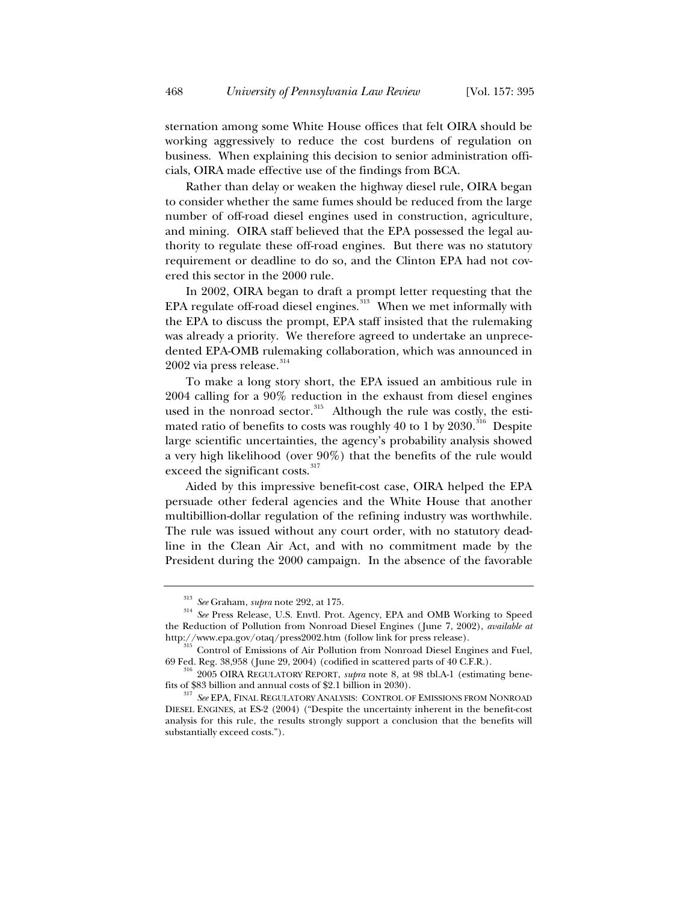sternation among some White House offices that felt OIRA should be working aggressively to reduce the cost burdens of regulation on business. When explaining this decision to senior administration officials, OIRA made effective use of the findings from BCA.

Rather than delay or weaken the highway diesel rule, OIRA began to consider whether the same fumes should be reduced from the large number of off-road diesel engines used in construction, agriculture, and mining. OIRA staff believed that the EPA possessed the legal authority to regulate these off-road engines. But there was no statutory requirement or deadline to do so, and the Clinton EPA had not covered this sector in the 2000 rule.

In 2002, OIRA began to draft a prompt letter requesting that the EPA regulate off-road diesel engines.[313] When we met informally with the EPA to discuss the prompt, EPA staff insisted that the rulemaking was already a priority. We therefore agreed to undertake an unprecedented EPA-OMB rulemaking collaboration, which was announced in 2002 via press release.[314]

To make a long story short, the EPA issued an ambitious rule in 2004 calling for a 90% reduction in the exhaust from diesel engines used in the nonroad sector.[315] Although the rule was costly, the estimated ratio of benefits to costs was roughly 40 to 1 by 2030.[316] Despite large scientific uncertainties, the agency's probability analysis showed a very high likelihood (over 90%) that the benefits of the rule would exceed the significant costs.[317]

Aided by this impressive benefit-cost case, OIRA helped the EPA persuade other federal agencies and the White House that another multibillion-dollar regulation of the refining industry was worthwhile. The rule was issued without any court order, with no statutory deadline in the Clean Air Act, and with no commitment made by the President during the 2000 campaign. In the absence of the favorable

---

[313] *See* Graham, *supra* note 292, at 175.

[314] *See* Press Release, U.S. Envtl. Prot. Agency, EPA and OMB Working to Speed the Reduction of Pollution from Nonroad Diesel Engines (June 7, 2002), *available at* http://www.epa.gov/otaq/press2002.htm (follow link for press release).

[315] Control of Emissions of Air Pollution from Nonroad Diesel Engines and Fuel, 69 Fed. Reg. 38,958 (June 29, 2004) (codified in scattered parts of 40 C.F.R.).

[316] 2005 OIRA REGULATORY REPORT, *supra* note 8, at 98 tbl.A-1 (estimating benefits of $83 billion and annual costs of $2.1 billion in 2030).

[317] *See* EPA, FINAL REGULATORY ANALYSIS: CONTROL OF EMISSIONS FROM NONROAD DIESEL ENGINES, at ES-2 (2004) ("Despite the uncertainty inherent in the benefit-cost analysis for this rule, the results strongly support a conclusion that the benefits will substantially exceed costs.").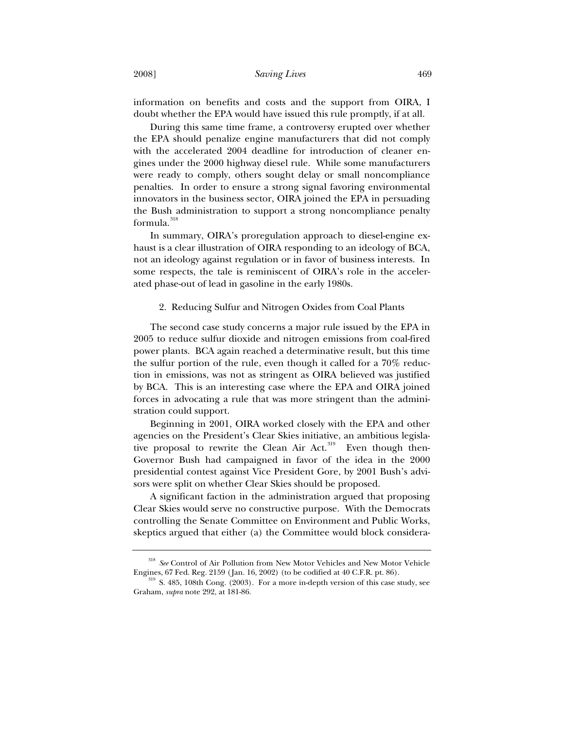information on benefits and costs and the support from OIRA, I doubt whether the EPA would have issued this rule promptly, if at all.

During this same time frame, a controversy erupted over whether the EPA should penalize engine manufacturers that did not comply with the accelerated 2004 deadline for introduction of cleaner engines under the 2000 highway diesel rule. While some manufacturers were ready to comply, others sought delay or small noncompliance penalties. In order to ensure a strong signal favoring environmental innovators in the business sector, OIRA joined the EPA in persuading the Bush administration to support a strong noncompliance penalty formula.[318]

In summary, OIRA's proregulation approach to diesel-engine exhaust is a clear illustration of OIRA responding to an ideology of BCA, not an ideology against regulation or in favor of business interests. In some respects, the tale is reminiscent of OIRA's role in the accelerated phase-out of lead in gasoline in the early 1980s.

### 2. Reducing Sulfur and Nitrogen Oxides from Coal Plants

The second case study concerns a major rule issued by the EPA in 2005 to reduce sulfur dioxide and nitrogen emissions from coal-fired power plants. BCA again reached a determinative result, but this time the sulfur portion of the rule, even though it called for a 70% reduction in emissions, was not as stringent as OIRA believed was justified by BCA. This is an interesting case where the EPA and OIRA joined forces in advocating a rule that was more stringent than the administration could support.

Beginning in 2001, OIRA worked closely with the EPA and other agencies on the President's Clear Skies initiative, an ambitious legislative proposal to rewrite the Clean Air Act.[319] Even though then-Governor Bush had campaigned in favor of the idea in the 2000 presidential contest against Vice President Gore, by 2001 Bush's advisors were split on whether Clear Skies should be proposed.

A significant faction in the administration argued that proposing Clear Skies would serve no constructive purpose. With the Democrats controlling the Senate Committee on Environment and Public Works, skeptics argued that either (a) the Committee would block considera-

---

[318] *See* Control of Air Pollution from New Motor Vehicles and New Motor Vehicle Engines, 67 Fed. Reg. 2159 (Jan. 16, 2002) (to be codified at 40 C.F.R. pt. 86).

[319] S. 485, 108th Cong. (2003). For a more in-depth version of this case study, see Graham, *supra* note 292, at 181-86.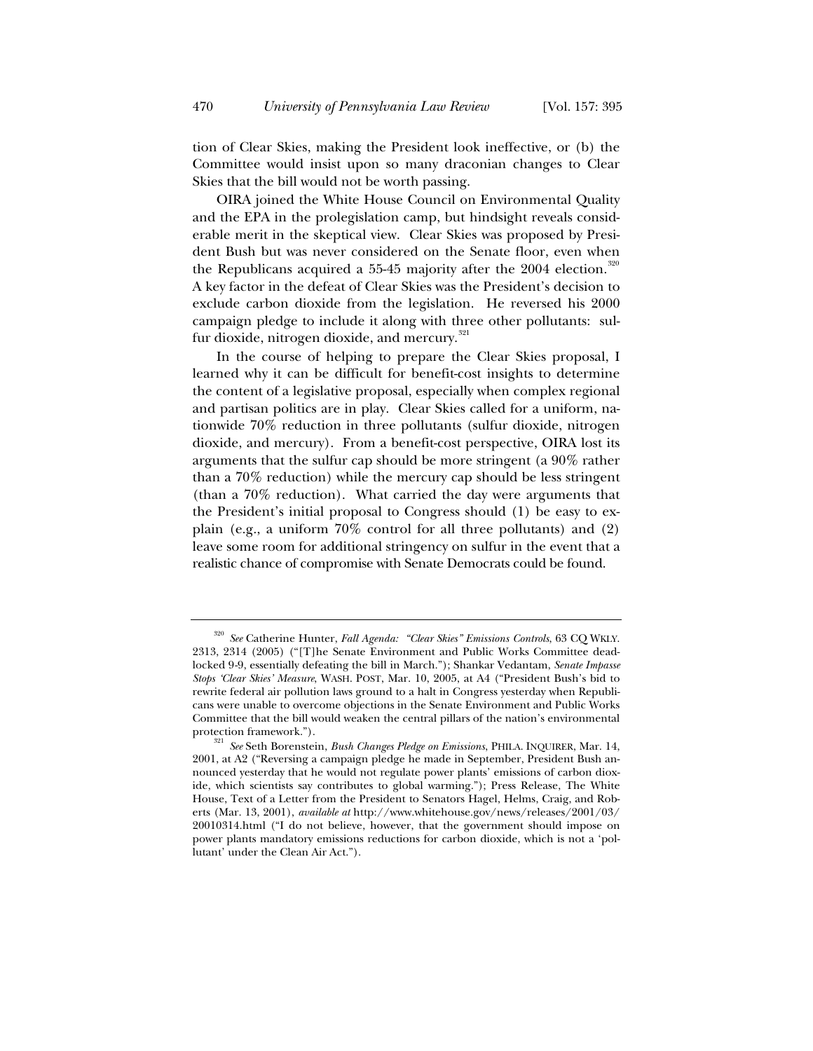tion of Clear Skies, making the President look ineffective, or (b) the Committee would insist upon so many draconian changes to Clear Skies that the bill would not be worth passing.

OIRA joined the White House Council on Environmental Quality and the EPA in the prolegislation camp, but hindsight reveals considerable merit in the skeptical view. Clear Skies was proposed by President Bush but was never considered on the Senate floor, even when the Republicans acquired a 55-45 majority after the 2004 election.[320] A key factor in the defeat of Clear Skies was the President's decision to exclude carbon dioxide from the legislation. He reversed his 2000 campaign pledge to include it along with three other pollutants: sulfur dioxide, nitrogen dioxide, and mercury.[321]

In the course of helping to prepare the Clear Skies proposal, I learned why it can be difficult for benefit-cost insights to determine the content of a legislative proposal, especially when complex regional and partisan politics are in play. Clear Skies called for a uniform, nationwide 70% reduction in three pollutants (sulfur dioxide, nitrogen dioxide, and mercury). From a benefit-cost perspective, OIRA lost its arguments that the sulfur cap should be more stringent (a 90% rather than a 70% reduction) while the mercury cap should be less stringent (than a 70% reduction). What carried the day were arguments that the President's initial proposal to Congress should (1) be easy to explain (e.g., a uniform 70% control for all three pollutants) and (2) leave some room for additional stringency on sulfur in the event that a realistic chance of compromise with Senate Democrats could be found.

---

[320] *See* Catherine Hunter, *Fall Agenda: "Clear Skies" Emissions Controls*, 63 CQ WKLY. 2313, 2314 (2005) ("[T]he Senate Environment and Public Works Committee deadlocked 9-9, essentially defeating the bill in March."); Shankar Vedantam, *Senate Impasse Stops 'Clear Skies' Measure*, WASH. POST, Mar. 10, 2005, at A4 ("President Bush's bid to rewrite federal air pollution laws ground to a halt in Congress yesterday when Republicans were unable to overcome objections in the Senate Environment and Public Works Committee that the bill would weaken the central pillars of the nation's environmental protection framework.").

[321] *See* Seth Borenstein, *Bush Changes Pledge on Emissions*, PHILA. INQUIRER, Mar. 14, 2001, at A2 ("Reversing a campaign pledge he made in September, President Bush announced yesterday that he would not regulate power plants' emissions of carbon dioxide, which scientists say contributes to global warming."); Press Release, The White House, Text of a Letter from the President to Senators Hagel, Helms, Craig, and Roberts (Mar. 13, 2001), *available at* http://www.whitehouse.gov/news/releases/2001/03/20010314.html ("I do not believe, however, that the government should impose on power plants mandatory emissions reductions for carbon dioxide, which is not a 'pollutant' under the Clean Air Act.").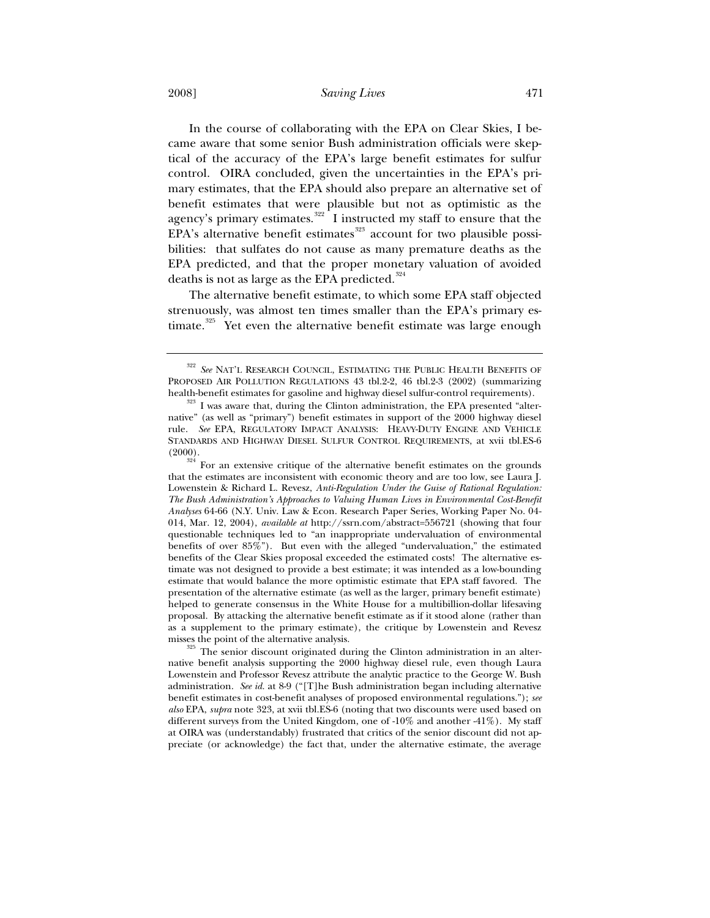In the course of collaborating with the EPA on Clear Skies, I became aware that some senior Bush administration officials were skeptical of the accuracy of the EPA's large benefit estimates for sulfur control. OIRA concluded, given the uncertainties in the EPA's primary estimates, that the EPA should also prepare an alternative set of benefit estimates that were plausible but not as optimistic as the agency's primary estimates.[322] I instructed my staff to ensure that the EPA's alternative benefit estimates[323] account for two plausible possibilities: that sulfates do not cause as many premature deaths as the EPA predicted, and that the proper monetary valuation of avoided deaths is not as large as the EPA predicted.[324]

The alternative benefit estimate, to which some EPA staff objected strenuously, was almost ten times smaller than the EPA's primary estimate.[325] Yet even the alternative benefit estimate was large enough

---

[322] *See* NAT'L RESEARCH COUNCIL, ESTIMATING THE PUBLIC HEALTH BENEFITS OF PROPOSED AIR POLLUTION REGULATIONS 43 tbl.2-2, 46 tbl.2-3 (2002) (summarizing health-benefit estimates for gasoline and highway diesel sulfur-control requirements).

[323] I was aware that, during the Clinton administration, the EPA presented "alternative" (as well as "primary") benefit estimates in support of the 2000 highway diesel rule. *See* EPA, REGULATORY IMPACT ANALYSIS: HEAVY-DUTY ENGINE AND VEHICLE STANDARDS AND HIGHWAY DIESEL SULFUR CONTROL REQUIREMENTS, at xvii tbl.ES-6 (2000).

[324] For an extensive critique of the alternative benefit estimates on the grounds that the estimates are inconsistent with economic theory and are too low, see Laura J. Lowenstein & Richard L. Revesz, *Anti-Regulation Under the Guise of Rational Regulation: The Bush Administration's Approaches to Valuing Human Lives in Environmental Cost-Benefit Analyses* 64-66 (N.Y. Univ. Law & Econ. Research Paper Series, Working Paper No. 04-014, Mar. 12, 2004), *available at* http://ssrn.com/abstract=556721 (showing that four questionable techniques led to "an inappropriate undervaluation of environmental benefits of over 85%"). But even with the alleged "undervaluation," the estimated benefits of the Clear Skies proposal exceeded the estimated costs! The alternative estimate was not designed to provide a best estimate; it was intended as a low-bounding estimate that would balance the more optimistic estimate that EPA staff favored. The presentation of the alternative estimate (as well as the larger, primary benefit estimate) helped to generate consensus in the White House for a multibillion-dollar lifesaving proposal. By attacking the alternative benefit estimate as if it stood alone (rather than as a supplement to the primary estimate), the critique by Lowenstein and Revesz misses the point of the alternative analysis.

[325] The senior discount originated during the Clinton administration in an alternative benefit analysis supporting the 2000 highway diesel rule, even though Laura Lowenstein and Professor Revesz attribute the analytic practice to the George W. Bush administration. *See id.* at 8-9 ("[T]he Bush administration began including alternative benefit estimates in cost-benefit analyses of proposed environmental regulations."); *see also* EPA, *supra* note 323, at xvii tbl.ES-6 (noting that two discounts were used based on different surveys from the United Kingdom, one of -10% and another -41%). My staff at OIRA was (understandably) frustrated that critics of the senior discount did not appreciate (or acknowledge) the fact that, under the alternative estimate, the average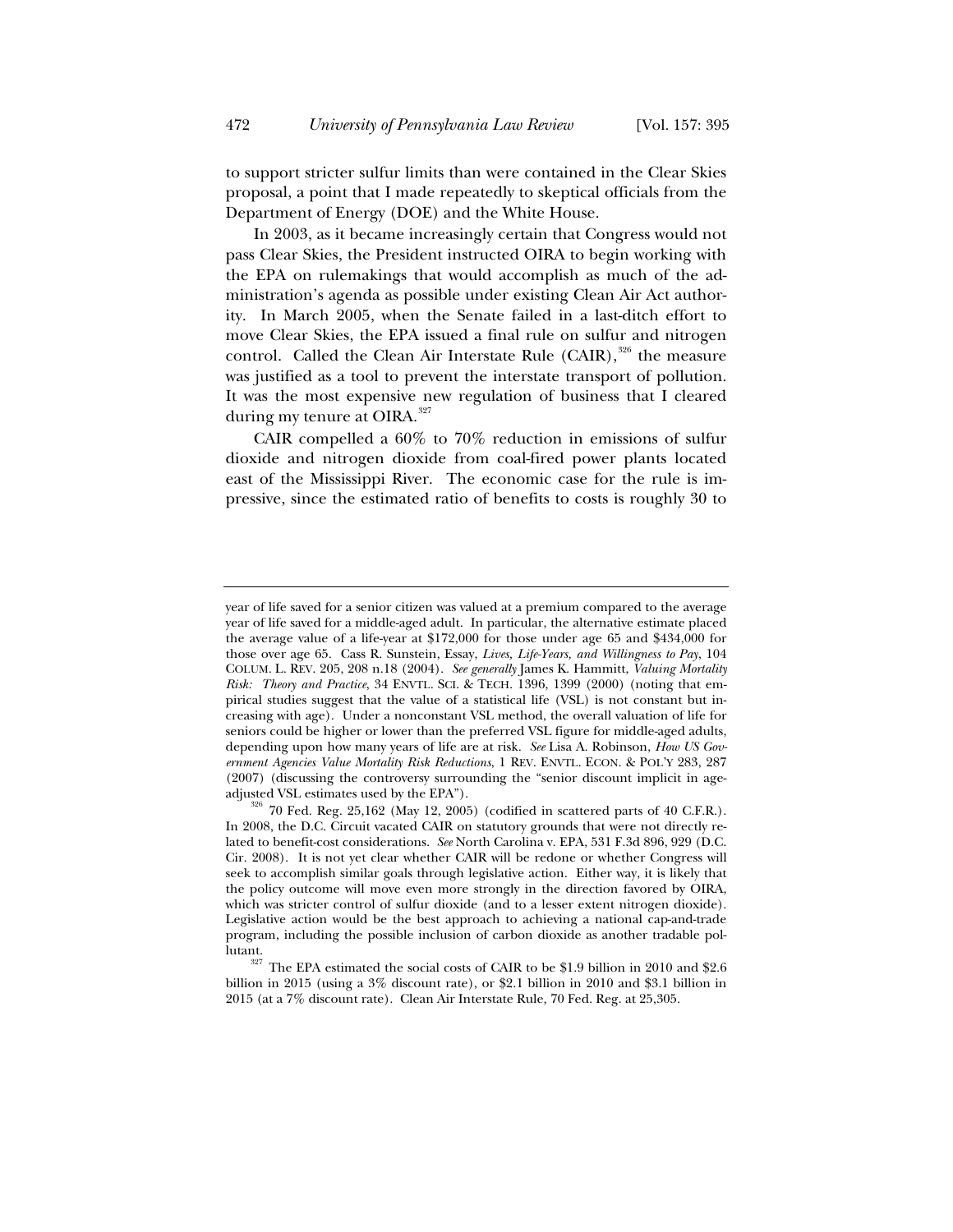to support stricter sulfur limits than were contained in the Clear Skies proposal, a point that I made repeatedly to skeptical officials from the Department of Energy (DOE) and the White House.

In 2003, as it became increasingly certain that Congress would not pass Clear Skies, the President instructed OIRA to begin working with the EPA on rulemakings that would accomplish as much of the administration's agenda as possible under existing Clean Air Act authority. In March 2005, when the Senate failed in a last-ditch effort to move Clear Skies, the EPA issued a final rule on sulfur and nitrogen control. Called the Clean Air Interstate Rule (CAIR),[326] the measure was justified as a tool to prevent the interstate transport of pollution. It was the most expensive new regulation of business that I cleared during my tenure at OIRA.[327]

CAIR compelled a 60% to 70% reduction in emissions of sulfur dioxide and nitrogen dioxide from coal-fired power plants located east of the Mississippi River. The economic case for the rule is impressive, since the estimated ratio of benefits to costs is roughly 30 to

---

year of life saved for a senior citizen was valued at a premium compared to the average year of life saved for a middle-aged adult. In particular, the alternative estimate placed the average value of a life-year at $172,000 for those under age 65 and $434,000 for those over age 65. Cass R. Sunstein, Essay, *Lives, Life-Years, and Willingness to Pay*, 104 COLUM. L. REV. 205, 208 n.18 (2004). *See generally* James K. Hammitt, *Valuing Mortality Risk: Theory and Practice*, 34 ENVTL. SCI. & TECH. 1396, 1399 (2000) (noting that empirical studies suggest that the value of a statistical life (VSL) is not constant but increasing with age). Under a nonconstant VSL method, the overall valuation of life for seniors could be higher or lower than the preferred VSL figure for middle-aged adults, depending upon how many years of life are at risk. *See* Lisa A. Robinson, *How US Government Agencies Value Mortality Risk Reductions*, 1 REV. ENVTL. ECON. & POL'Y 283, 287 (2007) (discussing the controversy surrounding the "senior discount implicit in age-adjusted VSL estimates used by the EPA").

[326] 70 Fed. Reg. 25,162 (May 12, 2005) (codified in scattered parts of 40 C.F.R.). In 2008, the D.C. Circuit vacated CAIR on statutory grounds that were not directly related to benefit-cost considerations. *See* North Carolina v. EPA, 531 F.3d 896, 929 (D.C. Cir. 2008). It is not yet clear whether CAIR will be redone or whether Congress will seek to accomplish similar goals through legislative action. Either way, it is likely that the policy outcome will move even more strongly in the direction favored by OIRA, which was stricter control of sulfur dioxide (and to a lesser extent nitrogen dioxide). Legislative action would be the best approach to achieving a national cap-and-trade program, including the possible inclusion of carbon dioxide as another tradable pollutant.

[327] The EPA estimated the social costs of CAIR to be $1.9 billion in 2010 and $2.6 billion in 2015 (using a 3% discount rate), or $2.1 billion in 2010 and $3.1 billion in 2015 (at a 7% discount rate). Clean Air Interstate Rule*,* 70 Fed. Reg. at 25,305.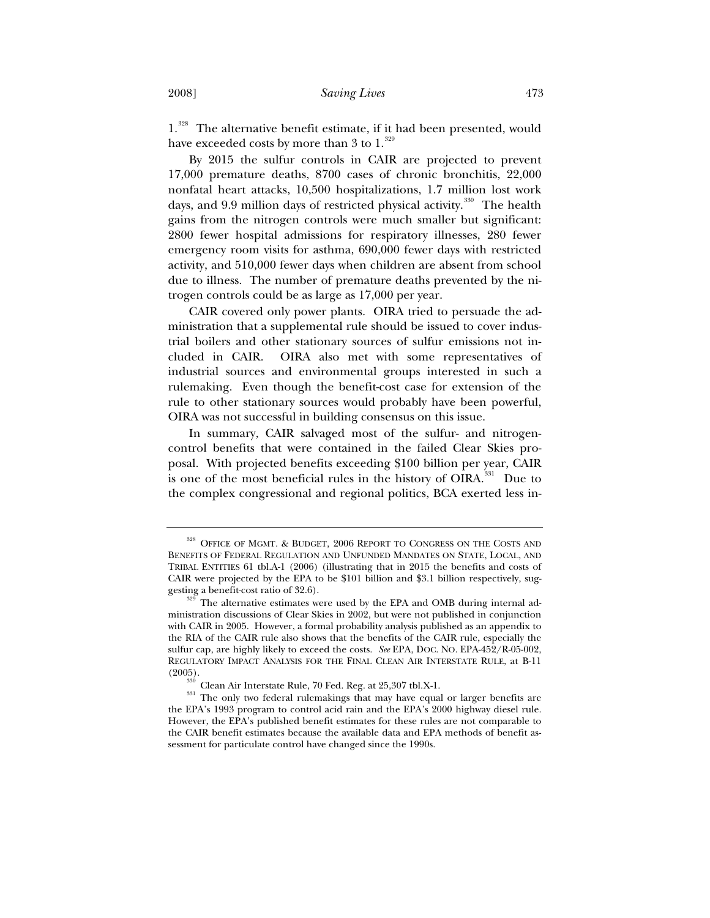1.[328] The alternative benefit estimate, if it had been presented, would have exceeded costs by more than 3 to 1.[329]

By 2015 the sulfur controls in CAIR are projected to prevent 17,000 premature deaths, 8700 cases of chronic bronchitis, 22,000 nonfatal heart attacks, 10,500 hospitalizations, 1.7 million lost work days, and 9.9 million days of restricted physical activity.[330] The health gains from the nitrogen controls were much smaller but significant: 2800 fewer hospital admissions for respiratory illnesses, 280 fewer emergency room visits for asthma, 690,000 fewer days with restricted activity, and 510,000 fewer days when children are absent from school due to illness. The number of premature deaths prevented by the nitrogen controls could be as large as 17,000 per year.

CAIR covered only power plants. OIRA tried to persuade the administration that a supplemental rule should be issued to cover industrial boilers and other stationary sources of sulfur emissions not included in CAIR. OIRA also met with some representatives of industrial sources and environmental groups interested in such a rulemaking. Even though the benefit-cost case for extension of the rule to other stationary sources would probably have been powerful, OIRA was not successful in building consensus on this issue.

In summary, CAIR salvaged most of the sulfur- and nitrogen-control benefits that were contained in the failed Clear Skies proposal. With projected benefits exceeding $100 billion per year, CAIR is one of the most beneficial rules in the history of OIRA.[331] Due to the complex congressional and regional politics, BCA exerted less in-

---

[328] OFFICE OF MGMT. & BUDGET, 2006 REPORT TO CONGRESS ON THE COSTS AND BENEFITS OF FEDERAL REGULATION AND UNFUNDED MANDATES ON STATE, LOCAL, AND TRIBAL ENTITIES 61 tbl.A-1 (2006) (illustrating that in 2015 the benefits and costs of CAIR were projected by the EPA to be $101 billion and $3.1 billion respectively, suggesting a benefit-cost ratio of 32.6).

[329] The alternative estimates were used by the EPA and OMB during internal administration discussions of Clear Skies in 2002, but were not published in conjunction with CAIR in 2005. However, a formal probability analysis published as an appendix to the RIA of the CAIR rule also shows that the benefits of the CAIR rule, especially the sulfur cap, are highly likely to exceed the costs. *See* EPA, DOC. NO. EPA-452/R-05-002, REGULATORY IMPACT ANALYSIS FOR THE FINAL CLEAN AIR INTERSTATE RULE, at B-11 (2005).

[330] Clean Air Interstate Rule, 70 Fed. Reg. at 25,307 tbl.X-1.

[331] The only two federal rulemakings that may have equal or larger benefits are the EPA's 1993 program to control acid rain and the EPA's 2000 highway diesel rule. However, the EPA's published benefit estimates for these rules are not comparable to the CAIR benefit estimates because the available data and EPA methods of benefit assessment for particulate control have changed since the 1990s.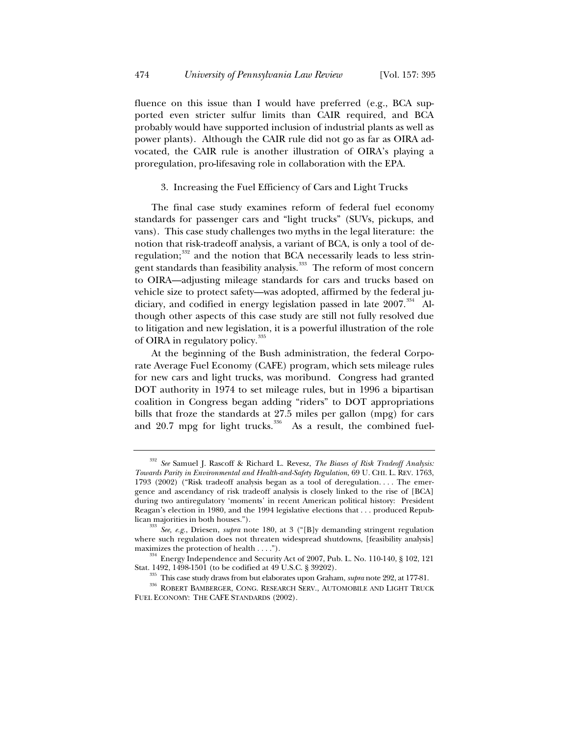fluence on this issue than I would have preferred (e.g., BCA supported even stricter sulfur limits than CAIR required, and BCA probably would have supported inclusion of industrial plants as well as power plants). Although the CAIR rule did not go as far as OIRA advocated, the CAIR rule is another illustration of OIRA's playing a proregulation, pro-lifesaving role in collaboration with the EPA.

### 3. Increasing the Fuel Efficiency of Cars and Light Trucks

The final case study examines reform of federal fuel economy standards for passenger cars and "light trucks" (SUVs, pickups, and vans). This case study challenges two myths in the legal literature: the notion that risk-tradeoff analysis, a variant of BCA, is only a tool of deregulation;[332] and the notion that BCA necessarily leads to less stringent standards than feasibility analysis.[333] The reform of most concern to OIRA—adjusting mileage standards for cars and trucks based on vehicle size to protect safety—was adopted, affirmed by the federal judiciary, and codified in energy legislation passed in late 2007.[334] Although other aspects of this case study are still not fully resolved due to litigation and new legislation, it is a powerful illustration of the role of OIRA in regulatory policy.[335]

At the beginning of the Bush administration, the federal Corporate Average Fuel Economy (CAFE) program, which sets mileage rules for new cars and light trucks, was moribund. Congress had granted DOT authority in 1974 to set mileage rules, but in 1996 a bipartisan coalition in Congress began adding "riders" to DOT appropriations bills that froze the standards at 27.5 miles per gallon (mpg) for cars and 20.7 mpg for light trucks.[336] As a result, the combined fuel-

---

[332] *See* Samuel J. Rascoff & Richard L. Revesz, *The Biases of Risk Tradeoff Analysis: Towards Parity in Environmental and Health-and-Safety Regulation*, 69 U. CHI. L. REV. 1763, 1793 (2002) ("Risk tradeoff analysis began as a tool of deregulation. . . . The emergence and ascendancy of risk tradeoff analysis is closely linked to the rise of [BCA] during two antiregulatory 'moments' in recent American political history: President Reagan's election in 1980, and the 1994 legislative elections that . . . produced Republican majorities in both houses.").

[333] *See, e.g.*, Driesen, *supra* note 180, at 3 ("[B]y demanding stringent regulation where such regulation does not threaten widespread shutdowns, [feasibility analysis] maximizes the protection of health . . . .").

[334] Energy Independence and Security Act of 2007, Pub. L. No. 110-140, § 102, 121 Stat. 1492, 1498-1501 (to be codified at 49 U.S.C. § 39202).

[335] This case study draws from but elaborates upon Graham, *supra* note 292, at 177-81.

[336] ROBERT BAMBERGER, CONG. RESEARCH SERV., AUTOMOBILE AND LIGHT TRUCK FUEL ECONOMY: THE CAFE STANDARDS (2002).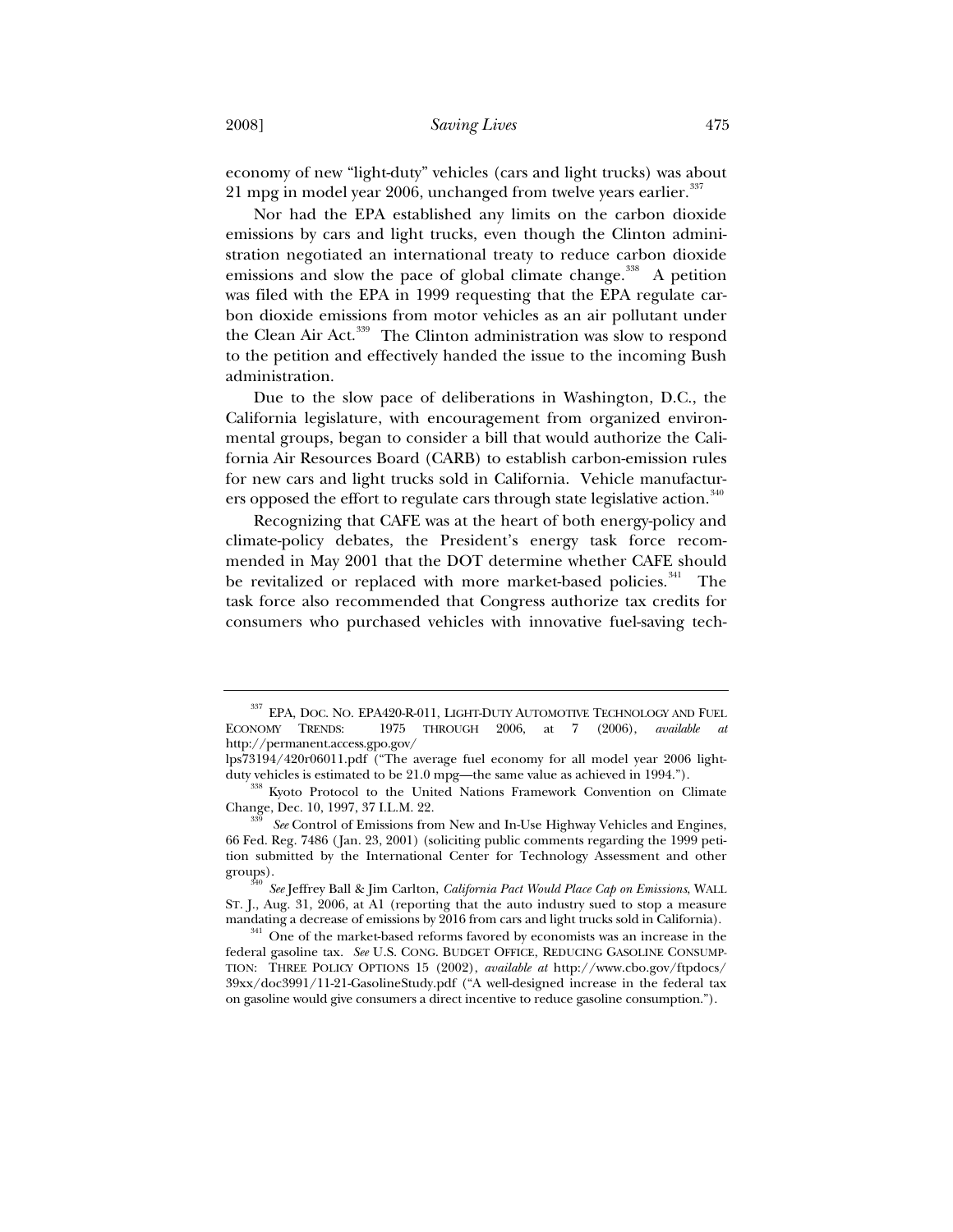economy of new "light-duty" vehicles (cars and light trucks) was about 21 mpg in model year 2006, unchanged from twelve years earlier.[337]

Nor had the EPA established any limits on the carbon dioxide emissions by cars and light trucks, even though the Clinton administration negotiated an international treaty to reduce carbon dioxide emissions and slow the pace of global climate change.[338] A petition was filed with the EPA in 1999 requesting that the EPA regulate carbon dioxide emissions from motor vehicles as an air pollutant under the Clean Air Act.[339] The Clinton administration was slow to respond to the petition and effectively handed the issue to the incoming Bush administration.

Due to the slow pace of deliberations in Washington, D.C., the California legislature, with encouragement from organized environmental groups, began to consider a bill that would authorize the California Air Resources Board (CARB) to establish carbon-emission rules for new cars and light trucks sold in California. Vehicle manufacturers opposed the effort to regulate cars through state legislative action.[340]

Recognizing that CAFE was at the heart of both energy-policy and climate-policy debates, the President's energy task force recommended in May 2001 that the DOT determine whether CAFE should be revitalized or replaced with more market-based policies.[341] The task force also recommended that Congress authorize tax credits for consumers who purchased vehicles with innovative fuel-saving tech-

---

[337] EPA, DOC. NO. EPA420-R-011, LIGHT-DUTY AUTOMOTIVE TECHNOLOGY AND FUEL ECONOMY TRENDS: 1975 THROUGH 2006, at 7 (2006), *available at* http://permanent.access.gpo.gov/lps73194/420r06011.pdf ("The average fuel economy for all model year 2006 light-duty vehicles is estimated to be 21.0 mpg—the same value as achieved in 1994.").

[338] Kyoto Protocol to the United Nations Framework Convention on Climate Change, Dec. 10, 1997, 37 I.L.M. 22.

[339] *See* Control of Emissions from New and In-Use Highway Vehicles and Engines, 66 Fed. Reg. 7486 (Jan. 23, 2001) (soliciting public comments regarding the 1999 petition submitted by the International Center for Technology Assessment and other groups).

[340] *See* Jeffrey Ball & Jim Carlton, *California Pact Would Place Cap on Emissions*, WALL ST. J., Aug. 31, 2006, at A1 (reporting that the auto industry sued to stop a measure mandating a decrease of emissions by 2016 from cars and light trucks sold in California).

[341] One of the market-based reforms favored by economists was an increase in the federal gasoline tax. *See* U.S. CONG. BUDGET OFFICE, REDUCING GASOLINE CONSUMPTION: THREE POLICY OPTIONS 15 (2002), *available at* http://www.cbo.gov/ftpdocs/39xx/doc3991/11-21-GasolineStudy.pdf ("A well-designed increase in the federal tax on gasoline would give consumers a direct incentive to reduce gasoline consumption.").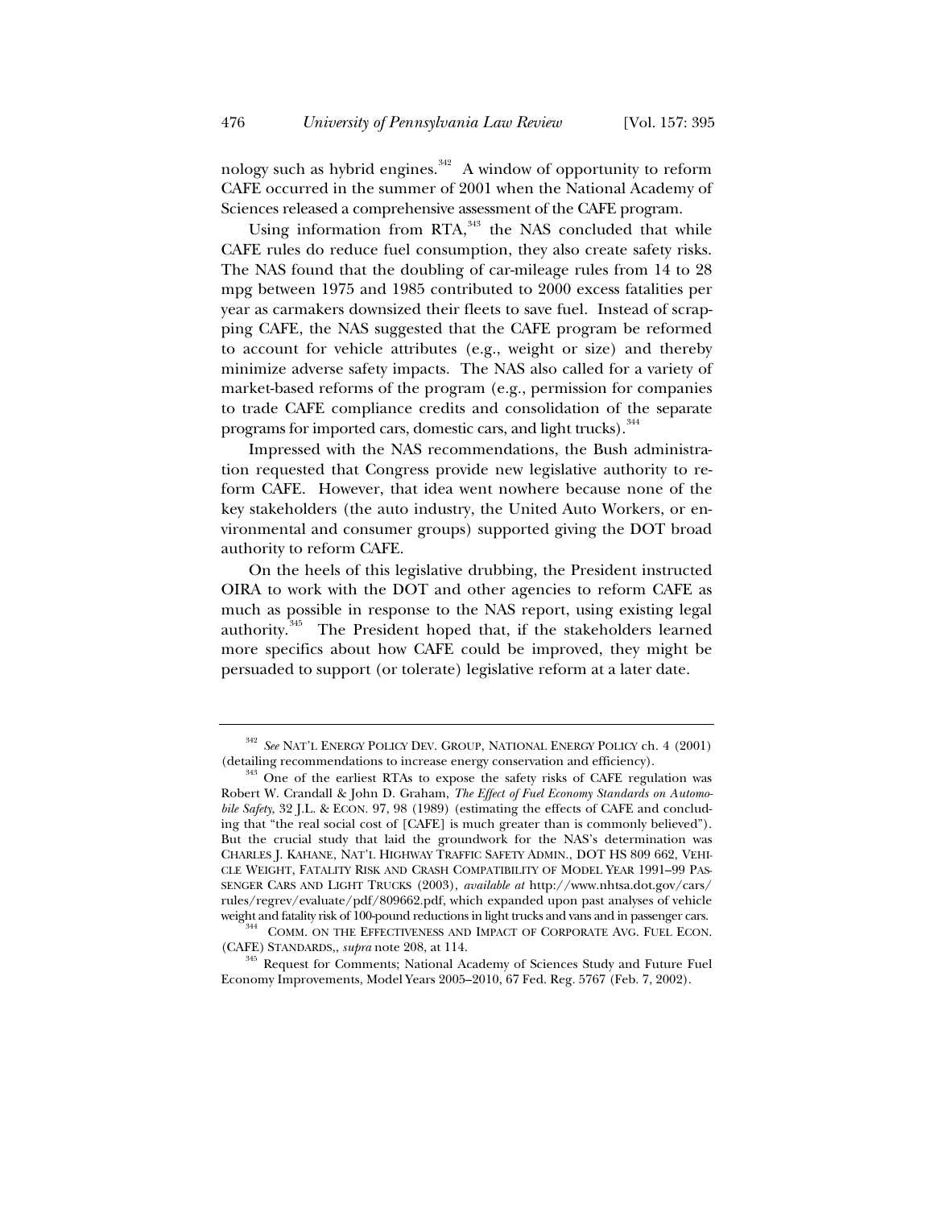nology such as hybrid engines.[342] A window of opportunity to reform CAFE occurred in the summer of 2001 when the National Academy of Sciences released a comprehensive assessment of the CAFE program.

Using information from RTA,[343] the NAS concluded that while CAFE rules do reduce fuel consumption, they also create safety risks. The NAS found that the doubling of car-mileage rules from 14 to 28 mpg between 1975 and 1985 contributed to 2000 excess fatalities per year as carmakers downsized their fleets to save fuel. Instead of scrapping CAFE, the NAS suggested that the CAFE program be reformed to account for vehicle attributes (e.g., weight or size) and thereby minimize adverse safety impacts. The NAS also called for a variety of market-based reforms of the program (e.g., permission for companies to trade CAFE compliance credits and consolidation of the separate programs for imported cars, domestic cars, and light trucks).[344]

Impressed with the NAS recommendations, the Bush administration requested that Congress provide new legislative authority to reform CAFE. However, that idea went nowhere because none of the key stakeholders (the auto industry, the United Auto Workers, or environmental and consumer groups) supported giving the DOT broad authority to reform CAFE.

On the heels of this legislative drubbing, the President instructed OIRA to work with the DOT and other agencies to reform CAFE as much as possible in response to the NAS report, using existing legal authority.[345] The President hoped that, if the stakeholders learned more specifics about how CAFE could be improved, they might be persuaded to support (or tolerate) legislative reform at a later date.

---

[342] *See* NAT'L ENERGY POLICY DEV. GROUP, NATIONAL ENERGY POLICY ch. 4 (2001) (detailing recommendations to increase energy conservation and efficiency).

[343] One of the earliest RTAs to expose the safety risks of CAFE regulation was Robert W. Crandall & John D. Graham, *The Effect of Fuel Economy Standards on Automobile Safety*, 32 J.L. & ECON. 97, 98 (1989) (estimating the effects of CAFE and concluding that "the real social cost of [CAFE] is much greater than is commonly believed"). But the crucial study that laid the groundwork for the NAS's determination was CHARLES J. KAHANE, NAT'L HIGHWAY TRAFFIC SAFETY ADMIN., DOT HS 809 662, VEHICLE WEIGHT, FATALITY RISK AND CRASH COMPATIBILITY OF MODEL YEAR 1991–99 PASSENGER CARS AND LIGHT TRUCKS (2003), *available at* http://www.nhtsa.dot.gov/cars/rules/regrev/evaluate/pdf/809662.pdf, which expanded upon past analyses of vehicle weight and fatality risk of 100-pound reductions in light trucks and vans and in passenger cars.

[344] COMM. ON THE EFFECTIVENESS AND IMPACT OF CORPORATE AVG. FUEL ECON. (CAFE) STANDARDS,, *supra* note 208, at 114.

[345] Request for Comments; National Academy of Sciences Study and Future Fuel Economy Improvements, Model Years 2005–2010, 67 Fed. Reg. 5767 (Feb. 7, 2002).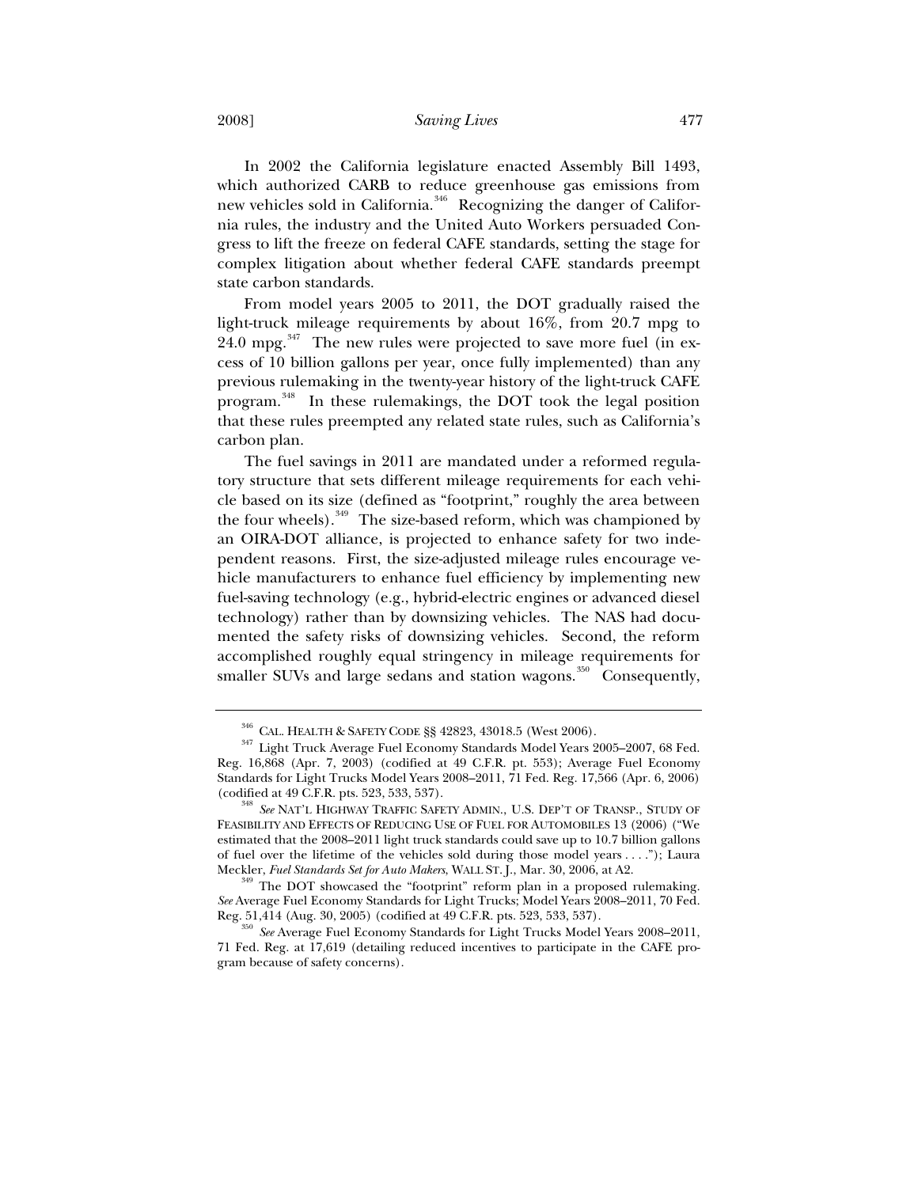In 2002 the California legislature enacted Assembly Bill 1493, which authorized CARB to reduce greenhouse gas emissions from new vehicles sold in California.[346] Recognizing the danger of California rules, the industry and the United Auto Workers persuaded Congress to lift the freeze on federal CAFE standards, setting the stage for complex litigation about whether federal CAFE standards preempt state carbon standards.

From model years 2005 to 2011, the DOT gradually raised the light-truck mileage requirements by about 16%, from 20.7 mpg to 24.0 mpg.[347] The new rules were projected to save more fuel (in excess of 10 billion gallons per year, once fully implemented) than any previous rulemaking in the twenty-year history of the light-truck CAFE program.[348] In these rulemakings, the DOT took the legal position that these rules preempted any related state rules, such as California's carbon plan.

The fuel savings in 2011 are mandated under a reformed regulatory structure that sets different mileage requirements for each vehicle based on its size (defined as "footprint," roughly the area between the four wheels).[349] The size-based reform, which was championed by an OIRA-DOT alliance, is projected to enhance safety for two independent reasons. First, the size-adjusted mileage rules encourage vehicle manufacturers to enhance fuel efficiency by implementing new fuel-saving technology (e.g., hybrid-electric engines or advanced diesel technology) rather than by downsizing vehicles. The NAS had documented the safety risks of downsizing vehicles. Second, the reform accomplished roughly equal stringency in mileage requirements for smaller SUVs and large sedans and station wagons.[350] Consequently,

---

[346] CAL. HEALTH & SAFETY CODE §§ 42823, 43018.5 (West 2006).

[347] Light Truck Average Fuel Economy Standards Model Years 2005–2007, 68 Fed. Reg. 16,868 (Apr. 7, 2003) (codified at 49 C.F.R. pt. 553); Average Fuel Economy Standards for Light Trucks Model Years 2008–2011, 71 Fed. Reg. 17,566 (Apr. 6, 2006) (codified at 49 C.F.R. pts. 523, 533, 537).

[348] *See* NAT'L HIGHWAY TRAFFIC SAFETY ADMIN., U.S. DEP'T OF TRANSP., STUDY OF FEASIBILITY AND EFFECTS OF REDUCING USE OF FUEL FOR AUTOMOBILES 13 (2006) ("We estimated that the 2008–2011 light truck standards could save up to 10.7 billion gallons of fuel over the lifetime of the vehicles sold during those model years . . . ."); Laura Meckler, *Fuel Standards Set for Auto Makers*, WALL ST. J., Mar. 30, 2006, at A2.

[349] The DOT showcased the "footprint" reform plan in a proposed rulemaking. *See* Average Fuel Economy Standards for Light Trucks; Model Years 2008–2011, 70 Fed. Reg. 51,414 (Aug. 30, 2005) (codified at 49 C.F.R. pts. 523, 533, 537).

[350] *See* Average Fuel Economy Standards for Light Trucks Model Years 2008–2011, 71 Fed. Reg. at 17,619 (detailing reduced incentives to participate in the CAFE program because of safety concerns).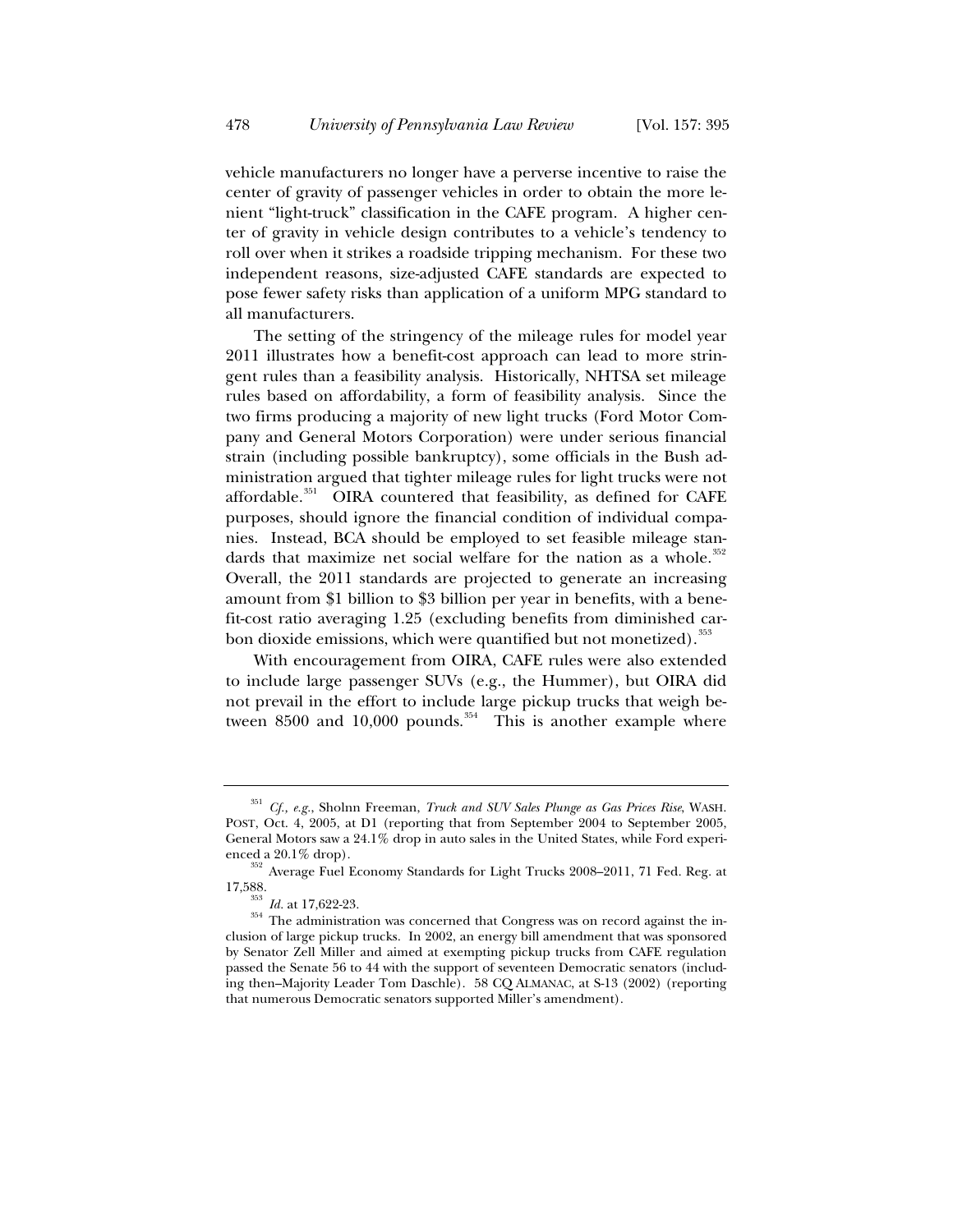vehicle manufacturers no longer have a perverse incentive to raise the center of gravity of passenger vehicles in order to obtain the more lenient "light-truck" classification in the CAFE program. A higher center of gravity in vehicle design contributes to a vehicle's tendency to roll over when it strikes a roadside tripping mechanism. For these two independent reasons, size-adjusted CAFE standards are expected to pose fewer safety risks than application of a uniform MPG standard to all manufacturers.

The setting of the stringency of the mileage rules for model year 2011 illustrates how a benefit-cost approach can lead to more stringent rules than a feasibility analysis. Historically, NHTSA set mileage rules based on affordability, a form of feasibility analysis. Since the two firms producing a majority of new light trucks (Ford Motor Company and General Motors Corporation) were under serious financial strain (including possible bankruptcy), some officials in the Bush administration argued that tighter mileage rules for light trucks were not affordable.[351] OIRA countered that feasibility, as defined for CAFE purposes, should ignore the financial condition of individual companies. Instead, BCA should be employed to set feasible mileage standards that maximize net social welfare for the nation as a whole.[352] Overall, the 2011 standards are projected to generate an increasing amount from \$1 billion to \$3 billion per year in benefits, with a benefit-cost ratio averaging 1.25 (excluding benefits from diminished carbon dioxide emissions, which were quantified but not monetized).[353]

With encouragement from OIRA, CAFE rules were also extended to include large passenger SUVs (e.g., the Hummer), but OIRA did not prevail in the effort to include large pickup trucks that weigh between 8500 and 10,000 pounds.[354] This is another example where

---

[351] *Cf., e.g.*, Sholnn Freeman, *Truck and SUV Sales Plunge as Gas Prices Rise*, WASH. POST, Oct. 4, 2005, at D1 (reporting that from September 2004 to September 2005, General Motors saw a 24.1% drop in auto sales in the United States, while Ford experienced a 20.1% drop).

[352] Average Fuel Economy Standards for Light Trucks 2008–2011, 71 Fed. Reg. at 17,588.

[353] *Id.* at 17,622-23.

[354] The administration was concerned that Congress was on record against the inclusion of large pickup trucks. In 2002, an energy bill amendment that was sponsored by Senator Zell Miller and aimed at exempting pickup trucks from CAFE regulation passed the Senate 56 to 44 with the support of seventeen Democratic senators (including then–Majority Leader Tom Daschle). 58 CQ ALMANAC, at S-13 (2002) (reporting that numerous Democratic senators supported Miller's amendment).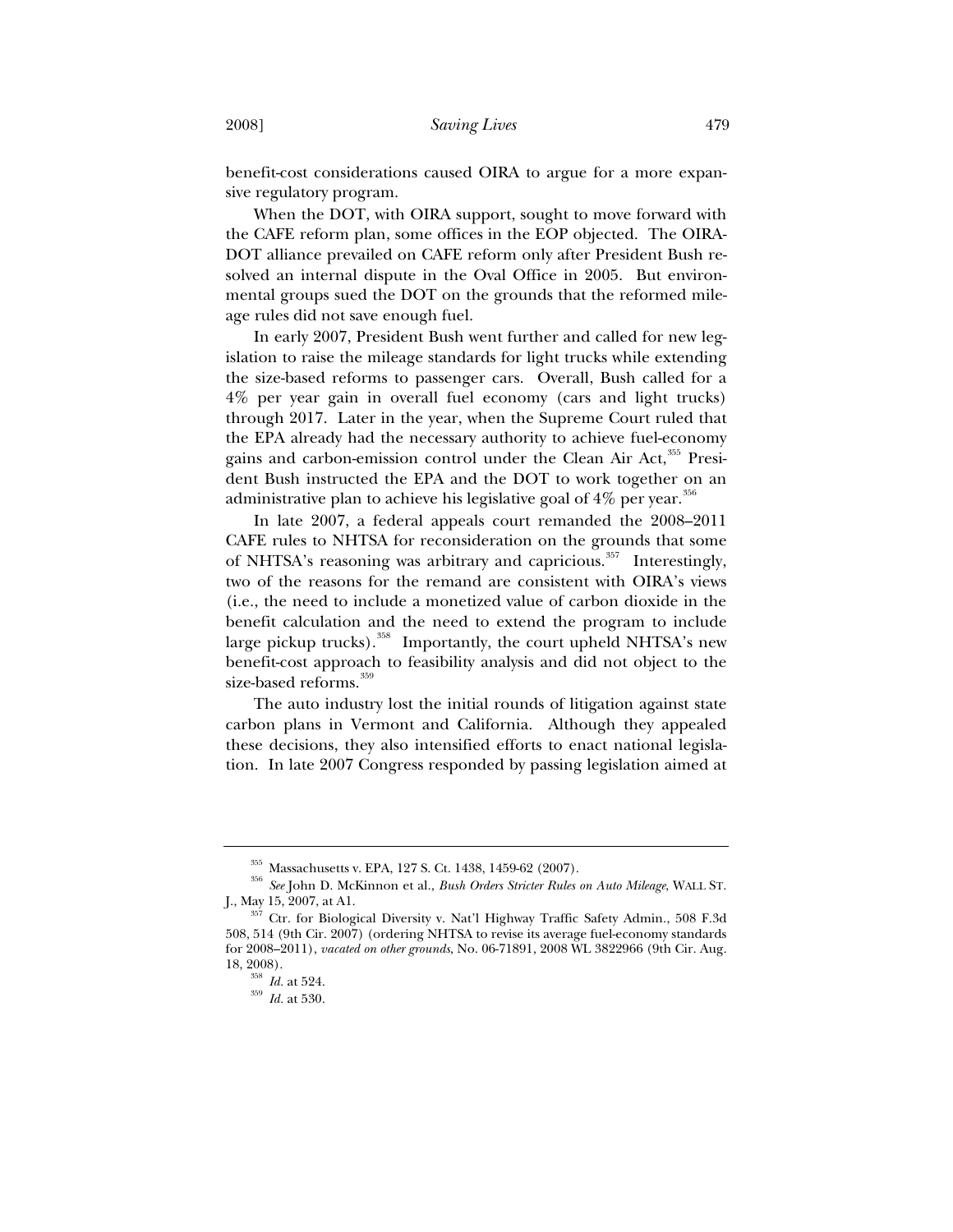benefit-cost considerations caused OIRA to argue for a more expansive regulatory program.

When the DOT, with OIRA support, sought to move forward with the CAFE reform plan, some offices in the EOP objected. The OIRA-DOT alliance prevailed on CAFE reform only after President Bush resolved an internal dispute in the Oval Office in 2005. But environmental groups sued the DOT on the grounds that the reformed mileage rules did not save enough fuel.

In early 2007, President Bush went further and called for new legislation to raise the mileage standards for light trucks while extending the size-based reforms to passenger cars. Overall, Bush called for a 4% per year gain in overall fuel economy (cars and light trucks) through 2017. Later in the year, when the Supreme Court ruled that the EPA already had the necessary authority to achieve fuel-economy gains and carbon-emission control under the Clean Air Act,[355] President Bush instructed the EPA and the DOT to work together on an administrative plan to achieve his legislative goal of 4% per year.[356]

In late 2007, a federal appeals court remanded the 2008–2011 CAFE rules to NHTSA for reconsideration on the grounds that some of NHTSA's reasoning was arbitrary and capricious.[357] Interestingly, two of the reasons for the remand are consistent with OIRA's views (i.e., the need to include a monetized value of carbon dioxide in the benefit calculation and the need to extend the program to include large pickup trucks).[358] Importantly, the court upheld NHTSA's new benefit-cost approach to feasibility analysis and did not object to the size-based reforms.[359]

The auto industry lost the initial rounds of litigation against state carbon plans in Vermont and California. Although they appealed these decisions, they also intensified efforts to enact national legislation. In late 2007 Congress responded by passing legislation aimed at

---

[355] Massachusetts v. EPA, 127 S. Ct. 1438, 1459-62 (2007).

[356] *See* John D. McKinnon et al., *Bush Orders Stricter Rules on Auto Mileage*, WALL ST. J., May 15, 2007, at A1.

[357] Ctr. for Biological Diversity v. Nat'l Highway Traffic Safety Admin., 508 F.3d 508, 514 (9th Cir. 2007) (ordering NHTSA to revise its average fuel-economy standards for 2008–2011), *vacated on other grounds*, No. 06-71891, 2008 WL 3822966 (9th Cir. Aug. 18, 2008).

[358] *Id.* at 524.

[359] *Id.* at 530.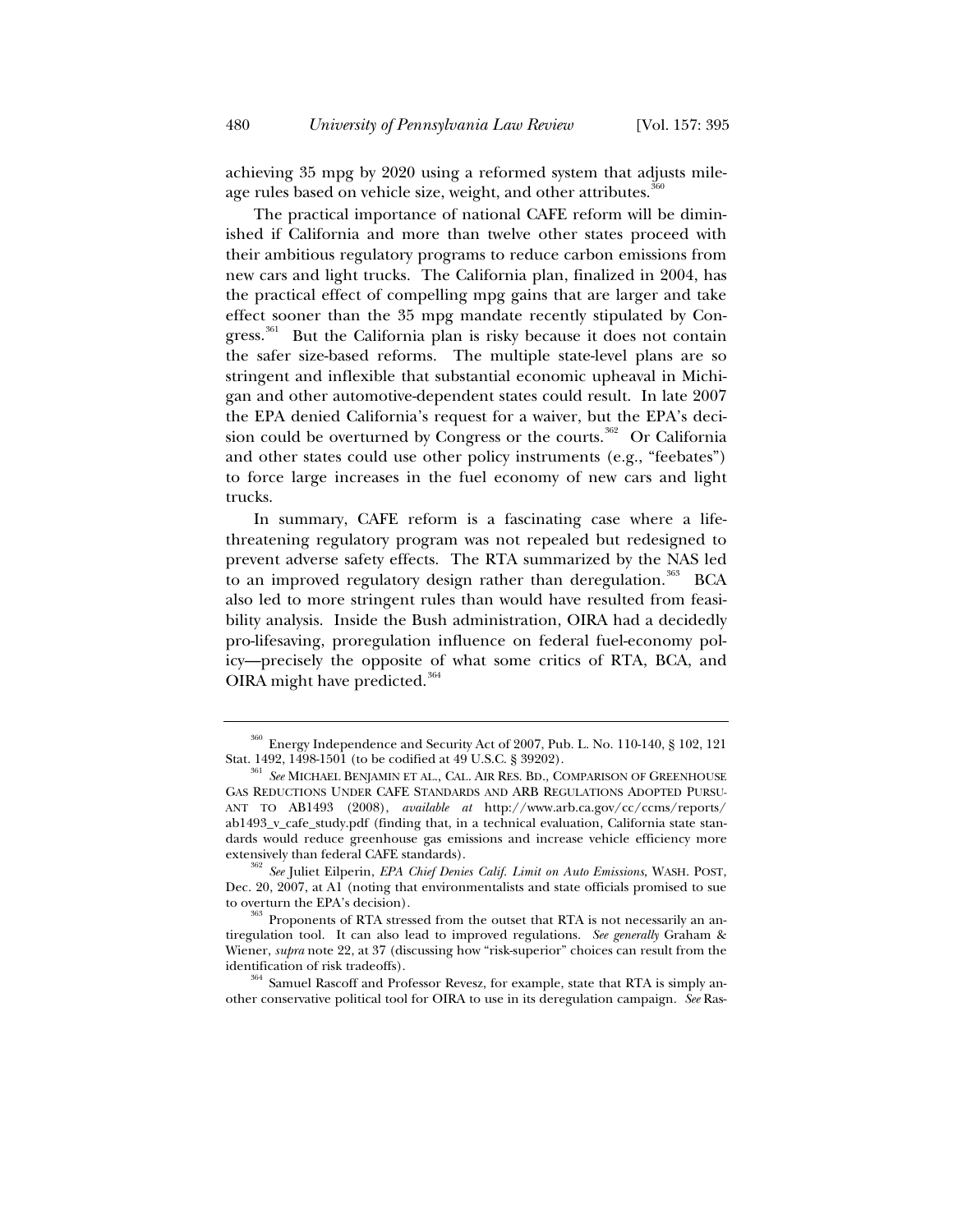achieving 35 mpg by 2020 using a reformed system that adjusts mileage rules based on vehicle size, weight, and other attributes.[360]

The practical importance of national CAFE reform will be diminished if California and more than twelve other states proceed with their ambitious regulatory programs to reduce carbon emissions from new cars and light trucks. The California plan, finalized in 2004, has the practical effect of compelling mpg gains that are larger and take effect sooner than the 35 mpg mandate recently stipulated by Congress.[361] But the California plan is risky because it does not contain the safer size-based reforms. The multiple state-level plans are so stringent and inflexible that substantial economic upheaval in Michigan and other automotive-dependent states could result. In late 2007 the EPA denied California's request for a waiver, but the EPA's decision could be overturned by Congress or the courts.[362] Or California and other states could use other policy instruments (e.g., "feebates") to force large increases in the fuel economy of new cars and light trucks.

In summary, CAFE reform is a fascinating case where a life-threatening regulatory program was not repealed but redesigned to prevent adverse safety effects. The RTA summarized by the NAS led to an improved regulatory design rather than deregulation.[363] BCA also led to more stringent rules than would have resulted from feasibility analysis. Inside the Bush administration, OIRA had a decidedly pro-lifesaving, proregulation influence on federal fuel-economy policy—precisely the opposite of what some critics of RTA, BCA, and OIRA might have predicted.[364]

---

[360] Energy Independence and Security Act of 2007, Pub. L. No. 110-140, § 102, 121 Stat. 1492, 1498-1501 (to be codified at 49 U.S.C. § 39202).

[361] *See* MICHAEL BENJAMIN ET AL., CAL. AIR RES. BD., COMPARISON OF GREENHOUSE GAS REDUCTIONS UNDER CAFE STANDARDS AND ARB REGULATIONS ADOPTED PURSUANT TO AB1493 (2008), *available at* http://www.arb.ca.gov/cc/ccms/reports/ab1493_v_cafe_study.pdf (finding that, in a technical evaluation, California state standards would reduce greenhouse gas emissions and increase vehicle efficiency more extensively than federal CAFE standards).

[362] *See* Juliet Eilperin, *EPA Chief Denies Calif. Limit on Auto Emissions*, WASH. POST, Dec. 20, 2007, at A1 (noting that environmentalists and state officials promised to sue to overturn the EPA's decision).

[363] Proponents of RTA stressed from the outset that RTA is not necessarily an antiregulation tool. It can also lead to improved regulations. *See generally* Graham & Wiener, *supra* note 22, at 37 (discussing how "risk-superior" choices can result from the identification of risk tradeoffs).

[364] Samuel Rascoff and Professor Revesz, for example, state that RTA is simply another conservative political tool for OIRA to use in its deregulation campaign. *See* Ras-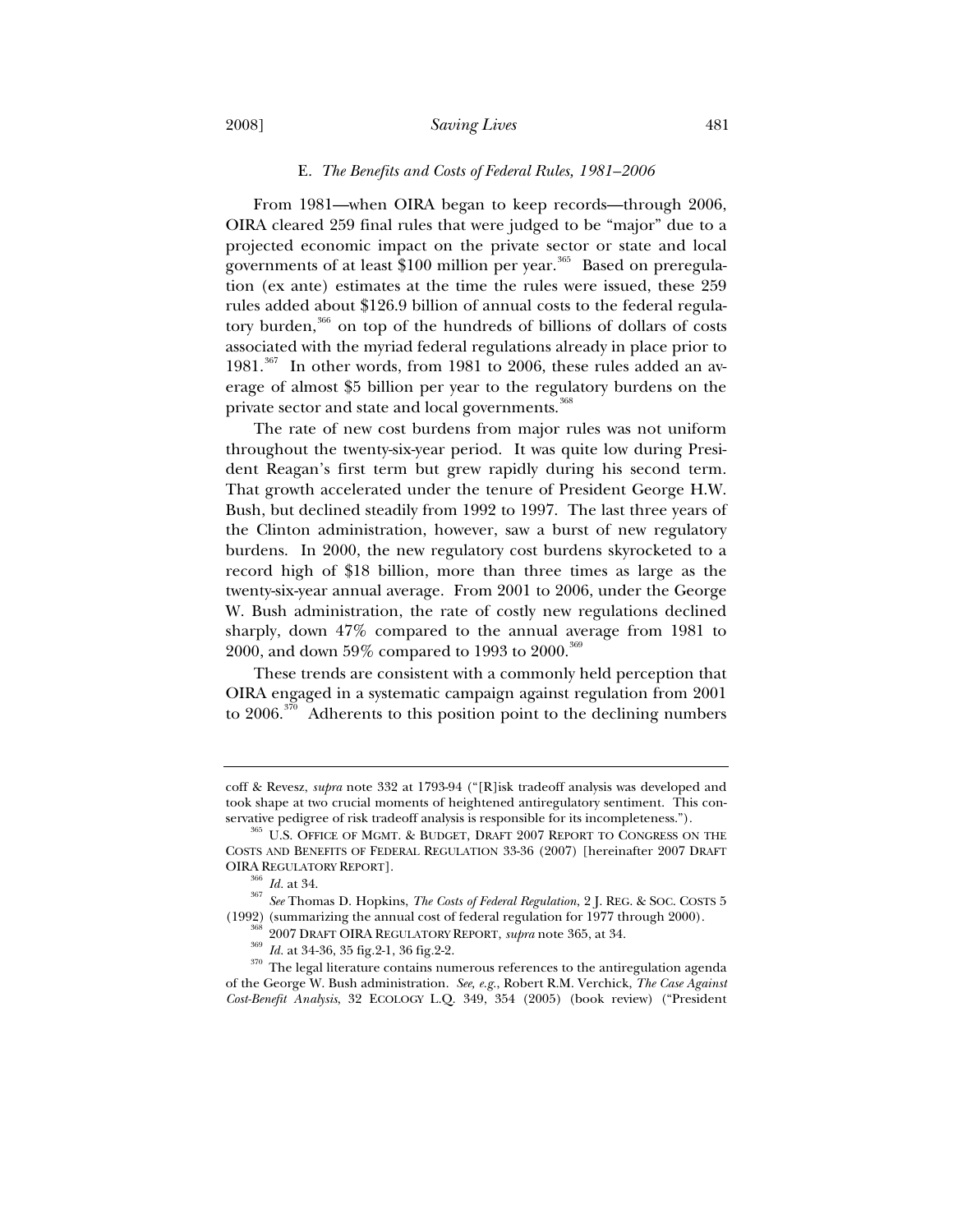### E. *The Benefits and Costs of Federal Rules, 1981–2006*

From 1981—when OIRA began to keep records—through 2006, OIRA cleared 259 final rules that were judged to be "major" due to a projected economic impact on the private sector or state and local governments of at least $100 million per year.[365] Based on preregulation (ex ante) estimates at the time the rules were issued, these 259 rules added about $126.9 billion of annual costs to the federal regulatory burden,[366] on top of the hundreds of billions of dollars of costs associated with the myriad federal regulations already in place prior to 1981.[367] In other words, from 1981 to 2006, these rules added an average of almost $5 billion per year to the regulatory burdens on the private sector and state and local governments.[368]

The rate of new cost burdens from major rules was not uniform throughout the twenty-six-year period. It was quite low during President Reagan's first term but grew rapidly during his second term. That growth accelerated under the tenure of President George H.W. Bush, but declined steadily from 1992 to 1997. The last three years of the Clinton administration, however, saw a burst of new regulatory burdens. In 2000, the new regulatory cost burdens skyrocketed to a record high of $18 billion, more than three times as large as the twenty-six-year annual average. From 2001 to 2006, under the George W. Bush administration, the rate of costly new regulations declined sharply, down 47% compared to the annual average from 1981 to 2000, and down 59% compared to 1993 to 2000.[369]

These trends are consistent with a commonly held perception that OIRA engaged in a systematic campaign against regulation from 2001 to 2006.[370] Adherents to this position point to the declining numbers

---

coff & Revesz, *supra* note 332 at 1793-94 ("[R]isk tradeoff analysis was developed and took shape at two crucial moments of heightened antiregulatory sentiment. This conservative pedigree of risk tradeoff analysis is responsible for its incompleteness.").

[365] U.S. OFFICE OF MGMT. & BUDGET, DRAFT 2007 REPORT TO CONGRESS ON THE COSTS AND BENEFITS OF FEDERAL REGULATION 33-36 (2007) [hereinafter 2007 DRAFT OIRA REGULATORY REPORT].

[366] *Id.* at 34.

[367] *See* Thomas D. Hopkins, *The Costs of Federal Regulation*, 2 J. REG. & SOC. COSTS 5 (1992) (summarizing the annual cost of federal regulation for 1977 through 2000).

[368] 2007 DRAFT OIRA REGULATORY REPORT, *supra* note 365, at 34.

[369] *Id.* at 34-36, 35 fig.2-1, 36 fig.2-2.

[370] The legal literature contains numerous references to the antiregulation agenda of the George W. Bush administration. *See, e.g.*, Robert R.M. Verchick, *The Case Against Cost-Benefit Analysis*, 32 ECOLOGY L.Q. 349, 354 (2005) (book review) ("President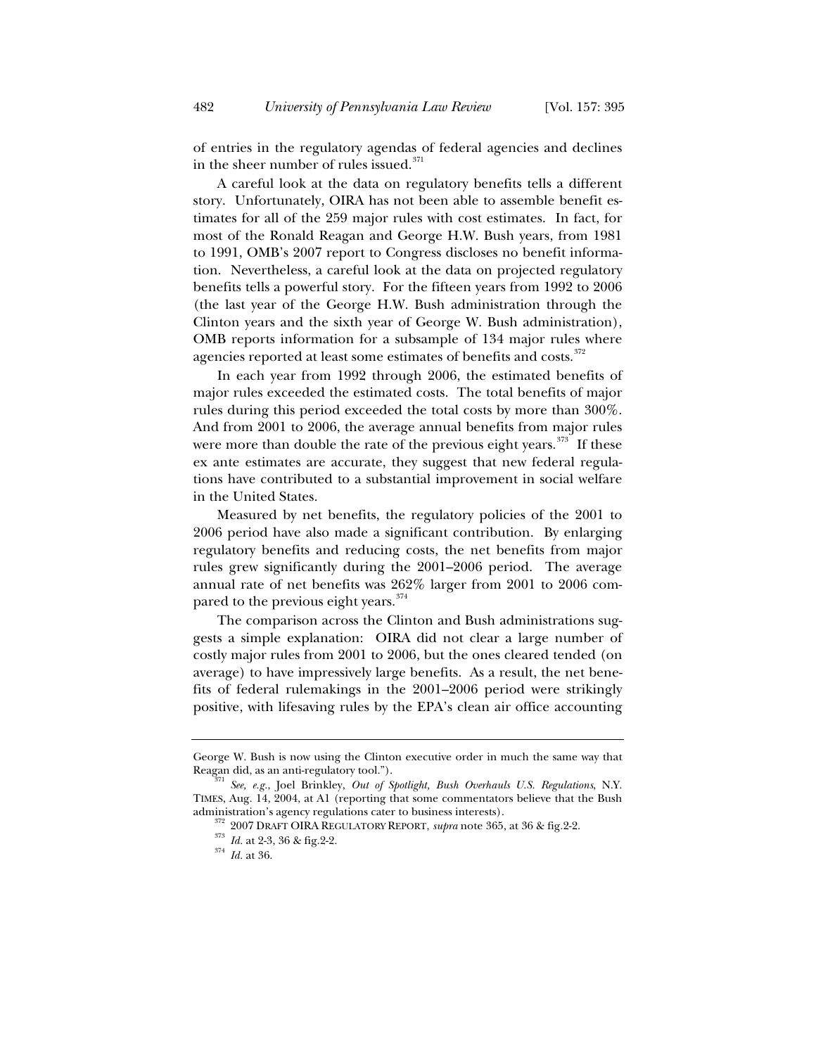of entries in the regulatory agendas of federal agencies and declines in the sheer number of rules issued.[371]

A careful look at the data on regulatory benefits tells a different story. Unfortunately, OIRA has not been able to assemble benefit estimates for all of the 259 major rules with cost estimates. In fact, for most of the Ronald Reagan and George H.W. Bush years, from 1981 to 1991, OMB's 2007 report to Congress discloses no benefit information. Nevertheless, a careful look at the data on projected regulatory benefits tells a powerful story. For the fifteen years from 1992 to 2006 (the last year of the George H.W. Bush administration through the Clinton years and the sixth year of George W. Bush administration), OMB reports information for a subsample of 134 major rules where agencies reported at least some estimates of benefits and costs.[372]

In each year from 1992 through 2006, the estimated benefits of major rules exceeded the estimated costs. The total benefits of major rules during this period exceeded the total costs by more than 300%. And from 2001 to 2006, the average annual benefits from major rules were more than double the rate of the previous eight years.[373] If these ex ante estimates are accurate, they suggest that new federal regulations have contributed to a substantial improvement in social welfare in the United States.

Measured by net benefits, the regulatory policies of the 2001 to 2006 period have also made a significant contribution. By enlarging regulatory benefits and reducing costs, the net benefits from major rules grew significantly during the 2001–2006 period. The average annual rate of net benefits was 262% larger from 2001 to 2006 compared to the previous eight years.[374]

The comparison across the Clinton and Bush administrations suggests a simple explanation: OIRA did not clear a large number of costly major rules from 2001 to 2006, but the ones cleared tended (on average) to have impressively large benefits. As a result, the net benefits of federal rulemakings in the 2001–2006 period were strikingly positive, with lifesaving rules by the EPA's clean air office accounting

---

George W. Bush is now using the Clinton executive order in much the same way that Reagan did, as an anti-regulatory tool.").

[371] *See, e.g.*, Joel Brinkley, *Out of Spotlight, Bush Overhauls U.S. Regulations*, N.Y. TIMES, Aug. 14, 2004, at A1 (reporting that some commentators believe that the Bush administration's agency regulations cater to business interests).

[372] 2007 DRAFT OIRA REGULATORY REPORT, *supra* note 365, at 36 & fig.2-2.

[373] *Id.* at 2-3, 36 & fig.2-2.

[374] *Id.* at 36.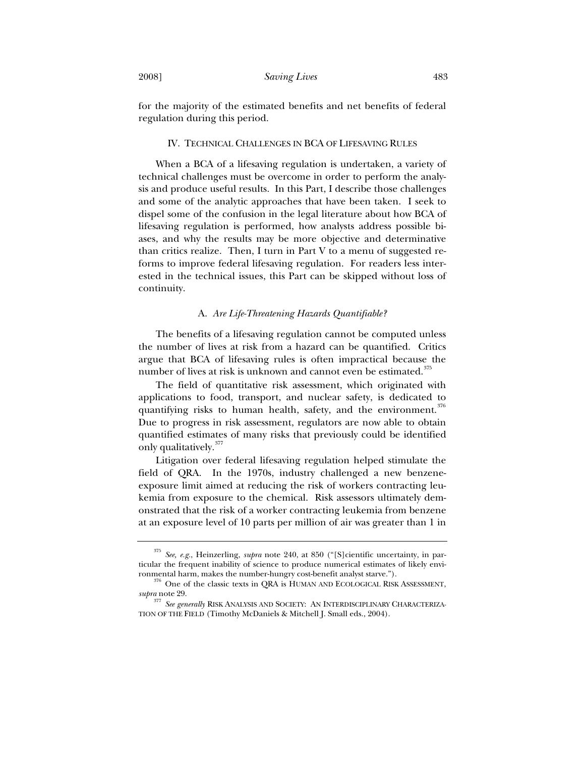for the majority of the estimated benefits and net benefits of federal regulation during this period.

## IV. TECHNICAL CHALLENGES IN BCA OF LIFESAVING RULES

When a BCA of a lifesaving regulation is undertaken, a variety of technical challenges must be overcome in order to perform the analysis and produce useful results. In this Part, I describe those challenges and some of the analytic approaches that have been taken. I seek to dispel some of the confusion in the legal literature about how BCA of lifesaving regulation is performed, how analysts address possible biases, and why the results may be more objective and determinative than critics realize. Then, I turn in Part V to a menu of suggested reforms to improve federal lifesaving regulation. For readers less interested in the technical issues, this Part can be skipped without loss of continuity.

### A. *Are Life-Threatening Hazards Quantifiable?*

The benefits of a lifesaving regulation cannot be computed unless the number of lives at risk from a hazard can be quantified. Critics argue that BCA of lifesaving rules is often impractical because the number of lives at risk is unknown and cannot even be estimated.[375]

The field of quantitative risk assessment, which originated with applications to food, transport, and nuclear safety, is dedicated to quantifying risks to human health, safety, and the environment.[376] Due to progress in risk assessment, regulators are now able to obtain quantified estimates of many risks that previously could be identified only qualitatively.[377]

Litigation over federal lifesaving regulation helped stimulate the field of QRA. In the 1970s, industry challenged a new benzene-exposure limit aimed at reducing the risk of workers contracting leukemia from exposure to the chemical. Risk assessors ultimately demonstrated that the risk of a worker contracting leukemia from benzene at an exposure level of 10 parts per million of air was greater than 1 in

---

[375] *See, e.g.*, Heinzerling, *supra* note 240, at 850 ("[S]cientific uncertainty, in particular the frequent inability of science to produce numerical estimates of likely environmental harm, makes the number-hungry cost-benefit analyst starve.").

[376] One of the classic texts in QRA is HUMAN AND ECOLOGICAL RISK ASSESSMENT, *supra* note 29.

[377] *See generally* RISK ANALYSIS AND SOCIETY: AN INTERDISCIPLINARY CHARACTERIZATION OF THE FIELD (Timothy McDaniels & Mitchell J. Small eds., 2004).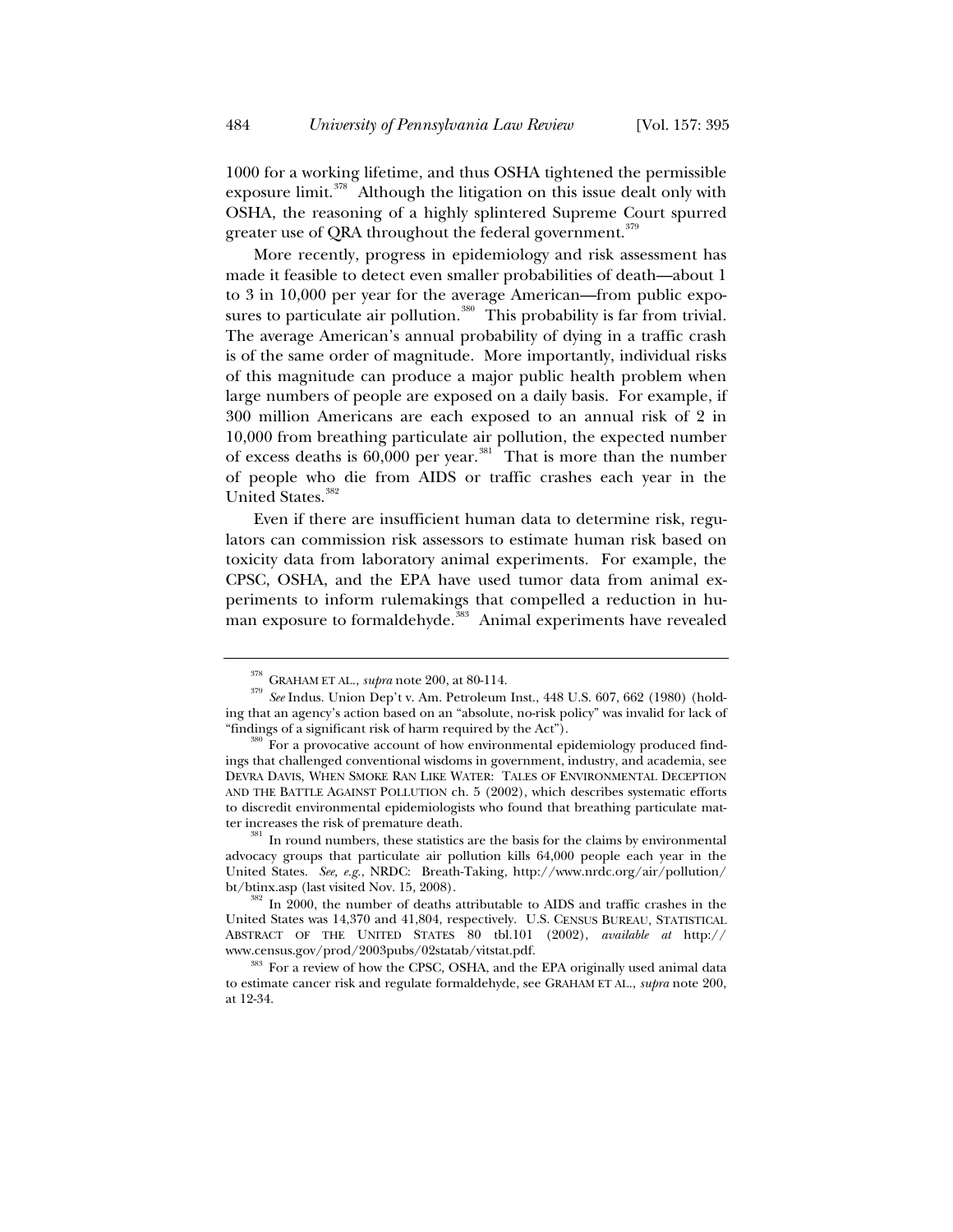1000 for a working lifetime, and thus OSHA tightened the permissible exposure limit.[378] Although the litigation on this issue dealt only with OSHA, the reasoning of a highly splintered Supreme Court spurred greater use of QRA throughout the federal government.[379]

More recently, progress in epidemiology and risk assessment has made it feasible to detect even smaller probabilities of death—about 1 to 3 in 10,000 per year for the average American—from public exposures to particulate air pollution.[380] This probability is far from trivial. The average American's annual probability of dying in a traffic crash is of the same order of magnitude. More importantly, individual risks of this magnitude can produce a major public health problem when large numbers of people are exposed on a daily basis. For example, if 300 million Americans are each exposed to an annual risk of 2 in 10,000 from breathing particulate air pollution, the expected number of excess deaths is 60,000 per year.[381] That is more than the number of people who die from AIDS or traffic crashes each year in the United States.[382]

Even if there are insufficient human data to determine risk, regulators can commission risk assessors to estimate human risk based on toxicity data from laboratory animal experiments. For example, the CPSC, OSHA, and the EPA have used tumor data from animal experiments to inform rulemakings that compelled a reduction in human exposure to formaldehyde.[383] Animal experiments have revealed

---

[378] GRAHAM ET AL., *supra* note 200, at 80-114.

[379] *See* Indus. Union Dep't v. Am. Petroleum Inst., 448 U.S. 607, 662 (1980) (holding that an agency's action based on an "absolute, no-risk policy" was invalid for lack of "findings of a significant risk of harm required by the Act").

[380] For a provocative account of how environmental epidemiology produced findings that challenged conventional wisdoms in government, industry, and academia, see DEVRA DAVIS, WHEN SMOKE RAN LIKE WATER: TALES OF ENVIRONMENTAL DECEPTION AND THE BATTLE AGAINST POLLUTION ch. 5 (2002), which describes systematic efforts to discredit environmental epidemiologists who found that breathing particulate matter increases the risk of premature death.

[381] In round numbers, these statistics are the basis for the claims by environmental advocacy groups that particulate air pollution kills 64,000 people each year in the United States. *See, e.g.*, NRDC: Breath-Taking, http://www.nrdc.org/air/pollution/bt/btinx.asp (last visited Nov. 15, 2008).

[382] In 2000, the number of deaths attributable to AIDS and traffic crashes in the United States was 14,370 and 41,804, respectively. U.S. CENSUS BUREAU, STATISTICAL ABSTRACT OF THE UNITED STATES 80 tbl.101 (2002), *available at* http://www.census.gov/prod/2003pubs/02statab/vitstat.pdf.

[383] For a review of how the CPSC, OSHA, and the EPA originally used animal data to estimate cancer risk and regulate formaldehyde, see GRAHAM ET AL., *supra* note 200, at 12-34.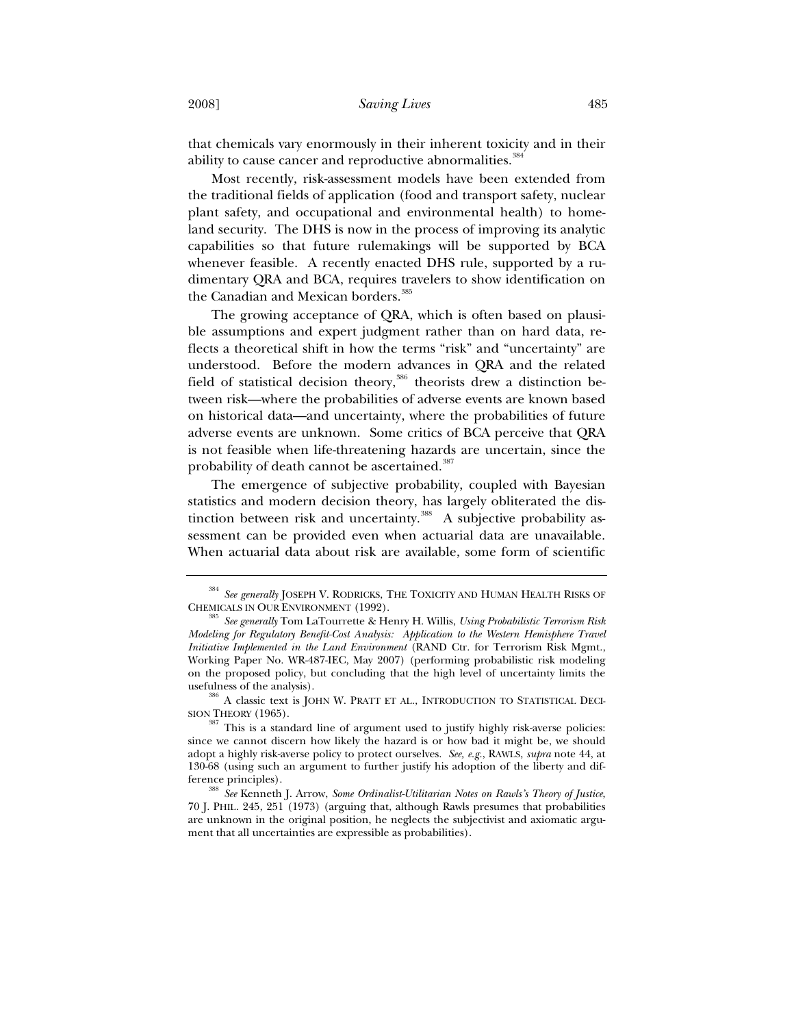that chemicals vary enormously in their inherent toxicity and in their ability to cause cancer and reproductive abnormalities.[384]

Most recently, risk-assessment models have been extended from the traditional fields of application (food and transport safety, nuclear plant safety, and occupational and environmental health) to homeland security. The DHS is now in the process of improving its analytic capabilities so that future rulemakings will be supported by BCA whenever feasible. A recently enacted DHS rule, supported by a rudimentary QRA and BCA, requires travelers to show identification on the Canadian and Mexican borders.[385]

The growing acceptance of QRA, which is often based on plausible assumptions and expert judgment rather than on hard data, reflects a theoretical shift in how the terms "risk" and "uncertainty" are understood. Before the modern advances in QRA and the related field of statistical decision theory,[386] theorists drew a distinction between risk—where the probabilities of adverse events are known based on historical data—and uncertainty, where the probabilities of future adverse events are unknown. Some critics of BCA perceive that QRA is not feasible when life-threatening hazards are uncertain, since the probability of death cannot be ascertained.[387]

The emergence of subjective probability, coupled with Bayesian statistics and modern decision theory, has largely obliterated the distinction between risk and uncertainty.[388] A subjective probability assessment can be provided even when actuarial data are unavailable. When actuarial data about risk are available, some form of scientific

---

[384] *See generally* JOSEPH V. RODRICKS, THE TOXICITY AND HUMAN HEALTH RISKS OF CHEMICALS IN OUR ENVIRONMENT (1992).

[385] *See generally* Tom LaTourrette & Henry H. Willis, *Using Probabilistic Terrorism Risk Modeling for Regulatory Benefit-Cost Analysis: Application to the Western Hemisphere Travel Initiative Implemented in the Land Environment* (RAND Ctr. for Terrorism Risk Mgmt., Working Paper No. WR-487-IEC, May 2007) (performing probabilistic risk modeling on the proposed policy, but concluding that the high level of uncertainty limits the usefulness of the analysis).

[386] A classic text is JOHN W. PRATT ET AL., INTRODUCTION TO STATISTICAL DECISION THEORY (1965).

[387] This is a standard line of argument used to justify highly risk-averse policies: since we cannot discern how likely the hazard is or how bad it might be, we should adopt a highly risk-averse policy to protect ourselves. *See, e.g.*, RAWLS, *supra* note 44, at 130-68 (using such an argument to further justify his adoption of the liberty and difference principles).

[388] *See* Kenneth J. Arrow, *Some Ordinalist-Utilitarian Notes on Rawls's Theory of Justice*, 70 J. PHIL. 245, 251 (1973) (arguing that, although Rawls presumes that probabilities are unknown in the original position, he neglects the subjectivist and axiomatic argument that all uncertainties are expressible as probabilities).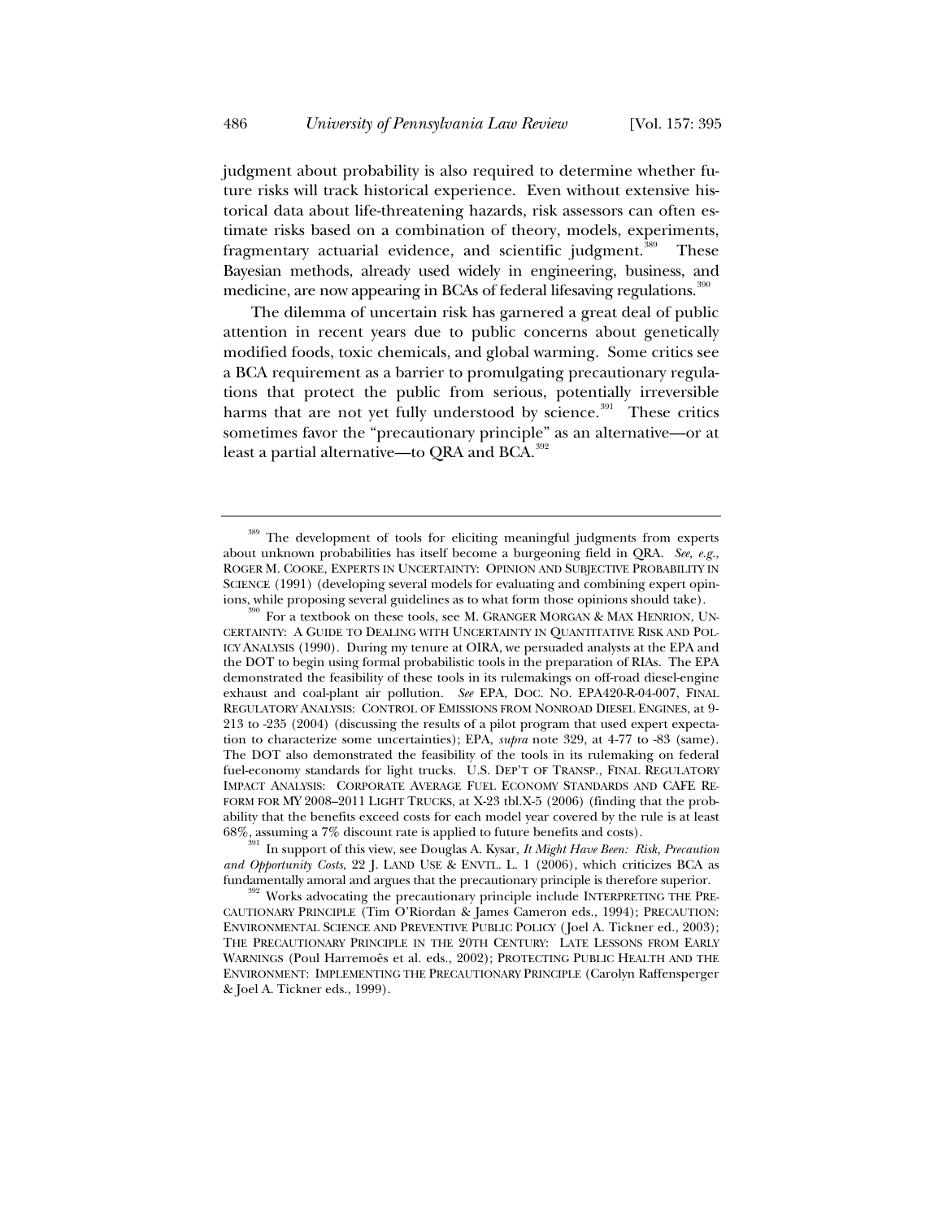judgment about probability is also required to determine whether future risks will track historical experience. Even without extensive historical data about life-threatening hazards, risk assessors can often estimate risks based on a combination of theory, models, experiments, fragmentary actuarial evidence, and scientific judgment.[389] These Bayesian methods, already used widely in engineering, business, and medicine, are now appearing in BCAs of federal lifesaving regulations.[390]

The dilemma of uncertain risk has garnered a great deal of public attention in recent years due to public concerns about genetically modified foods, toxic chemicals, and global warming. Some critics see a BCA requirement as a barrier to promulgating precautionary regulations that protect the public from serious, potentially irreversible harms that are not yet fully understood by science.[391] These critics sometimes favor the "precautionary principle" as an alternative—or at least a partial alternative—to QRA and BCA.[392]

---

[389] The development of tools for eliciting meaningful judgments from experts about unknown probabilities has itself become a burgeoning field in QRA. *See, e.g.*, ROGER M. COOKE, EXPERTS IN UNCERTAINTY: OPINION AND SUBJECTIVE PROBABILITY IN SCIENCE (1991) (developing several models for evaluating and combining expert opinions, while proposing several guidelines as to what form those opinions should take).

[390] For a textbook on these tools, see M. GRANGER MORGAN & MAX HENRION, UNCERTAINTY: A GUIDE TO DEALING WITH UNCERTAINTY IN QUANTITATIVE RISK AND POLICY ANALYSIS (1990). During my tenure at OIRA, we persuaded analysts at the EPA and the DOT to begin using formal probabilistic tools in the preparation of RIAs. The EPA demonstrated the feasibility of these tools in its rulemakings on off-road diesel-engine exhaust and coal-plant air pollution. *See* EPA, DOC. NO. EPA420-R-04-007, FINAL REGULATORY ANALYSIS: CONTROL OF EMISSIONS FROM NONROAD DIESEL ENGINES, at 9-213 to -235 (2004) (discussing the results of a pilot program that used expert expectation to characterize some uncertainties); EPA, *supra* note 329, at 4-77 to -83 (same). The DOT also demonstrated the feasibility of the tools in its rulemaking on federal fuel-economy standards for light trucks. U.S. DEP'T OF TRANSP., FINAL REGULATORY IMPACT ANALYSIS: CORPORATE AVERAGE FUEL ECONOMY STANDARDS AND CAFE REFORM FOR MY 2008–2011 LIGHT TRUCKS, at X-23 tbl.X-5 (2006) (finding that the probability that the benefits exceed costs for each model year covered by the rule is at least 68%, assuming a 7% discount rate is applied to future benefits and costs).

[391] In support of this view, see Douglas A. Kysar, *It Might Have Been: Risk, Precaution and Opportunity Costs*, 22 J. LAND USE & ENVTL. L. 1 (2006), which criticizes BCA as fundamentally amoral and argues that the precautionary principle is therefore superior.

[392] Works advocating the precautionary principle include INTERPRETING THE PRECAUTIONARY PRINCIPLE (Tim O'Riordan & James Cameron eds., 1994); PRECAUTION: ENVIRONMENTAL SCIENCE AND PREVENTIVE PUBLIC POLICY (Joel A. Tickner ed., 2003); THE PRECAUTIONARY PRINCIPLE IN THE 20TH CENTURY: LATE LESSONS FROM EARLY WARNINGS (Poul Harremoës et al. eds., 2002); PROTECTING PUBLIC HEALTH AND THE ENVIRONMENT: IMPLEMENTING THE PRECAUTIONARY PRINCIPLE (Carolyn Raffensperger & Joel A. Tickner eds., 1999).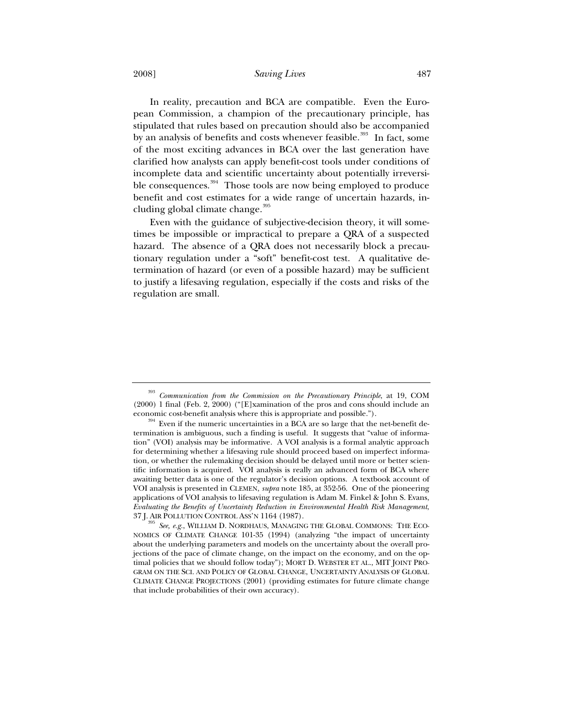In reality, precaution and BCA are compatible. Even the European Commission, a champion of the precautionary principle, has stipulated that rules based on precaution should also be accompanied by an analysis of benefits and costs whenever feasible.[393] In fact, some of the most exciting advances in BCA over the last generation have clarified how analysts can apply benefit-cost tools under conditions of incomplete data and scientific uncertainty about potentially irreversible consequences.[394] Those tools are now being employed to produce benefit and cost estimates for a wide range of uncertain hazards, including global climate change.[395]

Even with the guidance of subjective-decision theory, it will sometimes be impossible or impractical to prepare a QRA of a suspected hazard. The absence of a QRA does not necessarily block a precautionary regulation under a "soft" benefit-cost test. A qualitative determination of hazard (or even of a possible hazard) may be sufficient to justify a lifesaving regulation, especially if the costs and risks of the regulation are small.

---

[393] *Communication from the Commission on the Precautionary Principle*, at 19, COM (2000) 1 final (Feb. 2, 2000) ("[E]xamination of the pros and cons should include an economic cost-benefit analysis where this is appropriate and possible.").

[394] Even if the numeric uncertainties in a BCA are so large that the net-benefit determination is ambiguous, such a finding is useful. It suggests that "value of information" (VOI) analysis may be informative. A VOI analysis is a formal analytic approach for determining whether a lifesaving rule should proceed based on imperfect information, or whether the rulemaking decision should be delayed until more or better scientific information is acquired. VOI analysis is really an advanced form of BCA where awaiting better data is one of the regulator's decision options. A textbook account of VOI analysis is presented in CLEMEN, *supra* note 185, at 352-56. One of the pioneering applications of VOI analysis to lifesaving regulation is Adam M. Finkel & John S. Evans, *Evaluating the Benefits of Uncertainty Reduction in Environmental Health Risk Management*, 37 J. AIR POLLUTION CONTROL ASS'N 1164 (1987).

[395] *See, e.g.*, WILLIAM D. NORDHAUS, MANAGING THE GLOBAL COMMONS: THE ECONOMICS OF CLIMATE CHANGE 101-35 (1994) (analyzing "the impact of uncertainty about the underlying parameters and models on the uncertainty about the overall projections of the pace of climate change, on the impact on the economy, and on the optimal policies that we should follow today"); MORT D. WEBSTER ET AL., MIT JOINT PROGRAM ON THE SCI. AND POLICY OF GLOBAL CHANGE, UNCERTAINTY ANALYSIS OF GLOBAL CLIMATE CHANGE PROJECTIONS (2001) (providing estimates for future climate change that include probabilities of their own accuracy).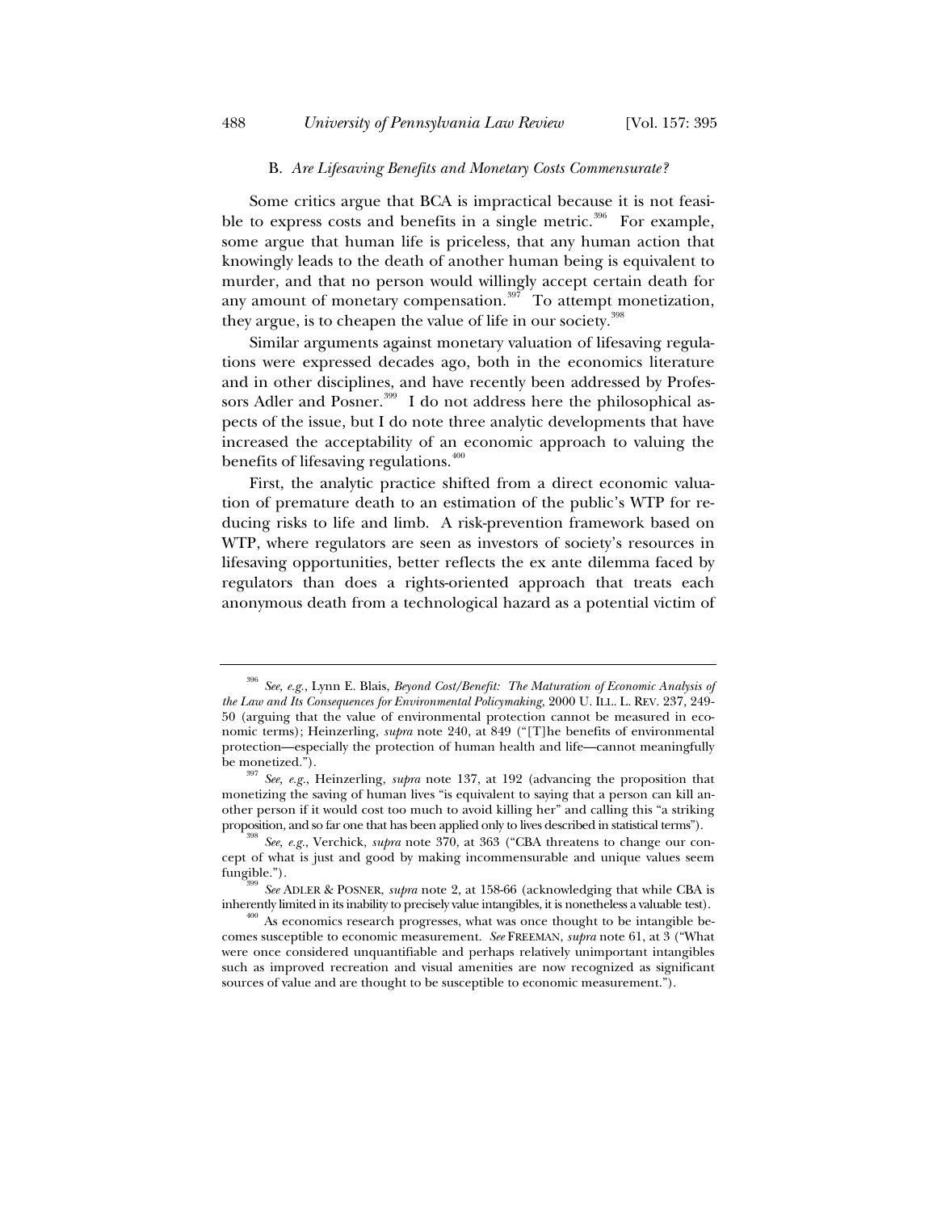### B. *Are Lifesaving Benefits and Monetary Costs Commensurate?*

Some critics argue that BCA is impractical because it is not feasible to express costs and benefits in a single metric.[396] For example, some argue that human life is priceless, that any human action that knowingly leads to the death of another human being is equivalent to murder, and that no person would willingly accept certain death for any amount of monetary compensation.[397] To attempt monetization, they argue, is to cheapen the value of life in our society.[398]

Similar arguments against monetary valuation of lifesaving regulations were expressed decades ago, both in the economics literature and in other disciplines, and have recently been addressed by Professors Adler and Posner.[399] I do not address here the philosophical aspects of the issue, but I do note three analytic developments that have increased the acceptability of an economic approach to valuing the benefits of lifesaving regulations.[400]

First, the analytic practice shifted from a direct economic valuation of premature death to an estimation of the public's WTP for reducing risks to life and limb. A risk-prevention framework based on WTP, where regulators are seen as investors of society's resources in lifesaving opportunities, better reflects the ex ante dilemma faced by regulators than does a rights-oriented approach that treats each anonymous death from a technological hazard as a potential victim of

---

[396] *See, e.g.*, Lynn E. Blais, *Beyond Cost/Benefit: The Maturation of Economic Analysis of the Law and Its Consequences for Environmental Policymaking*, 2000 U. ILL. L. REV. 237, 249-50 (arguing that the value of environmental protection cannot be measured in economic terms); Heinzerling, *supra* note 240, at 849 ("[T]he benefits of environmental protection—especially the protection of human health and life—cannot meaningfully be monetized.").

[397] *See, e.g.*, Heinzerling, *supra* note 137, at 192 (advancing the proposition that monetizing the saving of human lives "is equivalent to saying that a person can kill another person if it would cost too much to avoid killing her" and calling this "a striking proposition, and so far one that has been applied only to lives described in statistical terms").

[398] *See, e.g.*, Verchick, *supra* note 370, at 363 ("CBA threatens to change our concept of what is just and good by making incommensurable and unique values seem fungible.").

[399] *See* ADLER & POSNER, *supra* note 2, at 158-66 (acknowledging that while CBA is inherently limited in its inability to precisely value intangibles, it is nonetheless a valuable test).

[400] As economics research progresses, what was once thought to be intangible becomes susceptible to economic measurement. *See* FREEMAN, *supra* note 61, at 3 ("What were once considered unquantifiable and perhaps relatively unimportant intangibles such as improved recreation and visual amenities are now recognized as significant sources of value and are thought to be susceptible to economic measurement.").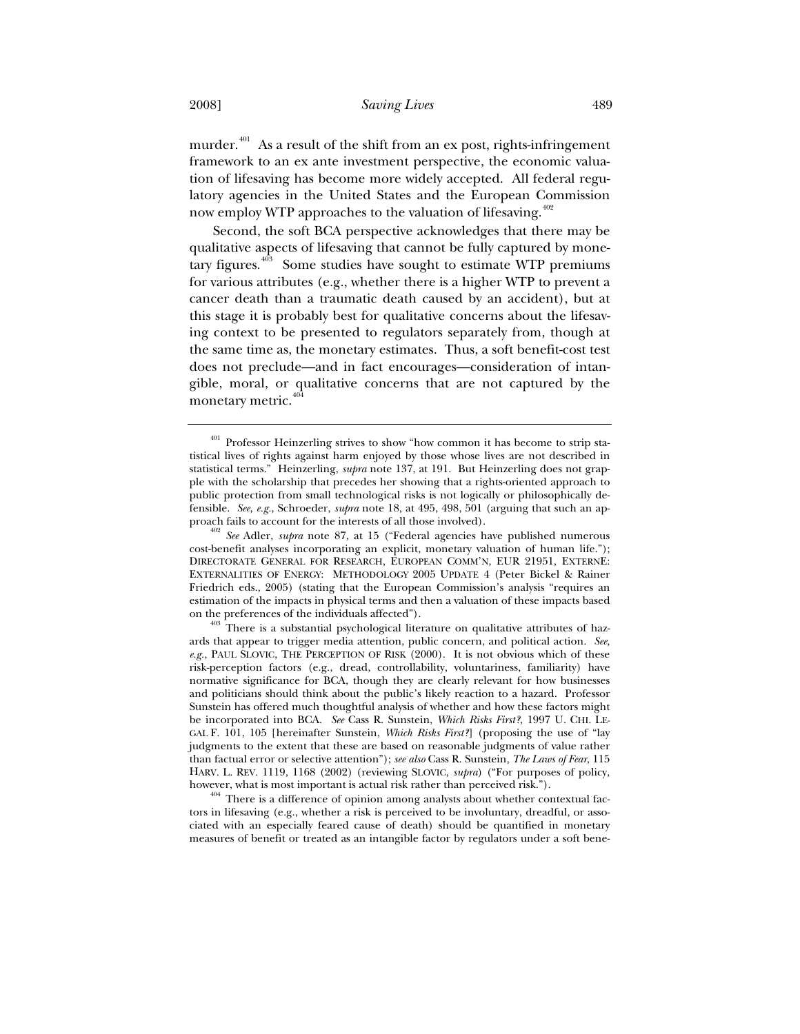murder.[401] As a result of the shift from an ex post, rights-infringement framework to an ex ante investment perspective, the economic valuation of lifesaving has become more widely accepted. All federal regulatory agencies in the United States and the European Commission now employ WTP approaches to the valuation of lifesaving.[402]

Second, the soft BCA perspective acknowledges that there may be qualitative aspects of lifesaving that cannot be fully captured by monetary figures.[403] Some studies have sought to estimate WTP premiums for various attributes (e.g., whether there is a higher WTP to prevent a cancer death than a traumatic death caused by an accident), but at this stage it is probably best for qualitative concerns about the lifesaving context to be presented to regulators separately from, though at the same time as, the monetary estimates. Thus, a soft benefit-cost test does not preclude—and in fact encourages—consideration of intangible, moral, or qualitative concerns that are not captured by the monetary metric.[404]

---

[401] Professor Heinzerling strives to show "how common it has become to strip statistical lives of rights against harm enjoyed by those whose lives are not described in statistical terms." Heinzerling, *supra* note 137, at 191. But Heinzerling does not grapple with the scholarship that precedes her showing that a rights-oriented approach to public protection from small technological risks is not logically or philosophically defensible. *See, e.g.*, Schroeder, *supra* note 18, at 495, 498, 501 (arguing that such an approach fails to account for the interests of all those involved).

[402] *See* Adler, *supra* note 87, at 15 ("Federal agencies have published numerous cost-benefit analyses incorporating an explicit, monetary valuation of human life."); DIRECTORATE GENERAL FOR RESEARCH, EUROPEAN COMM'N, EUR 21951, EXTERNE: EXTERNALITIES OF ENERGY: METHODOLOGY 2005 UPDATE 4 (Peter Bickel & Rainer Friedrich eds., 2005) (stating that the European Commission's analysis "requires an estimation of the impacts in physical terms and then a valuation of these impacts based on the preferences of the individuals affected").

[403] There is a substantial psychological literature on qualitative attributes of hazards that appear to trigger media attention, public concern, and political action. *See, e.g.*, PAUL SLOVIC, THE PERCEPTION OF RISK (2000). It is not obvious which of these risk-perception factors (e.g., dread, controllability, voluntariness, familiarity) have normative significance for BCA, though they are clearly relevant for how businesses and politicians should think about the public's likely reaction to a hazard. Professor Sunstein has offered much thoughtful analysis of whether and how these factors might be incorporated into BCA. *See* Cass R. Sunstein, *Which Risks First?*, 1997 U. CHI. LEGAL F. 101, 105 [hereinafter Sunstein, *Which Risks First?*] (proposing the use of "lay judgments to the extent that these are based on reasonable judgments of value rather than factual error or selective attention"); *see also* Cass R. Sunstein, *The Laws of Fear*, 115 HARV. L. REV. 1119, 1168 (2002) (reviewing SLOVIC, *supra*) ("For purposes of policy, however, what is most important is actual risk rather than perceived risk.").

[404] There is a difference of opinion among analysts about whether contextual factors in lifesaving (e.g., whether a risk is perceived to be involuntary, dreadful, or associated with an especially feared cause of death) should be quantified in monetary measures of benefit or treated as an intangible factor by regulators under a soft bene-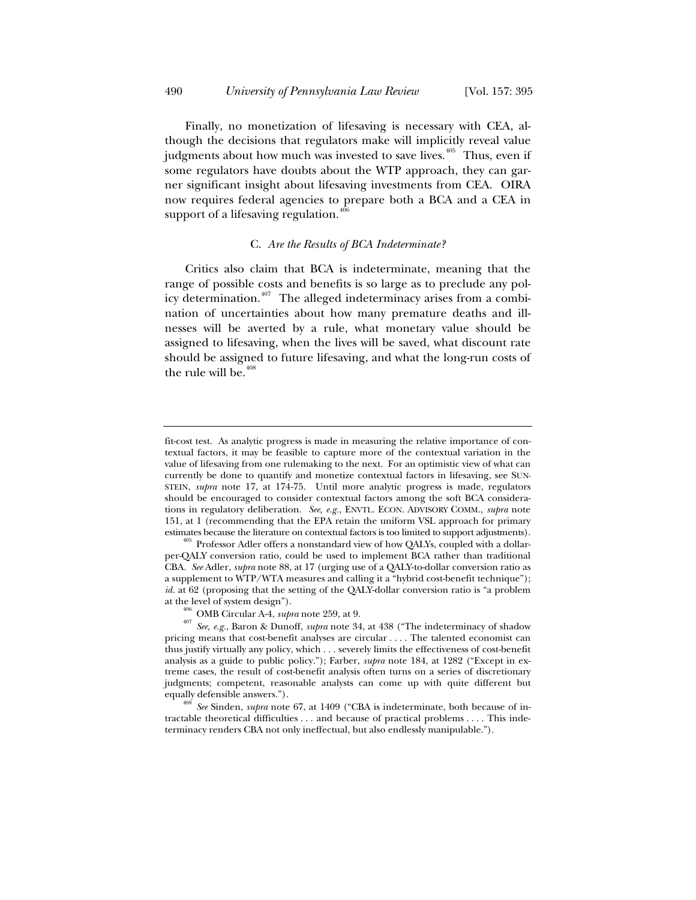Finally, no monetization of lifesaving is necessary with CEA, although the decisions that regulators make will implicitly reveal value judgments about how much was invested to save lives.[405] Thus, even if some regulators have doubts about the WTP approach, they can garner significant insight about lifesaving investments from CEA. OIRA now requires federal agencies to prepare both a BCA and a CEA in support of a lifesaving regulation.[406]

### C. *Are the Results of BCA Indeterminate?*

Critics also claim that BCA is indeterminate, meaning that the range of possible costs and benefits is so large as to preclude any policy determination.[407] The alleged indeterminacy arises from a combination of uncertainties about how many premature deaths and illnesses will be averted by a rule, what monetary value should be assigned to lifesaving, when the lives will be saved, what discount rate should be assigned to future lifesaving, and what the long-run costs of the rule will be.[408]

---

fit-cost test. As analytic progress is made in measuring the relative importance of contextual factors, it may be feasible to capture more of the contextual variation in the value of lifesaving from one rulemaking to the next. For an optimistic view of what can currently be done to quantify and monetize contextual factors in lifesaving, see SUNSTEIN, *supra* note 17, at 174-75. Until more analytic progress is made, regulators should be encouraged to consider contextual factors among the soft BCA considerations in regulatory deliberation. *See, e.g.*, ENVTL. ECON. ADVISORY COMM., *supra* note 151, at 1 (recommending that the EPA retain the uniform VSL approach for primary estimates because the literature on contextual factors is too limited to support adjustments).

[405] Professor Adler offers a nonstandard view of how QALYs, coupled with a dollar-per-QALY conversion ratio, could be used to implement BCA rather than traditional CBA. *See* Adler, *supra* note 88, at 17 (urging use of a QALY-to-dollar conversion ratio as a supplement to WTP/WTA measures and calling it a "hybrid cost-benefit technique"); *id.* at 62 (proposing that the setting of the QALY-dollar conversion ratio is "a problem at the level of system design").

[406] OMB Circular A-4, *supra* note 259, at 9.

[407] *See, e.g.*, Baron & Dunoff, *supra* note 34, at 438 ("The indeterminacy of shadow pricing means that cost-benefit analyses are circular . . . . The talented economist can thus justify virtually any policy, which . . . severely limits the effectiveness of cost-benefit analysis as a guide to public policy."); Farber, *supra* note 184, at 1282 ("Except in extreme cases, the result of cost-benefit analysis often turns on a series of discretionary judgments; competent, reasonable analysts can come up with quite different but equally defensible answers.").

[408] *See* Sinden, *supra* note 67, at 1409 ("CBA is indeterminate, both because of intractable theoretical difficulties . . . and because of practical problems . . . . This indeterminacy renders CBA not only ineffectual, but also endlessly manipulable.").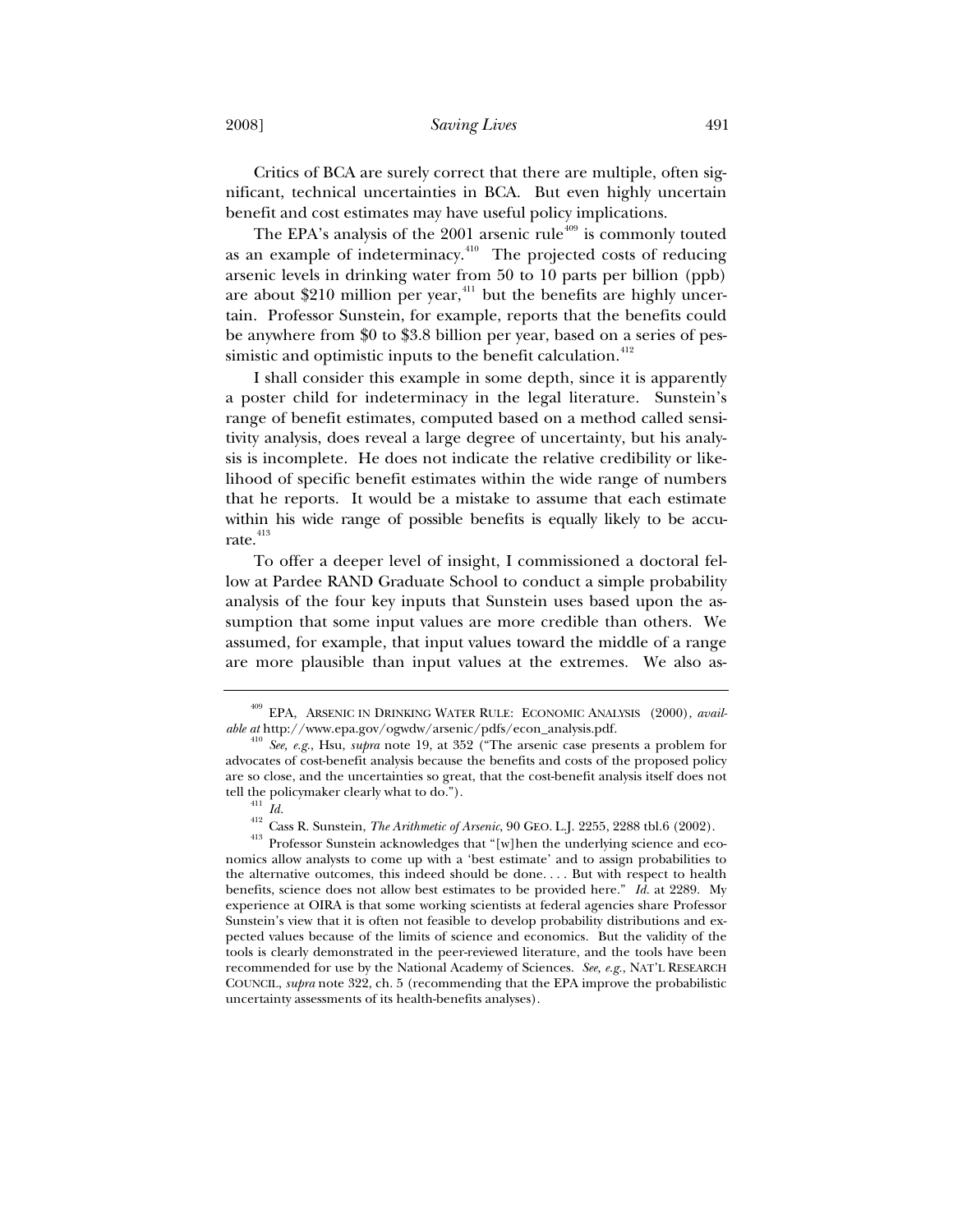Critics of BCA are surely correct that there are multiple, often significant, technical uncertainties in BCA. But even highly uncertain benefit and cost estimates may have useful policy implications.

The EPA's analysis of the 2001 arsenic rule[409] is commonly touted as an example of indeterminacy.[410] The projected costs of reducing arsenic levels in drinking water from 50 to 10 parts per billion (ppb) are about $210 million per year,[411] but the benefits are highly uncertain. Professor Sunstein, for example, reports that the benefits could be anywhere from $0 to $3.8 billion per year, based on a series of pessimistic and optimistic inputs to the benefit calculation.[412]

I shall consider this example in some depth, since it is apparently a poster child for indeterminacy in the legal literature. Sunstein's range of benefit estimates, computed based on a method called sensitivity analysis, does reveal a large degree of uncertainty, but his analysis is incomplete. He does not indicate the relative credibility or likelihood of specific benefit estimates within the wide range of numbers that he reports. It would be a mistake to assume that each estimate within his wide range of possible benefits is equally likely to be accurate.[413]

To offer a deeper level of insight, I commissioned a doctoral fellow at Pardee RAND Graduate School to conduct a simple probability analysis of the four key inputs that Sunstein uses based upon the assumption that some input values are more credible than others. We assumed, for example, that input values toward the middle of a range are more plausible than input values at the extremes. We also as-

---

[409] EPA, ARSENIC IN DRINKING WATER RULE: ECONOMIC ANALYSIS (2000), *available at* http://www.epa.gov/ogwdw/arsenic/pdfs/econ_analysis.pdf.

[410] *See, e.g.*, Hsu, *supra* note 19, at 352 ("The arsenic case presents a problem for advocates of cost-benefit analysis because the benefits and costs of the proposed policy are so close, and the uncertainties so great, that the cost-benefit analysis itself does not tell the policymaker clearly what to do.").

[411] *Id.*

[412] Cass R. Sunstein, *The Arithmetic of Arsenic*, 90 GEO. L.J. 2255, 2288 tbl.6 (2002).

[413] Professor Sunstein acknowledges that "[w]hen the underlying science and economics allow analysts to come up with a 'best estimate' and to assign probabilities to the alternative outcomes, this indeed should be done. . . . But with respect to health benefits, science does not allow best estimates to be provided here." *Id.* at 2289. My experience at OIRA is that some working scientists at federal agencies share Professor Sunstein's view that it is often not feasible to develop probability distributions and expected values because of the limits of science and economics. But the validity of the tools is clearly demonstrated in the peer-reviewed literature, and the tools have been recommended for use by the National Academy of Sciences. *See, e.g.*, NAT'L RESEARCH COUNCIL, *supra* note 322, ch. 5 (recommending that the EPA improve the probabilistic uncertainty assessments of its health-benefits analyses).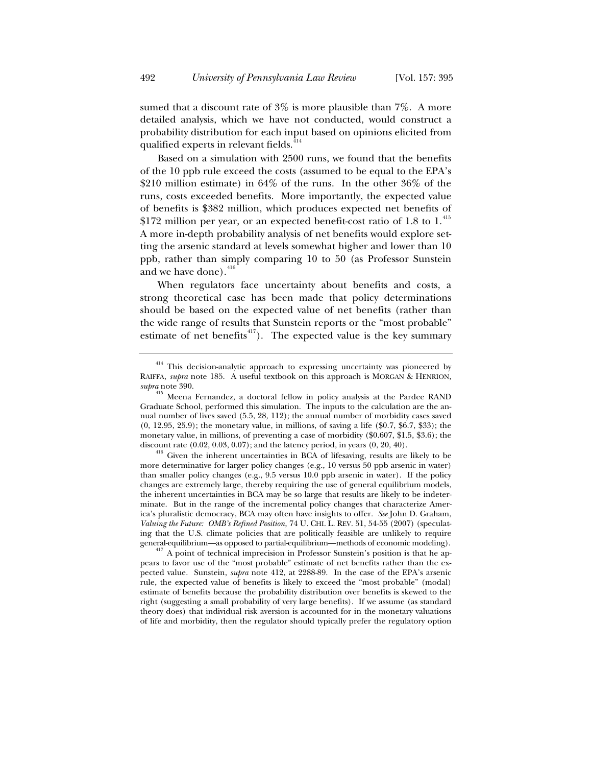sumed that a discount rate of 3% is more plausible than 7%. A more detailed analysis, which we have not conducted, would construct a probability distribution for each input based on opinions elicited from qualified experts in relevant fields.[414]

Based on a simulation with 2500 runs, we found that the benefits of the 10 ppb rule exceed the costs (assumed to be equal to the EPA's $210 million estimate) in 64% of the runs. In the other 36% of the runs, costs exceeded benefits. More importantly, the expected value of benefits is $382 million, which produces expected net benefits of $172 million per year, or an expected benefit-cost ratio of 1.8 to 1.[415] A more in-depth probability analysis of net benefits would explore setting the arsenic standard at levels somewhat higher and lower than 10 ppb, rather than simply comparing 10 to 50 (as Professor Sunstein and we have done).[416]

When regulators face uncertainty about benefits and costs, a strong theoretical case has been made that policy determinations should be based on the expected value of net benefits (rather than the wide range of results that Sunstein reports or the "most probable" estimate of net benefits[417]). The expected value is the key summary

---

[414] This decision-analytic approach to expressing uncertainty was pioneered by RAIFFA, *supra* note 185. A useful textbook on this approach is MORGAN & HENRION, *supra* note 390.

[415] Meena Fernandez, a doctoral fellow in policy analysis at the Pardee RAND Graduate School, performed this simulation. The inputs to the calculation are the annual number of lives saved (5.5, 28, 112); the annual number of morbidity cases saved (0, 12.95, 25.9); the monetary value, in millions, of saving a life ($0.7, $6.7, $33); the monetary value, in millions, of preventing a case of morbidity ($0.607, $1.5, $3.6); the discount rate (0.02, 0.03, 0.07); and the latency period, in years (0, 20, 40).

[416] Given the inherent uncertainties in BCA of lifesaving, results are likely to be more determinative for larger policy changes (e.g., 10 versus 50 ppb arsenic in water) than smaller policy changes (e.g., 9.5 versus 10.0 ppb arsenic in water). If the policy changes are extremely large, thereby requiring the use of general equilibrium models, the inherent uncertainties in BCA may be so large that results are likely to be indeterminate. But in the range of the incremental policy changes that characterize America's pluralistic democracy, BCA may often have insights to offer. *See* John D. Graham, *Valuing the Future: OMB's Refined Position*, 74 U. CHI. L. REV. 51, 54-55 (2007) (speculating that the U.S. climate policies that are politically feasible are unlikely to require general-equilibrium—as opposed to partial-equilibrium—methods of economic modeling).

[417] A point of technical imprecision in Professor Sunstein's position is that he appears to favor use of the "most probable" estimate of net benefits rather than the expected value. Sunstein, *supra* note 412, at 2288-89. In the case of the EPA's arsenic rule, the expected value of benefits is likely to exceed the "most probable" (modal) estimate of benefits because the probability distribution over benefits is skewed to the right (suggesting a small probability of very large benefits). If we assume (as standard theory does) that individual risk aversion is accounted for in the monetary valuations of life and morbidity, then the regulator should typically prefer the regulatory option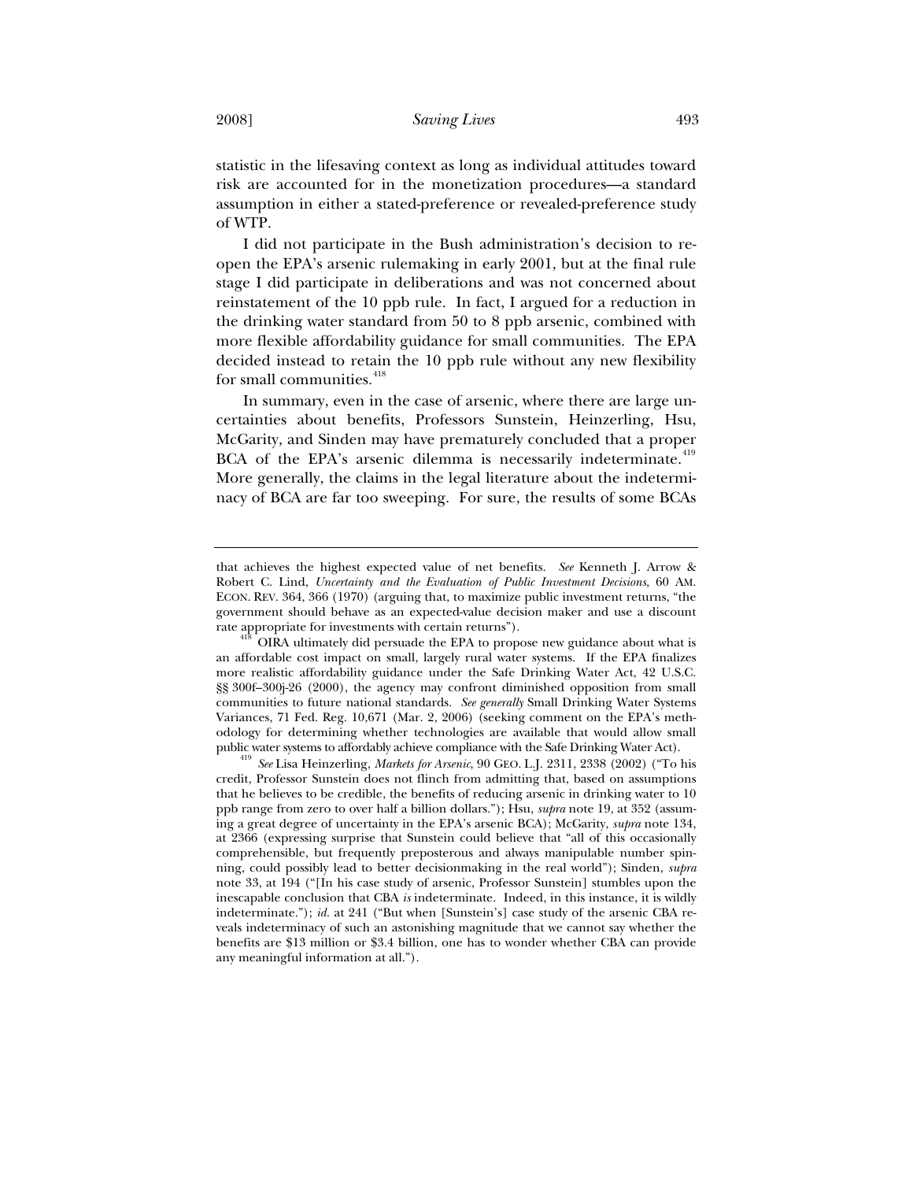statistic in the lifesaving context as long as individual attitudes toward risk are accounted for in the monetization procedures—a standard assumption in either a stated-preference or revealed-preference study of WTP.

I did not participate in the Bush administration's decision to reopen the EPA's arsenic rulemaking in early 2001, but at the final rule stage I did participate in deliberations and was not concerned about reinstatement of the 10 ppb rule. In fact, I argued for a reduction in the drinking water standard from 50 to 8 ppb arsenic, combined with more flexible affordability guidance for small communities. The EPA decided instead to retain the 10 ppb rule without any new flexibility for small communities.[418]

In summary, even in the case of arsenic, where there are large uncertainties about benefits, Professors Sunstein, Heinzerling, Hsu, McGarity, and Sinden may have prematurely concluded that a proper BCA of the EPA's arsenic dilemma is necessarily indeterminate.[419] More generally, the claims in the legal literature about the indeterminacy of BCA are far too sweeping. For sure, the results of some BCAs

---

that achieves the highest expected value of net benefits. *See* Kenneth J. Arrow & Robert C. Lind, *Uncertainty and the Evaluation of Public Investment Decisions*, 60 AM. ECON. REV. 364, 366 (1970) (arguing that, to maximize public investment returns, "the government should behave as an expected-value decision maker and use a discount rate appropriate for investments with certain returns").

[418] OIRA ultimately did persuade the EPA to propose new guidance about what is an affordable cost impact on small, largely rural water systems. If the EPA finalizes more realistic affordability guidance under the Safe Drinking Water Act, 42 U.S.C. §§ 300f–300j-26 (2000), the agency may confront diminished opposition from small communities to future national standards. *See generally* Small Drinking Water Systems Variances, 71 Fed. Reg. 10,671 (Mar. 2, 2006) (seeking comment on the EPA's methodology for determining whether technologies are available that would allow small public water systems to affordably achieve compliance with the Safe Drinking Water Act).

[419] *See* Lisa Heinzerling, *Markets for Arsenic*, 90 GEO. L.J. 2311, 2338 (2002) ("To his credit, Professor Sunstein does not flinch from admitting that, based on assumptions that he believes to be credible, the benefits of reducing arsenic in drinking water to 10 ppb range from zero to over half a billion dollars."); Hsu, *supra* note 19, at 352 (assuming a great degree of uncertainty in the EPA's arsenic BCA); McGarity, *supra* note 134, at 2366 (expressing surprise that Sunstein could believe that "all of this occasionally comprehensible, but frequently preposterous and always manipulable number spinning, could possibly lead to better decisionmaking in the real world"); Sinden, *supra* note 33, at 194 ("[In his case study of arsenic, Professor Sunstein] stumbles upon the inescapable conclusion that CBA *is* indeterminate. Indeed, in this instance, it is wildly indeterminate."); *id.* at 241 ("But when [Sunstein's] case study of the arsenic CBA reveals indeterminacy of such an astonishing magnitude that we cannot say whether the benefits are $13 million or $3.4 billion, one has to wonder whether CBA can provide any meaningful information at all.").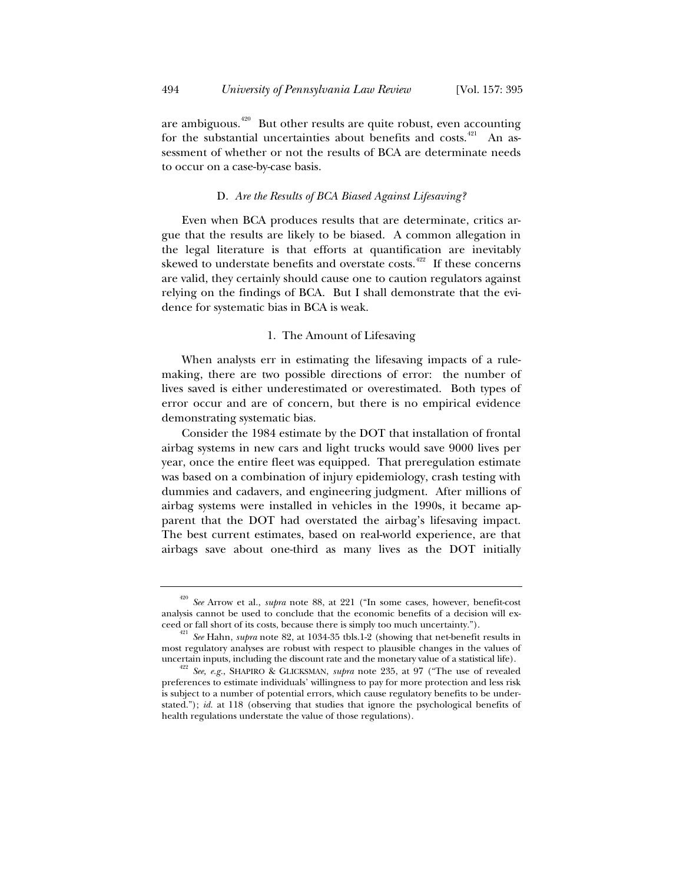are ambiguous.[420] But other results are quite robust, even accounting for the substantial uncertainties about benefits and costs.[421] An assessment of whether or not the results of BCA are determinate needs to occur on a case-by-case basis.

### D. *Are the Results of BCA Biased Against Lifesaving?*

Even when BCA produces results that are determinate, critics argue that the results are likely to be biased. A common allegation in the legal literature is that efforts at quantification are inevitably skewed to understate benefits and overstate costs.[422] If these concerns are valid, they certainly should cause one to caution regulators against relying on the findings of BCA. But I shall demonstrate that the evidence for systematic bias in BCA is weak.

#### 1. The Amount of Lifesaving

When analysts err in estimating the lifesaving impacts of a rulemaking, there are two possible directions of error: the number of lives saved is either underestimated or overestimated. Both types of error occur and are of concern, but there is no empirical evidence demonstrating systematic bias.

Consider the 1984 estimate by the DOT that installation of frontal airbag systems in new cars and light trucks would save 9000 lives per year, once the entire fleet was equipped. That preregulation estimate was based on a combination of injury epidemiology, crash testing with dummies and cadavers, and engineering judgment. After millions of airbag systems were installed in vehicles in the 1990s, it became apparent that the DOT had overstated the airbag's lifesaving impact. The best current estimates, based on real-world experience, are that airbags save about one-third as many lives as the DOT initially

---

[420] *See* Arrow et al., *supra* note 88, at 221 ("In some cases, however, benefit-cost analysis cannot be used to conclude that the economic benefits of a decision will exceed or fall short of its costs, because there is simply too much uncertainty.").

[421] *See* Hahn, *supra* note 82, at 1034-35 tbls.1-2 (showing that net-benefit results in most regulatory analyses are robust with respect to plausible changes in the values of uncertain inputs, including the discount rate and the monetary value of a statistical life).

[422] *See, e.g.*, SHAPIRO & GLICKSMAN, *supra* note 235, at 97 ("The use of revealed preferences to estimate individuals' willingness to pay for more protection and less risk is subject to a number of potential errors, which cause regulatory benefits to be understated."); *id.* at 118 (observing that studies that ignore the psychological benefits of health regulations understate the value of those regulations).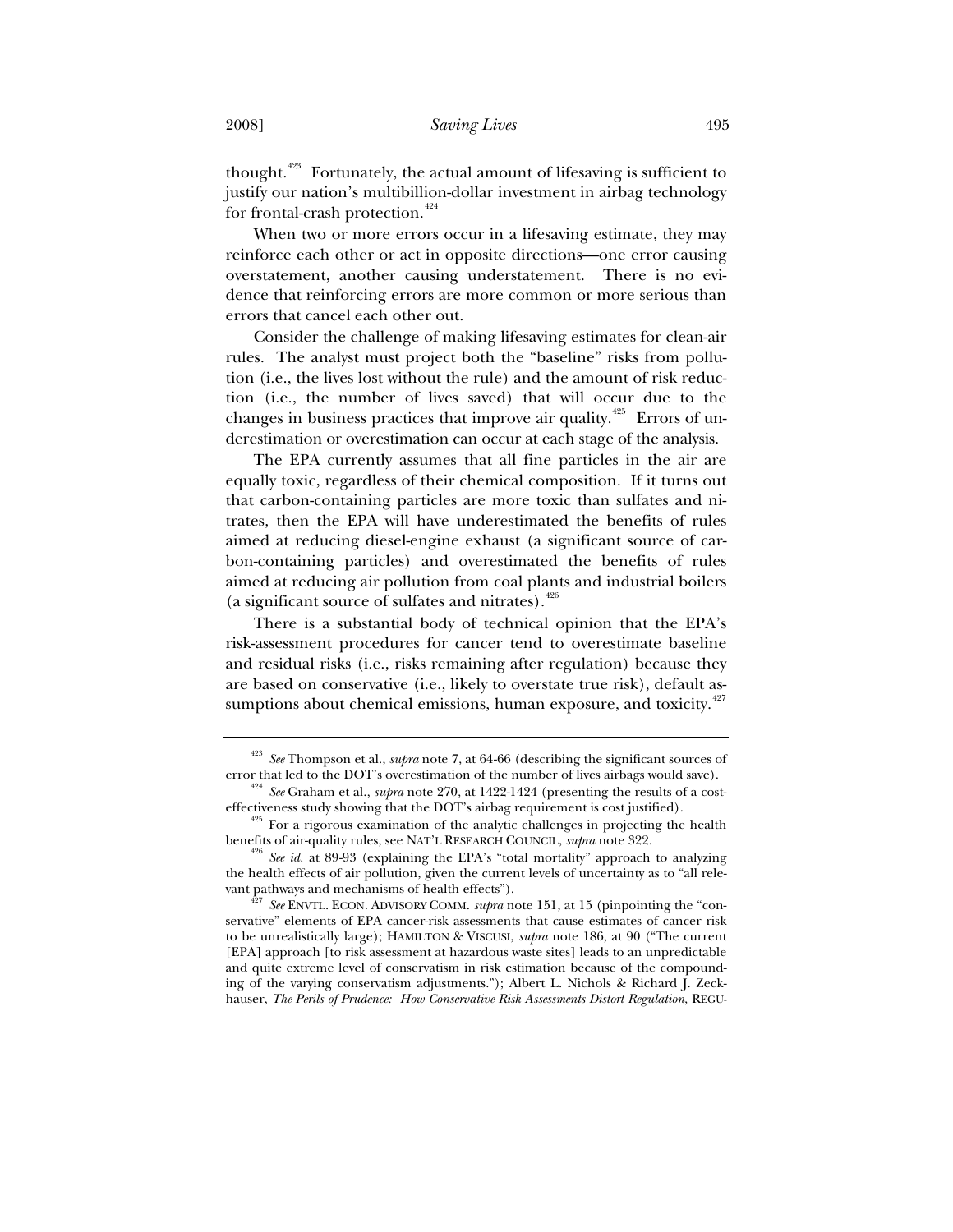thought.[423] Fortunately, the actual amount of lifesaving is sufficient to justify our nation's multibillion-dollar investment in airbag technology for frontal-crash protection.[424]

When two or more errors occur in a lifesaving estimate, they may reinforce each other or act in opposite directions—one error causing overstatement, another causing understatement. There is no evidence that reinforcing errors are more common or more serious than errors that cancel each other out.

Consider the challenge of making lifesaving estimates for clean-air rules. The analyst must project both the "baseline" risks from pollution (i.e., the lives lost without the rule) and the amount of risk reduction (i.e., the number of lives saved) that will occur due to the changes in business practices that improve air quality.[425] Errors of underestimation or overestimation can occur at each stage of the analysis.

The EPA currently assumes that all fine particles in the air are equally toxic, regardless of their chemical composition. If it turns out that carbon-containing particles are more toxic than sulfates and nitrates, then the EPA will have underestimated the benefits of rules aimed at reducing diesel-engine exhaust (a significant source of carbon-containing particles) and overestimated the benefits of rules aimed at reducing air pollution from coal plants and industrial boilers (a significant source of sulfates and nitrates).[426]

There is a substantial body of technical opinion that the EPA's risk-assessment procedures for cancer tend to overestimate baseline and residual risks (i.e., risks remaining after regulation) because they are based on conservative (i.e., likely to overstate true risk), default assumptions about chemical emissions, human exposure, and toxicity.[427]

---

[423] *See* Thompson et al., *supra* note 7, at 64-66 (describing the significant sources of error that led to the DOT's overestimation of the number of lives airbags would save).

[424] *See* Graham et al., *supra* note 270, at 1422-1424 (presenting the results of a cost-effectiveness study showing that the DOT's airbag requirement is cost justified).

[425] For a rigorous examination of the analytic challenges in projecting the health benefits of air-quality rules, see NAT'L RESEARCH COUNCIL, *supra* note 322.

[426] *See id.* at 89-93 (explaining the EPA's "total mortality" approach to analyzing the health effects of air pollution, given the current levels of uncertainty as to "all relevant pathways and mechanisms of health effects").

[427] *See* ENVTL. ECON. ADVISORY COMM. *supra* note 151, at 15 (pinpointing the "conservative" elements of EPA cancer-risk assessments that cause estimates of cancer risk to be unrealistically large); HAMILTON & VISCUSI, *supra* note 186, at 90 ("The current [EPA] approach [to risk assessment at hazardous waste sites] leads to an unpredictable and quite extreme level of conservatism in risk estimation because of the compounding of the varying conservatism adjustments."); Albert L. Nichols & Richard J. Zeckhauser, *The Perils of Prudence: How Conservative Risk Assessments Distort Regulation*, REGU-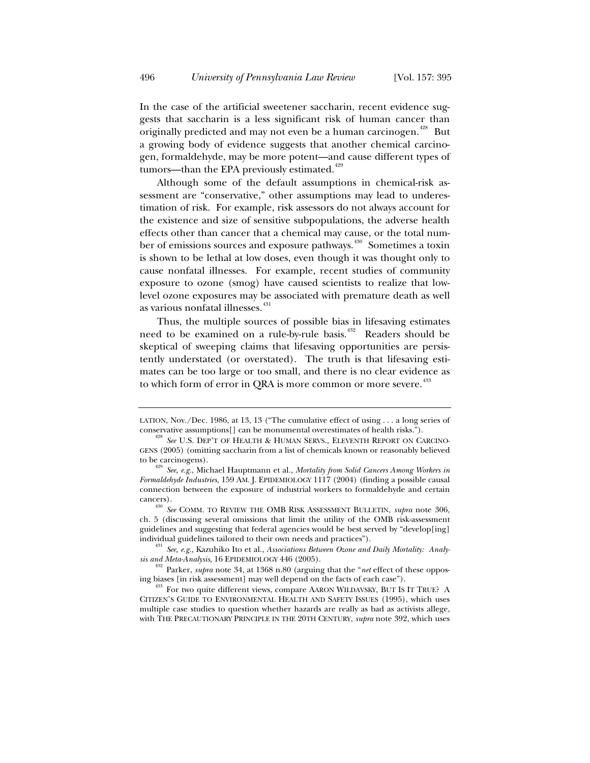In the case of the artificial sweetener saccharin, recent evidence suggests that saccharin is a less significant risk of human cancer than originally predicted and may not even be a human carcinogen.[428] But a growing body of evidence suggests that another chemical carcinogen, formaldehyde, may be more potent—and cause different types of tumors—than the EPA previously estimated.[429]

Although some of the default assumptions in chemical-risk assessment are "conservative," other assumptions may lead to underestimation of risk. For example, risk assessors do not always account for the existence and size of sensitive subpopulations, the adverse health effects other than cancer that a chemical may cause, or the total number of emissions sources and exposure pathways.[430] Sometimes a toxin is shown to be lethal at low doses, even though it was thought only to cause nonfatal illnesses. For example, recent studies of community exposure to ozone (smog) have caused scientists to realize that low-level ozone exposures may be associated with premature death as well as various nonfatal illnesses.[431]

Thus, the multiple sources of possible bias in lifesaving estimates need to be examined on a rule-by-rule basis.[432] Readers should be skeptical of sweeping claims that lifesaving opportunities are persistently understated (or overstated). The truth is that lifesaving estimates can be too large or too small, and there is no clear evidence as to which form of error in QRA is more common or more severe.[433]

---

LATION, Nov./Dec. 1986, at 13, 13 ("The cumulative effect of using . . . a long series of conservative assumptions[] can be monumental overestimates of health risks.").

[428] *See* U.S. DEP'T OF HEALTH & HUMAN SERVS., ELEVENTH REPORT ON CARCINOGENS (2005) (omitting saccharin from a list of chemicals known or reasonably believed to be carcinogens).

[429] *See, e.g.*, Michael Hauptmann et al., *Mortality from Solid Cancers Among Workers in Formaldehyde Industries*, 159 AM. J. EPIDEMIOLOGY 1117 (2004) (finding a possible causal connection between the exposure of industrial workers to formaldehyde and certain cancers).

[430] *See* COMM. TO REVIEW THE OMB RISK ASSESSMENT BULLETIN, *supra* note 306, ch. 5 (discussing several omissions that limit the utility of the OMB risk-assessment guidelines and suggesting that federal agencies would be best served by "develop[ing] individual guidelines tailored to their own needs and practices").

[431] *See, e.g.*, Kazuhiko Ito et al., *Associations Between Ozone and Daily Mortality: Analysis and Meta-Analysis*, 16 EPIDEMIOLOGY 446 (2005).

[432] Parker, *supra* note 34, at 1368 n.80 (arguing that the "*net* effect of these opposing biases [in risk assessment] may well depend on the facts of each case").

[433] For two quite different views, compare AARON WILDAVSKY, BUT IS IT TRUE? A CITIZEN'S GUIDE TO ENVIRONMENTAL HEALTH AND SAFETY ISSUES (1995), which uses multiple case studies to question whether hazards are really as bad as activists allege, with THE PRECAUTIONARY PRINCIPLE IN THE 20TH CENTURY, *supra* note 392, which uses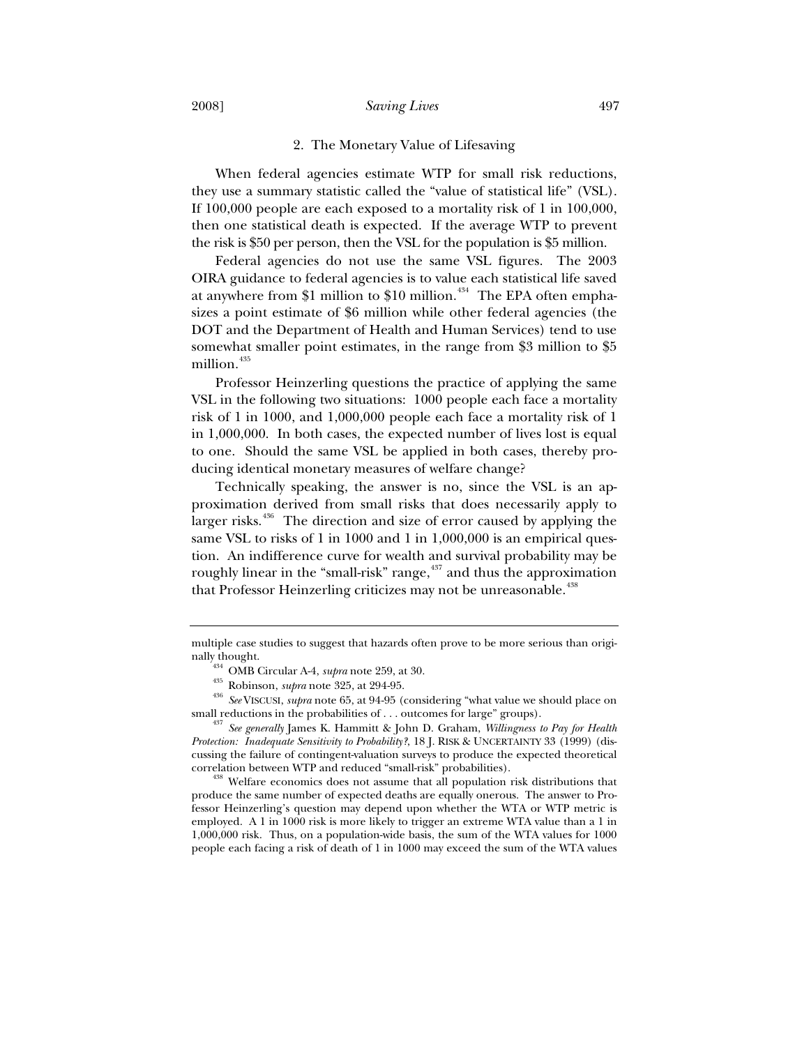### 2. The Monetary Value of Lifesaving

When federal agencies estimate WTP for small risk reductions, they use a summary statistic called the "value of statistical life" (VSL). If 100,000 people are each exposed to a mortality risk of 1 in 100,000, then one statistical death is expected. If the average WTP to prevent the risk is $50 per person, then the VSL for the population is $5 million.

Federal agencies do not use the same VSL figures. The 2003 OIRA guidance to federal agencies is to value each statistical life saved at anywhere from $1 million to $10 million.[434] The EPA often emphasizes a point estimate of $6 million while other federal agencies (the DOT and the Department of Health and Human Services) tend to use somewhat smaller point estimates, in the range from $3 million to $5 million.[435]

Professor Heinzerling questions the practice of applying the same VSL in the following two situations: 1000 people each face a mortality risk of 1 in 1000, and 1,000,000 people each face a mortality risk of 1 in 1,000,000. In both cases, the expected number of lives lost is equal to one. Should the same VSL be applied in both cases, thereby producing identical monetary measures of welfare change?

Technically speaking, the answer is no, since the VSL is an approximation derived from small risks that does necessarily apply to larger risks.[436] The direction and size of error caused by applying the same VSL to risks of 1 in 1000 and 1 in 1,000,000 is an empirical question. An indifference curve for wealth and survival probability may be roughly linear in the "small-risk" range,[437] and thus the approximation that Professor Heinzerling criticizes may not be unreasonable.[438]

---

multiple case studies to suggest that hazards often prove to be more serious than originally thought.

[434] OMB Circular A-4, *supra* note 259, at 30.

[435] Robinson, *supra* note 325, at 294-95.

[436] *See* VISCUSI, *supra* note 65, at 94-95 (considering "what value we should place on small reductions in the probabilities of . . . outcomes for large" groups).

[437] *See generally* James K. Hammitt & John D. Graham, *Willingness to Pay for Health Protection: Inadequate Sensitivity to Probability?*, 18 J. RISK & UNCERTAINTY 33 (1999) (discussing the failure of contingent-valuation surveys to produce the expected theoretical correlation between WTP and reduced "small-risk" probabilities).

[438] Welfare economics does not assume that all population risk distributions that produce the same number of expected deaths are equally onerous. The answer to Professor Heinzerling's question may depend upon whether the WTA or WTP metric is employed. A 1 in 1000 risk is more likely to trigger an extreme WTA value than a 1 in 1,000,000 risk. Thus, on a population-wide basis, the sum of the WTA values for 1000 people each facing a risk of death of 1 in 1000 may exceed the sum of the WTA values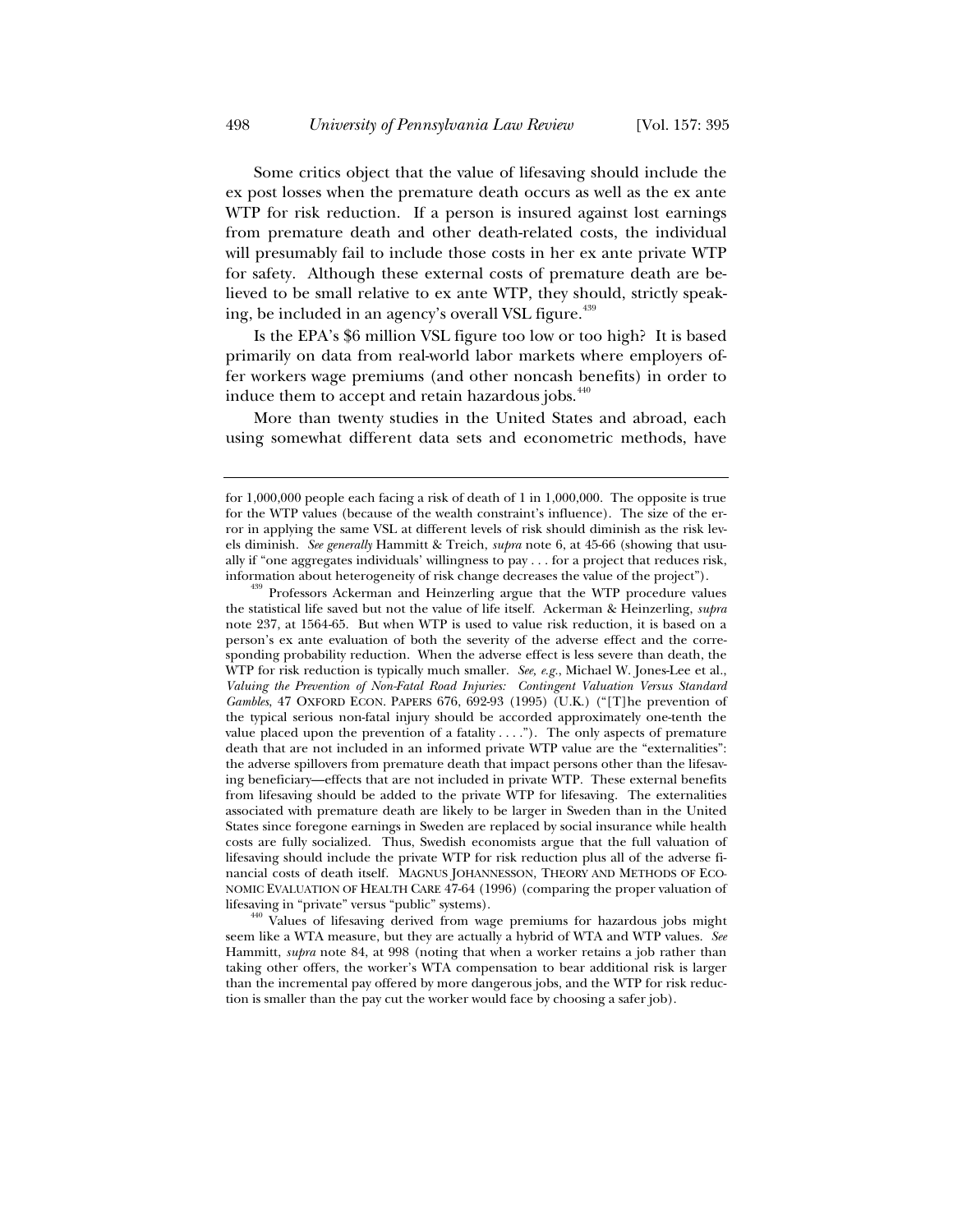Some critics object that the value of lifesaving should include the ex post losses when the premature death occurs as well as the ex ante WTP for risk reduction. If a person is insured against lost earnings from premature death and other death-related costs, the individual will presumably fail to include those costs in her ex ante private WTP for safety. Although these external costs of premature death are believed to be small relative to ex ante WTP, they should, strictly speaking, be included in an agency's overall VSL figure.[439]

Is the EPA's $6 million VSL figure too low or too high? It is based primarily on data from real-world labor markets where employers offer workers wage premiums (and other noncash benefits) in order to induce them to accept and retain hazardous jobs.[440]

More than twenty studies in the United States and abroad, each using somewhat different data sets and econometric methods, have

---

for 1,000,000 people each facing a risk of death of 1 in 1,000,000. The opposite is true for the WTP values (because of the wealth constraint's influence). The size of the error in applying the same VSL at different levels of risk should diminish as the risk levels diminish. *See generally* Hammitt & Treich, *supra* note 6, at 45-66 (showing that usually if "one aggregates individuals' willingness to pay . . . for a project that reduces risk, information about heterogeneity of risk change decreases the value of the project").

[439] Professors Ackerman and Heinzerling argue that the WTP procedure values the statistical life saved but not the value of life itself. Ackerman & Heinzerling, *supra* note 237, at 1564-65. But when WTP is used to value risk reduction, it is based on a person's ex ante evaluation of both the severity of the adverse effect and the corresponding probability reduction. When the adverse effect is less severe than death, the WTP for risk reduction is typically much smaller. *See, e.g.*, Michael W. Jones-Lee et al., *Valuing the Prevention of Non-Fatal Road Injuries: Contingent Valuation Versus Standard Gambles*, 47 OXFORD ECON. PAPERS 676, 692-93 (1995) (U.K.) ("[T]he prevention of the typical serious non-fatal injury should be accorded approximately one-tenth the value placed upon the prevention of a fatality . . . ."). The only aspects of premature death that are not included in an informed private WTP value are the "externalities": the adverse spillovers from premature death that impact persons other than the lifesaving beneficiary—effects that are not included in private WTP. These external benefits from lifesaving should be added to the private WTP for lifesaving. The externalities associated with premature death are likely to be larger in Sweden than in the United States since foregone earnings in Sweden are replaced by social insurance while health costs are fully socialized. Thus, Swedish economists argue that the full valuation of lifesaving should include the private WTP for risk reduction plus all of the adverse financial costs of death itself. MAGNUS JOHANNESSON, THEORY AND METHODS OF ECONOMIC EVALUATION OF HEALTH CARE 47-64 (1996) (comparing the proper valuation of lifesaving in "private" versus "public" systems).

[440] Values of lifesaving derived from wage premiums for hazardous jobs might seem like a WTA measure, but they are actually a hybrid of WTA and WTP values. *See* Hammitt, *supra* note 84, at 998 (noting that when a worker retains a job rather than taking other offers, the worker's WTA compensation to bear additional risk is larger than the incremental pay offered by more dangerous jobs, and the WTP for risk reduction is smaller than the pay cut the worker would face by choosing a safer job).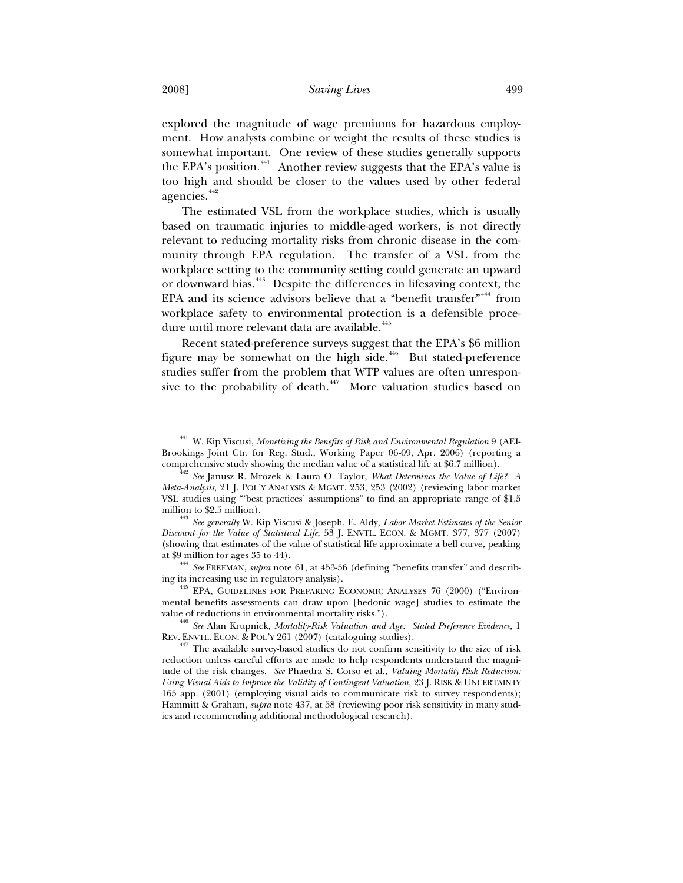explored the magnitude of wage premiums for hazardous employment. How analysts combine or weight the results of these studies is somewhat important. One review of these studies generally supports the EPA's position.[441] Another review suggests that the EPA's value is too high and should be closer to the values used by other federal agencies.[442]

The estimated VSL from the workplace studies, which is usually based on traumatic injuries to middle-aged workers, is not directly relevant to reducing mortality risks from chronic disease in the community through EPA regulation. The transfer of a VSL from the workplace setting to the community setting could generate an upward or downward bias.[443] Despite the differences in lifesaving context, the EPA and its science advisors believe that a "benefit transfer"[444] from workplace safety to environmental protection is a defensible procedure until more relevant data are available.[445]

Recent stated-preference surveys suggest that the EPA's $6 million figure may be somewhat on the high side.[446] But stated-preference studies suffer from the problem that WTP values are often unresponsive to the probability of death.[447] More valuation studies based on

---

[441] W. Kip Viscusi, *Monetizing the Benefits of Risk and Environmental Regulation* 9 (AEI-Brookings Joint Ctr. for Reg. Stud., Working Paper 06-09, Apr. 2006) (reporting a comprehensive study showing the median value of a statistical life at $6.7 million).

[442] *See* Janusz R. Mrozek & Laura O. Taylor, *What Determines the Value of Life? A Meta-Analysis*, 21 J. POL'Y ANALYSIS & MGMT. 253, 253 (2002) (reviewing labor market VSL studies using "'best practices' assumptions" to find an appropriate range of $1.5 million to $2.5 million).

[443] *See generally* W. Kip Viscusi & Joseph. E. Aldy, *Labor Market Estimates of the Senior Discount for the Value of Statistical Life*, 53 J. ENVTL. ECON. & MGMT. 377, 377 (2007) (showing that estimates of the value of statistical life approximate a bell curve, peaking at $9 million for ages 35 to 44).

[444] *See* FREEMAN, *supra* note 61, at 453-56 (defining "benefits transfer" and describing its increasing use in regulatory analysis).

[445] EPA, GUIDELINES FOR PREPARING ECONOMIC ANALYSES 76 (2000) ("Environmental benefits assessments can draw upon [hedonic wage] studies to estimate the value of reductions in environmental mortality risks.").

[446] *See* Alan Krupnick, *Mortality-Risk Valuation and Age: Stated Preference Evidence*, 1 REV. ENVTL. ECON. & POL'Y 261 (2007) (cataloguing studies).

[447] The available survey-based studies do not confirm sensitivity to the size of risk reduction unless careful efforts are made to help respondents understand the magnitude of the risk changes. *See* Phaedra S. Corso et al., *Valuing Mortality-Risk Reduction: Using Visual Aids to Improve the Validity of Contingent Valuation*, 23 J. RISK & UNCERTAINTY 165 app. (2001) (employing visual aids to communicate risk to survey respondents); Hammitt & Graham, *supra* note 437, at 58 (reviewing poor risk sensitivity in many studies and recommending additional methodological research).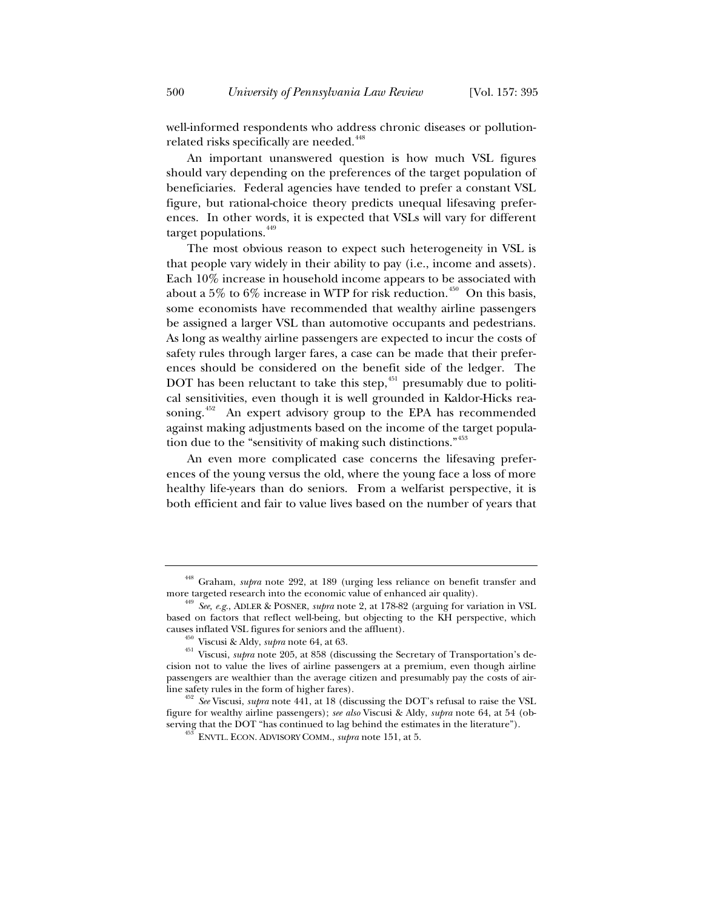well-informed respondents who address chronic diseases or pollution-related risks specifically are needed.[448]

An important unanswered question is how much VSL figures should vary depending on the preferences of the target population of beneficiaries. Federal agencies have tended to prefer a constant VSL figure, but rational-choice theory predicts unequal lifesaving preferences. In other words, it is expected that VSLs will vary for different target populations.[449]

The most obvious reason to expect such heterogeneity in VSL is that people vary widely in their ability to pay (i.e., income and assets). Each 10% increase in household income appears to be associated with about a 5% to 6% increase in WTP for risk reduction.[450] On this basis, some economists have recommended that wealthy airline passengers be assigned a larger VSL than automotive occupants and pedestrians. As long as wealthy airline passengers are expected to incur the costs of safety rules through larger fares, a case can be made that their preferences should be considered on the benefit side of the ledger. The DOT has been reluctant to take this step,[451] presumably due to political sensitivities, even though it is well grounded in Kaldor-Hicks reasoning.[452] An expert advisory group to the EPA has recommended against making adjustments based on the income of the target population due to the "sensitivity of making such distinctions."[453]

An even more complicated case concerns the lifesaving preferences of the young versus the old, where the young face a loss of more healthy life-years than do seniors. From a welfarist perspective, it is both efficient and fair to value lives based on the number of years that

---

[448] Graham, *supra* note 292, at 189 (urging less reliance on benefit transfer and more targeted research into the economic value of enhanced air quality).

[449] *See, e.g.*, ADLER & POSNER, *supra* note 2, at 178-82 (arguing for variation in VSL based on factors that reflect well-being, but objecting to the KH perspective, which causes inflated VSL figures for seniors and the affluent).

[450] Viscusi & Aldy, *supra* note 64, at 63.

[451] Viscusi, *supra* note 205, at 858 (discussing the Secretary of Transportation's decision not to value the lives of airline passengers at a premium, even though airline passengers are wealthier than the average citizen and presumably pay the costs of airline safety rules in the form of higher fares).

[452] *See* Viscusi, *supra* note 441, at 18 (discussing the DOT's refusal to raise the VSL figure for wealthy airline passengers); *see also* Viscusi & Aldy, *supra* note 64, at 54 (observing that the DOT "has continued to lag behind the estimates in the literature").

[453] ENVTL. ECON. ADVISORY COMM., *supra* note 151, at 5.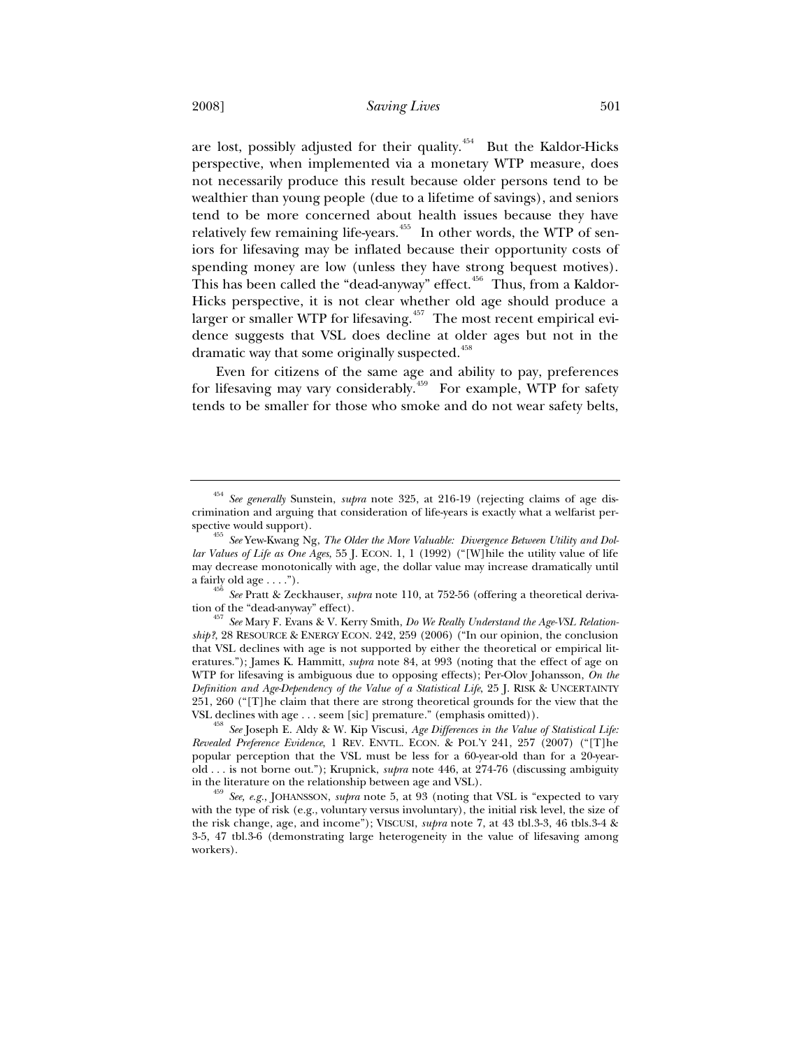are lost, possibly adjusted for their quality.[454] But the Kaldor-Hicks perspective, when implemented via a monetary WTP measure, does not necessarily produce this result because older persons tend to be wealthier than young people (due to a lifetime of savings), and seniors tend to be more concerned about health issues because they have relatively few remaining life-years.[455] In other words, the WTP of seniors for lifesaving may be inflated because their opportunity costs of spending money are low (unless they have strong bequest motives). This has been called the "dead-anyway" effect.[456] Thus, from a Kaldor-Hicks perspective, it is not clear whether old age should produce a larger or smaller WTP for lifesaving.[457] The most recent empirical evidence suggests that VSL does decline at older ages but not in the dramatic way that some originally suspected.[458]

Even for citizens of the same age and ability to pay, preferences for lifesaving may vary considerably.[459] For example, WTP for safety tends to be smaller for those who smoke and do not wear safety belts,

---

[454] *See generally* Sunstein, *supra* note 325, at 216-19 (rejecting claims of age discrimination and arguing that consideration of life-years is exactly what a welfarist perspective would support).

[455] *See* Yew-Kwang Ng, *The Older the More Valuable: Divergence Between Utility and Dollar Values of Life as One Ages*, 55 J. ECON. 1, 1 (1992) ("[W]hile the utility value of life may decrease monotonically with age, the dollar value may increase dramatically until a fairly old age . . . .").

[456] *See* Pratt & Zeckhauser, *supra* note 110, at 752-56 (offering a theoretical derivation of the "dead-anyway" effect).

[457] *See* Mary F. Evans & V. Kerry Smith, *Do We Really Understand the Age-VSL Relationship?*, 28 RESOURCE & ENERGY ECON. 242, 259 (2006) ("In our opinion, the conclusion that VSL declines with age is not supported by either the theoretical or empirical literatures."); James K. Hammitt, *supra* note 84, at 993 (noting that the effect of age on WTP for lifesaving is ambiguous due to opposing effects); Per-Olov Johansson, *On the Definition and Age-Dependency of the Value of a Statistical Life*, 25 J. RISK & UNCERTAINTY 251, 260 ("[T]he claim that there are strong theoretical grounds for the view that the VSL declines with age . . . seem [sic] premature." (emphasis omitted)).

[458] *See* Joseph E. Aldy & W. Kip Viscusi, *Age Differences in the Value of Statistical Life: Revealed Preference Evidence*, 1 REV. ENVTL. ECON. & POL'Y 241, 257 (2007) ("[T]he popular perception that the VSL must be less for a 60-year-old than for a 20-year-old . . . is not borne out."); Krupnick, *supra* note 446, at 274-76 (discussing ambiguity in the literature on the relationship between age and VSL).

[459] *See, e.g.*, JOHANSSON, *supra* note 5, at 93 (noting that VSL is "expected to vary with the type of risk (e.g., voluntary versus involuntary), the initial risk level, the size of the risk change, age, and income"); VISCUSI, *supra* note 7, at 43 tbl.3-3, 46 tbls.3-4 & 3-5, 47 tbl.3-6 (demonstrating large heterogeneity in the value of lifesaving among workers).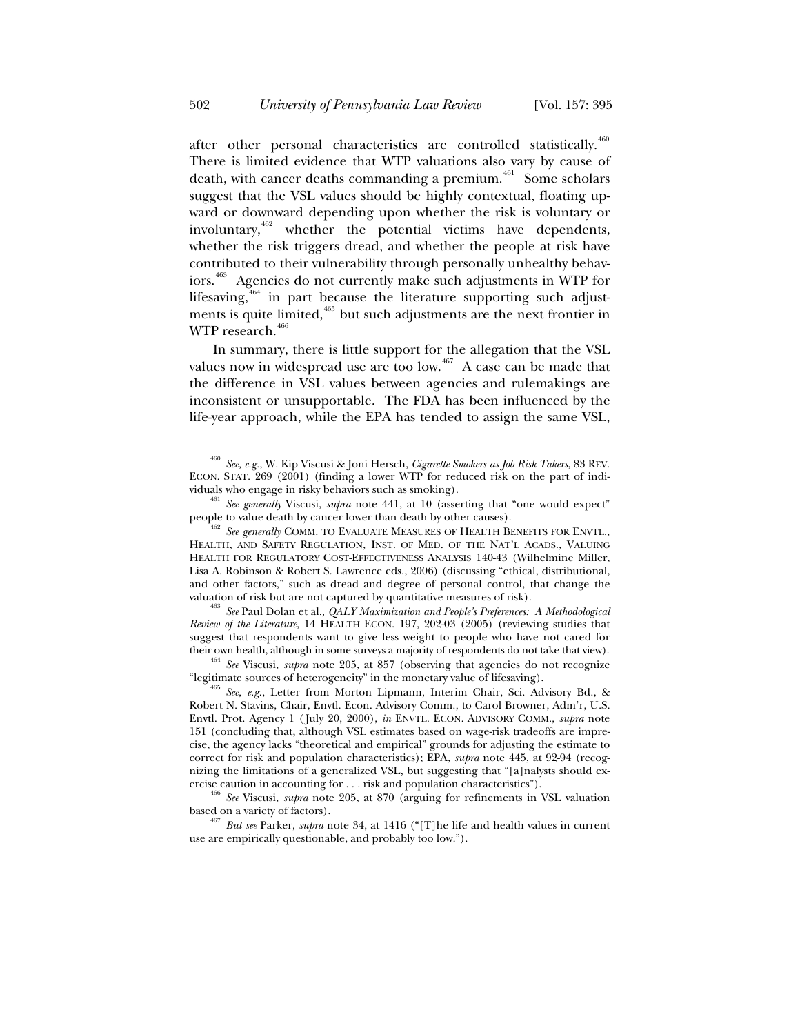after other personal characteristics are controlled statistically.[460] There is limited evidence that WTP valuations also vary by cause of death, with cancer deaths commanding a premium.[461] Some scholars suggest that the VSL values should be highly contextual, floating upward or downward depending upon whether the risk is voluntary or involuntary,[462] whether the potential victims have dependents, whether the risk triggers dread, and whether the people at risk have contributed to their vulnerability through personally unhealthy behaviors.[463] Agencies do not currently make such adjustments in WTP for lifesaving,[464] in part because the literature supporting such adjustments is quite limited,[465] but such adjustments are the next frontier in WTP research.[466]

In summary, there is little support for the allegation that the VSL values now in widespread use are too low.[467] A case can be made that the difference in VSL values between agencies and rulemakings are inconsistent or unsupportable. The FDA has been influenced by the life-year approach, while the EPA has tended to assign the same VSL,

---

[460] *See, e.g.*, W. Kip Viscusi & Joni Hersch, *Cigarette Smokers as Job Risk Takers*, 83 REV. ECON. STAT. 269 (2001) (finding a lower WTP for reduced risk on the part of individuals who engage in risky behaviors such as smoking).

[461] *See generally* Viscusi, *supra* note 441, at 10 (asserting that "one would expect" people to value death by cancer lower than death by other causes).

[462] *See generally* COMM. TO EVALUATE MEASURES OF HEALTH BENEFITS FOR ENVTL., HEALTH, AND SAFETY REGULATION, INST. OF MED. OF THE NAT'L ACADS., VALUING HEALTH FOR REGULATORY COST-EFFECTIVENESS ANALYSIS 140-43 (Wilhelmine Miller, Lisa A. Robinson & Robert S. Lawrence eds., 2006) (discussing "ethical, distributional, and other factors," such as dread and degree of personal control, that change the valuation of risk but are not captured by quantitative measures of risk).

[463] *See* Paul Dolan et al., *QALY Maximization and People's Preferences: A Methodological Review of the Literature*, 14 HEALTH ECON. 197, 202-03 (2005) (reviewing studies that suggest that respondents want to give less weight to people who have not cared for their own health, although in some surveys a majority of respondents do not take that view).

[464] *See* Viscusi, *supra* note 205, at 857 (observing that agencies do not recognize "legitimate sources of heterogeneity" in the monetary value of lifesaving).

[465] *See, e.g.*, Letter from Morton Lipmann, Interim Chair, Sci. Advisory Bd., & Robert N. Stavins, Chair, Envtl. Econ. Advisory Comm., to Carol Browner, Adm'r, U.S. Envtl. Prot. Agency 1 (July 20, 2000), *in* ENVTL. ECON. ADVISORY COMM., *supra* note 151 (concluding that, although VSL estimates based on wage-risk tradeoffs are imprecise, the agency lacks "theoretical and empirical" grounds for adjusting the estimate to correct for risk and population characteristics); EPA, *supra* note 445, at 92-94 (recognizing the limitations of a generalized VSL, but suggesting that "[a]nalysts should exercise caution in accounting for . . . risk and population characteristics").

[466] *See* Viscusi, *supra* note 205, at 870 (arguing for refinements in VSL valuation based on a variety of factors).

[467] *But see* Parker, *supra* note 34, at 1416 ("[T]he life and health values in current use are empirically questionable, and probably too low.").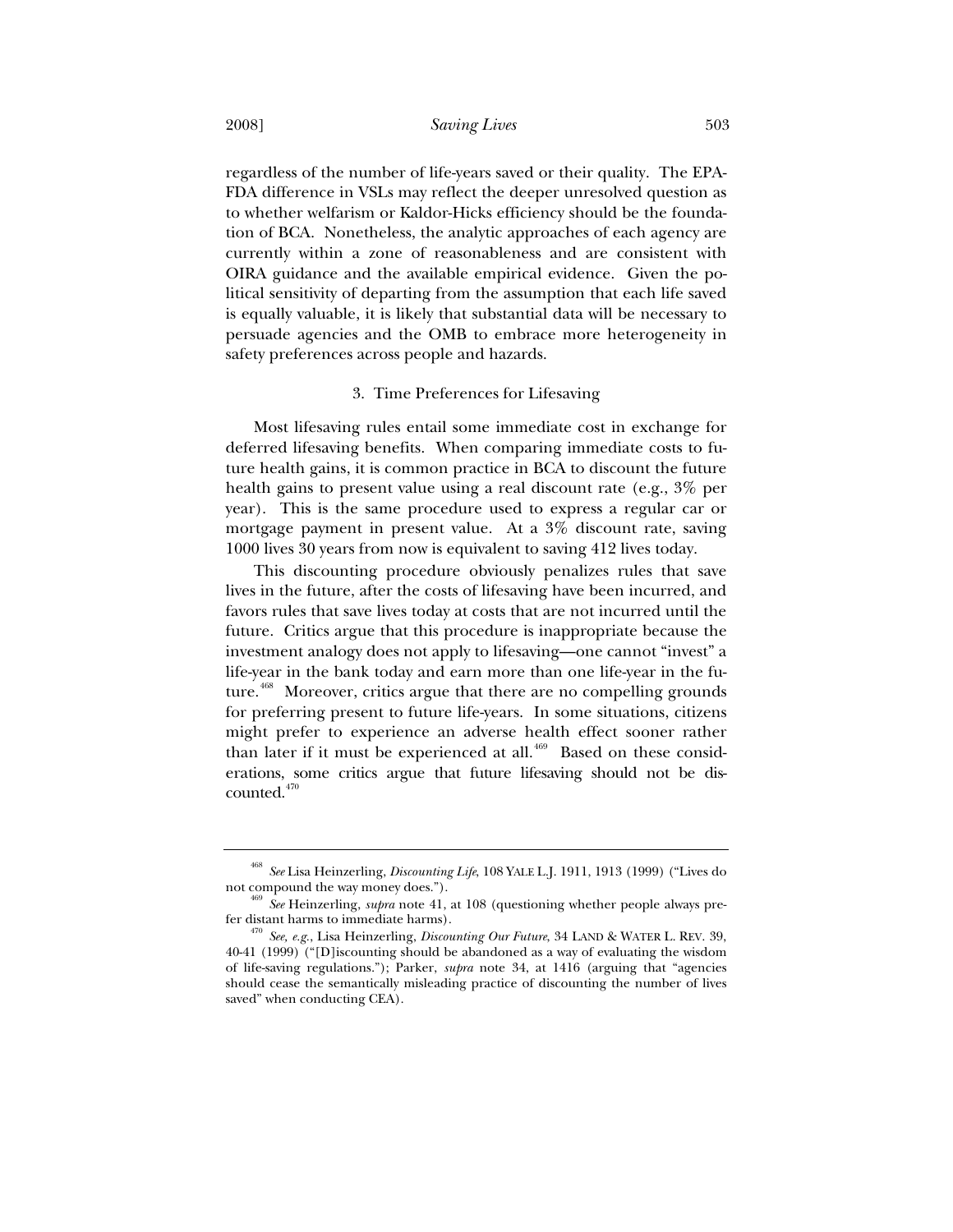regardless of the number of life-years saved or their quality. The EPA-FDA difference in VSLs may reflect the deeper unresolved question as to whether welfarism or Kaldor-Hicks efficiency should be the foundation of BCA. Nonetheless, the analytic approaches of each agency are currently within a zone of reasonableness and are consistent with OIRA guidance and the available empirical evidence. Given the political sensitivity of departing from the assumption that each life saved is equally valuable, it is likely that substantial data will be necessary to persuade agencies and the OMB to embrace more heterogeneity in safety preferences across people and hazards.

### 3. Time Preferences for Lifesaving

Most lifesaving rules entail some immediate cost in exchange for deferred lifesaving benefits. When comparing immediate costs to future health gains, it is common practice in BCA to discount the future health gains to present value using a real discount rate (e.g., 3% per year). This is the same procedure used to express a regular car or mortgage payment in present value. At a 3% discount rate, saving 1000 lives 30 years from now is equivalent to saving 412 lives today.

This discounting procedure obviously penalizes rules that save lives in the future, after the costs of lifesaving have been incurred, and favors rules that save lives today at costs that are not incurred until the future. Critics argue that this procedure is inappropriate because the investment analogy does not apply to lifesaving—one cannot "invest" a life-year in the bank today and earn more than one life-year in the future.[468] Moreover, critics argue that there are no compelling grounds for preferring present to future life-years. In some situations, citizens might prefer to experience an adverse health effect sooner rather than later if it must be experienced at all.[469] Based on these considerations, some critics argue that future lifesaving should not be discounted.[470]

---

[468] *See* Lisa Heinzerling, *Discounting Life*, 108 YALE L.J. 1911, 1913 (1999) ("Lives do not compound the way money does.").

[469] *See* Heinzerling, *supra* note 41, at 108 (questioning whether people always prefer distant harms to immediate harms).

[470] *See, e.g.*, Lisa Heinzerling, *Discounting Our Future*, 34 LAND & WATER L. REV. 39, 40-41 (1999) ("[D]iscounting should be abandoned as a way of evaluating the wisdom of life-saving regulations."); Parker, *supra* note 34, at 1416 (arguing that "agencies should cease the semantically misleading practice of discounting the number of lives saved" when conducting CEA).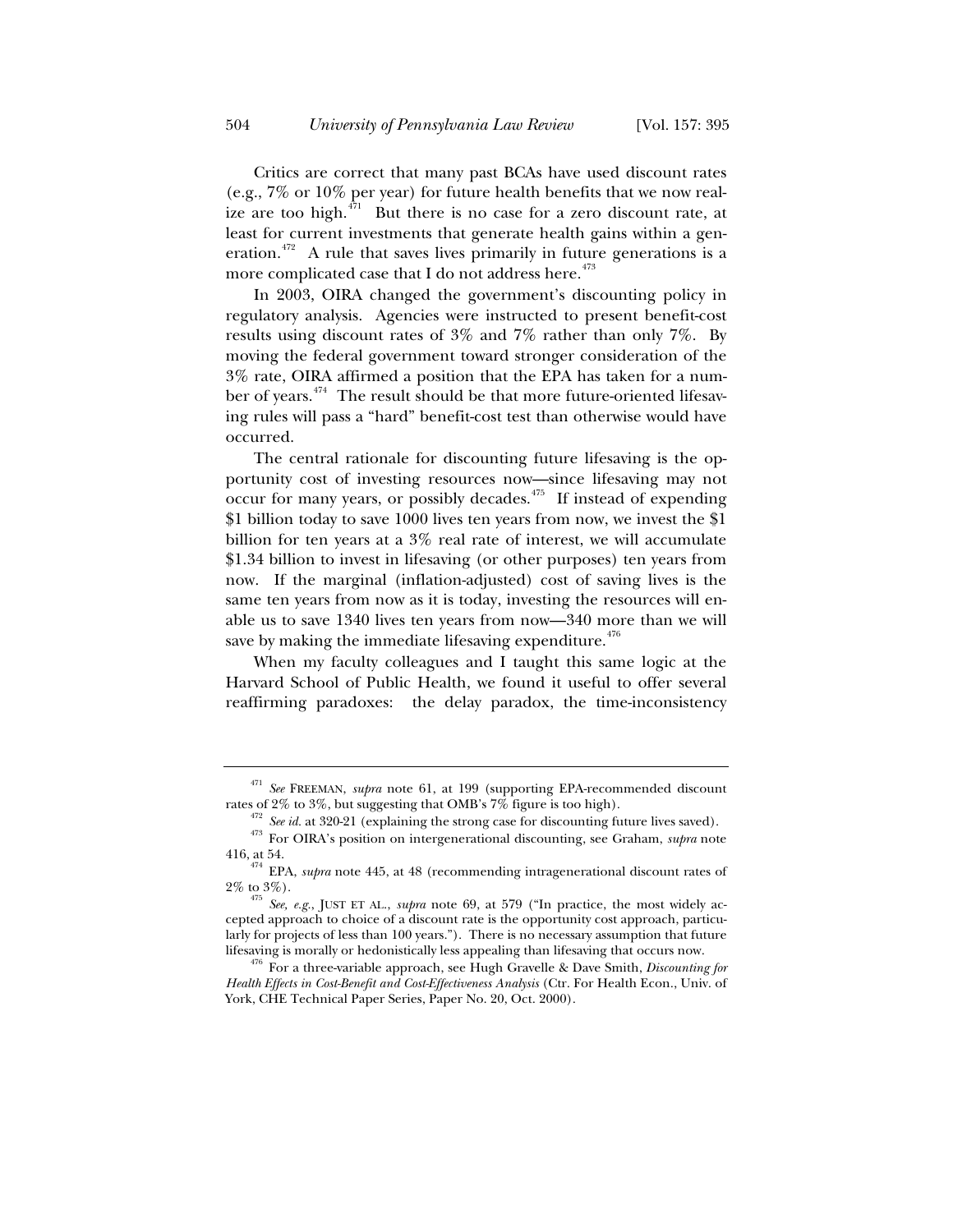Critics are correct that many past BCAs have used discount rates (e.g., 7% or 10% per year) for future health benefits that we now realize are too high.[471] But there is no case for a zero discount rate, at least for current investments that generate health gains within a generation.[472] A rule that saves lives primarily in future generations is a more complicated case that I do not address here.[473]

In 2003, OIRA changed the government's discounting policy in regulatory analysis. Agencies were instructed to present benefit-cost results using discount rates of 3% and 7% rather than only 7%. By moving the federal government toward stronger consideration of the 3% rate, OIRA affirmed a position that the EPA has taken for a number of years.[474] The result should be that more future-oriented lifesaving rules will pass a "hard" benefit-cost test than otherwise would have occurred.

The central rationale for discounting future lifesaving is the opportunity cost of investing resources now—since lifesaving may not occur for many years, or possibly decades.[475] If instead of expending $1 billion today to save 1000 lives ten years from now, we invest the $1 billion for ten years at a 3% real rate of interest, we will accumulate $1.34 billion to invest in lifesaving (or other purposes) ten years from now. If the marginal (inflation-adjusted) cost of saving lives is the same ten years from now as it is today, investing the resources will enable us to save 1340 lives ten years from now—340 more than we will save by making the immediate lifesaving expenditure.[476]

When my faculty colleagues and I taught this same logic at the Harvard School of Public Health, we found it useful to offer several reaffirming paradoxes: the delay paradox, the time-inconsistency

---

[471] *See* FREEMAN, *supra* note 61, at 199 (supporting EPA-recommended discount rates of 2% to 3%, but suggesting that OMB's 7% figure is too high).

[472] *See id.* at 320-21 (explaining the strong case for discounting future lives saved).

[473] For OIRA's position on intergenerational discounting, see Graham, *supra* note 416, at 54.

[474] EPA, *supra* note 445, at 48 (recommending intragenerational discount rates of 2% to 3%).

[475] *See, e.g.*, JUST ET AL., *supra* note 69, at 579 ("In practice, the most widely accepted approach to choice of a discount rate is the opportunity cost approach, particularly for projects of less than 100 years."). There is no necessary assumption that future lifesaving is morally or hedonistically less appealing than lifesaving that occurs now.

[476] For a three-variable approach, see Hugh Gravelle & Dave Smith, *Discounting for Health Effects in Cost-Benefit and Cost-Effectiveness Analysis* (Ctr. For Health Econ., Univ. of York, CHE Technical Paper Series, Paper No. 20, Oct. 2000).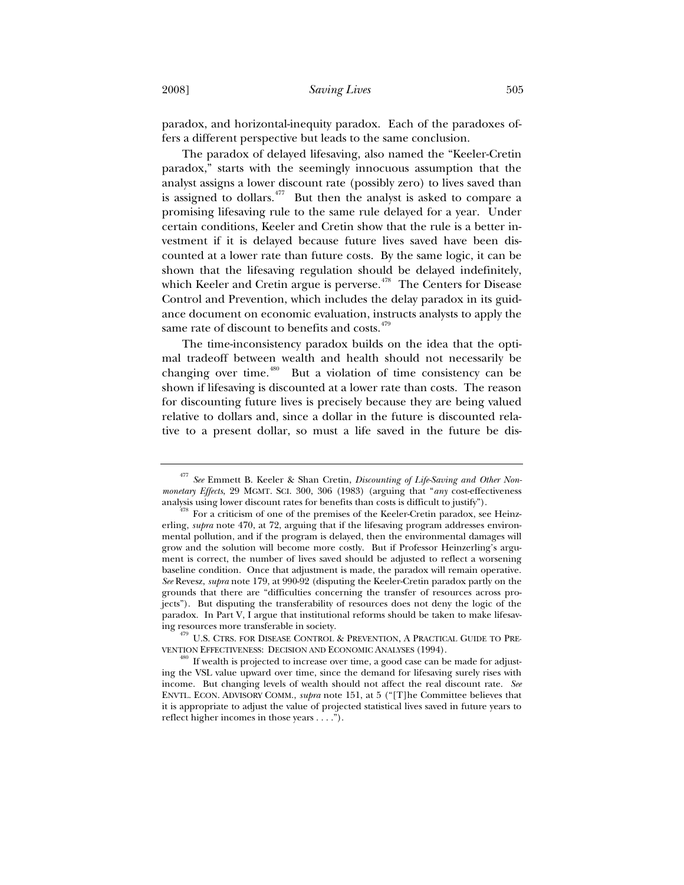paradox, and horizontal-inequity paradox. Each of the paradoxes offers a different perspective but leads to the same conclusion.

The paradox of delayed lifesaving, also named the "Keeler-Cretin paradox," starts with the seemingly innocuous assumption that the analyst assigns a lower discount rate (possibly zero) to lives saved than is assigned to dollars.[477] But then the analyst is asked to compare a promising lifesaving rule to the same rule delayed for a year. Under certain conditions, Keeler and Cretin show that the rule is a better investment if it is delayed because future lives saved have been discounted at a lower rate than future costs. By the same logic, it can be shown that the lifesaving regulation should be delayed indefinitely, which Keeler and Cretin argue is perverse.[478] The Centers for Disease Control and Prevention, which includes the delay paradox in its guidance document on economic evaluation, instructs analysts to apply the same rate of discount to benefits and costs.[479]

The time-inconsistency paradox builds on the idea that the optimal tradeoff between wealth and health should not necessarily be changing over time.[480] But a violation of time consistency can be shown if lifesaving is discounted at a lower rate than costs. The reason for discounting future lives is precisely because they are being valued relative to dollars and, since a dollar in the future is discounted relative to a present dollar, so must a life saved in the future be dis-

---

[477] *See* Emmett B. Keeler & Shan Cretin, *Discounting of Life-Saving and Other Nonmonetary Effects*, 29 MGMT. SCI. 300, 306 (1983) (arguing that "*any* cost-effectiveness analysis using lower discount rates for benefits than costs is difficult to justify").

[478] For a criticism of one of the premises of the Keeler-Cretin paradox, see Heinzerling, *supra* note 470, at 72, arguing that if the lifesaving program addresses environmental pollution, and if the program is delayed, then the environmental damages will grow and the solution will become more costly. But if Professor Heinzerling's argument is correct, the number of lives saved should be adjusted to reflect a worsening baseline condition. Once that adjustment is made, the paradox will remain operative. *See* Revesz, *supra* note 179, at 990-92 (disputing the Keeler-Cretin paradox partly on the grounds that there are "difficulties concerning the transfer of resources across projects"). But disputing the transferability of resources does not deny the logic of the paradox. In Part V, I argue that institutional reforms should be taken to make lifesaving resources more transferable in society.

[479] U.S. CTRS. FOR DISEASE CONTROL & PREVENTION, A PRACTICAL GUIDE TO PREVENTION EFFECTIVENESS: DECISION AND ECONOMIC ANALYSES (1994).

[480] If wealth is projected to increase over time, a good case can be made for adjusting the VSL value upward over time, since the demand for lifesaving surely rises with income. But changing levels of wealth should not affect the real discount rate. *See* ENVTL. ECON. ADVISORY COMM., *supra* note 151, at 5 ("[T]he Committee believes that it is appropriate to adjust the value of projected statistical lives saved in future years to reflect higher incomes in those years . . . .").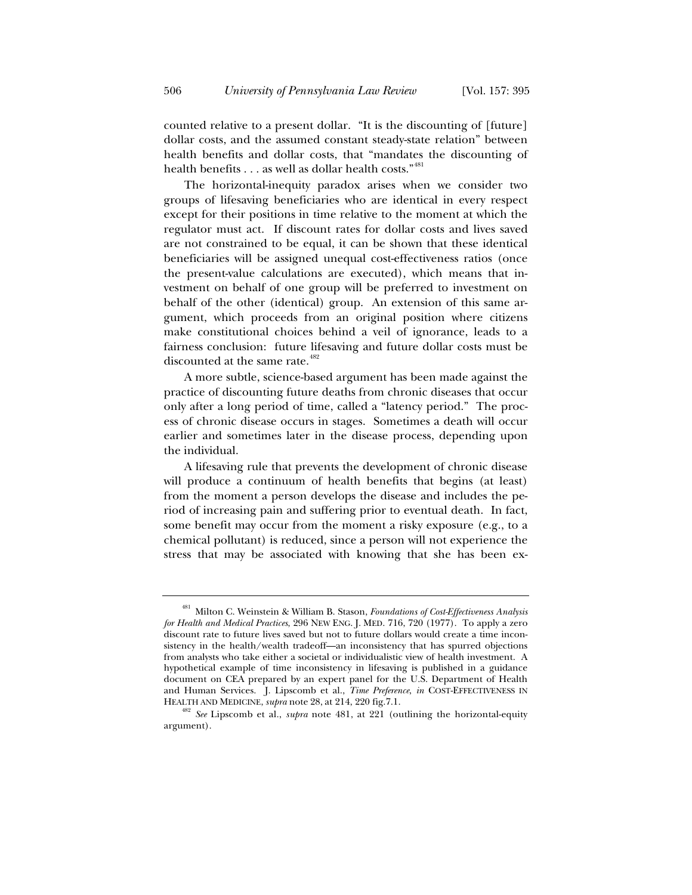counted relative to a present dollar. "It is the discounting of [future] dollar costs, and the assumed constant steady-state relation" between health benefits and dollar costs, that "mandates the discounting of health benefits . . . as well as dollar health costs."[481]

The horizontal-inequity paradox arises when we consider two groups of lifesaving beneficiaries who are identical in every respect except for their positions in time relative to the moment at which the regulator must act. If discount rates for dollar costs and lives saved are not constrained to be equal, it can be shown that these identical beneficiaries will be assigned unequal cost-effectiveness ratios (once the present-value calculations are executed), which means that investment on behalf of one group will be preferred to investment on behalf of the other (identical) group. An extension of this same argument, which proceeds from an original position where citizens make constitutional choices behind a veil of ignorance, leads to a fairness conclusion: future lifesaving and future dollar costs must be discounted at the same rate.[482]

A more subtle, science-based argument has been made against the practice of discounting future deaths from chronic diseases that occur only after a long period of time, called a "latency period." The process of chronic disease occurs in stages. Sometimes a death will occur earlier and sometimes later in the disease process, depending upon the individual.

A lifesaving rule that prevents the development of chronic disease will produce a continuum of health benefits that begins (at least) from the moment a person develops the disease and includes the period of increasing pain and suffering prior to eventual death. In fact, some benefit may occur from the moment a risky exposure (e.g., to a chemical pollutant) is reduced, since a person will not experience the stress that may be associated with knowing that she has been ex-

---

[481] Milton C. Weinstein & William B. Stason, *Foundations of Cost-Effectiveness Analysis for Health and Medical Practices*, 296 NEW ENG. J. MED. 716, 720 (1977). To apply a zero discount rate to future lives saved but not to future dollars would create a time inconsistency in the health/wealth tradeoff—an inconsistency that has spurred objections from analysts who take either a societal or individualistic view of health investment. A hypothetical example of time inconsistency in lifesaving is published in a guidance document on CEA prepared by an expert panel for the U.S. Department of Health and Human Services. J. Lipscomb et al., *Time Preference*, *in* COST-EFFECTIVENESS IN HEALTH AND MEDICINE, *supra* note 28, at 214, 220 fig.7.1.

[482] *See* Lipscomb et al., *supra* note 481, at 221 (outlining the horizontal-equity argument).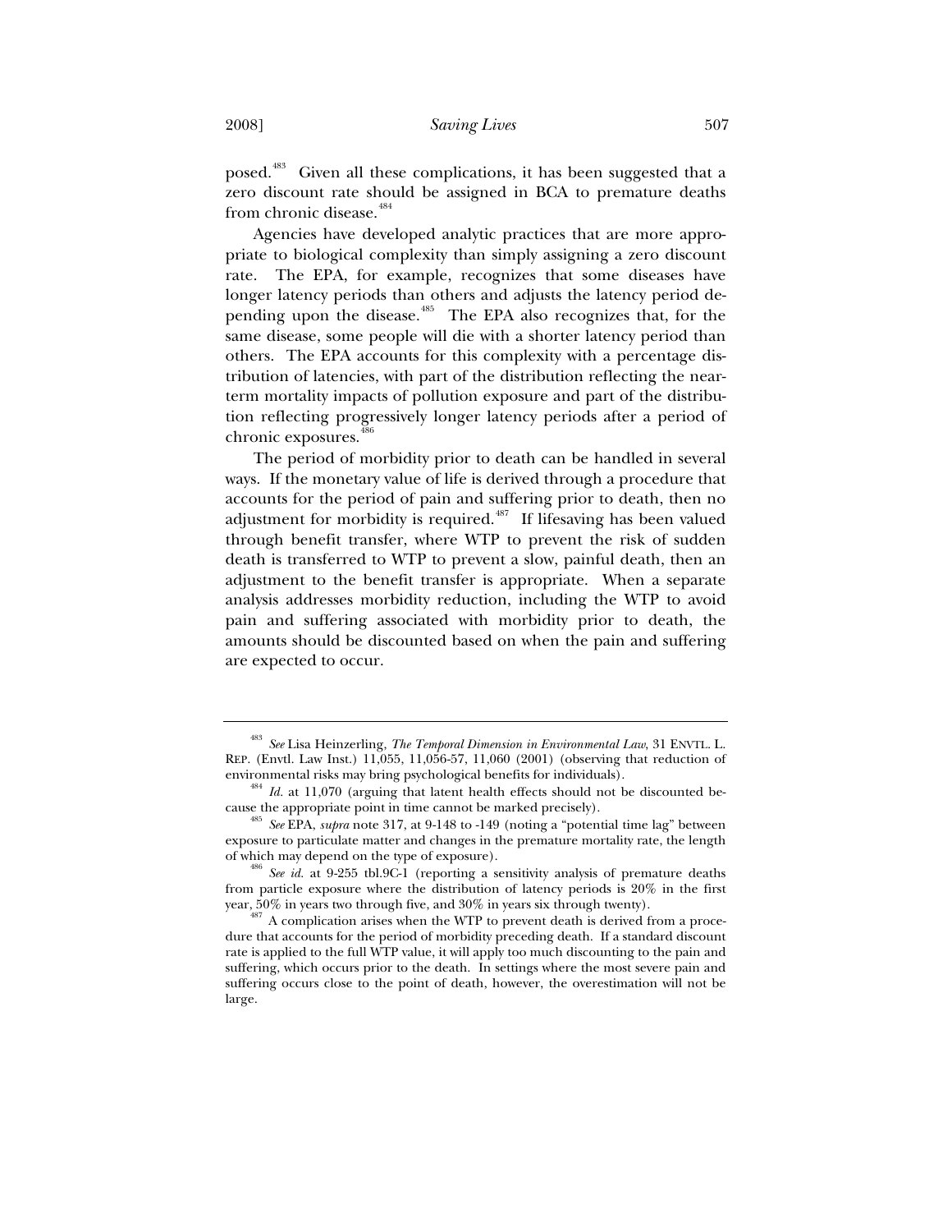posed.[483] Given all these complications, it has been suggested that a zero discount rate should be assigned in BCA to premature deaths from chronic disease.[484]

Agencies have developed analytic practices that are more appropriate to biological complexity than simply assigning a zero discount rate. The EPA, for example, recognizes that some diseases have longer latency periods than others and adjusts the latency period depending upon the disease.[485] The EPA also recognizes that, for the same disease, some people will die with a shorter latency period than others. The EPA accounts for this complexity with a percentage distribution of latencies, with part of the distribution reflecting the near-term mortality impacts of pollution exposure and part of the distribution reflecting progressively longer latency periods after a period of chronic exposures.[486]

The period of morbidity prior to death can be handled in several ways. If the monetary value of life is derived through a procedure that accounts for the period of pain and suffering prior to death, then no adjustment for morbidity is required.[487] If lifesaving has been valued through benefit transfer, where WTP to prevent the risk of sudden death is transferred to WTP to prevent a slow, painful death, then an adjustment to the benefit transfer is appropriate. When a separate analysis addresses morbidity reduction, including the WTP to avoid pain and suffering associated with morbidity prior to death, the amounts should be discounted based on when the pain and suffering are expected to occur.

---

[483] *See* Lisa Heinzerling, *The Temporal Dimension in Environmental Law*, 31 ENVTL. L. REP. (Envtl. Law Inst.) 11,055, 11,056-57, 11,060 (2001) (observing that reduction of environmental risks may bring psychological benefits for individuals).

[484] *Id.* at 11,070 (arguing that latent health effects should not be discounted because the appropriate point in time cannot be marked precisely).

[485] *See* EPA, *supra* note 317, at 9-148 to -149 (noting a "potential time lag" between exposure to particulate matter and changes in the premature mortality rate, the length of which may depend on the type of exposure).

[486] *See id.* at 9-255 tbl.9C-1 (reporting a sensitivity analysis of premature deaths from particle exposure where the distribution of latency periods is 20% in the first year, 50% in years two through five, and 30% in years six through twenty).

[487] A complication arises when the WTP to prevent death is derived from a procedure that accounts for the period of morbidity preceding death. If a standard discount rate is applied to the full WTP value, it will apply too much discounting to the pain and suffering, which occurs prior to the death. In settings where the most severe pain and suffering occurs close to the point of death, however, the overestimation will not be large.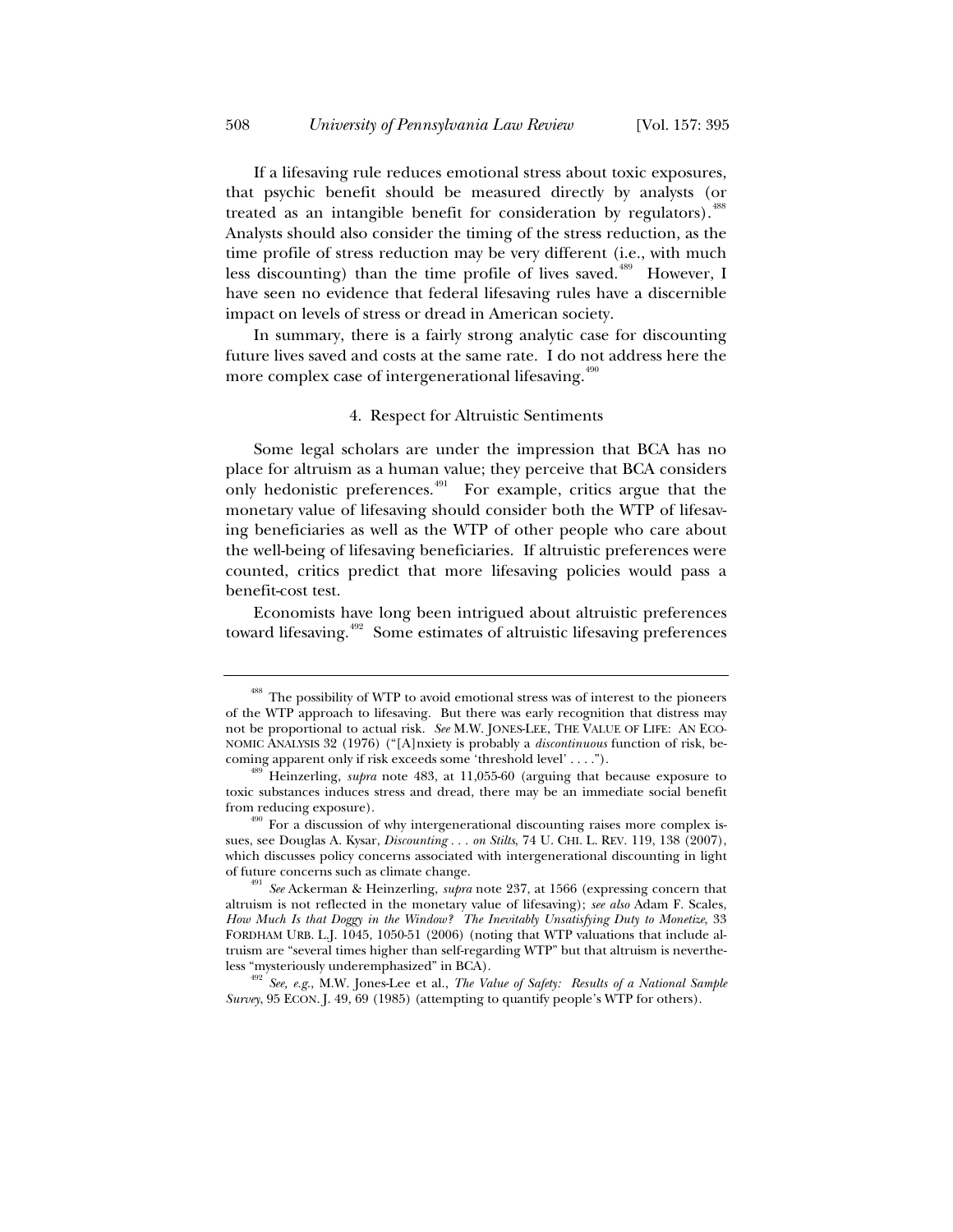If a lifesaving rule reduces emotional stress about toxic exposures, that psychic benefit should be measured directly by analysts (or treated as an intangible benefit for consideration by regulators).[488] Analysts should also consider the timing of the stress reduction, as the time profile of stress reduction may be very different (i.e., with much less discounting) than the time profile of lives saved.[489] However, I have seen no evidence that federal lifesaving rules have a discernible impact on levels of stress or dread in American society.

In summary, there is a fairly strong analytic case for discounting future lives saved and costs at the same rate. I do not address here the more complex case of intergenerational lifesaving.[490]

#### 4. Respect for Altruistic Sentiments

Some legal scholars are under the impression that BCA has no place for altruism as a human value; they perceive that BCA considers only hedonistic preferences.[491] For example, critics argue that the monetary value of lifesaving should consider both the WTP of lifesaving beneficiaries as well as the WTP of other people who care about the well-being of lifesaving beneficiaries. If altruistic preferences were counted, critics predict that more lifesaving policies would pass a benefit-cost test.

Economists have long been intrigued about altruistic preferences toward lifesaving.[492] Some estimates of altruistic lifesaving preferences

---

[488] The possibility of WTP to avoid emotional stress was of interest to the pioneers of the WTP approach to lifesaving. But there was early recognition that distress may not be proportional to actual risk. *See* M.W. JONES-LEE, THE VALUE OF LIFE: AN ECONOMIC ANALYSIS 32 (1976) ("[A]nxiety is probably a *discontinuous* function of risk, becoming apparent only if risk exceeds some 'threshold level' . . . .").

[489] Heinzerling, *supra* note 483, at 11,055-60 (arguing that because exposure to toxic substances induces stress and dread, there may be an immediate social benefit from reducing exposure).

[490] For a discussion of why intergenerational discounting raises more complex issues, see Douglas A. Kysar, *Discounting . . . on Stilts*, 74 U. CHI. L. REV. 119, 138 (2007), which discusses policy concerns associated with intergenerational discounting in light of future concerns such as climate change.

[491] *See* Ackerman & Heinzerling, *supra* note 237, at 1566 (expressing concern that altruism is not reflected in the monetary value of lifesaving); *see also* Adam F. Scales, *How Much Is that Doggy in the Window? The Inevitably Unsatisfying Duty to Monetize*, 33 FORDHAM URB. L.J. 1045, 1050-51 (2006) (noting that WTP valuations that include altruism are "several times higher than self-regarding WTP" but that altruism is nevertheless "mysteriously underemphasized" in BCA).

[492] *See, e.g.*, M.W. Jones-Lee et al., *The Value of Safety: Results of a National Sample Survey*, 95 ECON. J. 49, 69 (1985) (attempting to quantify people's WTP for others).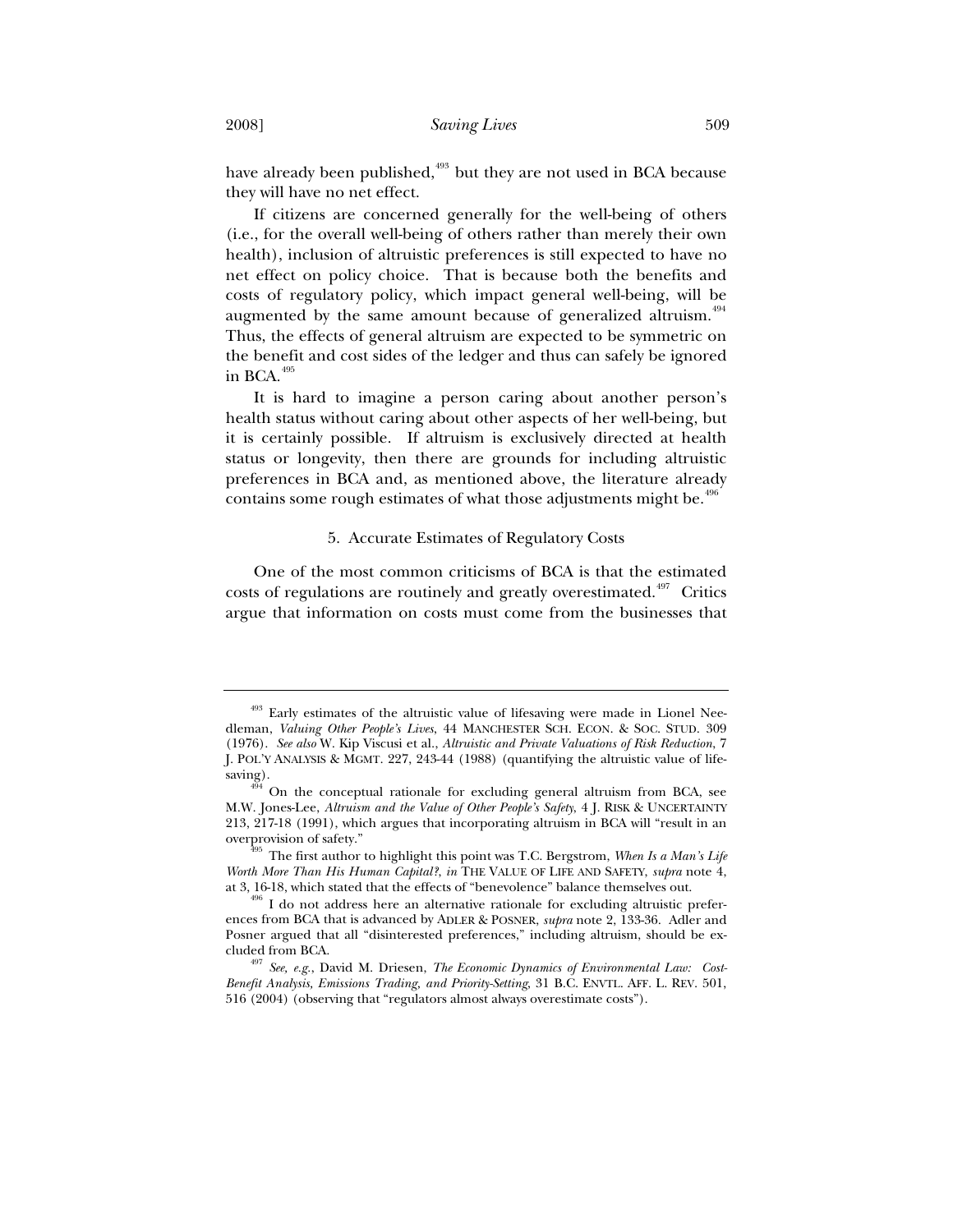have already been published,[493] but they are not used in BCA because they will have no net effect.

If citizens are concerned generally for the well-being of others (i.e., for the overall well-being of others rather than merely their own health), inclusion of altruistic preferences is still expected to have no net effect on policy choice. That is because both the benefits and costs of regulatory policy, which impact general well-being, will be augmented by the same amount because of generalized altruism.[494] Thus, the effects of general altruism are expected to be symmetric on the benefit and cost sides of the ledger and thus can safely be ignored in BCA.[495]

It is hard to imagine a person caring about another person's health status without caring about other aspects of her well-being, but it is certainly possible. If altruism is exclusively directed at health status or longevity, then there are grounds for including altruistic preferences in BCA and, as mentioned above, the literature already contains some rough estimates of what those adjustments might be.[496]

#### 5. Accurate Estimates of Regulatory Costs

One of the most common criticisms of BCA is that the estimated costs of regulations are routinely and greatly overestimated.[497] Critics argue that information on costs must come from the businesses that

---

[493] Early estimates of the altruistic value of lifesaving were made in Lionel Needleman, *Valuing Other People's Lives*, 44 MANCHESTER SCH. ECON. & SOC. STUD. 309 (1976). *See also* W. Kip Viscusi et al., *Altruistic and Private Valuations of Risk Reduction*, 7 J. POL'Y ANALYSIS & MGMT. 227, 243-44 (1988) (quantifying the altruistic value of lifesaving).

[494] On the conceptual rationale for excluding general altruism from BCA, see M.W. Jones-Lee, *Altruism and the Value of Other People's Safety*, 4 J. RISK & UNCERTAINTY 213, 217-18 (1991), which argues that incorporating altruism in BCA will "result in an overprovision of safety."

[495] The first author to highlight this point was T.C. Bergstrom, *When Is a Man's Life Worth More Than His Human Capital?*, *in* THE VALUE OF LIFE AND SAFETY, *supra* note 4, at 3, 16-18, which stated that the effects of "benevolence" balance themselves out.

[496] I do not address here an alternative rationale for excluding altruistic preferences from BCA that is advanced by ADLER & POSNER, *supra* note 2, 133-36. Adler and Posner argued that all "disinterested preferences," including altruism, should be excluded from BCA.

[497] *See, e.g.*, David M. Driesen, *The Economic Dynamics of Environmental Law: Cost-Benefit Analysis, Emissions Trading, and Priority-Setting*, 31 B.C. ENVTL. AFF. L. REV. 501, 516 (2004) (observing that "regulators almost always overestimate costs").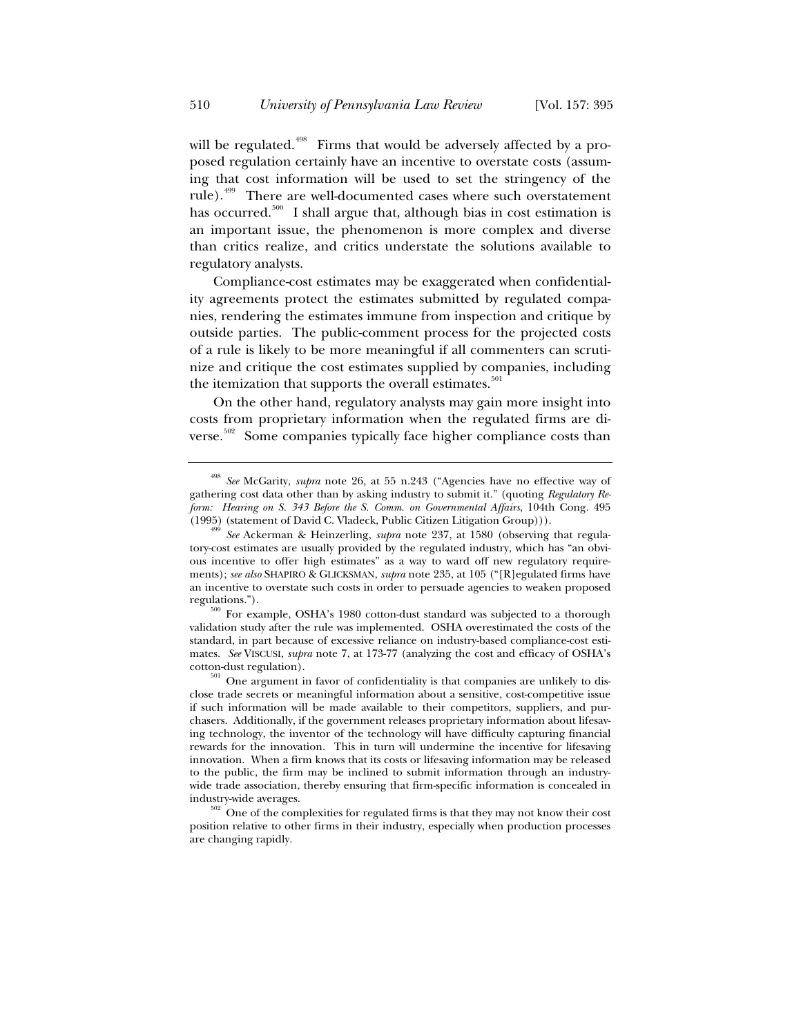will be regulated.[498] Firms that would be adversely affected by a proposed regulation certainly have an incentive to overstate costs (assuming that cost information will be used to set the stringency of the rule).[499] There are well-documented cases where such overstatement has occurred.[500] I shall argue that, although bias in cost estimation is an important issue, the phenomenon is more complex and diverse than critics realize, and critics understate the solutions available to regulatory analysts.

Compliance-cost estimates may be exaggerated when confidentiality agreements protect the estimates submitted by regulated companies, rendering the estimates immune from inspection and critique by outside parties. The public-comment process for the projected costs of a rule is likely to be more meaningful if all commenters can scrutinize and critique the cost estimates supplied by companies, including the itemization that supports the overall estimates.[501]

On the other hand, regulatory analysts may gain more insight into costs from proprietary information when the regulated firms are diverse.[502] Some companies typically face higher compliance costs than

---

[498] *See* McGarity, *supra* note 26, at 55 n.243 ("Agencies have no effective way of gathering cost data other than by asking industry to submit it." (quoting *Regulatory Reform: Hearing on S. 343 Before the S. Comm. on Governmental Affairs*, 104th Cong. 495 (1995) (statement of David C. Vladeck, Public Citizen Litigation Group))).

[499] *See* Ackerman & Heinzerling, *supra* note 237, at 1580 (observing that regulatory-cost estimates are usually provided by the regulated industry, which has "an obvious incentive to offer high estimates" as a way to ward off new regulatory requirements); *see also* SHAPIRO & GLICKSMAN, *supra* note 235, at 105 ("[R]egulated firms have an incentive to overstate such costs in order to persuade agencies to weaken proposed regulations.").

[500] For example, OSHA's 1980 cotton-dust standard was subjected to a thorough validation study after the rule was implemented. OSHA overestimated the costs of the standard, in part because of excessive reliance on industry-based compliance-cost estimates. *See* VISCUSI, *supra* note 7, at 173-77 (analyzing the cost and efficacy of OSHA's cotton-dust regulation).

[501] One argument in favor of confidentiality is that companies are unlikely to disclose trade secrets or meaningful information about a sensitive, cost-competitive issue if such information will be made available to their competitors, suppliers, and purchasers. Additionally, if the government releases proprietary information about lifesaving technology, the inventor of the technology will have difficulty capturing financial rewards for the innovation. This in turn will undermine the incentive for lifesaving innovation. When a firm knows that its costs or lifesaving information may be released to the public, the firm may be inclined to submit information through an industry-wide trade association, thereby ensuring that firm-specific information is concealed in industry-wide averages.

[502] One of the complexities for regulated firms is that they may not know their cost position relative to other firms in their industry, especially when production processes are changing rapidly.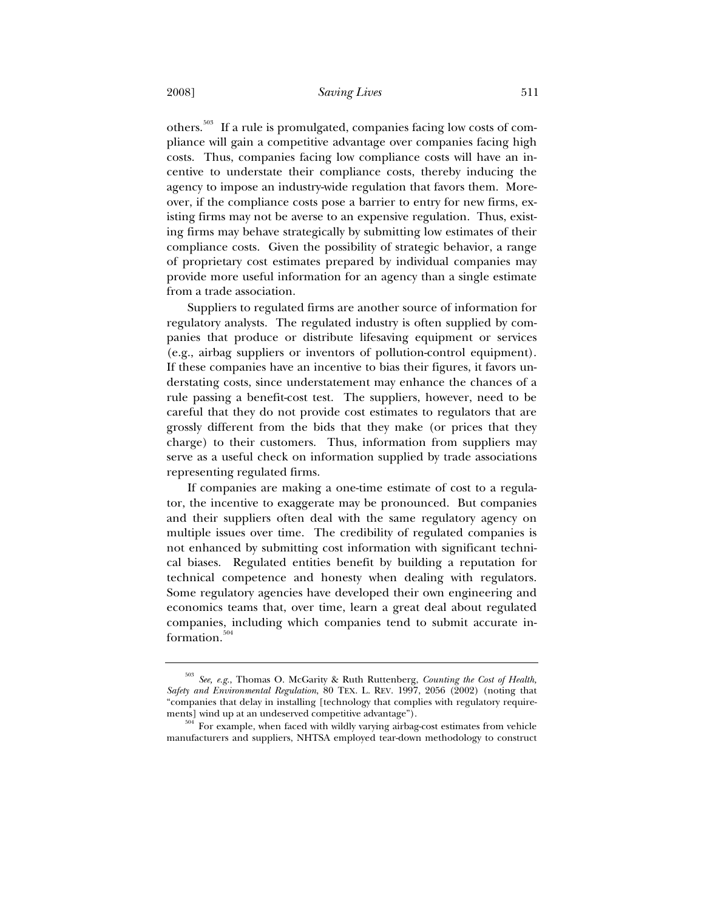others.[503] If a rule is promulgated, companies facing low costs of compliance will gain a competitive advantage over companies facing high costs. Thus, companies facing low compliance costs will have an incentive to understate their compliance costs, thereby inducing the agency to impose an industry-wide regulation that favors them. Moreover, if the compliance costs pose a barrier to entry for new firms, existing firms may not be averse to an expensive regulation. Thus, existing firms may behave strategically by submitting low estimates of their compliance costs. Given the possibility of strategic behavior, a range of proprietary cost estimates prepared by individual companies may provide more useful information for an agency than a single estimate from a trade association.

Suppliers to regulated firms are another source of information for regulatory analysts. The regulated industry is often supplied by companies that produce or distribute lifesaving equipment or services (e.g., airbag suppliers or inventors of pollution-control equipment). If these companies have an incentive to bias their figures, it favors understating costs, since understatement may enhance the chances of a rule passing a benefit-cost test. The suppliers, however, need to be careful that they do not provide cost estimates to regulators that are grossly different from the bids that they make (or prices that they charge) to their customers. Thus, information from suppliers may serve as a useful check on information supplied by trade associations representing regulated firms.

If companies are making a one-time estimate of cost to a regulator, the incentive to exaggerate may be pronounced. But companies and their suppliers often deal with the same regulatory agency on multiple issues over time. The credibility of regulated companies is not enhanced by submitting cost information with significant technical biases. Regulated entities benefit by building a reputation for technical competence and honesty when dealing with regulators. Some regulatory agencies have developed their own engineering and economics teams that, over time, learn a great deal about regulated companies, including which companies tend to submit accurate information.[504]

---

[503] *See, e.g.*, Thomas O. McGarity & Ruth Ruttenberg, *Counting the Cost of Health, Safety and Environmental Regulation*, 80 TEX. L. REV. 1997, 2056 (2002) (noting that "companies that delay in installing [technology that complies with regulatory requirements] wind up at an undeserved competitive advantage").

[504] For example, when faced with wildly varying airbag-cost estimates from vehicle manufacturers and suppliers, NHTSA employed tear-down methodology to construct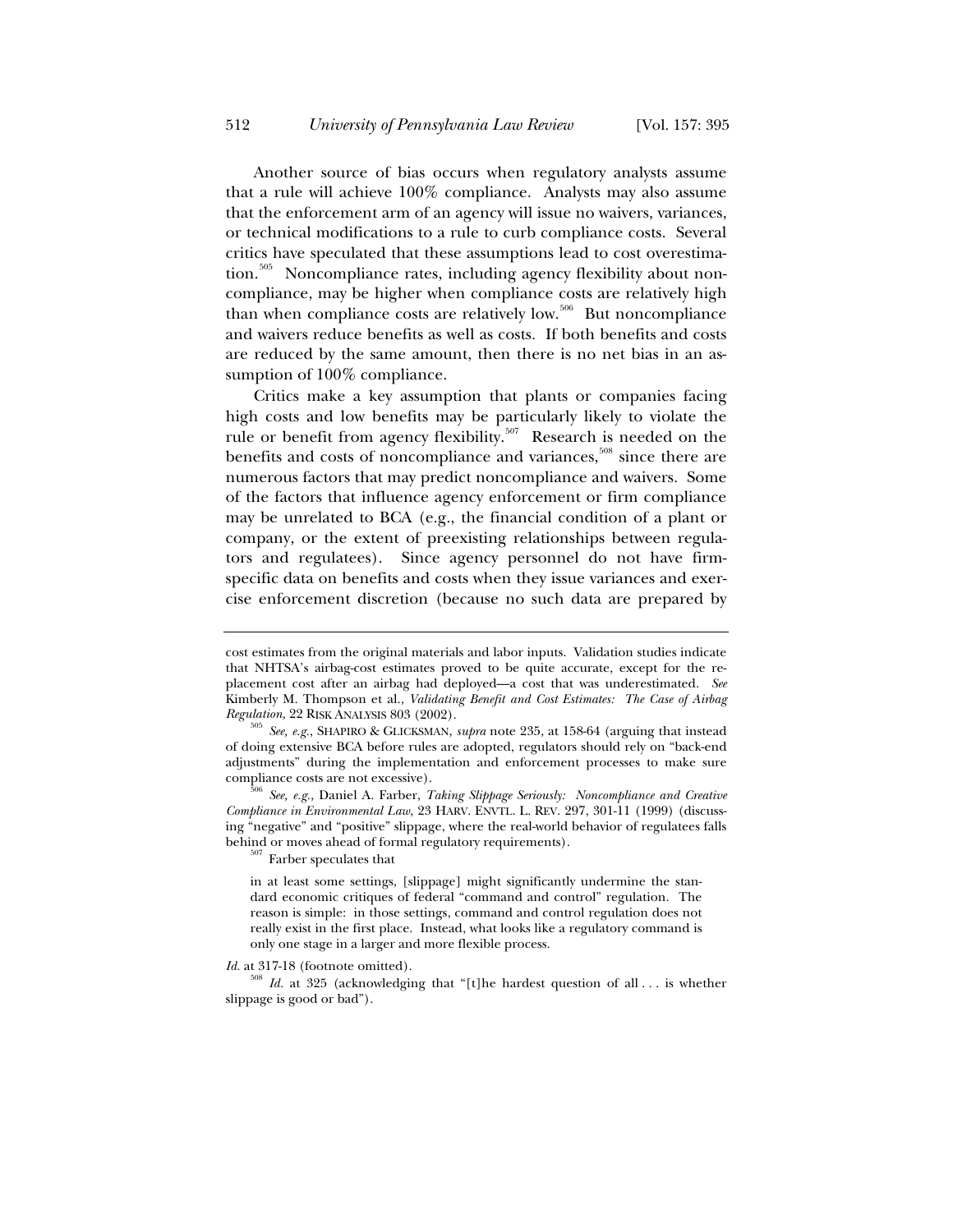Another source of bias occurs when regulatory analysts assume that a rule will achieve 100% compliance. Analysts may also assume that the enforcement arm of an agency will issue no waivers, variances, or technical modifications to a rule to curb compliance costs. Several critics have speculated that these assumptions lead to cost overestimation.[505] Noncompliance rates, including agency flexibility about noncompliance, may be higher when compliance costs are relatively high than when compliance costs are relatively low.[506] But noncompliance and waivers reduce benefits as well as costs. If both benefits and costs are reduced by the same amount, then there is no net bias in an assumption of 100% compliance.

Critics make a key assumption that plants or companies facing high costs and low benefits may be particularly likely to violate the rule or benefit from agency flexibility.[507] Research is needed on the benefits and costs of noncompliance and variances,[508] since there are numerous factors that may predict noncompliance and waivers. Some of the factors that influence agency enforcement or firm compliance may be unrelated to BCA (e.g., the financial condition of a plant or company, or the extent of preexisting relationships between regulators and regulatees). Since agency personnel do not have firm-specific data on benefits and costs when they issue variances and exercise enforcement discretion (because no such data are prepared by

---

cost estimates from the original materials and labor inputs. Validation studies indicate that NHTSA's airbag-cost estimates proved to be quite accurate, except for the replacement cost after an airbag had deployed—a cost that was underestimated. *See* Kimberly M. Thompson et al., *Validating Benefit and Cost Estimates: The Case of Airbag Regulation*, 22 RISK ANALYSIS 803 (2002).

[505] *See, e.g.*, SHAPIRO & GLICKSMAN, *supra* note 235, at 158-64 (arguing that instead of doing extensive BCA before rules are adopted, regulators should rely on "back-end adjustments" during the implementation and enforcement processes to make sure compliance costs are not excessive).

[506] *See, e.g.*, Daniel A. Farber, *Taking Slippage Seriously: Noncompliance and Creative Compliance in Environmental Law*, 23 HARV. ENVTL. L. REV. 297, 301-11 (1999) (discussing "negative" and "positive" slippage, where the real-world behavior of regulatees falls behind or moves ahead of formal regulatory requirements).

[507] Farber speculates that

> in at least some settings, [slippage] might significantly undermine the standard economic critiques of federal "command and control" regulation. The reason is simple: in those settings, command and control regulation does not really exist in the first place. Instead, what looks like a regulatory command is only one stage in a larger and more flexible process.

*Id.* at 317-18 (footnote omitted).

[508] *Id.* at 325 (acknowledging that "[t]he hardest question of all . . . is whether slippage is good or bad").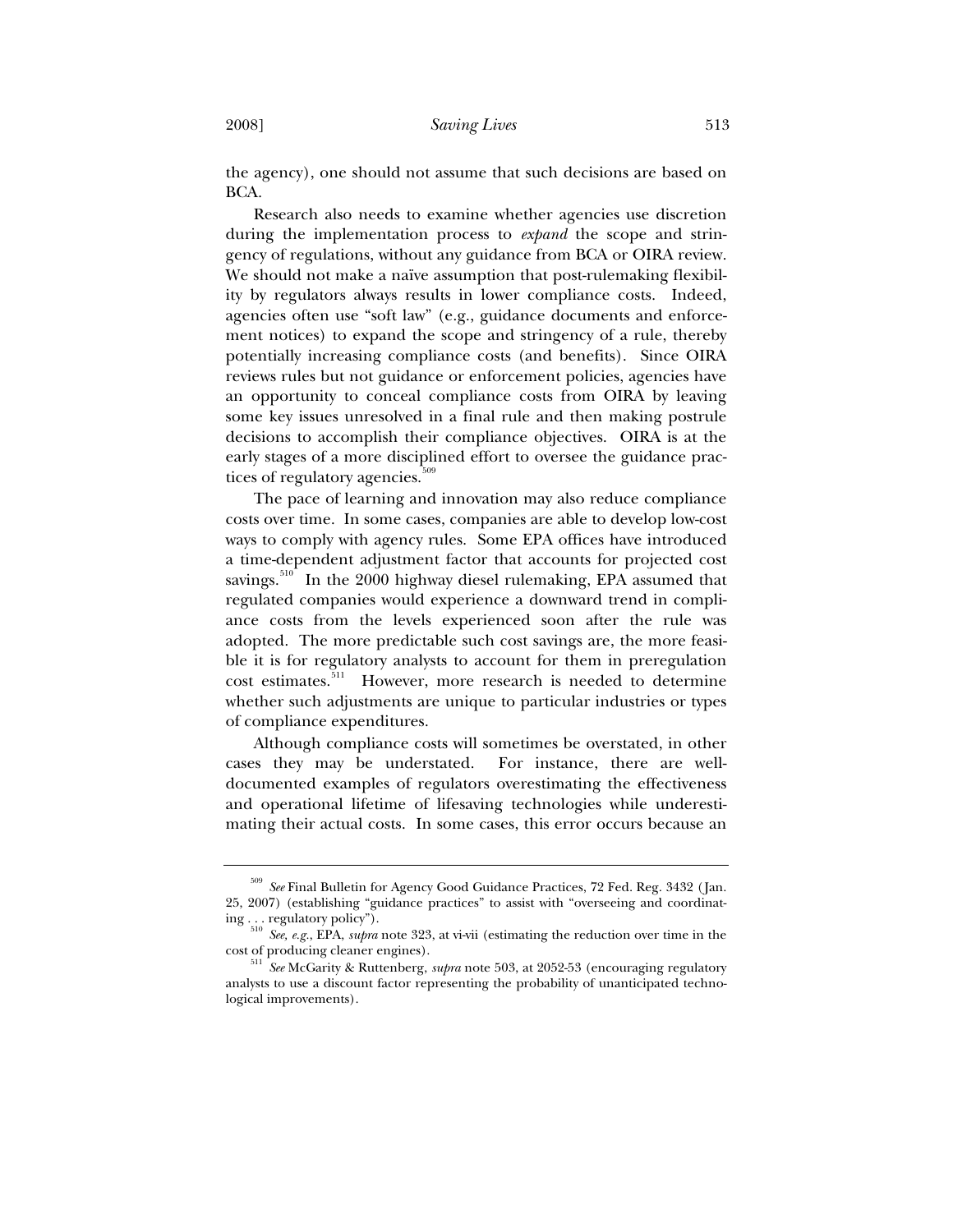the agency), one should not assume that such decisions are based on BCA.

Research also needs to examine whether agencies use discretion during the implementation process to *expand* the scope and stringency of regulations, without any guidance from BCA or OIRA review. We should not make a naïve assumption that post-rulemaking flexibility by regulators always results in lower compliance costs. Indeed, agencies often use "soft law" (e.g., guidance documents and enforcement notices) to expand the scope and stringency of a rule, thereby potentially increasing compliance costs (and benefits). Since OIRA reviews rules but not guidance or enforcement policies, agencies have an opportunity to conceal compliance costs from OIRA by leaving some key issues unresolved in a final rule and then making postrule decisions to accomplish their compliance objectives. OIRA is at the early stages of a more disciplined effort to oversee the guidance practices of regulatory agencies.[509]

The pace of learning and innovation may also reduce compliance costs over time. In some cases, companies are able to develop low-cost ways to comply with agency rules. Some EPA offices have introduced a time-dependent adjustment factor that accounts for projected cost savings.[510] In the 2000 highway diesel rulemaking, EPA assumed that regulated companies would experience a downward trend in compliance costs from the levels experienced soon after the rule was adopted. The more predictable such cost savings are, the more feasible it is for regulatory analysts to account for them in preregulation cost estimates.[511] However, more research is needed to determine whether such adjustments are unique to particular industries or types of compliance expenditures.

Although compliance costs will sometimes be overstated, in other cases they may be understated. For instance, there are well-documented examples of regulators overestimating the effectiveness and operational lifetime of lifesaving technologies while underestimating their actual costs. In some cases, this error occurs because an

---

[509] *See* Final Bulletin for Agency Good Guidance Practices, 72 Fed. Reg. 3432 (Jan. 25, 2007) (establishing "guidance practices" to assist with "overseeing and coordinating . . . regulatory policy").

[510] *See, e.g.*, EPA, *supra* note 323, at vi-vii (estimating the reduction over time in the cost of producing cleaner engines).

[511] *See* McGarity & Ruttenberg, *supra* note 503, at 2052-53 (encouraging regulatory analysts to use a discount factor representing the probability of unanticipated technological improvements).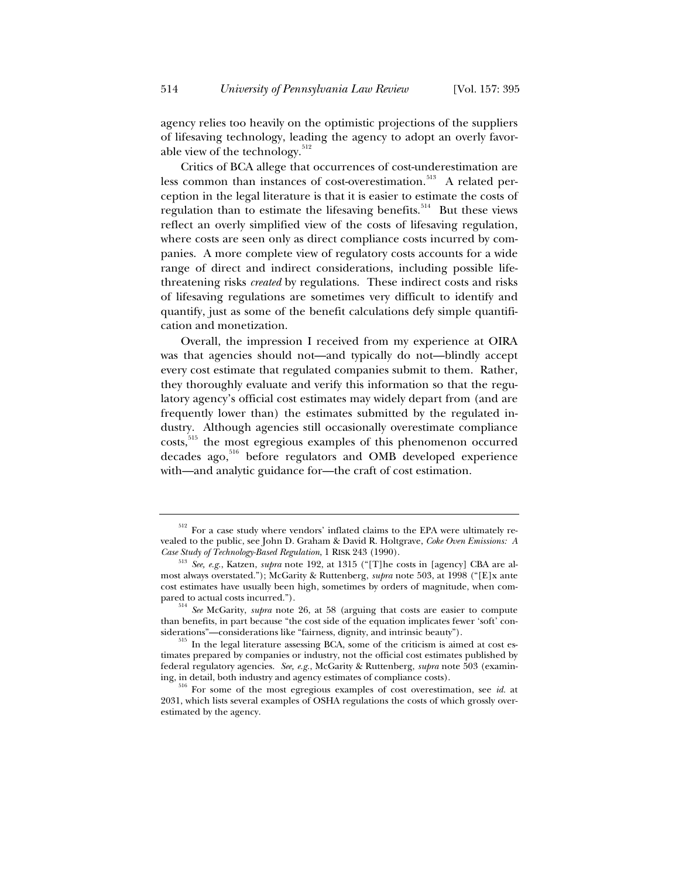agency relies too heavily on the optimistic projections of the suppliers of lifesaving technology, leading the agency to adopt an overly favorable view of the technology.[512]

Critics of BCA allege that occurrences of cost-underestimation are less common than instances of cost-overestimation.[513] A related perception in the legal literature is that it is easier to estimate the costs of regulation than to estimate the lifesaving benefits.[514] But these views reflect an overly simplified view of the costs of lifesaving regulation, where costs are seen only as direct compliance costs incurred by companies. A more complete view of regulatory costs accounts for a wide range of direct and indirect considerations, including possible life-threatening risks *created* by regulations. These indirect costs and risks of lifesaving regulations are sometimes very difficult to identify and quantify, just as some of the benefit calculations defy simple quantification and monetization.

Overall, the impression I received from my experience at OIRA was that agencies should not—and typically do not—blindly accept every cost estimate that regulated companies submit to them. Rather, they thoroughly evaluate and verify this information so that the regulatory agency's official cost estimates may widely depart from (and are frequently lower than) the estimates submitted by the regulated industry. Although agencies still occasionally overestimate compliance costs,[515] the most egregious examples of this phenomenon occurred decades ago,[516] before regulators and OMB developed experience with—and analytic guidance for—the craft of cost estimation.

---

[512] For a case study where vendors' inflated claims to the EPA were ultimately revealed to the public, see John D. Graham & David R. Holtgrave, *Coke Oven Emissions: A Case Study of Technology-Based Regulation*, 1 RISK 243 (1990).

[513] *See, e.g.*, Katzen, *supra* note 192, at 1315 ("[T]he costs in [agency] CBA are almost always overstated."); McGarity & Ruttenberg, *supra* note 503, at 1998 ("[E]x ante cost estimates have usually been high, sometimes by orders of magnitude, when compared to actual costs incurred.").

[514] *See* McGarity, *supra* note 26, at 58 (arguing that costs are easier to compute than benefits, in part because "the cost side of the equation implicates fewer 'soft' considerations"—considerations like "fairness, dignity, and intrinsic beauty").

[515] In the legal literature assessing BCA, some of the criticism is aimed at cost estimates prepared by companies or industry, not the official cost estimates published by federal regulatory agencies. *See, e.g.*, McGarity & Ruttenberg, *supra* note 503 (examining, in detail, both industry and agency estimates of compliance costs).

[516] For some of the most egregious examples of cost overestimation, see *id.* at 2031, which lists several examples of OSHA regulations the costs of which grossly overestimated by the agency.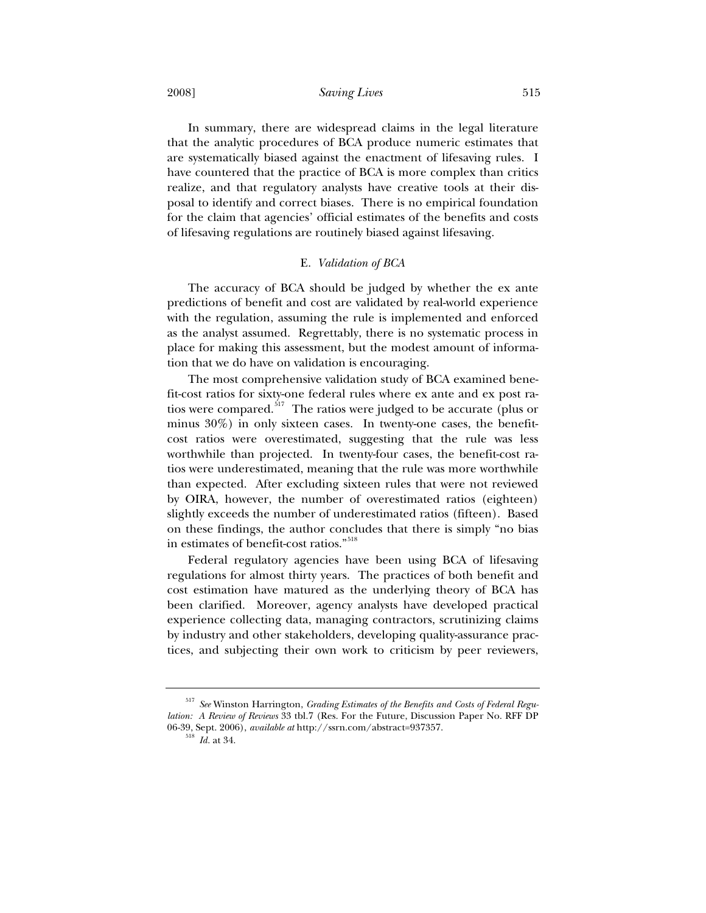In summary, there are widespread claims in the legal literature that the analytic procedures of BCA produce numeric estimates that are systematically biased against the enactment of lifesaving rules. I have countered that the practice of BCA is more complex than critics realize, and that regulatory analysts have creative tools at their disposal to identify and correct biases. There is no empirical foundation for the claim that agencies' official estimates of the benefits and costs of lifesaving regulations are routinely biased against lifesaving.

### E. *Validation of BCA*

The accuracy of BCA should be judged by whether the ex ante predictions of benefit and cost are validated by real-world experience with the regulation, assuming the rule is implemented and enforced as the analyst assumed. Regrettably, there is no systematic process in place for making this assessment, but the modest amount of information that we do have on validation is encouraging.

The most comprehensive validation study of BCA examined benefit-cost ratios for sixty-one federal rules where ex ante and ex post ratios were compared.[517] The ratios were judged to be accurate (plus or minus 30%) in only sixteen cases. In twenty-one cases, the benefit-cost ratios were overestimated, suggesting that the rule was less worthwhile than projected. In twenty-four cases, the benefit-cost ratios were underestimated, meaning that the rule was more worthwhile than expected. After excluding sixteen rules that were not reviewed by OIRA, however, the number of overestimated ratios (eighteen) slightly exceeds the number of underestimated ratios (fifteen). Based on these findings, the author concludes that there is simply "no bias in estimates of benefit-cost ratios."[518]

Federal regulatory agencies have been using BCA of lifesaving regulations for almost thirty years. The practices of both benefit and cost estimation have matured as the underlying theory of BCA has been clarified. Moreover, agency analysts have developed practical experience collecting data, managing contractors, scrutinizing claims by industry and other stakeholders, developing quality-assurance practices, and subjecting their own work to criticism by peer reviewers,

---

[517] *See* Winston Harrington, *Grading Estimates of the Benefits and Costs of Federal Regulation: A Review of Reviews* 33 tbl.7 (Res. For the Future, Discussion Paper No. RFF DP 06-39, Sept. 2006), *available at* http://ssrn.com/abstract=937357.

[518] *Id.* at 34.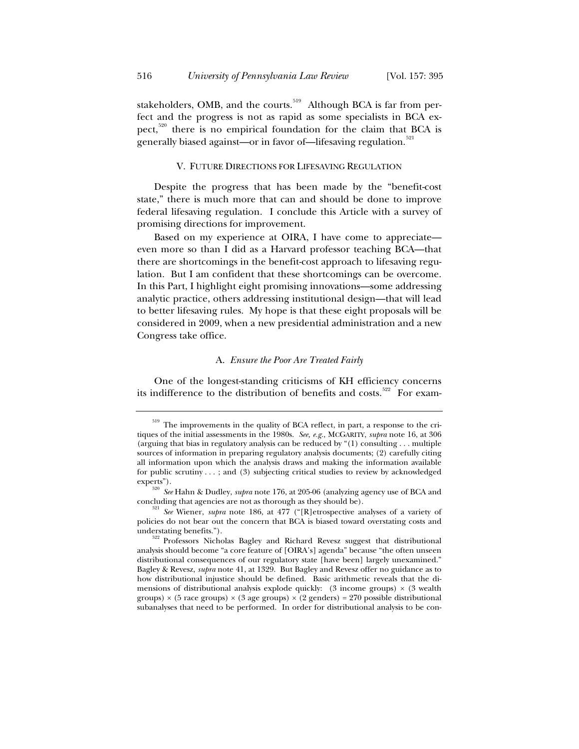stakeholders, OMB, and the courts.[519] Although BCA is far from perfect and the progress is not as rapid as some specialists in BCA expect,[520] there is no empirical foundation for the claim that BCA is generally biased against—or in favor of—lifesaving regulation.[521]

## V. FUTURE DIRECTIONS FOR LIFESAVING REGULATION

Despite the progress that has been made by the "benefit-cost state," there is much more that can and should be done to improve federal lifesaving regulation. I conclude this Article with a survey of promising directions for improvement.

Based on my experience at OIRA, I have come to appreciate—even more so than I did as a Harvard professor teaching BCA—that there are shortcomings in the benefit-cost approach to lifesaving regulation. But I am confident that these shortcomings can be overcome. In this Part, I highlight eight promising innovations—some addressing analytic practice, others addressing institutional design—that will lead to better lifesaving rules. My hope is that these eight proposals will be considered in 2009, when a new presidential administration and a new Congress take office.

### A. *Ensure the Poor Are Treated Fairly*

One of the longest-standing criticisms of KH efficiency concerns its indifference to the distribution of benefits and costs.[522] For exam-

---

[519] The improvements in the quality of BCA reflect, in part, a response to the critiques of the initial assessments in the 1980s. *See, e.g.*, MCGARITY, *supra* note 16, at 306 (arguing that bias in regulatory analysis can be reduced by "(1) consulting . . . multiple sources of information in preparing regulatory analysis documents; (2) carefully citing all information upon which the analysis draws and making the information available for public scrutiny . . . ; and (3) subjecting critical studies to review by acknowledged experts").

[520] *See* Hahn & Dudley, *supra* note 176, at 205-06 (analyzing agency use of BCA and concluding that agencies are not as thorough as they should be).

[521] *See* Wiener, *supra* note 186, at 477 ("[R]etrospective analyses of a variety of policies do not bear out the concern that BCA is biased toward overstating costs and understating benefits.").

[522] Professors Nicholas Bagley and Richard Revesz suggest that distributional analysis should become "a core feature of [OIRA's] agenda" because "the often unseen distributional consequences of our regulatory state [have been] largely unexamined." Bagley & Revesz, *supra* note 41, at 1329. But Bagley and Revesz offer no guidance as to how distributional injustice should be defined. Basic arithmetic reveals that the dimensions of distributional analysis explode quickly: (3 income groups) × (3 wealth groups) × (5 race groups) × (3 age groups) × (2 genders) = 270 possible distributional subanalyses that need to be performed. In order for distributional analysis to be con-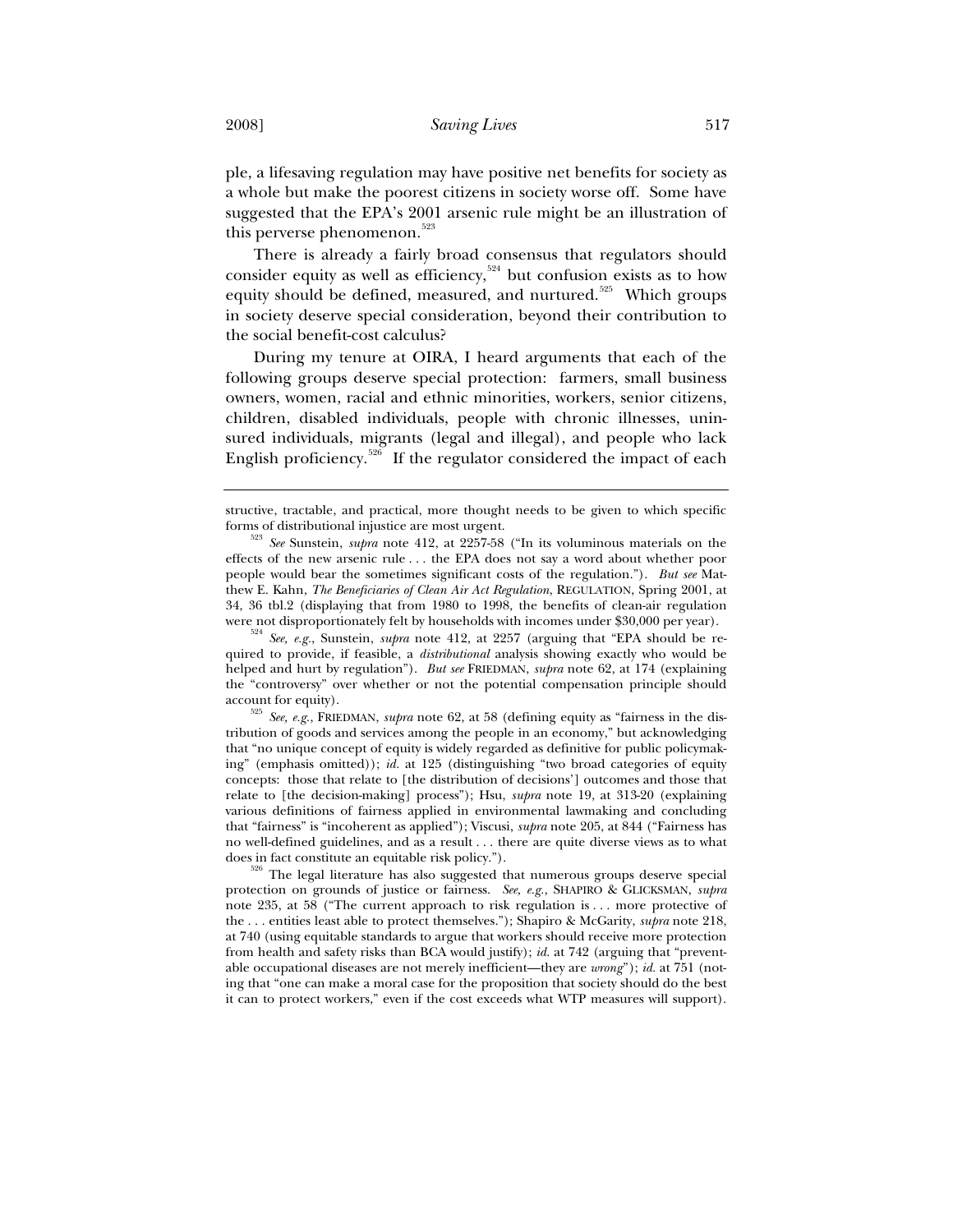ple, a lifesaving regulation may have positive net benefits for society as a whole but make the poorest citizens in society worse off. Some have suggested that the EPA's 2001 arsenic rule might be an illustration of this perverse phenomenon.[523]

There is already a fairly broad consensus that regulators should consider equity as well as efficiency,[524] but confusion exists as to how equity should be defined, measured, and nurtured.[525] Which groups in society deserve special consideration, beyond their contribution to the social benefit-cost calculus?

During my tenure at OIRA, I heard arguments that each of the following groups deserve special protection: farmers, small business owners, women, racial and ethnic minorities, workers, senior citizens, children, disabled individuals, people with chronic illnesses, uninsured individuals, migrants (legal and illegal), and people who lack English proficiency.[526] If the regulator considered the impact of each

---

structive, tractable, and practical, more thought needs to be given to which specific forms of distributional injustice are most urgent.

[523] *See* Sunstein, *supra* note 412, at 2257-58 ("In its voluminous materials on the effects of the new arsenic rule . . . the EPA does not say a word about whether poor people would bear the sometimes significant costs of the regulation."). *But see* Matthew E. Kahn, *The Beneficiaries of Clean Air Act Regulation*, REGULATION, Spring 2001, at 34, 36 tbl.2 (displaying that from 1980 to 1998, the benefits of clean-air regulation were not disproportionately felt by households with incomes under $30,000 per year).

[524] *See, e.g.*, Sunstein, *supra* note 412, at 2257 (arguing that "EPA should be required to provide, if feasible, a *distributional* analysis showing exactly who would be helped and hurt by regulation"). *But see* FRIEDMAN, *supra* note 62, at 174 (explaining the "controversy" over whether or not the potential compensation principle should account for equity).

[525] *See, e.g.*, FRIEDMAN, *supra* note 62, at 58 (defining equity as "fairness in the distribution of goods and services among the people in an economy," but acknowledging that "no unique concept of equity is widely regarded as definitive for public policymaking" (emphasis omitted)); *id.* at 125 (distinguishing "two broad categories of equity concepts: those that relate to [the distribution of decisions'] outcomes and those that relate to [the decision-making] process"); Hsu, *supra* note 19, at 313-20 (explaining various definitions of fairness applied in environmental lawmaking and concluding that "fairness" is "incoherent as applied"); Viscusi, *supra* note 205, at 844 ("Fairness has no well-defined guidelines, and as a result . . . there are quite diverse views as to what does in fact constitute an equitable risk policy.").

[526] The legal literature has also suggested that numerous groups deserve special protection on grounds of justice or fairness. *See, e.g.*, SHAPIRO & GLICKSMAN, *supra* note 235, at 58 ("The current approach to risk regulation is . . . more protective of the . . . entities least able to protect themselves."); Shapiro & McGarity, *supra* note 218, at 740 (using equitable standards to argue that workers should receive more protection from health and safety risks than BCA would justify); *id.* at 742 (arguing that "preventable occupational diseases are not merely inefficient—they are *wrong*"); *id.* at 751 (noting that "one can make a moral case for the proposition that society should do the best it can to protect workers," even if the cost exceeds what WTP measures will support).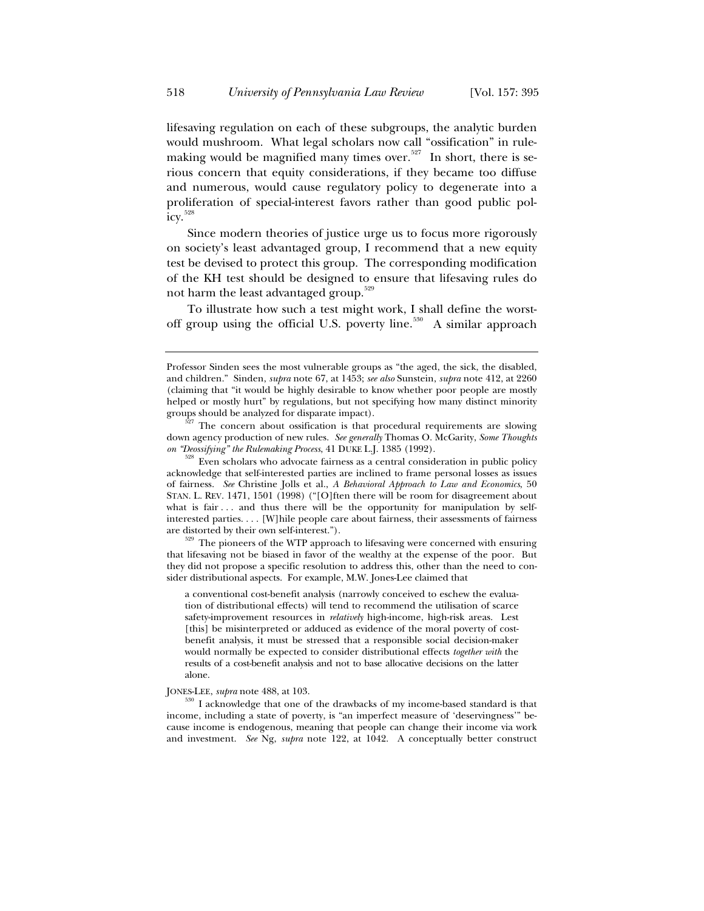lifesaving regulation on each of these subgroups, the analytic burden would mushroom. What legal scholars now call "ossification" in rulemaking would be magnified many times over.[527] In short, there is serious concern that equity considerations, if they became too diffuse and numerous, would cause regulatory policy to degenerate into a proliferation of special-interest favors rather than good public policy.[528]

Since modern theories of justice urge us to focus more rigorously on society's least advantaged group, I recommend that a new equity test be devised to protect this group. The corresponding modification of the KH test should be designed to ensure that lifesaving rules do not harm the least advantaged group.[529]

To illustrate how such a test might work, I shall define the worst-off group using the official U.S. poverty line.[530] A similar approach

---

Professor Sinden sees the most vulnerable groups as "the aged, the sick, the disabled, and children." Sinden, *supra* note 67, at 1453; *see also* Sunstein, *supra* note 412, at 2260 (claiming that "it would be highly desirable to know whether poor people are mostly helped or mostly hurt" by regulations, but not specifying how many distinct minority groups should be analyzed for disparate impact).

[527] The concern about ossification is that procedural requirements are slowing down agency production of new rules. *See generally* Thomas O. McGarity, *Some Thoughts on "Deossifying" the Rulemaking Process*, 41 DUKE L.J. 1385 (1992).

[528] Even scholars who advocate fairness as a central consideration in public policy acknowledge that self-interested parties are inclined to frame personal losses as issues of fairness. *See* Christine Jolls et al., *A Behavioral Approach to Law and Economics*, 50 STAN. L. REV. 1471, 1501 (1998) ("[O]ften there will be room for disagreement about what is fair . . . and thus there will be the opportunity for manipulation by self-interested parties. . . . [W]hile people care about fairness, their assessments of fairness are distorted by their own self-interest.").

[529] The pioneers of the WTP approach to lifesaving were concerned with ensuring that lifesaving not be biased in favor of the wealthy at the expense of the poor. But they did not propose a specific resolution to address this, other than the need to consider distributional aspects. For example, M.W. Jones-Lee claimed that

> a conventional cost-benefit analysis (narrowly conceived to eschew the evaluation of distributional effects) will tend to recommend the utilisation of scarce safety-improvement resources in *relatively* high-income, high-risk areas. Lest [this] be misinterpreted or adduced as evidence of the moral poverty of cost-benefit analysis, it must be stressed that a responsible social decision-maker would normally be expected to consider distributional effects *together with* the results of a cost-benefit analysis and not to base allocative decisions on the latter alone.

JONES-LEE, *supra* note 488, at 103.

[530] I acknowledge that one of the drawbacks of my income-based standard is that income, including a state of poverty, is "an imperfect measure of 'deservingness'" because income is endogenous, meaning that people can change their income via work and investment. *See* Ng, *supra* note 122, at 1042. A conceptually better construct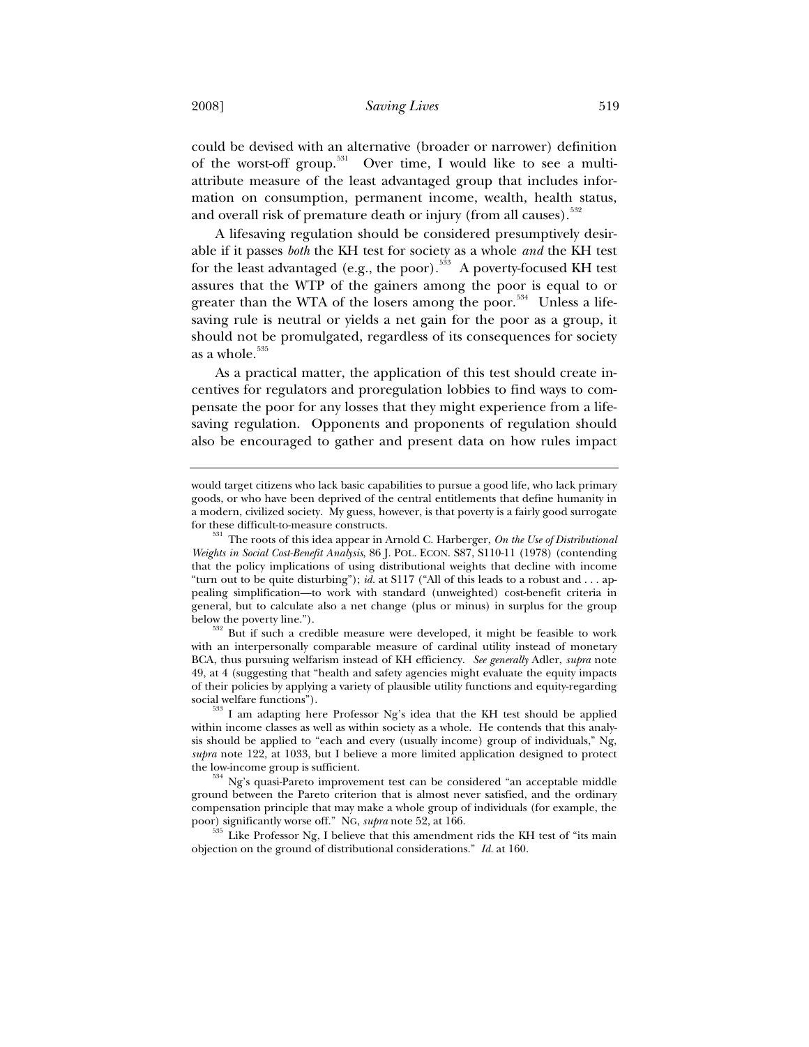could be devised with an alternative (broader or narrower) definition of the worst-off group.[531] Over time, I would like to see a multi-attribute measure of the least advantaged group that includes information on consumption, permanent income, wealth, health status, and overall risk of premature death or injury (from all causes).[532]

A lifesaving regulation should be considered presumptively desirable if it passes *both* the KH test for society as a whole *and* the KH test for the least advantaged (e.g., the poor).[533] A poverty-focused KH test assures that the WTP of the gainers among the poor is equal to or greater than the WTA of the losers among the poor.[534] Unless a lifesaving rule is neutral or yields a net gain for the poor as a group, it should not be promulgated, regardless of its consequences for society as a whole.[535]

As a practical matter, the application of this test should create incentives for regulators and proregulation lobbies to find ways to compensate the poor for any losses that they might experience from a lifesaving regulation. Opponents and proponents of regulation should also be encouraged to gather and present data on how rules impact

---

would target citizens who lack basic capabilities to pursue a good life, who lack primary goods, or who have been deprived of the central entitlements that define humanity in a modern, civilized society. My guess, however, is that poverty is a fairly good surrogate for these difficult-to-measure constructs.

[531] The roots of this idea appear in Arnold C. Harberger, *On the Use of Distributional Weights in Social Cost-Benefit Analysis*, 86 J. POL. ECON. S87, S110-11 (1978) (contending that the policy implications of using distributional weights that decline with income "turn out to be quite disturbing"); *id.* at S117 ("All of this leads to a robust and . . . appealing simplification—to work with standard (unweighted) cost-benefit criteria in general, but to calculate also a net change (plus or minus) in surplus for the group below the poverty line.").

[532] But if such a credible measure were developed, it might be feasible to work with an interpersonally comparable measure of cardinal utility instead of monetary BCA, thus pursuing welfarism instead of KH efficiency. *See generally* Adler, *supra* note 49, at 4 (suggesting that "health and safety agencies might evaluate the equity impacts of their policies by applying a variety of plausible utility functions and equity-regarding social welfare functions").

[533] I am adapting here Professor Ng's idea that the KH test should be applied within income classes as well as within society as a whole. He contends that this analysis should be applied to "each and every (usually income) group of individuals," Ng, *supra* note 122, at 1033, but I believe a more limited application designed to protect the low-income group is sufficient.

[534] Ng's quasi-Pareto improvement test can be considered "an acceptable middle ground between the Pareto criterion that is almost never satisfied, and the ordinary compensation principle that may make a whole group of individuals (for example, the poor) significantly worse off." NG, *supra* note 52, at 166.

[535] Like Professor Ng, I believe that this amendment rids the KH test of "its main objection on the ground of distributional considerations." *Id.* at 160.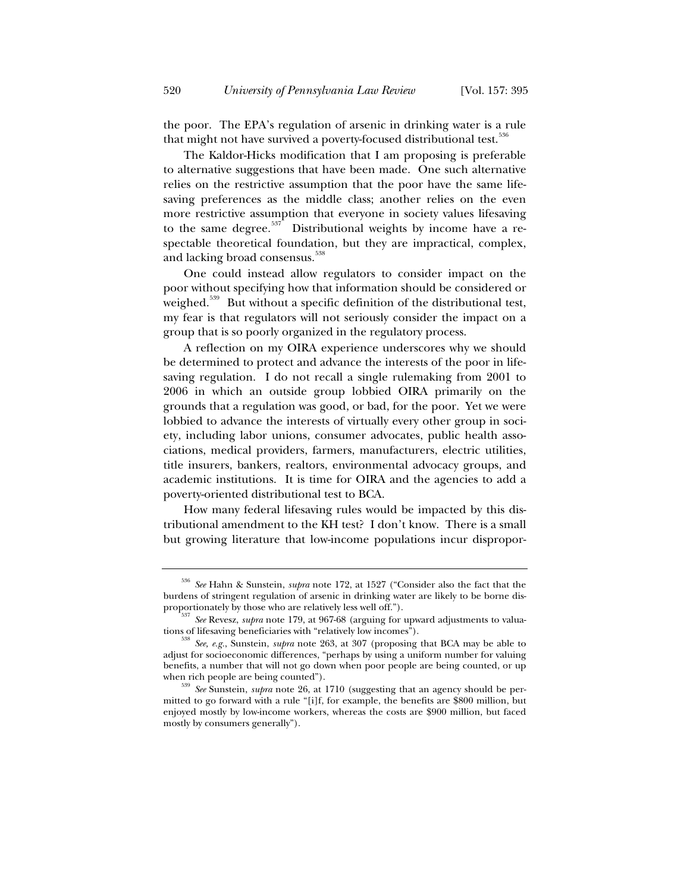the poor. The EPA's regulation of arsenic in drinking water is a rule that might not have survived a poverty-focused distributional test.[536]

The Kaldor-Hicks modification that I am proposing is preferable to alternative suggestions that have been made. One such alternative relies on the restrictive assumption that the poor have the same lifesaving preferences as the middle class; another relies on the even more restrictive assumption that everyone in society values lifesaving to the same degree.[537] Distributional weights by income have a respectable theoretical foundation, but they are impractical, complex, and lacking broad consensus.[538]

One could instead allow regulators to consider impact on the poor without specifying how that information should be considered or weighed.[539] But without a specific definition of the distributional test, my fear is that regulators will not seriously consider the impact on a group that is so poorly organized in the regulatory process.

A reflection on my OIRA experience underscores why we should be determined to protect and advance the interests of the poor in lifesaving regulation. I do not recall a single rulemaking from 2001 to 2006 in which an outside group lobbied OIRA primarily on the grounds that a regulation was good, or bad, for the poor. Yet we were lobbied to advance the interests of virtually every other group in society, including labor unions, consumer advocates, public health associations, medical providers, farmers, manufacturers, electric utilities, title insurers, bankers, realtors, environmental advocacy groups, and academic institutions. It is time for OIRA and the agencies to add a poverty-oriented distributional test to BCA.

How many federal lifesaving rules would be impacted by this distributional amendment to the KH test? I don't know. There is a small but growing literature that low-income populations incur dispropor-

---

[536] *See* Hahn & Sunstein, *supra* note 172, at 1527 ("Consider also the fact that the burdens of stringent regulation of arsenic in drinking water are likely to be borne disproportionately by those who are relatively less well off.").

[537] *See* Revesz, *supra* note 179, at 967-68 (arguing for upward adjustments to valuations of lifesaving beneficiaries with "relatively low incomes").

[538] *See, e.g.*, Sunstein, *supra* note 263, at 307 (proposing that BCA may be able to adjust for socioeconomic differences, "perhaps by using a uniform number for valuing benefits, a number that will not go down when poor people are being counted, or up when rich people are being counted").

[539] *See* Sunstein, *supra* note 26, at 1710 (suggesting that an agency should be permitted to go forward with a rule "[i]f, for example, the benefits are $800 million, but enjoyed mostly by low-income workers, whereas the costs are $900 million, but faced mostly by consumers generally").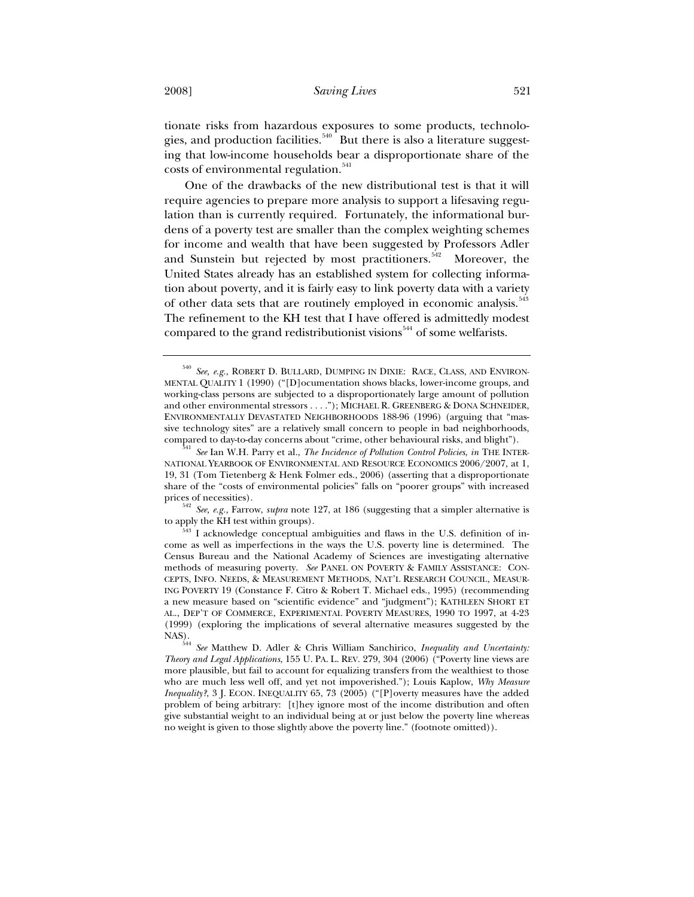tionate risks from hazardous exposures to some products, technologies, and production facilities.[540] But there is also a literature suggesting that low-income households bear a disproportionate share of the costs of environmental regulation.[541]

One of the drawbacks of the new distributional test is that it will require agencies to prepare more analysis to support a lifesaving regulation than is currently required. Fortunately, the informational burdens of a poverty test are smaller than the complex weighting schemes for income and wealth that have been suggested by Professors Adler and Sunstein but rejected by most practitioners.[542] Moreover, the United States already has an established system for collecting information about poverty, and it is fairly easy to link poverty data with a variety of other data sets that are routinely employed in economic analysis.[543] The refinement to the KH test that I have offered is admittedly modest compared to the grand redistributionist visions[544] of some welfarists.

---

[540] *See, e.g.*, ROBERT D. BULLARD, DUMPING IN DIXIE: RACE, CLASS, AND ENVIRONMENTAL QUALITY 1 (1990) ("[D]ocumentation shows blacks, lower-income groups, and working-class persons are subjected to a disproportionately large amount of pollution and other environmental stressors . . . ."); MICHAEL R. GREENBERG & DONA SCHNEIDER, ENVIRONMENTALLY DEVASTATED NEIGHBORHOODS 188-96 (1996) (arguing that "massive technology sites" are a relatively small concern to people in bad neighborhoods, compared to day-to-day concerns about "crime, other behavioural risks, and blight").

[541] *See* Ian W.H. Parry et al., *The Incidence of Pollution Control Policies*, *in* THE INTERNATIONAL YEARBOOK OF ENVIRONMENTAL AND RESOURCE ECONOMICS 2006/2007, at 1, 19, 31 (Tom Tietenberg & Henk Folmer eds., 2006) (asserting that a disproportionate share of the "costs of environmental policies" falls on "poorer groups" with increased prices of necessities).

[542] *See, e.g.,* Farrow, *supra* note 127, at 186 (suggesting that a simpler alternative is to apply the KH test within groups).

[543] I acknowledge conceptual ambiguities and flaws in the U.S. definition of income as well as imperfections in the ways the U.S. poverty line is determined. The Census Bureau and the National Academy of Sciences are investigating alternative methods of measuring poverty. *See* PANEL ON POVERTY & FAMILY ASSISTANCE: CONCEPTS, INFO. NEEDS, & MEASUREMENT METHODS, NAT'L RESEARCH COUNCIL, MEASURING POVERTY 19 (Constance F. Citro & Robert T. Michael eds., 1995) (recommending a new measure based on "scientific evidence" and "judgment"); KATHLEEN SHORT ET AL., DEP'T OF COMMERCE, EXPERIMENTAL POVERTY MEASURES, 1990 TO 1997, at 4-23 (1999) (exploring the implications of several alternative measures suggested by the NAS).

[544] *See* Matthew D. Adler & Chris William Sanchirico, *Inequality and Uncertainty: Theory and Legal Applications*, 155 U. PA. L. REV. 279, 304 (2006) ("Poverty line views are more plausible, but fail to account for equalizing transfers from the wealthiest to those who are much less well off, and yet not impoverished."); Louis Kaplow, *Why Measure Inequality?*, 3 J. ECON. INEQUALITY 65, 73 (2005) ("[P]overty measures have the added problem of being arbitrary: [t]hey ignore most of the income distribution and often give substantial weight to an individual being at or just below the poverty line whereas no weight is given to those slightly above the poverty line." (footnote omitted)).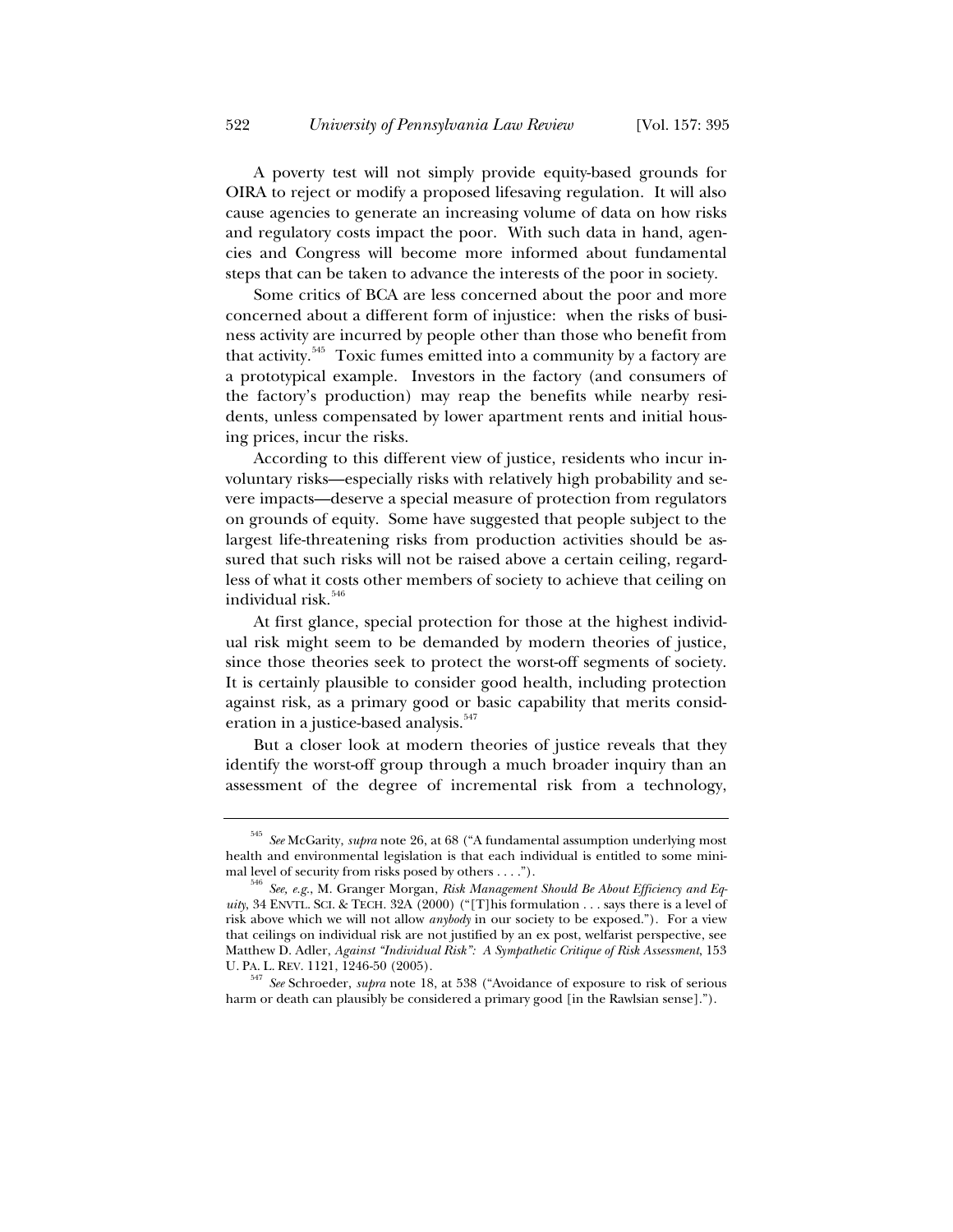A poverty test will not simply provide equity-based grounds for OIRA to reject or modify a proposed lifesaving regulation. It will also cause agencies to generate an increasing volume of data on how risks and regulatory costs impact the poor. With such data in hand, agencies and Congress will become more informed about fundamental steps that can be taken to advance the interests of the poor in society.

Some critics of BCA are less concerned about the poor and more concerned about a different form of injustice: when the risks of business activity are incurred by people other than those who benefit from that activity.[545] Toxic fumes emitted into a community by a factory are a prototypical example. Investors in the factory (and consumers of the factory's production) may reap the benefits while nearby residents, unless compensated by lower apartment rents and initial housing prices, incur the risks.

According to this different view of justice, residents who incur involuntary risks—especially risks with relatively high probability and severe impacts—deserve a special measure of protection from regulators on grounds of equity. Some have suggested that people subject to the largest life-threatening risks from production activities should be assured that such risks will not be raised above a certain ceiling, regardless of what it costs other members of society to achieve that ceiling on individual risk.[546]

At first glance, special protection for those at the highest individual risk might seem to be demanded by modern theories of justice, since those theories seek to protect the worst-off segments of society. It is certainly plausible to consider good health, including protection against risk, as a primary good or basic capability that merits consideration in a justice-based analysis.[547]

But a closer look at modern theories of justice reveals that they identify the worst-off group through a much broader inquiry than an assessment of the degree of incremental risk from a technology,

---

[545] *See* McGarity, *supra* note 26, at 68 ("A fundamental assumption underlying most health and environmental legislation is that each individual is entitled to some minimal level of security from risks posed by others . . . .").

[546] *See, e.g.*, M. Granger Morgan, *Risk Management Should Be About Efficiency and Equity*, 34 ENVTL. SCI. & TECH. 32A (2000) ("[T]his formulation . . . says there is a level of risk above which we will not allow *anybody* in our society to be exposed."). For a view that ceilings on individual risk are not justified by an ex post, welfarist perspective, see Matthew D. Adler, *Against "Individual Risk": A Sympathetic Critique of Risk Assessment*, 153 U. PA. L. REV. 1121, 1246-50 (2005).

[547] *See* Schroeder, *supra* note 18, at 538 ("Avoidance of exposure to risk of serious harm or death can plausibly be considered a primary good [in the Rawlsian sense].").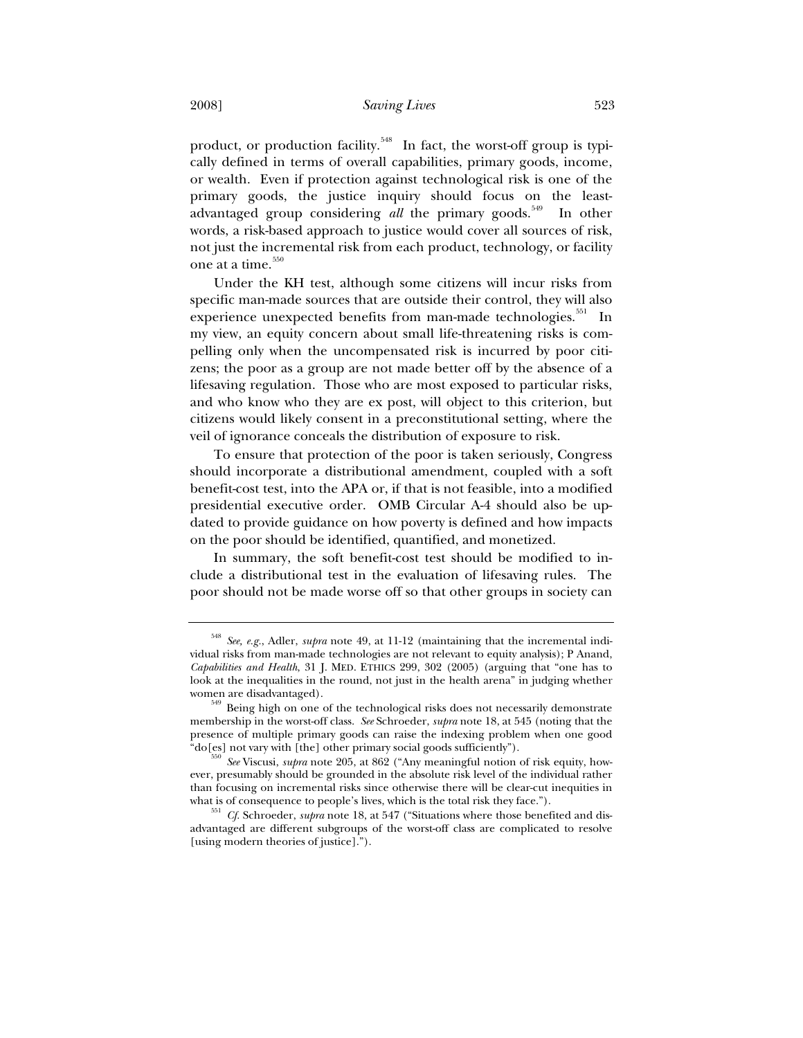product, or production facility.[548] In fact, the worst-off group is typically defined in terms of overall capabilities, primary goods, income, or wealth. Even if protection against technological risk is one of the primary goods, the justice inquiry should focus on the least-advantaged group considering *all* the primary goods.[549] In other words, a risk-based approach to justice would cover all sources of risk, not just the incremental risk from each product, technology, or facility one at a time.[550]

Under the KH test, although some citizens will incur risks from specific man-made sources that are outside their control, they will also experience unexpected benefits from man-made technologies.[551] In my view, an equity concern about small life-threatening risks is compelling only when the uncompensated risk is incurred by poor citizens; the poor as a group are not made better off by the absence of a lifesaving regulation. Those who are most exposed to particular risks, and who know who they are ex post, will object to this criterion, but citizens would likely consent in a preconstitutional setting, where the veil of ignorance conceals the distribution of exposure to risk.

To ensure that protection of the poor is taken seriously, Congress should incorporate a distributional amendment, coupled with a soft benefit-cost test, into the APA or, if that is not feasible, into a modified presidential executive order. OMB Circular A-4 should also be updated to provide guidance on how poverty is defined and how impacts on the poor should be identified, quantified, and monetized.

In summary, the soft benefit-cost test should be modified to include a distributional test in the evaluation of lifesaving rules. The poor should not be made worse off so that other groups in society can

---

[548] *See, e.g.*, Adler, *supra* note 49, at 11-12 (maintaining that the incremental individual risks from man-made technologies are not relevant to equity analysis); P Anand, *Capabilities and Health*, 31 J. MED. ETHICS 299, 302 (2005) (arguing that "one has to look at the inequalities in the round, not just in the health arena" in judging whether women are disadvantaged).

[549] Being high on one of the technological risks does not necessarily demonstrate membership in the worst-off class. *See* Schroeder, *supra* note 18, at 545 (noting that the presence of multiple primary goods can raise the indexing problem when one good "do[es] not vary with [the] other primary social goods sufficiently").

[550] *See* Viscusi, *supra* note 205, at 862 ("Any meaningful notion of risk equity, however, presumably should be grounded in the absolute risk level of the individual rather than focusing on incremental risks since otherwise there will be clear-cut inequities in what is of consequence to people's lives, which is the total risk they face.").

[551] *Cf.* Schroeder, *supra* note 18, at 547 ("Situations where those benefited and disadvantaged are different subgroups of the worst-off class are complicated to resolve [using modern theories of justice].").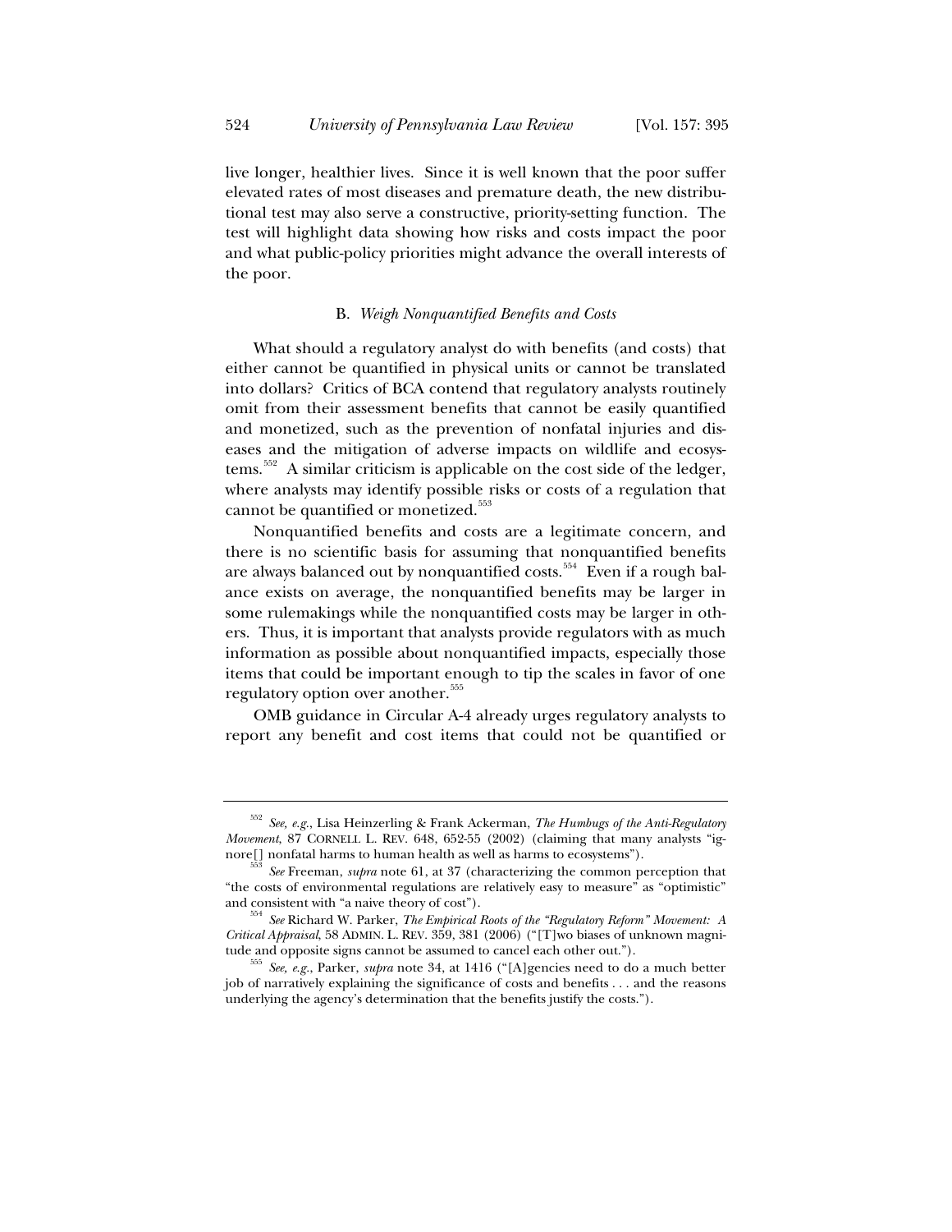live longer, healthier lives. Since it is well known that the poor suffer elevated rates of most diseases and premature death, the new distributional test may also serve a constructive, priority-setting function. The test will highlight data showing how risks and costs impact the poor and what public-policy priorities might advance the overall interests of the poor.

### B. *Weigh Nonquantified Benefits and Costs*

What should a regulatory analyst do with benefits (and costs) that either cannot be quantified in physical units or cannot be translated into dollars? Critics of BCA contend that regulatory analysts routinely omit from their assessment benefits that cannot be easily quantified and monetized, such as the prevention of nonfatal injuries and diseases and the mitigation of adverse impacts on wildlife and ecosystems.[552] A similar criticism is applicable on the cost side of the ledger, where analysts may identify possible risks or costs of a regulation that cannot be quantified or monetized.[553]

Nonquantified benefits and costs are a legitimate concern, and there is no scientific basis for assuming that nonquantified benefits are always balanced out by nonquantified costs.[554] Even if a rough balance exists on average, the nonquantified benefits may be larger in some rulemakings while the nonquantified costs may be larger in others. Thus, it is important that analysts provide regulators with as much information as possible about nonquantified impacts, especially those items that could be important enough to tip the scales in favor of one regulatory option over another.[555]

OMB guidance in Circular A-4 already urges regulatory analysts to report any benefit and cost items that could not be quantified or

---

[552] *See, e.g.*, Lisa Heinzerling & Frank Ackerman, *The Humbugs of the Anti-Regulatory Movement*, 87 CORNELL L. REV. 648, 652-55 (2002) (claiming that many analysts "ignore[] nonfatal harms to human health as well as harms to ecosystems").

[553] *See* Freeman, *supra* note 61, at 37 (characterizing the common perception that "the costs of environmental regulations are relatively easy to measure" as "optimistic" and consistent with "a naive theory of cost").

[554] *See* Richard W. Parker, *The Empirical Roots of the "Regulatory Reform" Movement: A Critical Appraisal*, 58 ADMIN. L. REV. 359, 381 (2006) ("[T]wo biases of unknown magnitude and opposite signs cannot be assumed to cancel each other out.").

[555] *See, e.g.*, Parker, *supra* note 34, at 1416 ("[A]gencies need to do a much better job of narratively explaining the significance of costs and benefits . . . and the reasons underlying the agency's determination that the benefits justify the costs.").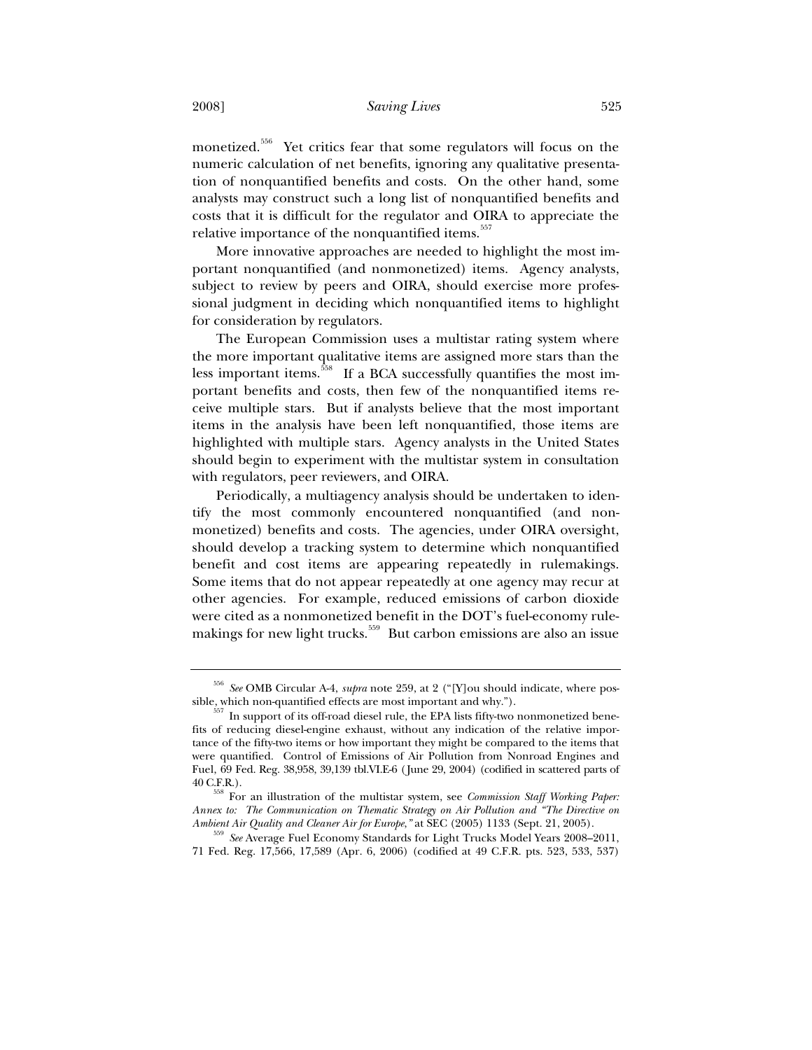monetized.[556] Yet critics fear that some regulators will focus on the numeric calculation of net benefits, ignoring any qualitative presentation of nonquantified benefits and costs. On the other hand, some analysts may construct such a long list of nonquantified benefits and costs that it is difficult for the regulator and OIRA to appreciate the relative importance of the nonquantified items.[557]

More innovative approaches are needed to highlight the most important nonquantified (and nonmonetized) items. Agency analysts, subject to review by peers and OIRA, should exercise more professional judgment in deciding which nonquantified items to highlight for consideration by regulators.

The European Commission uses a multistar rating system where the more important qualitative items are assigned more stars than the less important items.[558] If a BCA successfully quantifies the most important benefits and costs, then few of the nonquantified items receive multiple stars. But if analysts believe that the most important items in the analysis have been left nonquantified, those items are highlighted with multiple stars. Agency analysts in the United States should begin to experiment with the multistar system in consultation with regulators, peer reviewers, and OIRA.

Periodically, a multiagency analysis should be undertaken to identify the most commonly encountered nonquantified (and nonmonetized) benefits and costs. The agencies, under OIRA oversight, should develop a tracking system to determine which nonquantified benefit and cost items are appearing repeatedly in rulemakings. Some items that do not appear repeatedly at one agency may recur at other agencies. For example, reduced emissions of carbon dioxide were cited as a nonmonetized benefit in the DOT's fuel-economy rulemakings for new light trucks.[559] But carbon emissions are also an issue

---

[556] *See* OMB Circular A-4, *supra* note 259, at 2 ("[Y]ou should indicate, where possible, which non-quantified effects are most important and why.").

[557] In support of its off-road diesel rule, the EPA lists fifty-two nonmonetized benefits of reducing diesel-engine exhaust, without any indication of the relative importance of the fifty-two items or how important they might be compared to the items that were quantified. Control of Emissions of Air Pollution from Nonroad Engines and Fuel, 69 Fed. Reg. 38,958, 39,139 tbl.VI.E-6 (June 29, 2004) (codified in scattered parts of 40 C.F.R.).

[558] For an illustration of the multistar system, see *Commission Staff Working Paper: Annex to: The Communication on Thematic Strategy on Air Pollution and "The Directive on Ambient Air Quality and Cleaner Air for Europe,"* at SEC (2005) 1133 (Sept. 21, 2005).

[559] *See* Average Fuel Economy Standards for Light Trucks Model Years 2008–2011, 71 Fed. Reg. 17,566, 17,589 (Apr. 6, 2006) (codified at 49 C.F.R. pts. 523, 533, 537)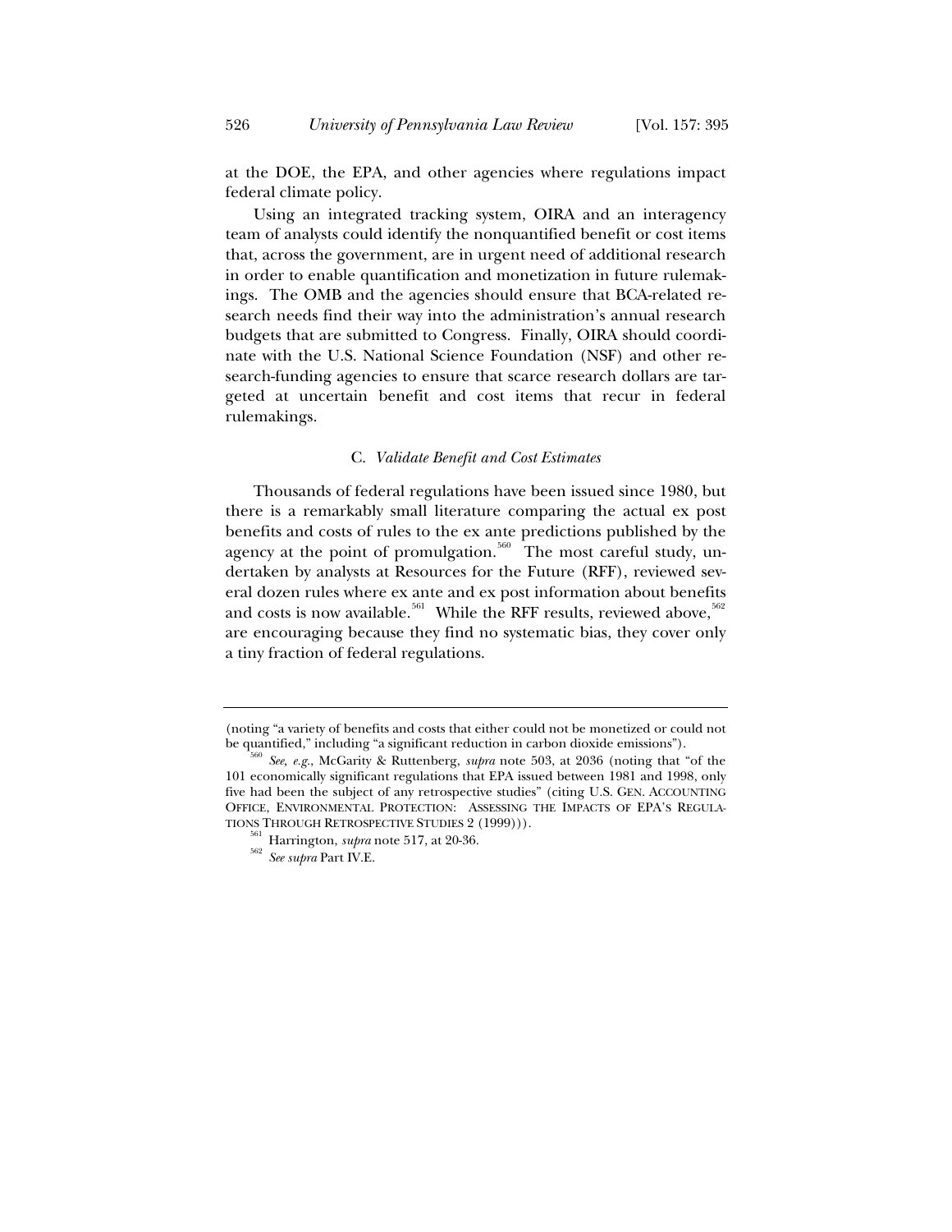at the DOE, the EPA, and other agencies where regulations impact federal climate policy.

Using an integrated tracking system, OIRA and an interagency team of analysts could identify the nonquantified benefit or cost items that, across the government, are in urgent need of additional research in order to enable quantification and monetization in future rulemakings. The OMB and the agencies should ensure that BCA-related research needs find their way into the administration's annual research budgets that are submitted to Congress. Finally, OIRA should coordinate with the U.S. National Science Foundation (NSF) and other research-funding agencies to ensure that scarce research dollars are targeted at uncertain benefit and cost items that recur in federal rulemakings.

### C. *Validate Benefit and Cost Estimates*

Thousands of federal regulations have been issued since 1980, but there is a remarkably small literature comparing the actual ex post benefits and costs of rules to the ex ante predictions published by the agency at the point of promulgation.[560] The most careful study, undertaken by analysts at Resources for the Future (RFF), reviewed several dozen rules where ex ante and ex post information about benefits and costs is now available.[561] While the RFF results, reviewed above,[562] are encouraging because they find no systematic bias, they cover only a tiny fraction of federal regulations.

---

(noting "a variety of benefits and costs that either could not be monetized or could not be quantified," including "a significant reduction in carbon dioxide emissions").

[560] *See, e.g.*, McGarity & Ruttenberg, *supra* note 503, at 2036 (noting that "of the 101 economically significant regulations that EPA issued between 1981 and 1998, only five had been the subject of any retrospective studies" (citing U.S. GEN. ACCOUNTING OFFICE, ENVIRONMENTAL PROTECTION: ASSESSING THE IMPACTS OF EPA'S REGULATIONS THROUGH RETROSPECTIVE STUDIES 2 (1999))).

[561] Harrington, *supra* note 517, at 20-36.

[562] *See supra* Part IV.E.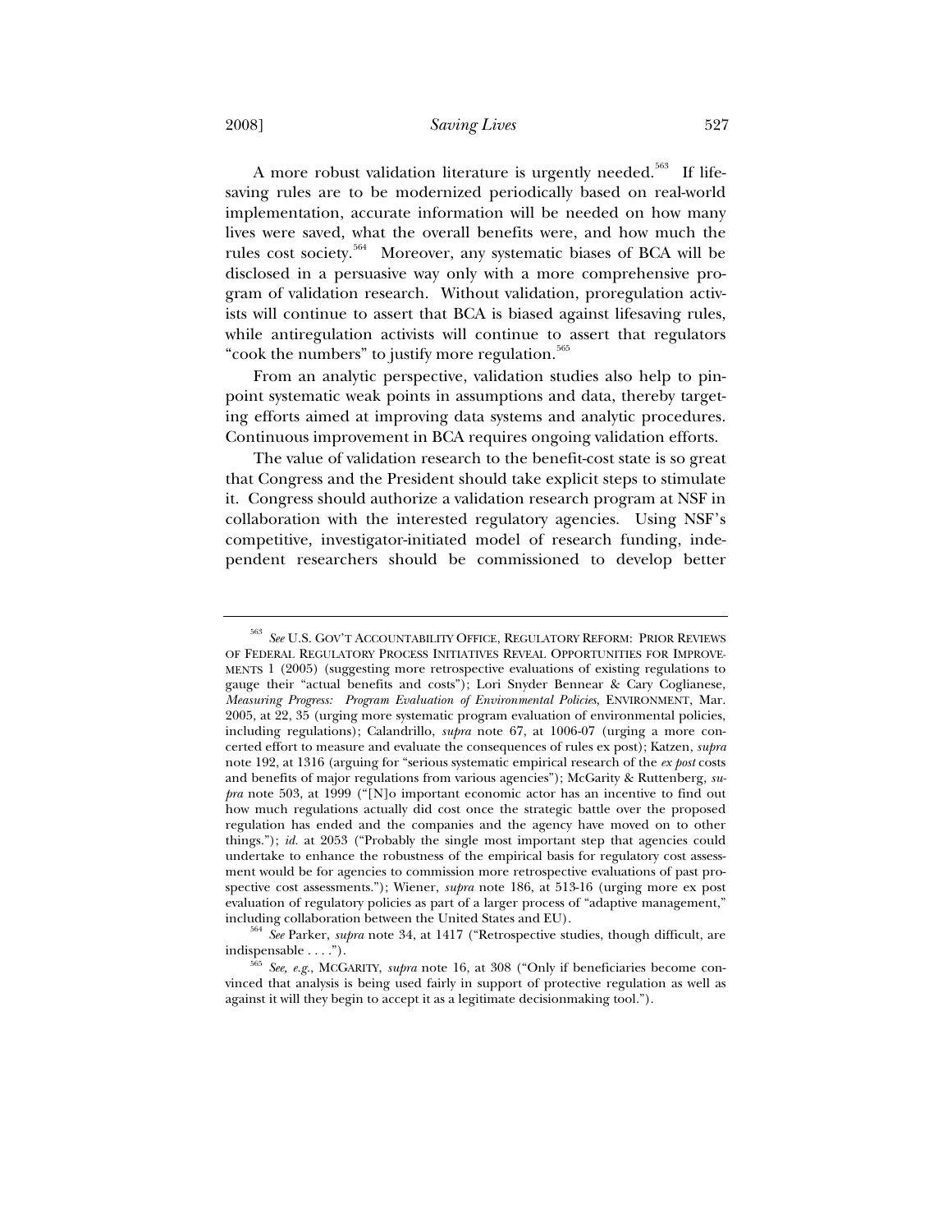A more robust validation literature is urgently needed.[563] If lifesaving rules are to be modernized periodically based on real-world implementation, accurate information will be needed on how many lives were saved, what the overall benefits were, and how much the rules cost society.[564] Moreover, any systematic biases of BCA will be disclosed in a persuasive way only with a more comprehensive program of validation research. Without validation, proregulation activists will continue to assert that BCA is biased against lifesaving rules, while antiregulation activists will continue to assert that regulators "cook the numbers" to justify more regulation.[565]

From an analytic perspective, validation studies also help to pinpoint systematic weak points in assumptions and data, thereby targeting efforts aimed at improving data systems and analytic procedures. Continuous improvement in BCA requires ongoing validation efforts.

The value of validation research to the benefit-cost state is so great that Congress and the President should take explicit steps to stimulate it. Congress should authorize a validation research program at NSF in collaboration with the interested regulatory agencies. Using NSF's competitive, investigator-initiated model of research funding, independent researchers should be commissioned to develop better

---

[563] *See* U.S. GOV'T ACCOUNTABILITY OFFICE, REGULATORY REFORM: PRIOR REVIEWS OF FEDERAL REGULATORY PROCESS INITIATIVES REVEAL OPPORTUNITIES FOR IMPROVEMENTS 1 (2005) (suggesting more retrospective evaluations of existing regulations to gauge their "actual benefits and costs"); Lori Snyder Bennear & Cary Coglianese, *Measuring Progress: Program Evaluation of Environmental Policies*, ENVIRONMENT, Mar. 2005, at 22, 35 (urging more systematic program evaluation of environmental policies, including regulations); Calandrillo, *supra* note 67, at 1006-07 (urging a more concerted effort to measure and evaluate the consequences of rules ex post); Katzen, *supra* note 192, at 1316 (arguing for "serious systematic empirical research of the *ex post* costs and benefits of major regulations from various agencies"); McGarity & Ruttenberg, *supra* note 503, at 1999 ("[N]o important economic actor has an incentive to find out how much regulations actually did cost once the strategic battle over the proposed regulation has ended and the companies and the agency have moved on to other things."); *id.* at 2053 ("Probably the single most important step that agencies could undertake to enhance the robustness of the empirical basis for regulatory cost assessment would be for agencies to commission more retrospective evaluations of past prospective cost assessments."); Wiener, *supra* note 186, at 513-16 (urging more ex post evaluation of regulatory policies as part of a larger process of "adaptive management," including collaboration between the United States and EU).

[564] *See* Parker, *supra* note 34, at 1417 ("Retrospective studies, though difficult, are indispensable . . . .").

[565] *See, e.g.*, MCGARITY, *supra* note 16, at 308 ("Only if beneficiaries become convinced that analysis is being used fairly in support of protective regulation as well as against it will they begin to accept it as a legitimate decisionmaking tool.").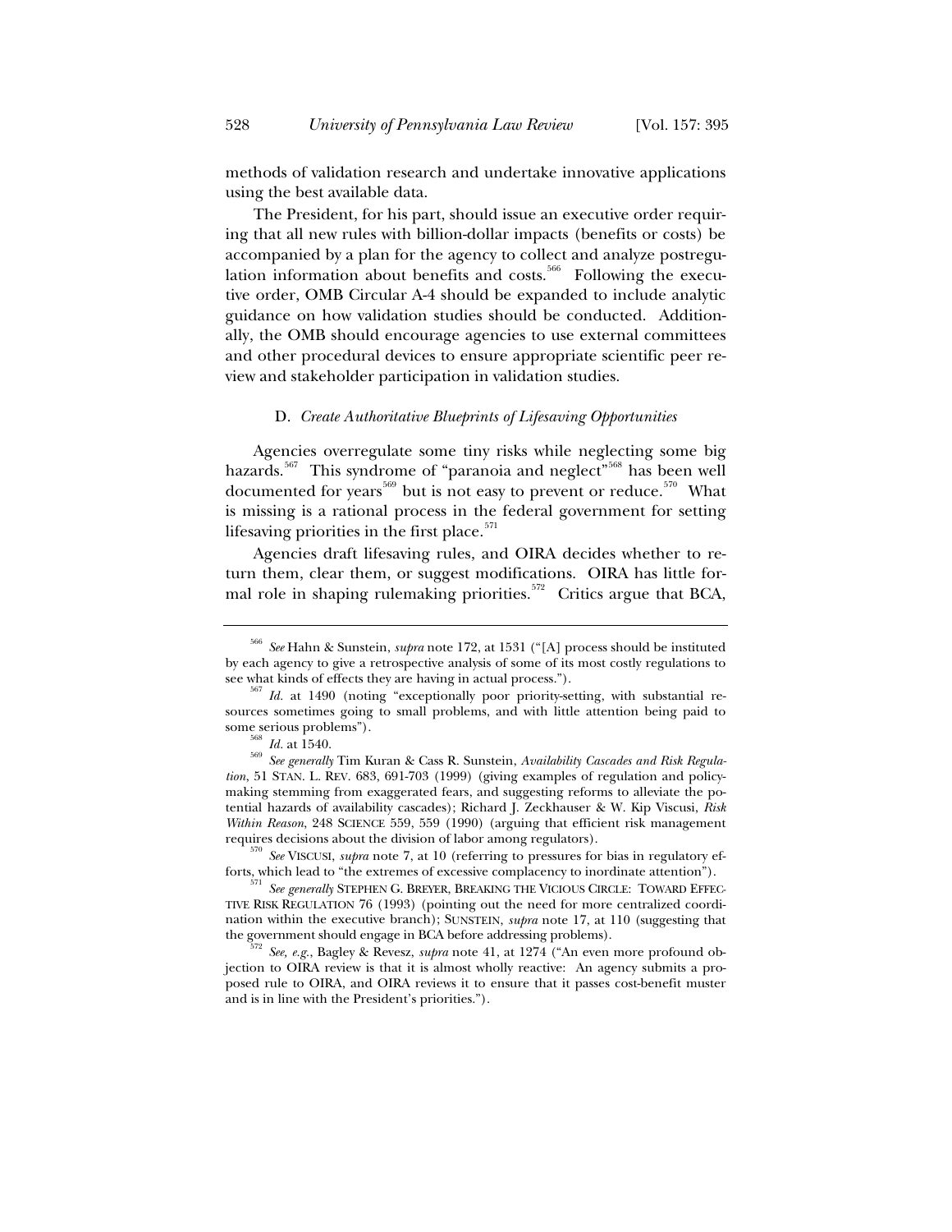methods of validation research and undertake innovative applications using the best available data.

The President, for his part, should issue an executive order requiring that all new rules with billion-dollar impacts (benefits or costs) be accompanied by a plan for the agency to collect and analyze postregulation information about benefits and costs.[566] Following the executive order, OMB Circular A-4 should be expanded to include analytic guidance on how validation studies should be conducted. Additionally, the OMB should encourage agencies to use external committees and other procedural devices to ensure appropriate scientific peer review and stakeholder participation in validation studies.

### D. *Create Authoritative Blueprints of Lifesaving Opportunities*

Agencies overregulate some tiny risks while neglecting some big hazards.[567] This syndrome of "paranoia and neglect"[568] has been well documented for years[569] but is not easy to prevent or reduce.[570] What is missing is a rational process in the federal government for setting lifesaving priorities in the first place.[571]

Agencies draft lifesaving rules, and OIRA decides whether to return them, clear them, or suggest modifications. OIRA has little formal role in shaping rulemaking priorities.[572] Critics argue that BCA,

---

[566] *See* Hahn & Sunstein, *supra* note 172, at 1531 ("[A] process should be instituted by each agency to give a retrospective analysis of some of its most costly regulations to see what kinds of effects they are having in actual process.").

[567] *Id.* at 1490 (noting "exceptionally poor priority-setting, with substantial resources sometimes going to small problems, and with little attention being paid to some serious problems").

[568] *Id.* at 1540.

[569] *See generally* Tim Kuran & Cass R. Sunstein, *Availability Cascades and Risk Regulation*, 51 STAN. L. REV. 683, 691-703 (1999) (giving examples of regulation and policymaking stemming from exaggerated fears, and suggesting reforms to alleviate the potential hazards of availability cascades); Richard J. Zeckhauser & W. Kip Viscusi, *Risk Within Reason*, 248 SCIENCE 559, 559 (1990) (arguing that efficient risk management requires decisions about the division of labor among regulators).

[570] *See* VISCUSI, *supra* note 7, at 10 (referring to pressures for bias in regulatory efforts, which lead to "the extremes of excessive complacency to inordinate attention").

[571] *See generally* STEPHEN G. BREYER, BREAKING THE VICIOUS CIRCLE: TOWARD EFFECTIVE RISK REGULATION 76 (1993) (pointing out the need for more centralized coordination within the executive branch); SUNSTEIN, *supra* note 17, at 110 (suggesting that the government should engage in BCA before addressing problems).

[572] *See, e.g.*, Bagley & Revesz, *supra* note 41, at 1274 ("An even more profound objection to OIRA review is that it is almost wholly reactive: An agency submits a proposed rule to OIRA, and OIRA reviews it to ensure that it passes cost-benefit muster and is in line with the President's priorities.").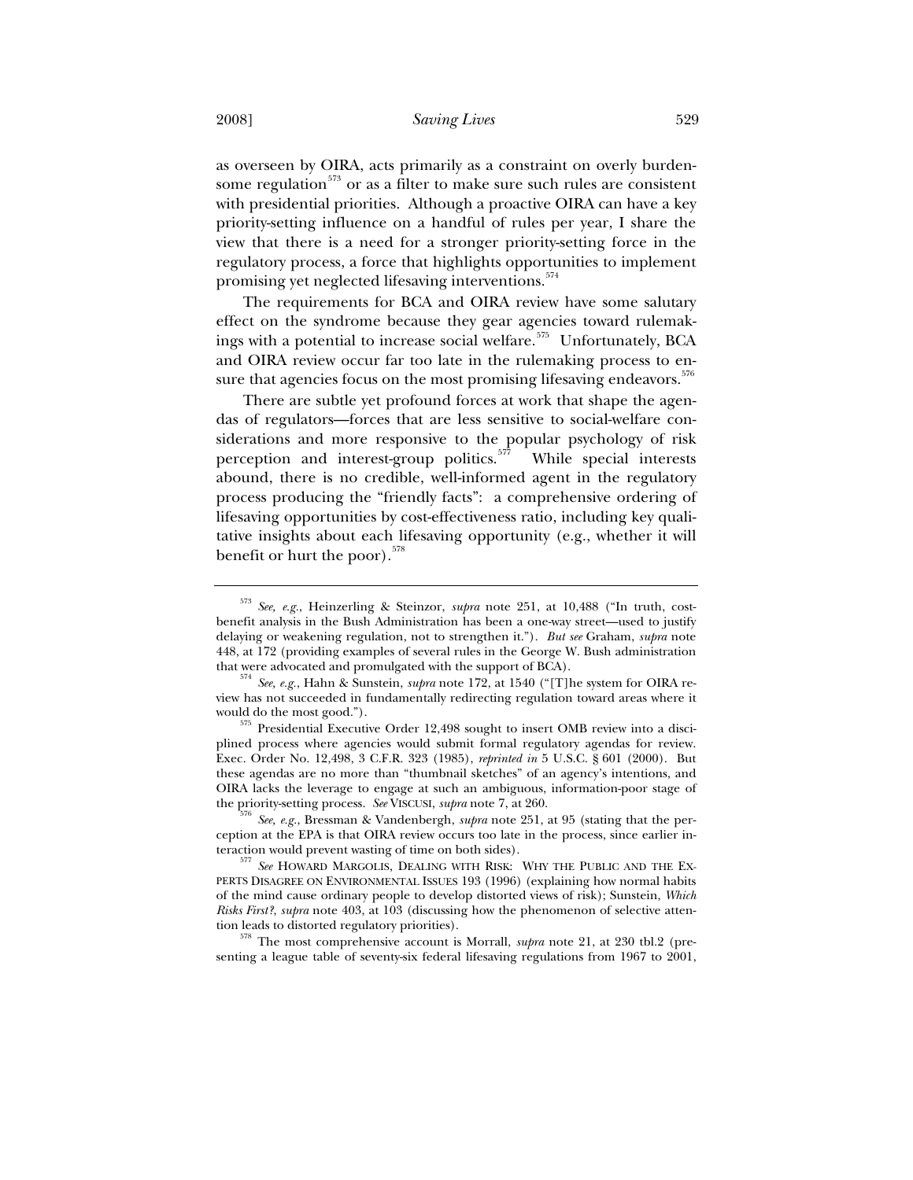as overseen by OIRA, acts primarily as a constraint on overly burdensome regulation[573] or as a filter to make sure such rules are consistent with presidential priorities. Although a proactive OIRA can have a key priority-setting influence on a handful of rules per year, I share the view that there is a need for a stronger priority-setting force in the regulatory process, a force that highlights opportunities to implement promising yet neglected lifesaving interventions.[574]

The requirements for BCA and OIRA review have some salutary effect on the syndrome because they gear agencies toward rulemakings with a potential to increase social welfare.[575] Unfortunately, BCA and OIRA review occur far too late in the rulemaking process to ensure that agencies focus on the most promising lifesaving endeavors.[576]

There are subtle yet profound forces at work that shape the agendas of regulators—forces that are less sensitive to social-welfare considerations and more responsive to the popular psychology of risk perception and interest-group politics.[577] While special interests abound, there is no credible, well-informed agent in the regulatory process producing the "friendly facts": a comprehensive ordering of lifesaving opportunities by cost-effectiveness ratio, including key qualitative insights about each lifesaving opportunity (e.g., whether it will benefit or hurt the poor).[578]

---

[573] *See, e.g.*, Heinzerling & Steinzor, *supra* note 251, at 10,488 ("In truth, cost-benefit analysis in the Bush Administration has been a one-way street—used to justify delaying or weakening regulation, not to strengthen it."). *But see* Graham, *supra* note 448, at 172 (providing examples of several rules in the George W. Bush administration that were advocated and promulgated with the support of BCA).

[574] *See, e.g.*, Hahn & Sunstein, *supra* note 172, at 1540 ("[T]he system for OIRA review has not succeeded in fundamentally redirecting regulation toward areas where it would do the most good.").

[575] Presidential Executive Order 12,498 sought to insert OMB review into a disciplined process where agencies would submit formal regulatory agendas for review. Exec. Order No. 12,498, 3 C.F.R. 323 (1985), *reprinted in* 5 U.S.C. § 601 (2000). But these agendas are no more than "thumbnail sketches" of an agency's intentions, and OIRA lacks the leverage to engage at such an ambiguous, information-poor stage of the priority-setting process. *See* VISCUSI, *supra* note 7, at 260.

[576] *See, e.g.*, Bressman & Vandenbergh, *supra* note 251, at 95 (stating that the perception at the EPA is that OIRA review occurs too late in the process, since earlier interaction would prevent wasting of time on both sides).

[577] *See* HOWARD MARGOLIS, DEALING WITH RISK: WHY THE PUBLIC AND THE EXPERTS DISAGREE ON ENVIRONMENTAL ISSUES 193 (1996) (explaining how normal habits of the mind cause ordinary people to develop distorted views of risk); Sunstein, *Which Risks First?*, *supra* note 403, at 103 (discussing how the phenomenon of selective attention leads to distorted regulatory priorities).

[578] The most comprehensive account is Morrall, *supra* note 21, at 230 tbl.2 (presenting a league table of seventy-six federal lifesaving regulations from 1967 to 2001,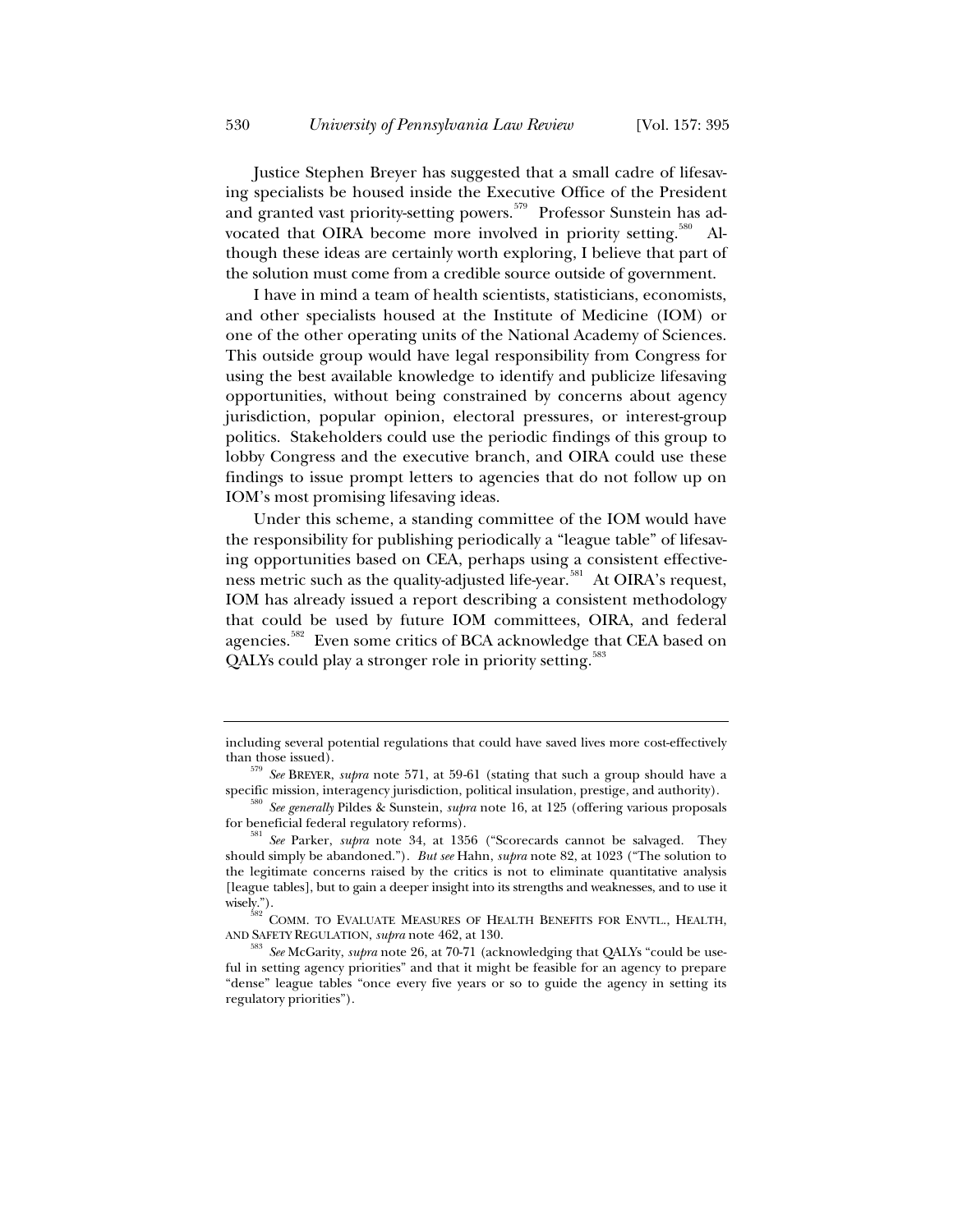Justice Stephen Breyer has suggested that a small cadre of lifesaving specialists be housed inside the Executive Office of the President and granted vast priority-setting powers.[579] Professor Sunstein has advocated that OIRA become more involved in priority setting.[580] Although these ideas are certainly worth exploring, I believe that part of the solution must come from a credible source outside of government.

I have in mind a team of health scientists, statisticians, economists, and other specialists housed at the Institute of Medicine (IOM) or one of the other operating units of the National Academy of Sciences. This outside group would have legal responsibility from Congress for using the best available knowledge to identify and publicize lifesaving opportunities, without being constrained by concerns about agency jurisdiction, popular opinion, electoral pressures, or interest-group politics. Stakeholders could use the periodic findings of this group to lobby Congress and the executive branch, and OIRA could use these findings to issue prompt letters to agencies that do not follow up on IOM's most promising lifesaving ideas.

Under this scheme, a standing committee of the IOM would have the responsibility for publishing periodically a "league table" of lifesaving opportunities based on CEA, perhaps using a consistent effectiveness metric such as the quality-adjusted life-year.[581] At OIRA's request, IOM has already issued a report describing a consistent methodology that could be used by future IOM committees, OIRA, and federal agencies.[582] Even some critics of BCA acknowledge that CEA based on QALYs could play a stronger role in priority setting.[583]

---

including several potential regulations that could have saved lives more cost-effectively than those issued).

[579] *See* BREYER, *supra* note 571, at 59-61 (stating that such a group should have a specific mission, interagency jurisdiction, political insulation, prestige, and authority).

[580] *See generally* Pildes & Sunstein, *supra* note 16, at 125 (offering various proposals for beneficial federal regulatory reforms).

[581] *See* Parker, *supra* note 34, at 1356 ("Scorecards cannot be salvaged. They should simply be abandoned."). *But see* Hahn, *supra* note 82, at 1023 ("The solution to the legitimate concerns raised by the critics is not to eliminate quantitative analysis [league tables], but to gain a deeper insight into its strengths and weaknesses, and to use it wisely.").

[582] COMM. TO EVALUATE MEASURES OF HEALTH BENEFITS FOR ENVTL., HEALTH, AND SAFETY REGULATION, *supra* note 462, at 130.

[583] *See* McGarity, *supra* note 26, at 70-71 (acknowledging that QALYs "could be useful in setting agency priorities" and that it might be feasible for an agency to prepare "dense" league tables "once every five years or so to guide the agency in setting its regulatory priorities").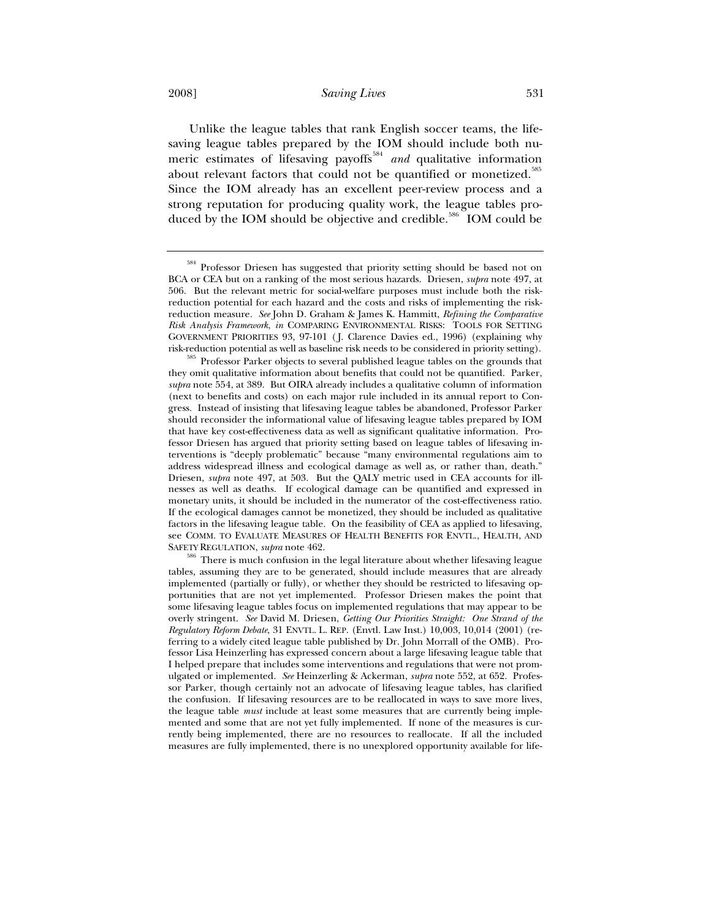Unlike the league tables that rank English soccer teams, the lifesaving league tables prepared by the IOM should include both numeric estimates of lifesaving payoffs[584] *and* qualitative information about relevant factors that could not be quantified or monetized.[585] Since the IOM already has an excellent peer-review process and a strong reputation for producing quality work, the league tables produced by the IOM should be objective and credible.[586] IOM could be

---

[584] Professor Driesen has suggested that priority setting should be based not on BCA or CEA but on a ranking of the most serious hazards. Driesen, *supra* note 497, at 506. But the relevant metric for social-welfare purposes must include both the risk-reduction potential for each hazard and the costs and risks of implementing the risk-reduction measure. *See* John D. Graham & James K. Hammitt, *Refining the Comparative Risk Analysis Framework*, *in* COMPARING ENVIRONMENTAL RISKS: TOOLS FOR SETTING GOVERNMENT PRIORITIES 93, 97-101 (J. Clarence Davies ed., 1996) (explaining why risk-reduction potential as well as baseline risk needs to be considered in priority setting).

[585] Professor Parker objects to several published league tables on the grounds that they omit qualitative information about benefits that could not be quantified. Parker, *supra* note 554, at 389. But OIRA already includes a qualitative column of information (next to benefits and costs) on each major rule included in its annual report to Congress. Instead of insisting that lifesaving league tables be abandoned, Professor Parker should reconsider the informational value of lifesaving league tables prepared by IOM that have key cost-effectiveness data as well as significant qualitative information. Professor Driesen has argued that priority setting based on league tables of lifesaving interventions is "deeply problematic" because "many environmental regulations aim to address widespread illness and ecological damage as well as, or rather than, death." Driesen, *supra* note 497, at 503. But the QALY metric used in CEA accounts for illnesses as well as deaths. If ecological damage can be quantified and expressed in monetary units, it should be included in the numerator of the cost-effectiveness ratio. If the ecological damages cannot be monetized, they should be included as qualitative factors in the lifesaving league table. On the feasibility of CEA as applied to lifesaving, see COMM. TO EVALUATE MEASURES OF HEALTH BENEFITS FOR ENVTL., HEALTH, AND SAFETY REGULATION, *supra* note 462.

[586] There is much confusion in the legal literature about whether lifesaving league tables, assuming they are to be generated, should include measures that are already implemented (partially or fully), or whether they should be restricted to lifesaving opportunities that are not yet implemented. Professor Driesen makes the point that some lifesaving league tables focus on implemented regulations that may appear to be overly stringent. *See* David M. Driesen, *Getting Our Priorities Straight: One Strand of the Regulatory Reform Debate*, 31 ENVTL. L. REP. (Envtl. Law Inst.) 10,003, 10,014 (2001) (referring to a widely cited league table published by Dr. John Morrall of the OMB). Professor Lisa Heinzerling has expressed concern about a large lifesaving league table that I helped prepare that includes some interventions and regulations that were not promulgated or implemented. *See* Heinzerling & Ackerman, *supra* note 552, at 652. Professor Parker, though certainly not an advocate of lifesaving league tables, has clarified the confusion. If lifesaving resources are to be reallocated in ways to save more lives, the league table *must* include at least some measures that are currently being implemented and some that are not yet fully implemented. If none of the measures is currently being implemented, there are no resources to reallocate. If all the included measures are fully implemented, there is no unexplored opportunity available for life-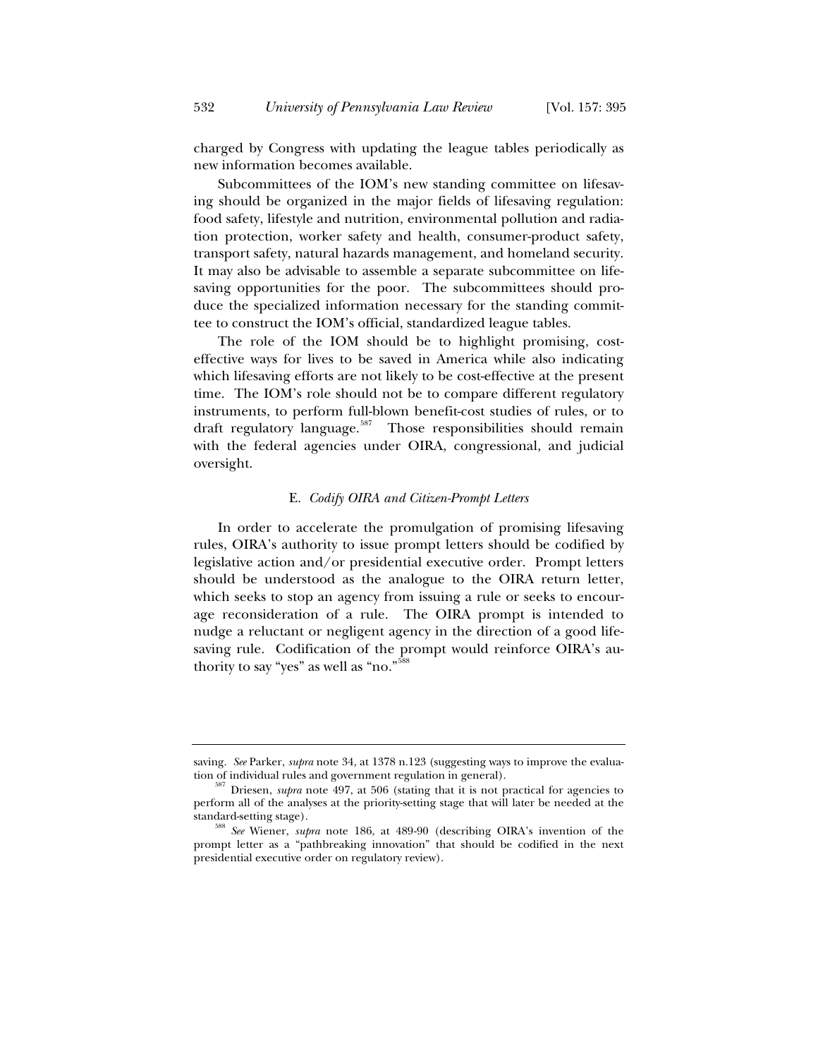charged by Congress with updating the league tables periodically as new information becomes available.

Subcommittees of the IOM's new standing committee on lifesaving should be organized in the major fields of lifesaving regulation: food safety, lifestyle and nutrition, environmental pollution and radiation protection, worker safety and health, consumer-product safety, transport safety, natural hazards management, and homeland security. It may also be advisable to assemble a separate subcommittee on lifesaving opportunities for the poor. The subcommittees should produce the specialized information necessary for the standing committee to construct the IOM's official, standardized league tables.

The role of the IOM should be to highlight promising, cost-effective ways for lives to be saved in America while also indicating which lifesaving efforts are not likely to be cost-effective at the present time. The IOM's role should not be to compare different regulatory instruments, to perform full-blown benefit-cost studies of rules, or to draft regulatory language.[587] Those responsibilities should remain with the federal agencies under OIRA, congressional, and judicial oversight.

### E. *Codify OIRA and Citizen-Prompt Letters*

In order to accelerate the promulgation of promising lifesaving rules, OIRA's authority to issue prompt letters should be codified by legislative action and/or presidential executive order. Prompt letters should be understood as the analogue to the OIRA return letter, which seeks to stop an agency from issuing a rule or seeks to encourage reconsideration of a rule. The OIRA prompt is intended to nudge a reluctant or negligent agency in the direction of a good lifesaving rule. Codification of the prompt would reinforce OIRA's authority to say "yes" as well as "no."[588]

---

saving. *See* Parker, *supra* note 34, at 1378 n.123 (suggesting ways to improve the evaluation of individual rules and government regulation in general).

[587] Driesen, *supra* note 497, at 506 (stating that it is not practical for agencies to perform all of the analyses at the priority-setting stage that will later be needed at the standard-setting stage).

[588] *See* Wiener, *supra* note 186, at 489-90 (describing OIRA's invention of the prompt letter as a "pathbreaking innovation" that should be codified in the next presidential executive order on regulatory review).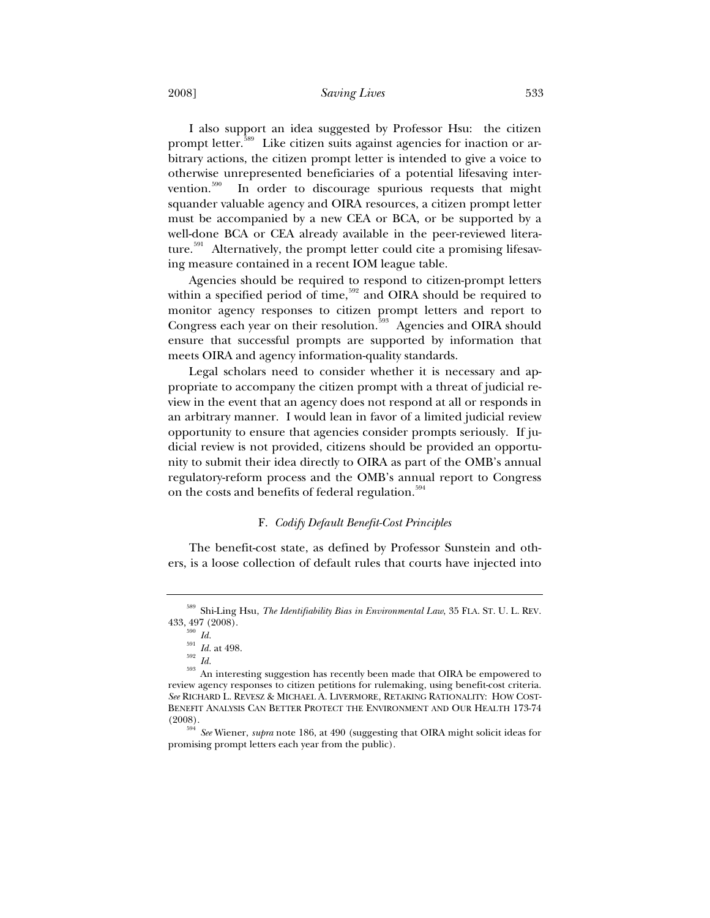I also support an idea suggested by Professor Hsu: the citizen prompt letter.[589] Like citizen suits against agencies for inaction or arbitrary actions, the citizen prompt letter is intended to give a voice to otherwise unrepresented beneficiaries of a potential lifesaving intervention.[590] In order to discourage spurious requests that might squander valuable agency and OIRA resources, a citizen prompt letter must be accompanied by a new CEA or BCA, or be supported by a well-done BCA or CEA already available in the peer-reviewed literature.[591] Alternatively, the prompt letter could cite a promising lifesaving measure contained in a recent IOM league table.

Agencies should be required to respond to citizen-prompt letters within a specified period of time,[592] and OIRA should be required to monitor agency responses to citizen prompt letters and report to Congress each year on their resolution.[593] Agencies and OIRA should ensure that successful prompts are supported by information that meets OIRA and agency information-quality standards.

Legal scholars need to consider whether it is necessary and appropriate to accompany the citizen prompt with a threat of judicial review in the event that an agency does not respond at all or responds in an arbitrary manner. I would lean in favor of a limited judicial review opportunity to ensure that agencies consider prompts seriously. If judicial review is not provided, citizens should be provided an opportunity to submit their idea directly to OIRA as part of the OMB's annual regulatory-reform process and the OMB's annual report to Congress on the costs and benefits of federal regulation.[594]

### F. *Codify Default Benefit-Cost Principles*

The benefit-cost state, as defined by Professor Sunstein and others, is a loose collection of default rules that courts have injected into

---

[589] Shi-Ling Hsu, *The Identifiability Bias in Environmental Law*, 35 FLA. ST. U. L. REV. 433, 497 (2008).

[590] *Id.*

[591] *Id.* at 498.

[592] *Id.*

[593] An interesting suggestion has recently been made that OIRA be empowered to review agency responses to citizen petitions for rulemaking, using benefit-cost criteria. *See* RICHARD L. REVESZ & MICHAEL A. LIVERMORE, RETAKING RATIONALITY: HOW COST-BENEFIT ANALYSIS CAN BETTER PROTECT THE ENVIRONMENT AND OUR HEALTH 173-74 (2008).

[594] *See* Wiener, *supra* note 186, at 490 (suggesting that OIRA might solicit ideas for promising prompt letters each year from the public).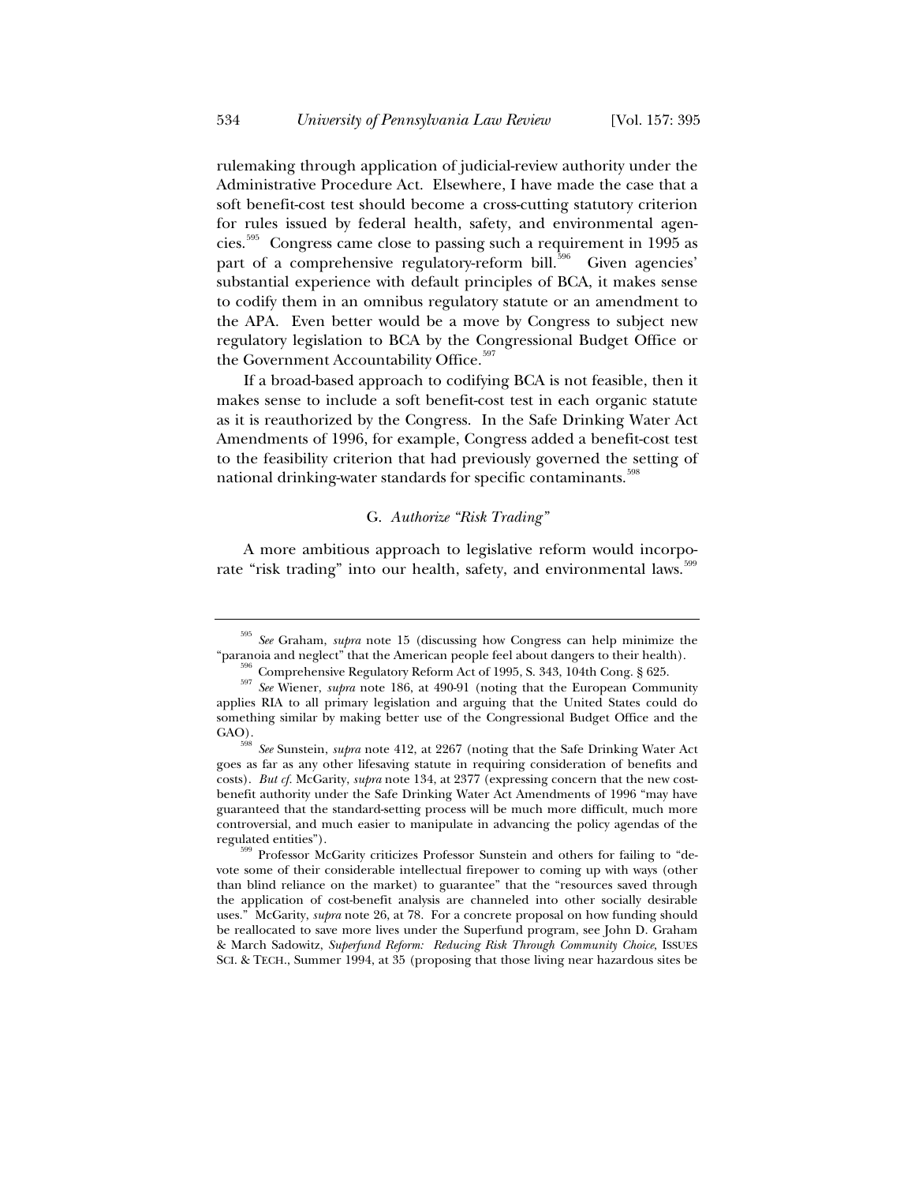rulemaking through application of judicial-review authority under the Administrative Procedure Act. Elsewhere, I have made the case that a soft benefit-cost test should become a cross-cutting statutory criterion for rules issued by federal health, safety, and environmental agencies.[595] Congress came close to passing such a requirement in 1995 as part of a comprehensive regulatory-reform bill.[596] Given agencies' substantial experience with default principles of BCA, it makes sense to codify them in an omnibus regulatory statute or an amendment to the APA. Even better would be a move by Congress to subject new regulatory legislation to BCA by the Congressional Budget Office or the Government Accountability Office.[597]

If a broad-based approach to codifying BCA is not feasible, then it makes sense to include a soft benefit-cost test in each organic statute as it is reauthorized by the Congress. In the Safe Drinking Water Act Amendments of 1996, for example, Congress added a benefit-cost test to the feasibility criterion that had previously governed the setting of national drinking-water standards for specific contaminants.[598]

### G. *Authorize "Risk Trading"*

A more ambitious approach to legislative reform would incorporate "risk trading" into our health, safety, and environmental laws.[599]

---

[595] *See* Graham, *supra* note 15 (discussing how Congress can help minimize the "paranoia and neglect" that the American people feel about dangers to their health).

[596] Comprehensive Regulatory Reform Act of 1995, S. 343, 104th Cong. § 625.

[597] *See* Wiener, *supra* note 186, at 490-91 (noting that the European Community applies RIA to all primary legislation and arguing that the United States could do something similar by making better use of the Congressional Budget Office and the GAO).

[598] *See* Sunstein, *supra* note 412, at 2267 (noting that the Safe Drinking Water Act goes as far as any other lifesaving statute in requiring consideration of benefits and costs). *But cf.* McGarity, *supra* note 134, at 2377 (expressing concern that the new cost-benefit authority under the Safe Drinking Water Act Amendments of 1996 "may have guaranteed that the standard-setting process will be much more difficult, much more controversial, and much easier to manipulate in advancing the policy agendas of the regulated entities").

[599] Professor McGarity criticizes Professor Sunstein and others for failing to "devote some of their considerable intellectual firepower to coming up with ways (other than blind reliance on the market) to guarantee" that the "resources saved through the application of cost-benefit analysis are channeled into other socially desirable uses." McGarity, *supra* note 26, at 78. For a concrete proposal on how funding should be reallocated to save more lives under the Superfund program, see John D. Graham & March Sadowitz, *Superfund Reform: Reducing Risk Through Community Choice*, ISSUES SCI. & TECH., Summer 1994, at 35 (proposing that those living near hazardous sites be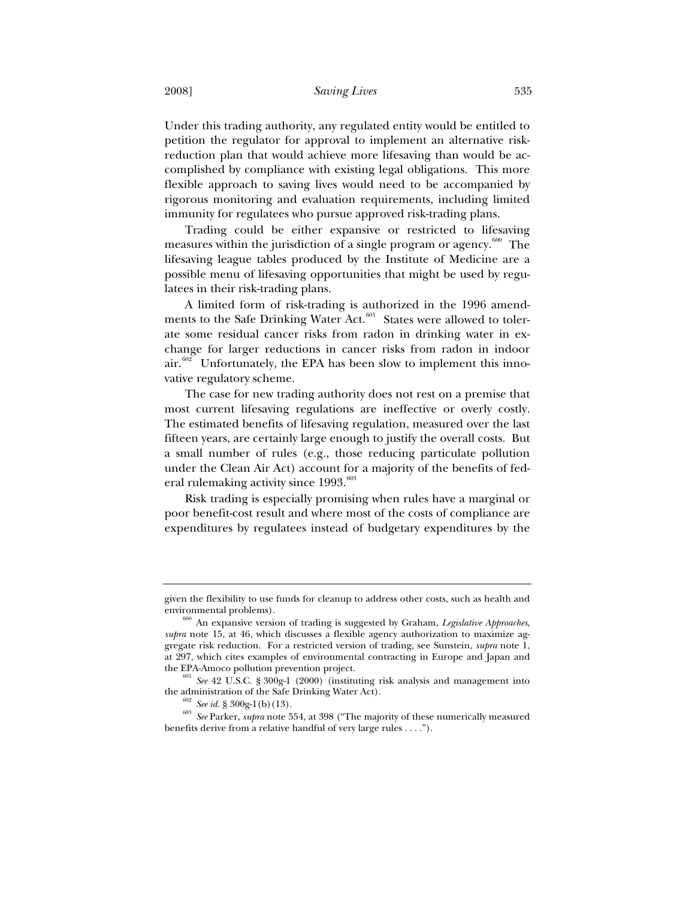Under this trading authority, any regulated entity would be entitled to petition the regulator for approval to implement an alternative risk-reduction plan that would achieve more lifesaving than would be accomplished by compliance with existing legal obligations. This more flexible approach to saving lives would need to be accompanied by rigorous monitoring and evaluation requirements, including limited immunity for regulatees who pursue approved risk-trading plans.

Trading could be either expansive or restricted to lifesaving measures within the jurisdiction of a single program or agency.[600] The lifesaving league tables produced by the Institute of Medicine are a possible menu of lifesaving opportunities that might be used by regulatees in their risk-trading plans.

A limited form of risk-trading is authorized in the 1996 amendments to the Safe Drinking Water Act.[601] States were allowed to tolerate some residual cancer risks from radon in drinking water in exchange for larger reductions in cancer risks from radon in indoor air.[602] Unfortunately, the EPA has been slow to implement this innovative regulatory scheme.

The case for new trading authority does not rest on a premise that most current lifesaving regulations are ineffective or overly costly. The estimated benefits of lifesaving regulation, measured over the last fifteen years, are certainly large enough to justify the overall costs. But a small number of rules (e.g., those reducing particulate pollution under the Clean Air Act) account for a majority of the benefits of federal rulemaking activity since 1993.[603]

Risk trading is especially promising when rules have a marginal or poor benefit-cost result and where most of the costs of compliance are expenditures by regulatees instead of budgetary expenditures by the

---

given the flexibility to use funds for cleanup to address other costs, such as health and environmental problems).

[600] An expansive version of trading is suggested by Graham, *Legislative Approaches*, *supra* note 15, at 46, which discusses a flexible agency authorization to maximize aggregate risk reduction. For a restricted version of trading, see Sunstein, *supra* note 1, at 297, which cites examples of environmental contracting in Europe and Japan and the EPA-Amoco pollution prevention project.

[601] *See* 42 U.S.C. § 300g-1 (2000) (instituting risk analysis and management into the administration of the Safe Drinking Water Act).

[602] *See id.* § 300g-1(b)(13).

[603] *See* Parker, *supra* note 554, at 398 ("The majority of these numerically measured benefits derive from a relative handful of very large rules . . . .").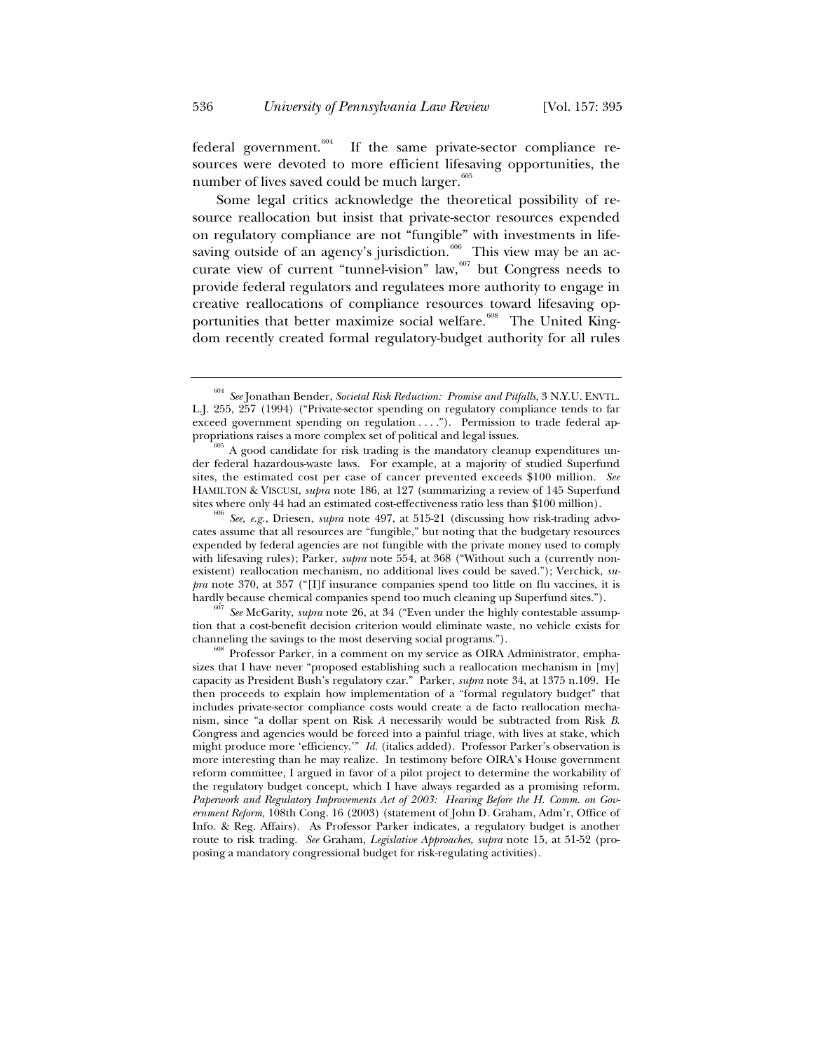federal government.[604] If the same private-sector compliance resources were devoted to more efficient lifesaving opportunities, the number of lives saved could be much larger.[605]

Some legal critics acknowledge the theoretical possibility of resource reallocation but insist that private-sector resources expended on regulatory compliance are not "fungible" with investments in lifesaving outside of an agency's jurisdiction.[606] This view may be an accurate view of current "tunnel-vision" law,[607] but Congress needs to provide federal regulators and regulatees more authority to engage in creative reallocations of compliance resources toward lifesaving opportunities that better maximize social welfare.[608] The United Kingdom recently created formal regulatory-budget authority for all rules

---

[604] *See* Jonathan Bender, *Societal Risk Reduction: Promise and Pitfalls*, 3 N.Y.U. ENVTL. L.J. 255, 257 (1994) ("Private-sector spending on regulatory compliance tends to far exceed government spending on regulation . . . ."). Permission to trade federal appropriations raises a more complex set of political and legal issues.

[605] A good candidate for risk trading is the mandatory cleanup expenditures under federal hazardous-waste laws. For example, at a majority of studied Superfund sites, the estimated cost per case of cancer prevented exceeds $100 million. *See* HAMILTON & VISCUSI, *supra* note 186, at 127 (summarizing a review of 145 Superfund sites where only 44 had an estimated cost-effectiveness ratio less than $100 million).

[606] *See, e.g.*, Driesen, *supra* note 497, at 515-21 (discussing how risk-trading advocates assume that all resources are "fungible," but noting that the budgetary resources expended by federal agencies are not fungible with the private money used to comply with lifesaving rules); Parker, *supra* note 554, at 368 ("Without such a (currently nonexistent) reallocation mechanism, no additional lives could be saved."); Verchick, *supra* note 370, at 357 ("[I]f insurance companies spend too little on flu vaccines, it is hardly because chemical companies spend too much cleaning up Superfund sites.").

[607] *See* McGarity, *supra* note 26, at 34 ("Even under the highly contestable assumption that a cost-benefit decision criterion would eliminate waste, no vehicle exists for channeling the savings to the most deserving social programs.").

[608] Professor Parker, in a comment on my service as OIRA Administrator, emphasizes that I have never "proposed establishing such a reallocation mechanism in [my] capacity as President Bush's regulatory czar." Parker, *supra* note 34, at 1375 n.109. He then proceeds to explain how implementation of a "formal regulatory budget" that includes private-sector compliance costs would create a de facto reallocation mechanism, since "a dollar spent on Risk *A* necessarily would be subtracted from Risk *B*. Congress and agencies would be forced into a painful triage, with lives at stake, which might produce more 'efficiency.'" *Id.* (italics added). Professor Parker's observation is more interesting than he may realize. In testimony before OIRA's House government reform committee, I argued in favor of a pilot project to determine the workability of the regulatory budget concept, which I have always regarded as a promising reform. *Paperwork and Regulatory Improvements Act of 2003: Hearing Before the H. Comm. on Government Reform,* 108th Cong. 16 (2003) (statement of John D. Graham, Adm'r, Office of Info. & Reg. Affairs). As Professor Parker indicates, a regulatory budget is another route to risk trading. *See* Graham, *Legislative Approaches*, *supra* note 15, at 51-52 (proposing a mandatory congressional budget for risk-regulating activities).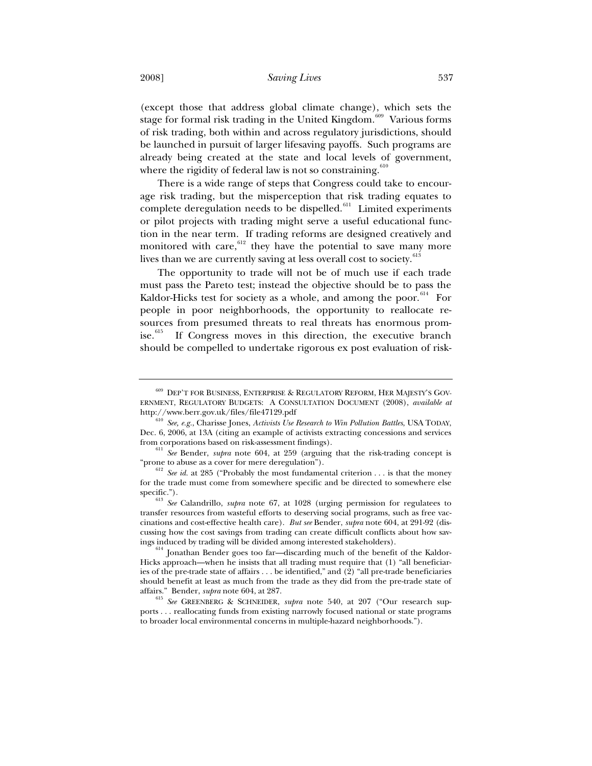(except those that address global climate change), which sets the stage for formal risk trading in the United Kingdom.[609] Various forms of risk trading, both within and across regulatory jurisdictions, should be launched in pursuit of larger lifesaving payoffs. Such programs are already being created at the state and local levels of government, where the rigidity of federal law is not so constraining.[610]

There is a wide range of steps that Congress could take to encourage risk trading, but the misperception that risk trading equates to complete deregulation needs to be dispelled.[611] Limited experiments or pilot projects with trading might serve a useful educational function in the near term. If trading reforms are designed creatively and monitored with care,[612] they have the potential to save many more lives than we are currently saving at less overall cost to society.[613]

The opportunity to trade will not be of much use if each trade must pass the Pareto test; instead the objective should be to pass the Kaldor-Hicks test for society as a whole, and among the poor.[614] For people in poor neighborhoods, the opportunity to reallocate resources from presumed threats to real threats has enormous promise.[615] If Congress moves in this direction, the executive branch should be compelled to undertake rigorous ex post evaluation of risk-

---

[609] DEP'T FOR BUSINESS, ENTERPRISE & REGULATORY REFORM, HER MAJESTY'S GOVERNMENT, REGULATORY BUDGETS: A CONSULTATION DOCUMENT (2008), *available at* http://www.berr.gov.uk/files/file47129.pdf

[610] *See, e.g.*, Charisse Jones, *Activists Use Research to Win Pollution Battles*, USA TODAY, Dec. 6, 2006, at 13A (citing an example of activists extracting concessions and services from corporations based on risk-assessment findings).

[611] *See* Bender, *supra* note 604, at 259 (arguing that the risk-trading concept is "prone to abuse as a cover for mere deregulation").

[612] *See id.* at 285 ("Probably the most fundamental criterion . . . is that the money for the trade must come from somewhere specific and be directed to somewhere else specific.").

[613] *See* Calandrillo, *supra* note 67, at 1028 (urging permission for regulatees to transfer resources from wasteful efforts to deserving social programs, such as free vaccinations and cost-effective health care). *But see* Bender, *supra* note 604, at 291-92 (discussing how the cost savings from trading can create difficult conflicts about how savings induced by trading will be divided among interested stakeholders).

[614] Jonathan Bender goes too far—discarding much of the benefit of the Kaldor-Hicks approach—when he insists that all trading must require that (1) "all beneficiaries of the pre-trade state of affairs . . . be identified," and (2) "all pre-trade beneficiaries should benefit at least as much from the trade as they did from the pre-trade state of affairs." Bender, *supra* note 604, at 287.

[615] *See* GREENBERG & SCHNEIDER, *supra* note 540, at 207 ("Our research supports . . . reallocating funds from existing narrowly focused national or state programs to broader local environmental concerns in multiple-hazard neighborhoods.").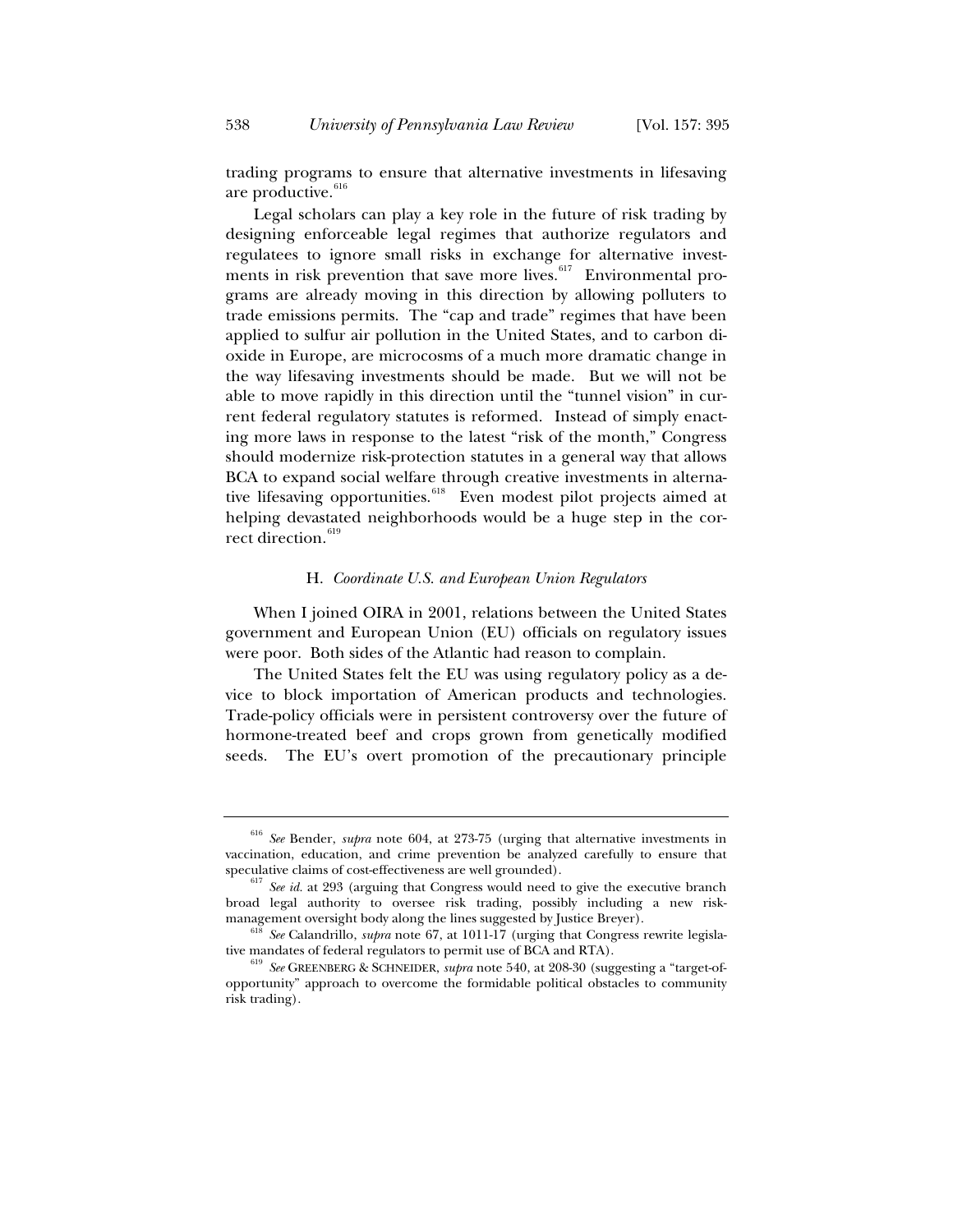trading programs to ensure that alternative investments in lifesaving are productive.[616]

Legal scholars can play a key role in the future of risk trading by designing enforceable legal regimes that authorize regulators and regulatees to ignore small risks in exchange for alternative investments in risk prevention that save more lives.[617] Environmental programs are already moving in this direction by allowing polluters to trade emissions permits. The "cap and trade" regimes that have been applied to sulfur air pollution in the United States, and to carbon dioxide in Europe, are microcosms of a much more dramatic change in the way lifesaving investments should be made. But we will not be able to move rapidly in this direction until the "tunnel vision" in current federal regulatory statutes is reformed. Instead of simply enacting more laws in response to the latest "risk of the month," Congress should modernize risk-protection statutes in a general way that allows BCA to expand social welfare through creative investments in alternative lifesaving opportunities.[618] Even modest pilot projects aimed at helping devastated neighborhoods would be a huge step in the correct direction.[619]

### H. *Coordinate U.S. and European Union Regulators*

When I joined OIRA in 2001, relations between the United States government and European Union (EU) officials on regulatory issues were poor. Both sides of the Atlantic had reason to complain.

The United States felt the EU was using regulatory policy as a device to block importation of American products and technologies. Trade-policy officials were in persistent controversy over the future of hormone-treated beef and crops grown from genetically modified seeds. The EU's overt promotion of the precautionary principle

---

[616] *See* Bender, *supra* note 604, at 273-75 (urging that alternative investments in vaccination, education, and crime prevention be analyzed carefully to ensure that speculative claims of cost-effectiveness are well grounded).

[617] *See id.* at 293 (arguing that Congress would need to give the executive branch broad legal authority to oversee risk trading, possibly including a new risk-management oversight body along the lines suggested by Justice Breyer).

[618] *See* Calandrillo, *supra* note 67, at 1011-17 (urging that Congress rewrite legislative mandates of federal regulators to permit use of BCA and RTA).

[619] *See* GREENBERG & SCHNEIDER, *supra* note 540, at 208-30 (suggesting a "target-of-opportunity" approach to overcome the formidable political obstacles to community risk trading).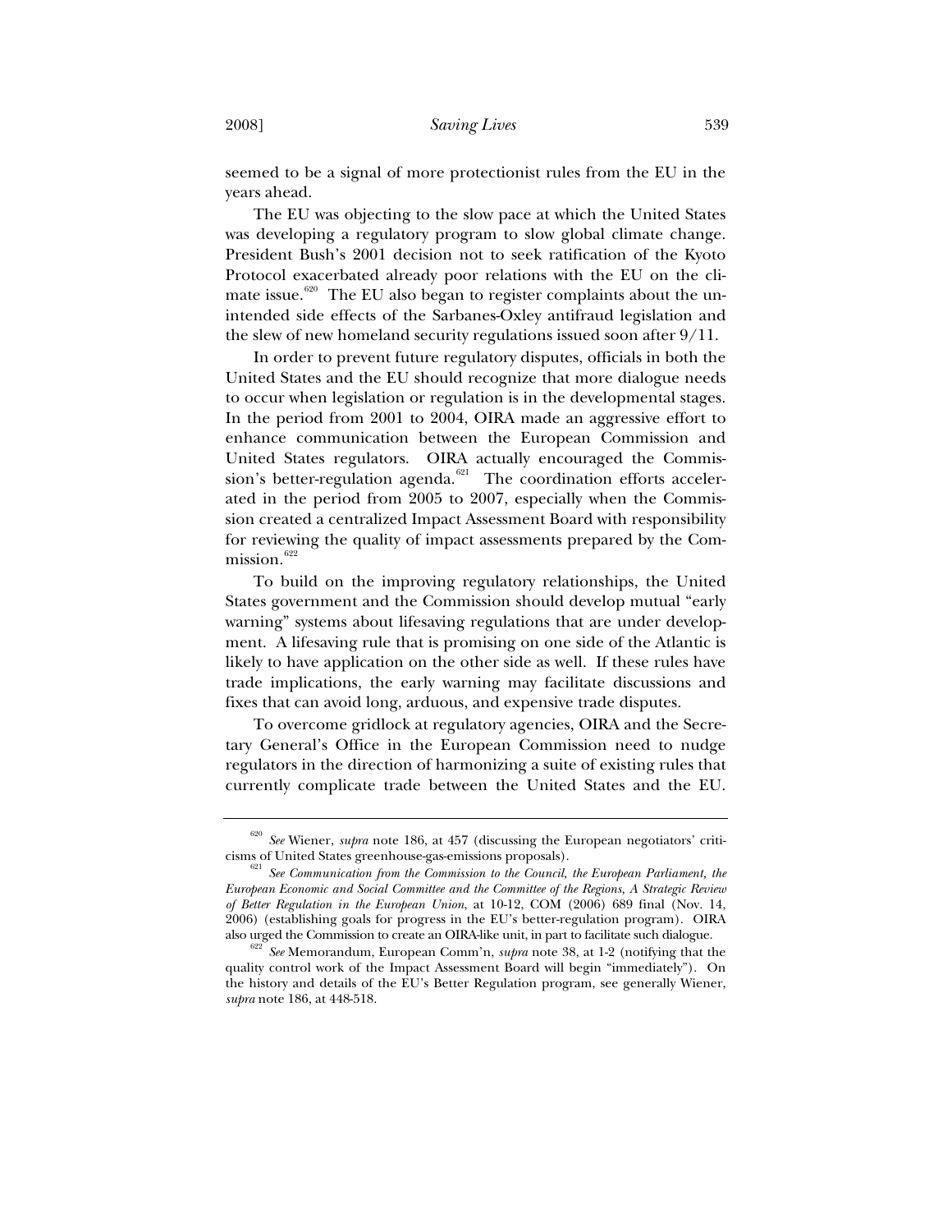seemed to be a signal of more protectionist rules from the EU in the years ahead.

The EU was objecting to the slow pace at which the United States was developing a regulatory program to slow global climate change. President Bush's 2001 decision not to seek ratification of the Kyoto Protocol exacerbated already poor relations with the EU on the climate issue.[620] The EU also began to register complaints about the unintended side effects of the Sarbanes-Oxley antifraud legislation and the slew of new homeland security regulations issued soon after 9/11.

In order to prevent future regulatory disputes, officials in both the United States and the EU should recognize that more dialogue needs to occur when legislation or regulation is in the developmental stages. In the period from 2001 to 2004, OIRA made an aggressive effort to enhance communication between the European Commission and United States regulators. OIRA actually encouraged the Commission's better-regulation agenda.[621] The coordination efforts accelerated in the period from 2005 to 2007, especially when the Commission created a centralized Impact Assessment Board with responsibility for reviewing the quality of impact assessments prepared by the Commission.[622]

To build on the improving regulatory relationships, the United States government and the Commission should develop mutual "early warning" systems about lifesaving regulations that are under development. A lifesaving rule that is promising on one side of the Atlantic is likely to have application on the other side as well. If these rules have trade implications, the early warning may facilitate discussions and fixes that can avoid long, arduous, and expensive trade disputes.

To overcome gridlock at regulatory agencies, OIRA and the Secretary General's Office in the European Commission need to nudge regulators in the direction of harmonizing a suite of existing rules that currently complicate trade between the United States and the EU.

---

[620] *See* Wiener, *supra* note 186, at 457 (discussing the European negotiators' criticisms of United States greenhouse-gas-emissions proposals).

[621] *See Communication from the Commission to the Council, the European Parliament, the European Economic and Social Committee and the Committee of the Regions, A Strategic Review of Better Regulation in the European Union*, at 10-12, COM (2006) 689 final (Nov. 14, 2006) (establishing goals for progress in the EU's better-regulation program). OIRA also urged the Commission to create an OIRA-like unit, in part to facilitate such dialogue.

[622] *See* Memorandum, European Comm'n, *supra* note 38, at 1-2 (notifying that the quality control work of the Impact Assessment Board will begin "immediately"). On the history and details of the EU's Better Regulation program, see generally Wiener, *supra* note 186, at 448-518.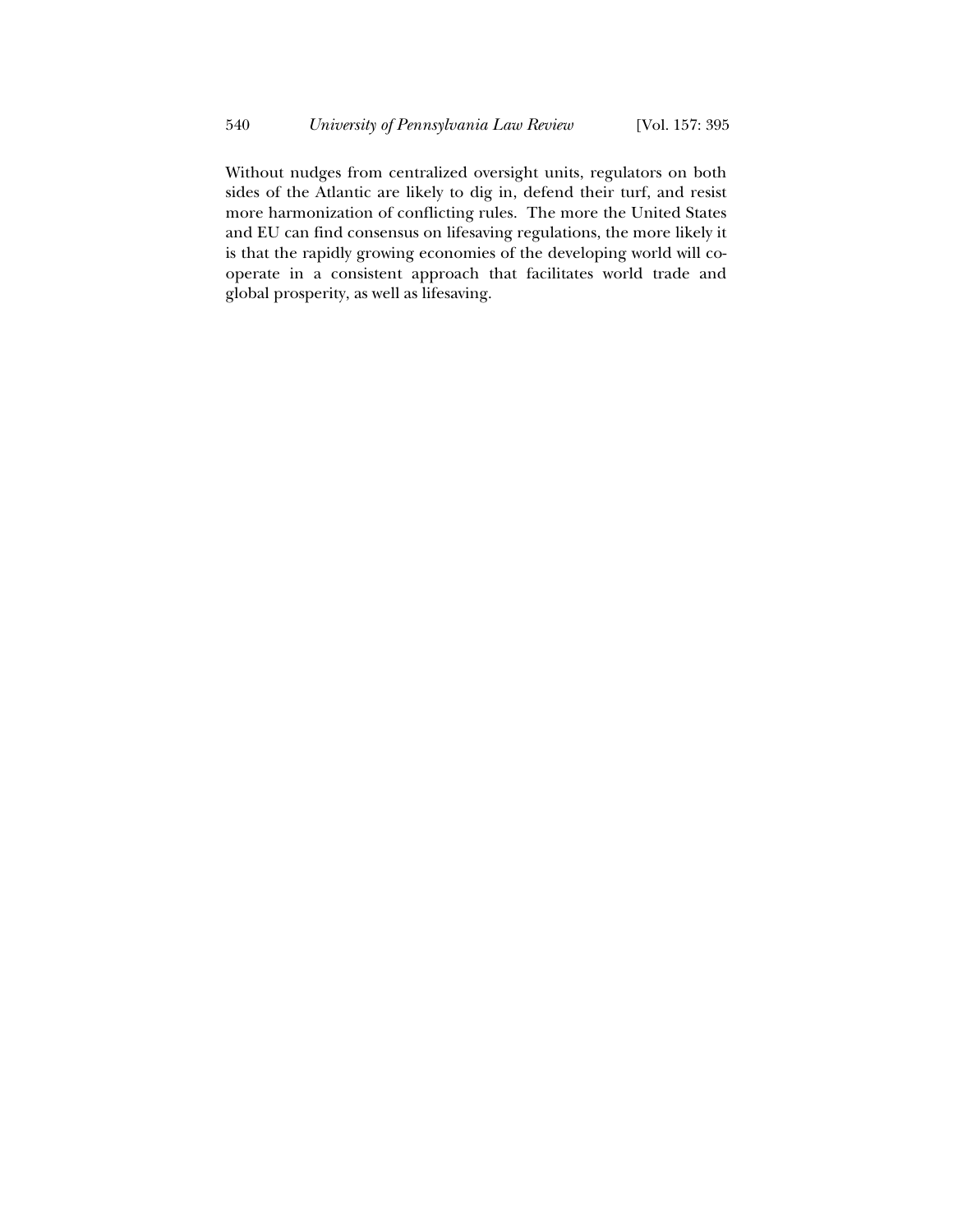Without nudges from centralized oversight units, regulators on both sides of the Atlantic are likely to dig in, defend their turf, and resist more harmonization of conflicting rules. The more the United States and EU can find consensus on lifesaving regulations, the more likely it is that the rapidly growing economies of the developing world will cooperate in a consistent approach that facilitates world trade and global prosperity, as well as lifesaving.